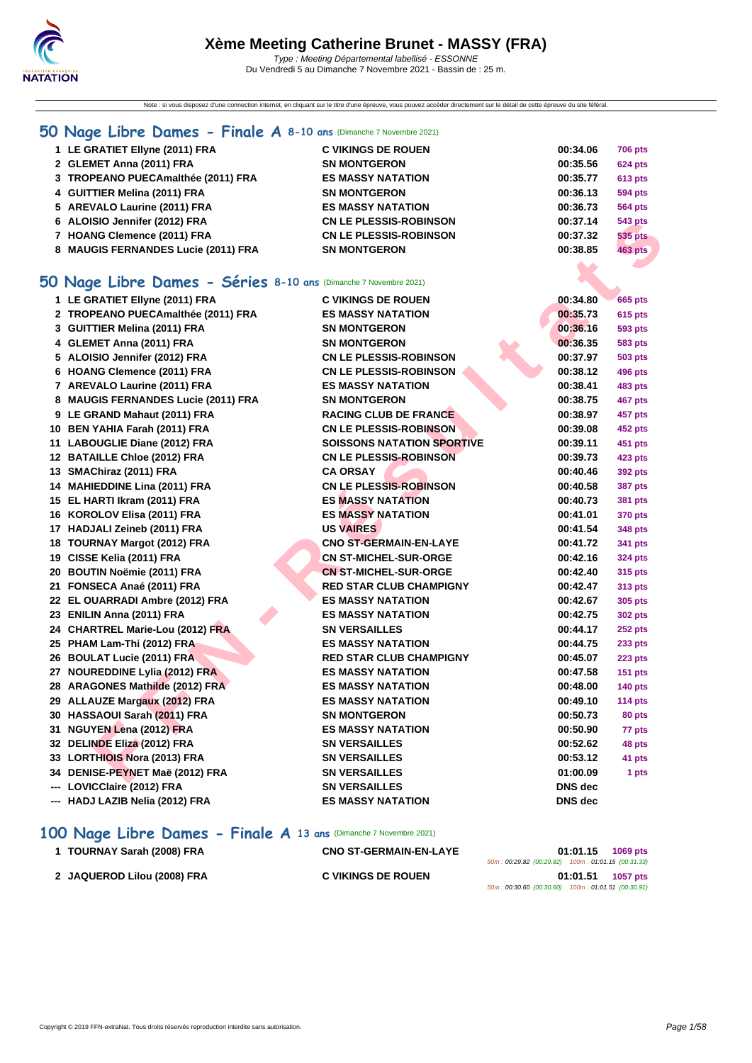# Xème Meeting Catherine Brunet - MASSY (FRA)

*Type : Meeting Départemental labellisé - ESSONNE*
Du Vendredi 5 au Dimanche 7 Novembre 2021 - Bassin de : 25 m.

Note : si vous disposez d'une connection internet, en cliquant sur le titre d'une épreuve, vous pouvez accéder directement sur le détail de cette épreuve du site féféral.

## 50 Nage Libre Dames - Finale A 8-10 ans (Dimanche 7 Novembre 2021)

| | Nom | Club | Temps | Points |
|---|---|---|---|---|
| 1 | LE GRATIET Ellyne (2011) FRA | C VIKINGS DE ROUEN | 00:34.06 | 706 pts |
| 2 | GLEMET Anna (2011) FRA | SN MONTGERON | 00:35.56 | 624 pts |
| 3 | TROPEANO PUECAmalthée (2011) FRA | ES MASSY NATATION | 00:35.77 | 613 pts |
| 4 | GUITTIER Melina (2011) FRA | SN MONTGERON | 00:36.13 | 594 pts |
| 5 | AREVALO Laurine (2011) FRA | ES MASSY NATATION | 00:36.73 | 564 pts |
| 6 | ALOISIO Jennifer (2012) FRA | CN LE PLESSIS-ROBINSON | 00:37.14 | 543 pts |
| 7 | HOANG Clemence (2011) FRA | CN LE PLESSIS-ROBINSON | 00:37.32 | 535 pts |
| 8 | MAUGIS FERNANDES Lucie (2011) FRA | SN MONTGERON | 00:38.85 | 463 pts |

## 50 Nage Libre Dames - Séries 8-10 ans (Dimanche 7 Novembre 2021)

| | Nom | Club | Temps | Points |
|---|---|---|---|---|
| 1 | LE GRATIET Ellyne (2011) FRA | C VIKINGS DE ROUEN | 00:34.80 | 665 pts |
| 2 | TROPEANO PUECAmalthée (2011) FRA | ES MASSY NATATION | 00:35.73 | 615 pts |
| 3 | GUITTIER Melina (2011) FRA | SN MONTGERON | 00:36.16 | 593 pts |
| 4 | GLEMET Anna (2011) FRA | SN MONTGERON | 00:36.35 | 583 pts |
| 5 | ALOISIO Jennifer (2012) FRA | CN LE PLESSIS-ROBINSON | 00:37.97 | 503 pts |
| 6 | HOANG Clemence (2011) FRA | CN LE PLESSIS-ROBINSON | 00:38.12 | 496 pts |
| 7 | AREVALO Laurine (2011) FRA | ES MASSY NATATION | 00:38.41 | 483 pts |
| 8 | MAUGIS FERNANDES Lucie (2011) FRA | SN MONTGERON | 00:38.75 | 467 pts |
| 9 | LE GRAND Mahaut (2011) FRA | RACING CLUB DE FRANCE | 00:38.97 | 457 pts |
| 10 | BEN YAHIA Farah (2011) FRA | CN LE PLESSIS-ROBINSON | 00:39.08 | 452 pts |
| 11 | LABOUGLIE Diane (2012) FRA | SOISSONS NATATION SPORTIVE | 00:39.11 | 451 pts |
| 12 | BATAILLE Chloe (2012) FRA | CN LE PLESSIS-ROBINSON | 00:39.73 | 423 pts |
| 13 | SMAChiraz (2011) FRA | CA ORSAY | 00:40.46 | 392 pts |
| 14 | MAHIEDDINE Lina (2011) FRA | CN LE PLESSIS-ROBINSON | 00:40.58 | 387 pts |
| 15 | EL HARTI Ikram (2011) FRA | ES MASSY NATATION | 00:40.73 | 381 pts |
| 16 | KOROLOV Elisa (2011) FRA | ES MASSY NATATION | 00:41.01 | 370 pts |
| 17 | HADJALI Zeineb (2011) FRA | US VAIRES | 00:41.54 | 348 pts |
| 18 | TOURNAY Margot (2012) FRA | CNO ST-GERMAIN-EN-LAYE | 00:41.72 | 341 pts |
| 19 | CISSE Kelia (2011) FRA | CN ST-MICHEL-SUR-ORGE | 00:42.16 | 324 pts |
| 20 | BOUTIN Noëmie (2011) FRA | CN ST-MICHEL-SUR-ORGE | 00:42.40 | 315 pts |
| 21 | FONSECA Anaé (2011) FRA | RED STAR CLUB CHAMPIGNY | 00:42.47 | 313 pts |
| 22 | EL OUARRADI Ambre (2012) FRA | ES MASSY NATATION | 00:42.67 | 305 pts |
| 23 | ENILIN Anna (2011) FRA | ES MASSY NATATION | 00:42.75 | 302 pts |
| 24 | CHARTREL Marie-Lou (2012) FRA | SN VERSAILLES | 00:44.17 | 252 pts |
| 25 | PHAM Lam-Thi (2012) FRA | ES MASSY NATATION | 00:44.75 | 233 pts |
| 26 | BOULAT Lucie (2011) FRA | RED STAR CLUB CHAMPIGNY | 00:45.07 | 223 pts |
| 27 | NOUREDDINE Lylia (2012) FRA | ES MASSY NATATION | 00:47.58 | 151 pts |
| 28 | ARAGONES Mathilde (2012) FRA | ES MASSY NATATION | 00:48.00 | 140 pts |
| 29 | ALLAUZE Margaux (2012) FRA | ES MASSY NATATION | 00:49.10 | 114 pts |
| 30 | HASSAOUI Sarah (2011) FRA | SN MONTGERON | 00:50.73 | 80 pts |
| 31 | NGUYEN Lena (2012) FRA | ES MASSY NATATION | 00:50.90 | 77 pts |
| 32 | DELINDE Eliza (2012) FRA | SN VERSAILLES | 00:52.62 | 48 pts |
| 33 | LORTHIOIS Nora (2013) FRA | SN VERSAILLES | 00:53.12 | 41 pts |
| 34 | DENISE-PEYNET Maë (2012) FRA | SN VERSAILLES | 01:00.09 | 1 pts |
| --- | LOVICClaire (2012) FRA | SN VERSAILLES | DNS dec | |
| --- | HADJ LAZIB Nelia (2012) FRA | ES MASSY NATATION | DNS dec | |

## 100 Nage Libre Dames - Finale A 13 ans (Dimanche 7 Novembre 2021)

| | Nom | Club | Temps | Points |
|---|---|---|---|---|
| 1 | TOURNAY Sarah (2008) FRA | CNO ST-GERMAIN-EN-LAYE | 01:01.15 | 1069 pts |
| | | | 50m : 00:29.82 (00:29.82) 100m : 01:01.15 (00:31.33) | |
| 2 | JAQUEROD Lilou (2008) FRA | C VIKINGS DE ROUEN | 01:01.51 | 1057 pts |
| | | | 50m : 00:30.60 (00:30.60) 100m : 01:01.51 (00:30.91) | |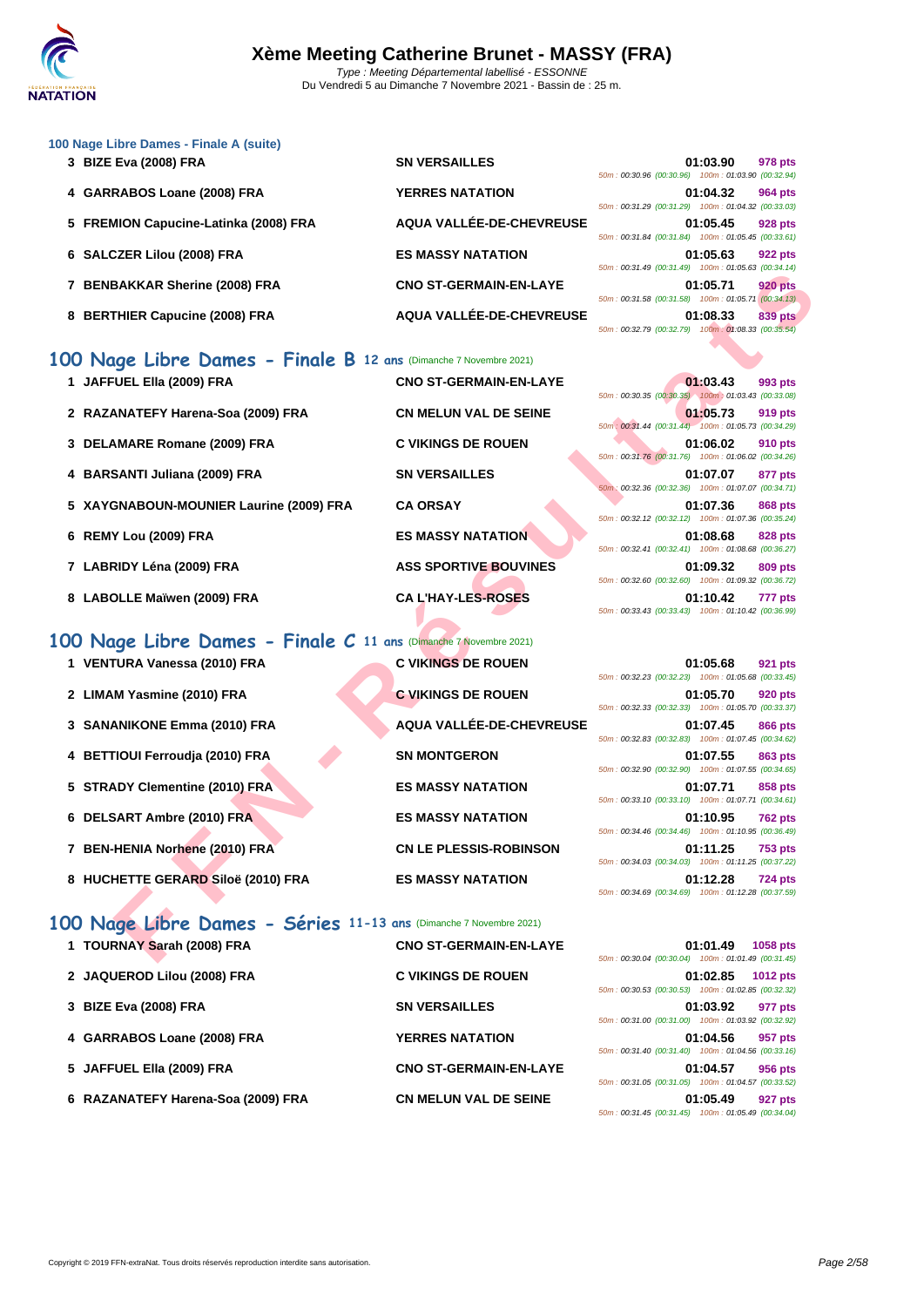# Xème Meeting Catherine Brunet - MASSY (FRA)

*Type : Meeting Départemental labellisé - ESSONNE*
Du Vendredi 5 au Dimanche 7 Novembre 2021 - Bassin de : 25 m.

### 100 Nage Libre Dames - Finale A (suite)

| Place | Nom | Club | Temps | Points | Splits |
|---|---|---|---|---|---|
| 3 | BIZE Eva (2008) FRA | SN VERSAILLES | 01:03.90 | 978 pts | 50m : 00:30.96 (00:30.96) 100m : 01:03.90 (00:32.94) |
| 4 | GARRABOS Loane (2008) FRA | YERRES NATATION | 01:04.32 | 964 pts | 50m : 00:31.29 (00:31.29) 100m : 01:04.32 (00:33.03) |
| 5 | FREMION Capucine-Latinka (2008) FRA | AQUA VALLÉE-DE-CHEVREUSE | 01:05.45 | 928 pts | 50m : 00:31.84 (00:31.84) 100m : 01:05.45 (00:33.61) |
| 6 | SALCZER Lilou (2008) FRA | ES MASSY NATATION | 01:05.63 | 922 pts | 50m : 00:31.49 (00:31.49) 100m : 01:05.63 (00:34.14) |
| 7 | BENBAKKAR Sherine (2008) FRA | CNO ST-GERMAIN-EN-LAYE | 01:05.71 | 920 pts | 50m : 00:31.58 (00:31.58) 100m : 01:05.71 (00:34.13) |
| 8 | BERTHIER Capucine (2008) FRA | AQUA VALLÉE-DE-CHEVREUSE | 01:08.33 | 839 pts | 50m : 00:32.79 (00:32.79) 100m : 01:08.33 (00:35.54) |

## 100 Nage Libre Dames - Finale B 12 ans (Dimanche 7 Novembre 2021)

| Place | Nom | Club | Temps | Points | Splits |
|---|---|---|---|---|---|
| 1 | JAFFUEL Ella (2009) FRA | CNO ST-GERMAIN-EN-LAYE | 01:03.43 | 993 pts | 50m : 00:30.35 (00:30.35) 100m : 01:03.43 (00:33.08) |
| 2 | RAZANATEFY Harena-Soa (2009) FRA | CN MELUN VAL DE SEINE | 01:05.73 | 919 pts | 50m : 00:31.44 (00:31.44) 100m : 01:05.73 (00:34.29) |
| 3 | DELAMARE Romane (2009) FRA | C VIKINGS DE ROUEN | 01:06.02 | 910 pts | 50m : 00:31.76 (00:31.76) 100m : 01:06.02 (00:34.26) |
| 4 | BARSANTI Juliana (2009) FRA | SN VERSAILLES | 01:07.07 | 877 pts | 50m : 00:32.36 (00:32.36) 100m : 01:07.07 (00:34.71) |
| 5 | XAYGNABOUN-MOUNIER Laurine (2009) FRA | CA ORSAY | 01:07.36 | 868 pts | 50m : 00:32.12 (00:32.12) 100m : 01:07.36 (00:35.24) |
| 6 | REMY Lou (2009) FRA | ES MASSY NATATION | 01:08.68 | 828 pts | 50m : 00:32.41 (00:32.41) 100m : 01:08.68 (00:36.27) |
| 7 | LABRIDY Léna (2009) FRA | ASS SPORTIVE BOUVINES | 01:09.32 | 809 pts | 50m : 00:32.60 (00:32.60) 100m : 01:09.32 (00:36.72) |
| 8 | LABOLLE Maïwen (2009) FRA | CA L'HAY-LES-ROSES | 01:10.42 | 777 pts | 50m : 00:33.43 (00:33.43) 100m : 01:10.42 (00:36.99) |

## 100 Nage Libre Dames - Finale C 11 ans (Dimanche 7 Novembre 2021)

| Place | Nom | Club | Temps | Points | Splits |
|---|---|---|---|---|---|
| 1 | VENTURA Vanessa (2010) FRA | C VIKINGS DE ROUEN | 01:05.68 | 921 pts | 50m : 00:32.23 (00:32.23) 100m : 01:05.68 (00:33.45) |
| 2 | LIMAM Yasmine (2010) FRA | C VIKINGS DE ROUEN | 01:05.70 | 920 pts | 50m : 00:32.33 (00:32.33) 100m : 01:05.70 (00:33.37) |
| 3 | SANANIKONE Emma (2010) FRA | AQUA VALLÉE-DE-CHEVREUSE | 01:07.45 | 866 pts | 50m : 00:32.83 (00:32.83) 100m : 01:07.45 (00:34.62) |
| 4 | BETTIOUI Ferroudja (2010) FRA | SN MONTGERON | 01:07.55 | 863 pts | 50m : 00:32.90 (00:32.90) 100m : 01:07.55 (00:34.65) |
| 5 | STRADY Clementine (2010) FRA | ES MASSY NATATION | 01:07.71 | 858 pts | 50m : 00:33.10 (00:33.10) 100m : 01:07.71 (00:34.61) |
| 6 | DELSART Ambre (2010) FRA | ES MASSY NATATION | 01:10.95 | 762 pts | 50m : 00:34.46 (00:34.46) 100m : 01:10.95 (00:36.49) |
| 7 | BEN-HENIA Norhene (2010) FRA | CN LE PLESSIS-ROBINSON | 01:11.25 | 753 pts | 50m : 00:34.03 (00:34.03) 100m : 01:11.25 (00:37.22) |
| 8 | HUCHETTE GERARD Siloë (2010) FRA | ES MASSY NATATION | 01:12.28 | 724 pts | 50m : 00:34.69 (00:34.69) 100m : 01:12.28 (00:37.59) |

## 100 Nage Libre Dames - Séries 11-13 ans (Dimanche 7 Novembre 2021)

| Place | Nom | Club | Temps | Points | Splits |
|---|---|---|---|---|---|
| 1 | TOURNAY Sarah (2008) FRA | CNO ST-GERMAIN-EN-LAYE | 01:01.49 | 1058 pts | 50m : 00:30.04 (00:30.04) 100m : 01:01.45 (00:31.45) |
| 2 | JAQUEROD Lilou (2008) FRA | C VIKINGS DE ROUEN | 01:02.85 | 1012 pts | 50m : 00:30.53 (00:30.53) 100m : 01:02.85 (00:32.32) |
| 3 | BIZE Eva (2008) FRA | SN VERSAILLES | 01:03.92 | 977 pts | 50m : 00:31.00 (00:31.00) 100m : 01:03.92 (00:32.92) |
| 4 | GARRABOS Loane (2008) FRA | YERRES NATATION | 01:04.56 | 957 pts | 50m : 00:31.40 (00:31.40) 100m : 01:04.56 (00:33.16) |
| 5 | JAFFUEL Ella (2009) FRA | CNO ST-GERMAIN-EN-LAYE | 01:04.57 | 956 pts | 50m : 00:31.05 (00:31.05) 100m : 01:04.57 (00:33.52) |
| 6 | RAZANATEFY Harena-Soa (2009) FRA | CN MELUN VAL DE SEINE | 01:05.49 | 927 pts | 50m : 00:31.45 (00:31.45) 100m : 01:05.49 (00:34.04) |

Copyright © 2019 FFN-extraNat. Tous droits réservés reproduction interdite sans autorisation.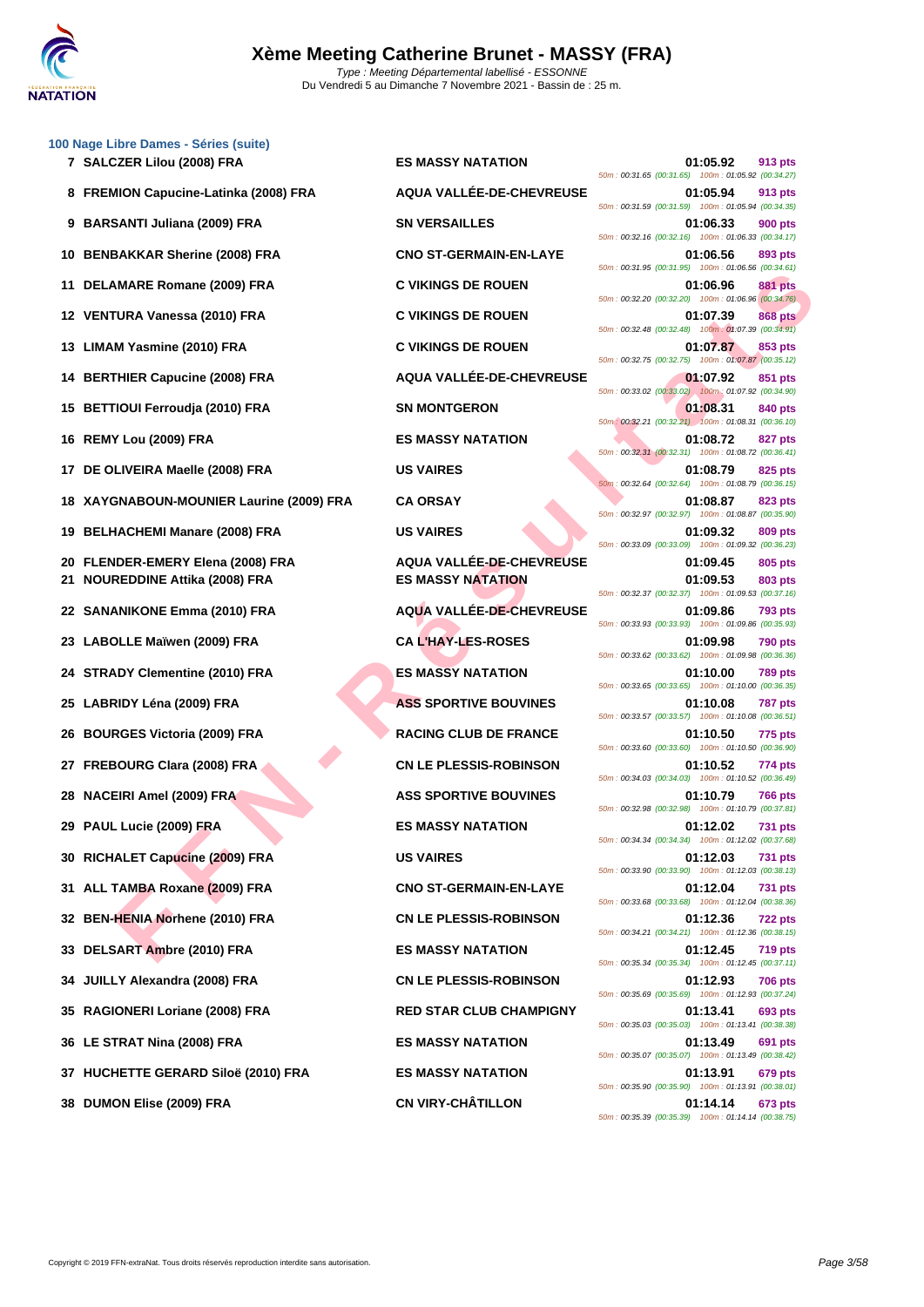# Xème Meeting Catherine Brunet - MASSY (FRA)

*Type : Meeting Départemental labellisé - ESSONNE*
Du Vendredi 5 au Dimanche 7 Novembre 2021 - Bassin de : 25 m.

## 100 Nage Libre Dames - Séries (suite)

| Rang | Nom | Club | Temps | Points | Splits |
|---|---|---|---|---|---|
| 7 | SALCZER Lilou (2008) FRA | ES MASSY NATATION | 01:05.92 | 913 pts | 50m : 00:31.65 (00:31.65) 100m : 01:05.92 (00:34.27) |
| 8 | FREMION Capucine-Latinka (2008) FRA | AQUA VALLÉE-DE-CHEVREUSE | 01:05.94 | 913 pts | 50m : 00:31.59 (00:31.59) 100m : 01:05.94 (00:34.35) |
| 9 | BARSANTI Juliana (2009) FRA | SN VERSAILLES | 01:06.33 | 900 pts | 50m : 00:32.16 (00:32.16) 100m : 01:06.33 (00:34.17) |
| 10 | BENBAKKAR Sherine (2008) FRA | CNO ST-GERMAIN-EN-LAYE | 01:06.56 | 893 pts | 50m : 00:31.95 (00:31.95) 100m : 01:06.56 (00:34.61) |
| 11 | DELAMARE Romane (2009) FRA | C VIKINGS DE ROUEN | 01:06.96 | 881 pts | 50m : 00:32.20 (00:32.20) 100m : 01:06.96 (00:34.76) |
| 12 | VENTURA Vanessa (2010) FRA | C VIKINGS DE ROUEN | 01:07.39 | 868 pts | 50m : 00:32.48 (00:32.48) 100m : 01:07.39 (00:34.91) |
| 13 | LIMAM Yasmine (2010) FRA | C VIKINGS DE ROUEN | 01:07.87 | 853 pts | 50m : 00:32.75 (00:32.75) 100m : 01:07.87 (00:35.12) |
| 14 | BERTHIER Capucine (2008) FRA | AQUA VALLÉE-DE-CHEVREUSE | 01:07.92 | 851 pts | 50m : 00:33.02 (00:33.02) 100m : 01:07.92 (00:34.90) |
| 15 | BETTIOUI Ferroudja (2010) FRA | SN MONTGERON | 01:08.31 | 840 pts | 50m : 00:32.21 (00:32.21) 100m : 01:08.31 (00:36.10) |
| 16 | REMY Lou (2009) FRA | ES MASSY NATATION | 01:08.72 | 827 pts | 50m : 00:32.31 (00:32.31) 100m : 01:08.72 (00:36.41) |
| 17 | DE OLIVEIRA Maelle (2008) FRA | US VAIRES | 01:08.79 | 825 pts | 50m : 00:32.64 (00:32.64) 100m : 01:08.79 (00:36.15) |
| 18 | XAYGNABOUN-MOUNIER Laurine (2009) FRA | CA ORSAY | 01:08.87 | 823 pts | 50m : 00:32.97 (00:32.97) 100m : 01:08.87 (00:35.90) |
| 19 | BELHACHEMI Manare (2008) FRA | US VAIRES | 01:09.32 | 809 pts | 50m : 00:33.09 (00:33.09) 100m : 01:09.32 (00:36.23) |
| 20 | FLENDER-EMERY Elena (2008) FRA | AQUA VALLÉE-DE-CHEVREUSE | 01:09.45 | 805 pts | |
| 21 | NOUREDDINE Attika (2008) FRA | ES MASSY NATATION | 01:09.53 | 803 pts | 50m : 00:32.37 (00:32.37) 100m : 01:09.53 (00:37.16) |
| 22 | SANANIKONE Emma (2010) FRA | AQUA VALLÉE-DE-CHEVREUSE | 01:09.86 | 793 pts | 50m : 00:33.93 (00:33.93) 100m : 01:09.86 (00:35.93) |
| 23 | LABOLLE Maïwen (2009) FRA | CA L'HAY-LES-ROSES | 01:09.98 | 790 pts | 50m : 00:33.62 (00:33.62) 100m : 01:09.98 (00:36.36) |
| 24 | STRADY Clementine (2010) FRA | ES MASSY NATATION | 01:10.00 | 789 pts | 50m : 00:33.65 (00:33.65) 100m : 01:10.00 (00:36.35) |
| 25 | LABRIDY Léna (2009) FRA | ASS SPORTIVE BOUVINES | 01:10.08 | 787 pts | 50m : 00:33.57 (00:33.57) 100m : 01:10.08 (00:36.51) |
| 26 | BOURGES Victoria (2009) FRA | RACING CLUB DE FRANCE | 01:10.50 | 775 pts | 50m : 00:33.60 (00:33.60) 100m : 01:10.50 (00:36.90) |
| 27 | FREBOURG Clara (2008) FRA | CN LE PLESSIS-ROBINSON | 01:10.52 | 774 pts | 50m : 00:34.03 (00:34.03) 100m : 01:10.52 (00:36.49) |
| 28 | NACEIRI Amel (2009) FRA | ASS SPORTIVE BOUVINES | 01:10.79 | 766 pts | 50m : 00:32.98 (00:32.98) 100m : 01:10.79 (00:37.81) |
| 29 | PAUL Lucie (2009) FRA | ES MASSY NATATION | 01:12.02 | 731 pts | 50m : 00:34.34 (00:34.34) 100m : 01:12.02 (00:37.68) |
| 30 | RICHALET Capucine (2009) FRA | US VAIRES | 01:12.03 | 731 pts | 50m : 00:33.90 (00:33.90) 100m : 01:12.03 (00:38.13) |
| 31 | ALL TAMBA Roxane (2009) FRA | CNO ST-GERMAIN-EN-LAYE | 01:12.04 | 731 pts | 50m : 00:33.68 (00:33.68) 100m : 01:12.04 (00:38.36) |
| 32 | BEN-HENIA Norhene (2010) FRA | CN LE PLESSIS-ROBINSON | 01:12.36 | 722 pts | 50m : 00:34.21 (00:34.21) 100m : 01:12.36 (00:38.15) |
| 33 | DELSART Ambre (2010) FRA | ES MASSY NATATION | 01:12.45 | 719 pts | 50m : 00:35.34 (00:35.34) 100m : 01:12.45 (00:37.11) |
| 34 | JUILLY Alexandra (2008) FRA | CN LE PLESSIS-ROBINSON | 01:12.93 | 706 pts | 50m : 00:35.69 (00:35.69) 100m : 01:12.93 (00:37.24) |
| 35 | RAGIONERI Loriane (2008) FRA | RED STAR CLUB CHAMPIGNY | 01:13.41 | 693 pts | 50m : 00:35.03 (00:35.03) 100m : 01:13.41 (00:38.38) |
| 36 | LE STRAT Nina (2008) FRA | ES MASSY NATATION | 01:13.49 | 691 pts | 50m : 00:35.07 (00:35.07) 100m : 01:13.49 (00:38.42) |
| 37 | HUCHETTE GERARD Siloë (2010) FRA | ES MASSY NATATION | 01:13.91 | 679 pts | 50m : 00:35.90 (00:35.90) 100m : 01:13.91 (00:38.01) |
| 38 | DUMON Elise (2009) FRA | CN VIRY-CHÂTILLON | 01:14.14 | 673 pts | 50m : 00:35.39 (00:35.39) 100m : 01:14.14 (00:38.75) |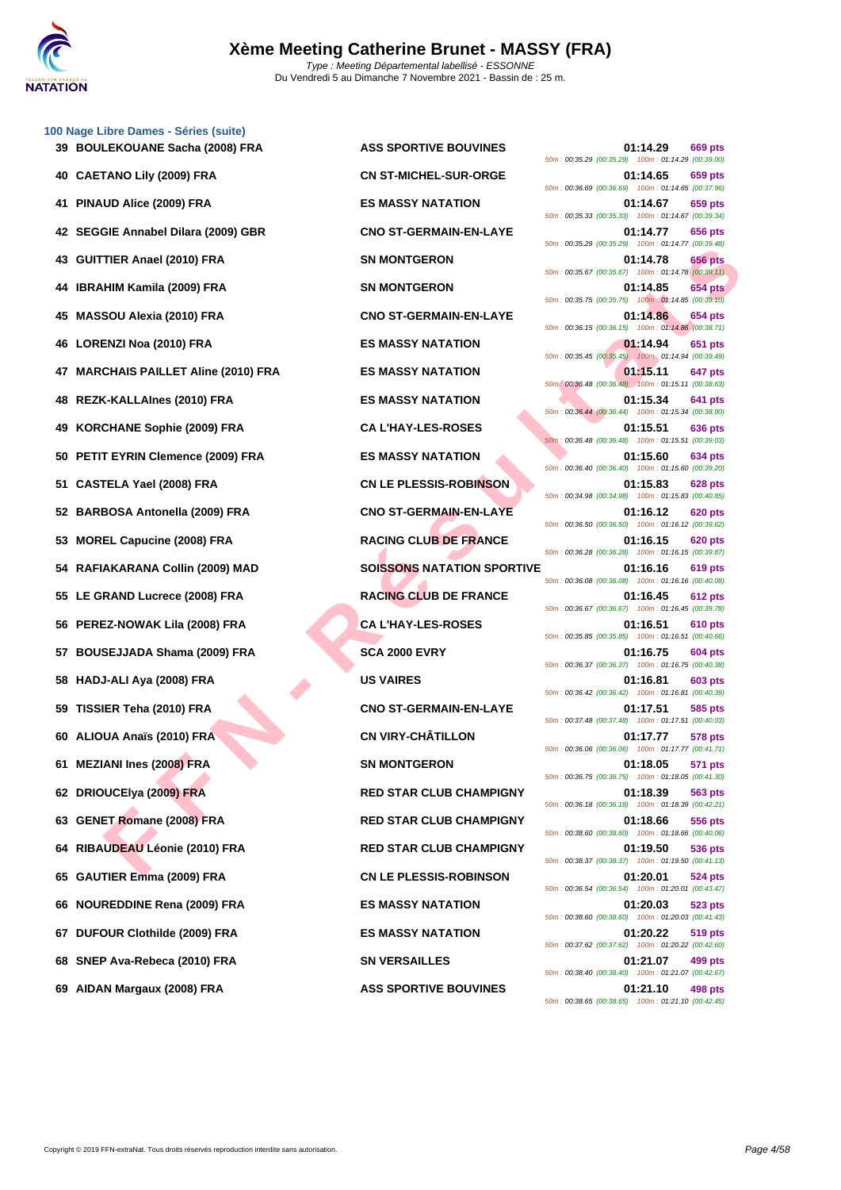# Xème Meeting Catherine Brunet - MASSY (FRA)

*Type : Meeting Départemental labellisé - ESSONNE*
Du Vendredi 5 au Dimanche 7 Novembre 2021 - Bassin de : 25 m.

### 100 Nage Libre Dames - Séries (suite)

| Rang | Nom | Club | Temps | Points | Splits |
|---|---|---|---|---|---|
| 39 | BOULEKOUANE Sacha (2008) FRA | ASS SPORTIVE BOUVINES | 01:14.29 | 669 pts | 50m : 00:35.29 (00:35.29) 100m : 01:14.29 (00:39.00) |
| 40 | CAETANO Lily (2009) FRA | CN ST-MICHEL-SUR-ORGE | 01:14.65 | 659 pts | 50m : 00:36.69 (00:36.69) 100m : 01:14.65 (00:37.96) |
| 41 | PINAUD Alice (2009) FRA | ES MASSY NATATION | 01:14.67 | 659 pts | 50m : 00:35.33 (00:35.33) 100m : 01:14.67 (00:39.34) |
| 42 | SEGGIE Annabel Dilara (2009) GBR | CNO ST-GERMAIN-EN-LAYE | 01:14.77 | 656 pts | 50m : 00:35.29 (00:35.29) 100m : 01:14.77 (00:39.48) |
| 43 | GUITTIER Anael (2010) FRA | SN MONTGERON | 01:14.78 | 656 pts | 50m : 00:35.67 (00:35.67) 100m : 01:14.78 (00:39.11) |
| 44 | IBRAHIM Kamila (2009) FRA | SN MONTGERON | 01:14.85 | 654 pts | 50m : 00:35.75 (00:35.75) 100m : 01:14.85 (00:39.10) |
| 45 | MASSOU Alexia (2010) FRA | CNO ST-GERMAIN-EN-LAYE | 01:14.86 | 654 pts | 50m : 00:36.15 (00:36.15) 100m : 01:14.86 (00:38.71) |
| 46 | LORENZI Noa (2010) FRA | ES MASSY NATATION | 01:14.94 | 651 pts | 50m : 00:35.45 (00:35.45) 100m : 01:14.94 (00:39.49) |
| 47 | MARCHAIS PAILLET Aline (2010) FRA | ES MASSY NATATION | 01:15.11 | 647 pts | 50m : 00:36.48 (00:36.48) 100m : 01:15.11 (00:38.63) |
| 48 | REZK-KALLAInes (2010) FRA | ES MASSY NATATION | 01:15.34 | 641 pts | 50m : 00:36.44 (00:36.44) 100m : 01:15.34 (00:38.90) |
| 49 | KORCHANE Sophie (2009) FRA | CA L'HAY-LES-ROSES | 01:15.51 | 636 pts | 50m : 00:36.48 (00:36.48) 100m : 01:15.51 (00:39.03) |
| 50 | PETIT EYRIN Clemence (2009) FRA | ES MASSY NATATION | 01:15.60 | 634 pts | 50m : 00:36.40 (00:36.40) 100m : 01:15.60 (00:39.20) |
| 51 | CASTELA Yael (2008) FRA | CN LE PLESSIS-ROBINSON | 01:15.83 | 628 pts | 50m : 00:34.98 (00:34.98) 100m : 01:15.83 (00:40.85) |
| 52 | BARBOSA Antonella (2009) FRA | CNO ST-GERMAIN-EN-LAYE | 01:16.12 | 620 pts | 50m : 00:36.50 (00:36.50) 100m : 01:16.12 (00:39.62) |
| 53 | MOREL Capucine (2008) FRA | RACING CLUB DE FRANCE | 01:16.15 | 620 pts | 50m : 00:36.28 (00:36.28) 100m : 01:16.15 (00:39.87) |
| 54 | RAFIAKARANA Collin (2009) MAD | SOISSONS NATATION SPORTIVE | 01:16.16 | 619 pts | 50m : 00:36.08 (00:36.08) 100m : 01:16.16 (00:40.08) |
| 55 | LE GRAND Lucrece (2008) FRA | RACING CLUB DE FRANCE | 01:16.45 | 612 pts | 50m : 00:36.67 (00:36.67) 100m : 01:16.45 (00:39.78) |
| 56 | PEREZ-NOWAK Lila (2008) FRA | CA L'HAY-LES-ROSES | 01:16.51 | 610 pts | 50m : 00:35.85 (00:35.85) 100m : 01:16.51 (00:40.66) |
| 57 | BOUSEJJADA Shama (2009) FRA | SCA 2000 EVRY | 01:16.75 | 604 pts | 50m : 00:36.37 (00:36.37) 100m : 01:16.75 (00:40.38) |
| 58 | HADJ-ALI Aya (2008) FRA | US VAIRES | 01:16.81 | 603 pts | 50m : 00:36.42 (00:36.42) 100m : 01:16.81 (00:40.39) |
| 59 | TISSIER Teha (2010) FRA | CNO ST-GERMAIN-EN-LAYE | 01:17.51 | 585 pts | 50m : 00:37.48 (00:37.48) 100m : 01:17.51 (00:40.03) |
| 60 | ALIOUA Anaïs (2010) FRA | CN VIRY-CHÂTILLON | 01:17.77 | 578 pts | 50m : 00:36.06 (00:36.06) 100m : 01:17.77 (00:41.71) |
| 61 | MEZIANI Ines (2008) FRA | SN MONTGERON | 01:18.05 | 571 pts | 50m : 00:36.75 (00:36.75) 100m : 01:18.05 (00:41.30) |
| 62 | DRIOUCElya (2009) FRA | RED STAR CLUB CHAMPIGNY | 01:18.39 | 563 pts | 50m : 00:36.18 (00:36.18) 100m : 01:18.39 (00:42.21) |
| 63 | GENET Romane (2008) FRA | RED STAR CLUB CHAMPIGNY | 01:18.66 | 556 pts | 50m : 00:38.60 (00:38.60) 100m : 01:18.66 (00:40.06) |
| 64 | RIBAUDEAU Léonie (2010) FRA | RED STAR CLUB CHAMPIGNY | 01:19.50 | 536 pts | 50m : 00:38.37 (00:38.37) 100m : 01:19.50 (00:41.13) |
| 65 | GAUTIER Emma (2009) FRA | CN LE PLESSIS-ROBINSON | 01:20.01 | 524 pts | 50m : 00:36.54 (00:36.54) 100m : 01:20.01 (00:43.47) |
| 66 | NOUREDDINE Rena (2009) FRA | ES MASSY NATATION | 01:20.03 | 523 pts | 50m : 00:38.60 (00:38.60) 100m : 01:20.03 (00:41.43) |
| 67 | DUFOUR Clothilde (2009) FRA | ES MASSY NATATION | 01:20.22 | 519 pts | 50m : 00:37.62 (00:37.62) 100m : 01:20.22 (00:42.60) |
| 68 | SNEP Ava-Rebeca (2010) FRA | SN VERSAILLES | 01:21.07 | 499 pts | 50m : 00:38.40 (00:38.40) 100m : 01:21.07 (00:42.67) |
| 69 | AIDAN Margaux (2008) FRA | ASS SPORTIVE BOUVINES | 01:21.10 | 498 pts | 50m : 00:38.65 (00:38.65) 100m : 01:21.10 (00:42.45) |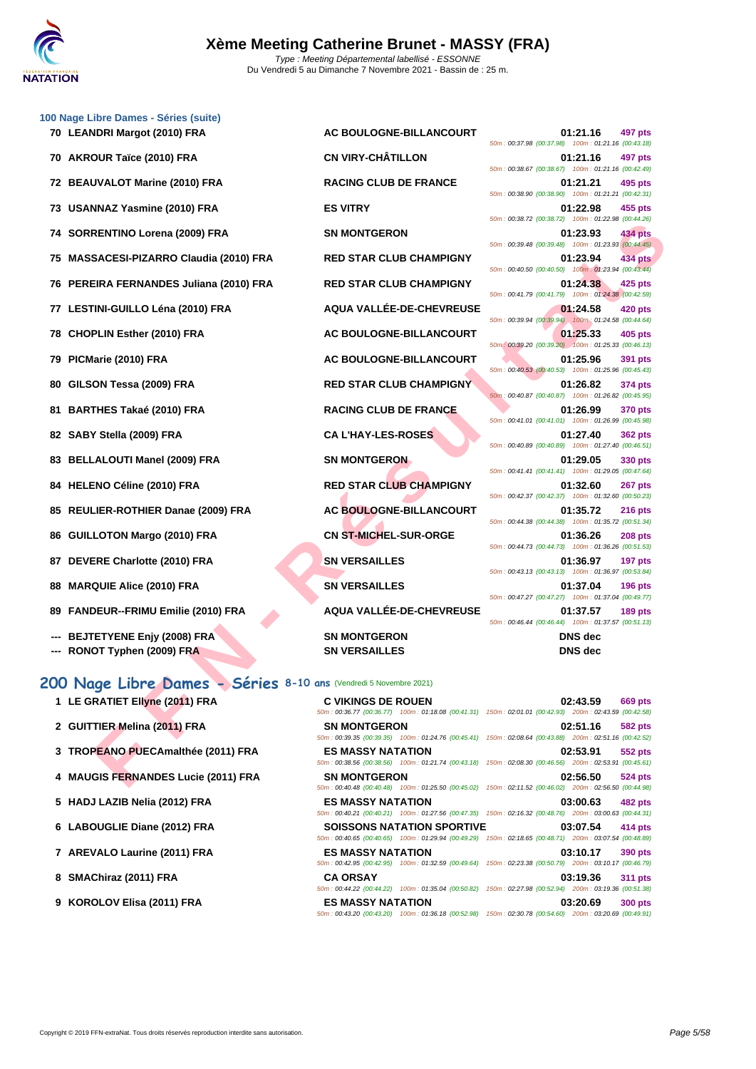# Xème Meeting Catherine Brunet - MASSY (FRA)

*Type : Meeting Départemental labellisé - ESSONNE*
Du Vendredi 5 au Dimanche 7 Novembre 2021 - Bassin de : 25 m.

## 100 Nage Libre Dames - Séries (suite)

| Pl. | Nom | Club | Temps | Points | Splits |
|---|---|---|---|---|---|
| 70 | LEANDRI Margot (2010) FRA | AC BOULOGNE-BILLANCOURT | 01:21.16 | 497 pts | 50m : 00:37.98 (00:37.98) 100m : 01:21.16 (00:43.18) |
| 70 | AKROUR Taïce (2010) FRA | CN VIRY-CHÂTILLON | 01:21.16 | 497 pts | 50m : 00:38.67 (00:38.67) 100m : 01:21.16 (00:42.49) |
| 72 | BEAUVALOT Marine (2010) FRA | RACING CLUB DE FRANCE | 01:21.21 | 495 pts | 50m : 00:38.90 (00:38.90) 100m : 01:21.21 (00:42.31) |
| 73 | USANNAZ Yasmine (2010) FRA | ES VITRY | 01:22.98 | 455 pts | 50m : 00:38.72 (00:38.72) 100m : 01:22.98 (00:44.26) |
| 74 | SORRENTINO Lorena (2009) FRA | SN MONTGERON | 01:23.93 | 434 pts | 50m : 00:39.48 (00:39.48) 100m : 01:23.93 (00:44.45) |
| 75 | MASSACESI-PIZARRO Claudia (2010) FRA | RED STAR CLUB CHAMPIGNY | 01:23.94 | 434 pts | 50m : 00:40.50 (00:40.50) 100m : 01:23.94 (00:43.44) |
| 76 | PEREIRA FERNANDES Juliana (2010) FRA | RED STAR CLUB CHAMPIGNY | 01:24.38 | 425 pts | 50m : 00:41.79 (00:41.79) 100m : 01:24.38 (00:42.59) |
| 77 | LESTINI-GUILLO Léna (2010) FRA | AQUA VALLÉE-DE-CHEVREUSE | 01:24.58 | 420 pts | 50m : 00:39.94 (00:39.94) 100m : 01:24.58 (00:44.64) |
| 78 | CHOPLIN Esther (2010) FRA | AC BOULOGNE-BILLANCOURT | 01:25.33 | 405 pts | 50m : 00:39.20 (00:39.20) 100m : 01:25.33 (00:46.13) |
| 79 | PICMarie (2010) FRA | AC BOULOGNE-BILLANCOURT | 01:25.96 | 391 pts | 50m : 00:40.53 (00:40.53) 100m : 01:25.96 (00:45.43) |
| 80 | GILSON Tessa (2009) FRA | RED STAR CLUB CHAMPIGNY | 01:26.82 | 374 pts | 50m : 00:40.87 (00:40.87) 100m : 01:26.82 (00:45.95) |
| 81 | BARTHES Takaé (2010) FRA | RACING CLUB DE FRANCE | 01:26.99 | 370 pts | 50m : 00:41.01 (00:41.01) 100m : 01:26.99 (00:45.98) |
| 82 | SABY Stella (2009) FRA | CA L'HAY-LES-ROSES | 01:27.40 | 362 pts | 50m : 00:40.89 (00:40.89) 100m : 01:27.40 (00:46.51) |
| 83 | BELLALOUTI Manel (2009) FRA | SN MONTGERON | 01:29.05 | 330 pts | 50m : 00:41.41 (00:41.41) 100m : 01:29.05 (00:47.64) |
| 84 | HELENO Céline (2010) FRA | RED STAR CLUB CHAMPIGNY | 01:32.60 | 267 pts | 50m : 00:42.37 (00:42.37) 100m : 01:32.60 (00:50.23) |
| 85 | REULIER-ROTHIER Danae (2009) FRA | AC BOULOGNE-BILLANCOURT | 01:35.72 | 216 pts | 50m : 00:44.38 (00:44.38) 100m : 01:35.72 (00:51.34) |
| 86 | GUILLOTON Margo (2010) FRA | CN ST-MICHEL-SUR-ORGE | 01:36.26 | 208 pts | 50m : 00:44.73 (00:44.73) 100m : 01:36.26 (00:51.53) |
| 87 | DEVERE Charlotte (2010) FRA | SN VERSAILLES | 01:36.97 | 197 pts | 50m : 00:43.13 (00:43.13) 100m : 01:36.97 (00:53.84) |
| 88 | MARQUIE Alice (2010) FRA | SN VERSAILLES | 01:37.04 | 196 pts | 50m : 00:47.27 (00:47.27) 100m : 01:37.04 (00:49.77) |
| 89 | FANDEUR--FRIMU Emilie (2010) FRA | AQUA VALLÉE-DE-CHEVREUSE | 01:37.57 | 189 pts | 50m : 00:46.44 (00:46.44) 100m : 01:37.57 (00:51.13) |
| --- | BEJTETYENE Enjy (2008) FRA | SN MONTGERON | DNS dec | | |
| --- | RONOT Typhen (2009) FRA | SN VERSAILLES | DNS dec | | |

## 200 Nage Libre Dames - Séries 8-10 ans (Vendredi 5 Novembre 2021)

| Pl. | Nom | Club | Temps | Points | Splits |
|---|---|---|---|---|---|
| 1 | LE GRATIET Ellyne (2011) FRA | C VIKINGS DE ROUEN | 02:43.59 | 669 pts | 50m : 00:36.77 (00:36.77) 100m : 01:18.08 (00:41.31) 150m : 02:01.01 (00:42.93) 200m : 02:43.59 (00:42.58) |
| 2 | GUITTIER Melina (2011) FRA | SN MONTGERON | 02:51.16 | 582 pts | 50m : 00:39.35 (00:39.35) 100m : 01:24.76 (00:45.41) 150m : 02:08.64 (00:43.88) 200m : 02:51.16 (00:42.52) |
| 3 | TROPEANO PUECAmalthée (2011) FRA | ES MASSY NATATION | 02:53.91 | 552 pts | 50m : 00:38.56 (00:38.56) 100m : 01:21.74 (00:43.18) 150m : 02:08.30 (00:46.56) 200m : 02:53.91 (00:45.61) |
| 4 | MAUGIS FERNANDES Lucie (2011) FRA | SN MONTGERON | 02:56.50 | 524 pts | 50m : 00:40.48 (00:40.48) 100m : 01:25.50 (00:45.02) 150m : 02:11.52 (00:46.02) 200m : 02:56.50 (00:44.98) |
| 5 | HADJ LAZIB Nelia (2012) FRA | ES MASSY NATATION | 03:00.63 | 482 pts | 50m : 00:40.21 (00:40.21) 100m : 01:27.56 (00:47.35) 150m : 02:16.32 (00:48.76) 200m : 03:00.63 (00:44.31) |
| 6 | LABOUGLIE Diane (2012) FRA | SOISSONS NATATION SPORTIVE | 03:07.54 | 414 pts | 50m : 00:40.65 (00:40.65) 100m : 01:29.94 (00:49.29) 150m : 02:18.65 (00:48.71) 200m : 03:07.54 (00:48.89) |
| 7 | AREVALO Laurine (2011) FRA | ES MASSY NATATION | 03:10.17 | 390 pts | 50m : 00:42.95 (00:42.95) 100m : 01:32.59 (00:49.64) 150m : 02:23.38 (00:50.79) 200m : 03:10.17 (00:46.79) |
| 8 | SMAChiraz (2011) FRA | CA ORSAY | 03:19.36 | 311 pts | 50m : 00:44.22 (00:44.22) 100m : 01:35.04 (00:50.82) 150m : 02:27.98 (00:52.94) 200m : 03:19.36 (00:51.38) |
| 9 | KOROLOV Elisa (2011) FRA | ES MASSY NATATION | 03:20.69 | 300 pts | 50m : 00:43.20 (00:43.20) 100m : 01:36.18 (00:52.98) 150m : 02:30.78 (00:54.60) 200m : 03:20.69 (00:49.91) |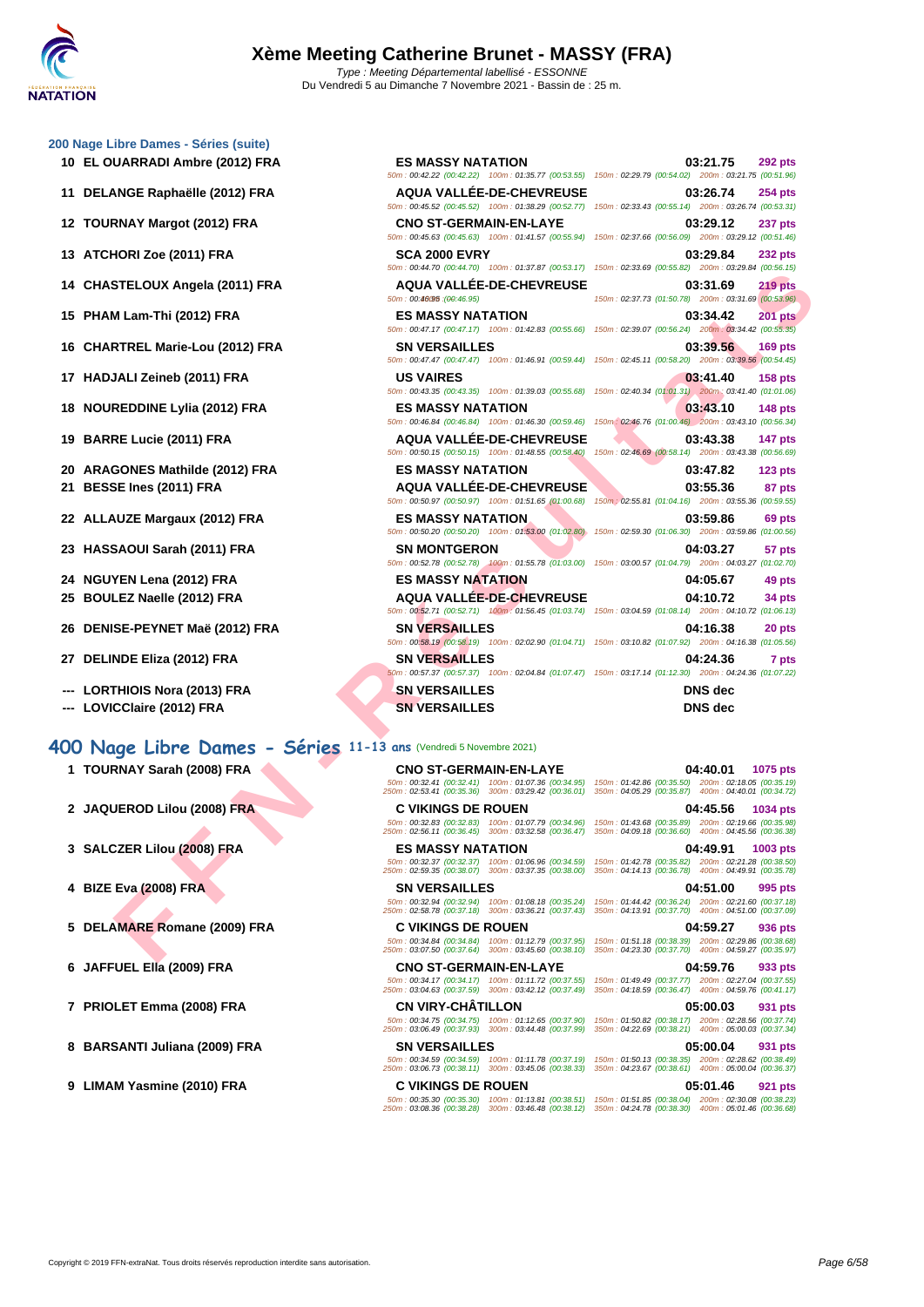# Xème Meeting Catherine Brunet - MASSY (FRA)

*Type : Meeting Départemental labellisé - ESSONNE*
Du Vendredi 5 au Dimanche 7 Novembre 2021 - Bassin de : 25 m.

### 200 Nage Libre Dames - Séries (suite)

| Rang | Nom | Club | Temps | Points |
|---|---|---|---|---|
| 10 | EL OUARRADI Ambre (2012) FRA | ES MASSY NATATION | 03:21.75 | 292 pts |
| | | 50m : 00:42.22 (00:42.22) 100m : 01:35.77 (00:53.55) 150m : 02:29.79 (00:54.02) 200m : 03:21.75 (00:51.96) | | |
| 11 | DELANGE Raphaëlle (2012) FRA | AQUA VALLÉE-DE-CHEVREUSE | 03:26.74 | 254 pts |
| | | 50m : 00:45.52 (00:45.52) 100m : 01:38.29 (00:52.77) 150m : 02:33.43 (00:55.14) 200m : 03:26.74 (00:53.31) | | |
| 12 | TOURNAY Margot (2012) FRA | CNO ST-GERMAIN-EN-LAYE | 03:29.12 | 237 pts |
| | | 50m : 00:45.63 (00:45.63) 100m : 01:41.57 (00:55.94) 150m : 02:37.66 (00:56.09) 200m : 03:29.12 (00:51.46) | | |
| 13 | ATCHORI Zoe (2011) FRA | SCA 2000 EVRY | 03:29.84 | 232 pts |
| | | 50m : 00:44.70 (00:44.70) 100m : 01:37.87 (00:53.17) 150m : 02:33.69 (00:55.82) 200m : 03:29.84 (00:56.15) | | |
| 14 | CHASTELOUX Angela (2011) FRA | AQUA VALLÉE-DE-CHEVREUSE | 03:31.69 | 219 pts |
| | | 50m : 00:46.95 (00:46.95) 150m : 02:37.73 (01:50.78) 200m : 03:31.69 (00:53.96) | | |
| 15 | PHAM Lam-Thi (2012) FRA | ES MASSY NATATION | 03:34.42 | 201 pts |
| | | 50m : 00:47.17 (00:47.17) 100m : 01:42.83 (00:55.66) 150m : 02:39.07 (00:56.24) 200m : 03:34.42 (00:55.35) | | |
| 16 | CHARTREL Marie-Lou (2012) FRA | SN VERSAILLES | 03:39.56 | 169 pts |
| | | 50m : 00:47.47 (00:47.47) 100m : 01:46.91 (00:59.44) 150m : 02:45.11 (00:58.20) 200m : 03:39.56 (00:54.45) | | |
| 17 | HADJALI Zeineb (2011) FRA | US VAIRES | 03:41.40 | 158 pts |
| | | 50m : 00:43.35 (00:43.35) 100m : 01:39.03 (00:55.68) 150m : 02:40.34 (01:01.31) 200m : 03:41.40 (01:01.06) | | |
| 18 | NOUREDDINE Lylia (2012) FRA | ES MASSY NATATION | 03:43.10 | 148 pts |
| | | 50m : 00:46.84 (00:46.84) 100m : 01:46.30 (00:59.46) 150m : 02:46.76 (01:00.46) 200m : 03:43.10 (00:56.34) | | |
| 19 | BARRE Lucie (2011) FRA | AQUA VALLÉE-DE-CHEVREUSE | 03:43.38 | 147 pts |
| | | 50m : 00:50.15 (00:50.15) 100m : 01:48.55 (00:58.40) 150m : 02:46.69 (00:58.14) 200m : 03:43.38 (00:56.69) | | |
| 20 | ARAGONES Mathilde (2012) FRA | ES MASSY NATATION | 03:47.82 | 123 pts |
| 21 | BESSE Ines (2011) FRA | AQUA VALLÉE-DE-CHEVREUSE | 03:55.36 | 87 pts |
| | | 50m : 00:50.97 (00:50.97) 100m : 01:51.65 (01:00.68) 150m : 02:55.81 (01:04.16) 200m : 03:55.36 (00:59.55) | | |
| 22 | ALLAUZE Margaux (2012) FRA | ES MASSY NATATION | 03:59.86 | 69 pts |
| | | 50m : 00:50.20 (00:50.20) 100m : 01:53.00 (01:02.80) 150m : 02:59.30 (01:06.30) 200m : 03:59.86 (01:00.56) | | |
| 23 | HASSAOUI Sarah (2011) FRA | SN MONTGERON | 04:03.27 | 57 pts |
| | | 50m : 00:52.78 (00:52.78) 100m : 01:55.78 (01:03.00) 150m : 03:00.57 (01:04.79) 200m : 04:03.27 (01:02.70) | | |
| 24 | NGUYEN Lena (2012) FRA | ES MASSY NATATION | 04:05.67 | 49 pts |
| 25 | BOULEZ Naelle (2012) FRA | AQUA VALLÉE-DE-CHEVREUSE | 04:10.72 | 34 pts |
| | | 50m : 00:52.71 (00:52.71) 100m : 01:56.45 (01:03.74) 150m : 03:04.59 (01:08.14) 200m : 04:10.72 (01:06.13) | | |
| 26 | DENISE-PEYNET Maë (2012) FRA | SN VERSAILLES | 04:16.38 | 20 pts |
| | | 50m : 00:58.19 (00:58.19) 100m : 02:02.90 (01:04.71) 150m : 03:10.82 (01:07.92) 200m : 04:16.38 (01:05.56) | | |
| 27 | DELINDE Eliza (2012) FRA | SN VERSAILLES | 04:24.36 | 7 pts |
| | | 50m : 00:57.37 (00:57.37) 100m : 02:04.84 (01:07.47) 150m : 03:17.14 (01:12.30) 200m : 04:24.36 (01:07.22) | | |
| --- | LORTHIOIS Nora (2013) FRA | SN VERSAILLES | DNS dec | |
| --- | LOVICClaire (2012) FRA | SN VERSAILLES | DNS dec | |

## 400 Nage Libre Dames - Séries 11-13 ans (Vendredi 5 Novembre 2021)

| Rang | Nom | Club | Temps | Points |
|---|---|---|---|---|
| 1 | TOURNAY Sarah (2008) FRA | CNO ST-GERMAIN-EN-LAYE | 04:40.01 | 1075 pts |
| | | 50m : 00:32.41 (00:32.41) 100m : 01:07.36 (00:34.95) 150m : 01:42.86 (00:35.50) 200m : 02:18.05 (00:35.19) 250m : 02:53.41 (00:35.36) 300m : 03:29.42 (00:36.01) 350m : 04:05.29 (00:35.87) 400m : 04:40.01 (00:34.72) | | |
| 2 | JAQUEROD Lilou (2008) FRA | C VIKINGS DE ROUEN | 04:45.56 | 1034 pts |
| | | 50m : 00:32.83 (00:32.83) 100m : 01:07.79 (00:34.96) 150m : 01:43.68 (00:35.89) 200m : 02:19.66 (00:35.98) 250m : 02:56.11 (00:36.45) 300m : 03:32.58 (00:36.47) 350m : 04:09.18 (00:36.60) 400m : 04:45.56 (00:36.38) | | |
| 3 | SALCZER Lilou (2008) FRA | ES MASSY NATATION | 04:49.91 | 1003 pts |
| | | 50m : 00:32.37 (00:32.37) 100m : 01:06.96 (00:34.59) 150m : 01:42.78 (00:35.82) 200m : 02:21.28 (00:38.50) 250m : 02:59.35 (00:38.07) 300m : 03:37.35 (00:38.00) 350m : 04:14.13 (00:36.78) 400m : 04:49.91 (00:35.78) | | |
| 4 | BIZE Eva (2008) FRA | SN VERSAILLES | 04:51.00 | 995 pts |
| | | 50m : 00:32.94 (00:32.94) 100m : 01:08.18 (00:35.24) 150m : 01:44.42 (00:36.24) 200m : 02:21.60 (00:37.18) 250m : 02:58.78 (00:37.18) 300m : 03:36.21 (00:37.43) 350m : 04:13.91 (00:37.70) 400m : 04:51.00 (00:37.09) | | |
| 5 | DELAMARE Romane (2009) FRA | C VIKINGS DE ROUEN | 04:59.27 | 936 pts |
| | | 50m : 00:34.84 (00:34.84) 100m : 01:12.79 (00:37.95) 150m : 01:51.18 (00:38.39) 200m : 02:29.86 (00:38.68) 250m : 03:07.50 (00:37.64) 300m : 03:45.60 (00:38.10) 350m : 04:23.30 (00:37.70) 400m : 04:59.27 (00:35.97) | | |
| 6 | JAFFUEL Ella (2009) FRA | CNO ST-GERMAIN-EN-LAYE | 04:59.76 | 933 pts |
| | | 50m : 00:34.17 (00:34.17) 100m : 01:11.72 (00:37.55) 150m : 01:49.49 (00:37.77) 200m : 02:27.04 (00:37.55) 250m : 03:04.63 (00:37.59) 300m : 03:42.12 (00:37.49) 350m : 04:18.59 (00:36.47) 400m : 04:59.76 (00:41.17) | | |
| 7 | PRIOLET Emma (2008) FRA | CN VIRY-CHÂTILLON | 05:00.03 | 931 pts |
| | | 50m : 00:34.75 (00:34.75) 100m : 01:12.65 (00:37.90) 150m : 01:50.82 (00:38.17) 200m : 02:28.56 (00:37.74) 250m : 03:06.49 (00:37.93) 300m : 03:44.48 (00:37.99) 350m : 04:22.69 (00:38.21) 400m : 05:00.03 (00:37.34) | | |
| 8 | BARSANTI Juliana (2009) FRA | SN VERSAILLES | 05:00.04 | 931 pts |
| | | 50m : 00:34.59 (00:34.59) 100m : 01:11.78 (00:37.19) 150m : 01:50.13 (00:38.35) 200m : 02:28.62 (00:38.49) 250m : 03:06.73 (00:38.11) 300m : 03:45.06 (00:38.33) 350m : 04:23.67 (00:38.61) 400m : 05:00.04 (00:36.37) | | |
| 9 | LIMAM Yasmine (2010) FRA | C VIKINGS DE ROUEN | 05:01.46 | 921 pts |
| | | 50m : 00:35.30 (00:35.30) 100m : 01:13.81 (00:38.51) 150m : 01:51.85 (00:38.04) 200m : 02:30.08 (00:38.23) 250m : 03:08.36 (00:38.28) 300m : 03:46.48 (00:38.12) 350m : 04:24.78 (00:38.30) 400m : 05:01.46 (00:36.68) | | |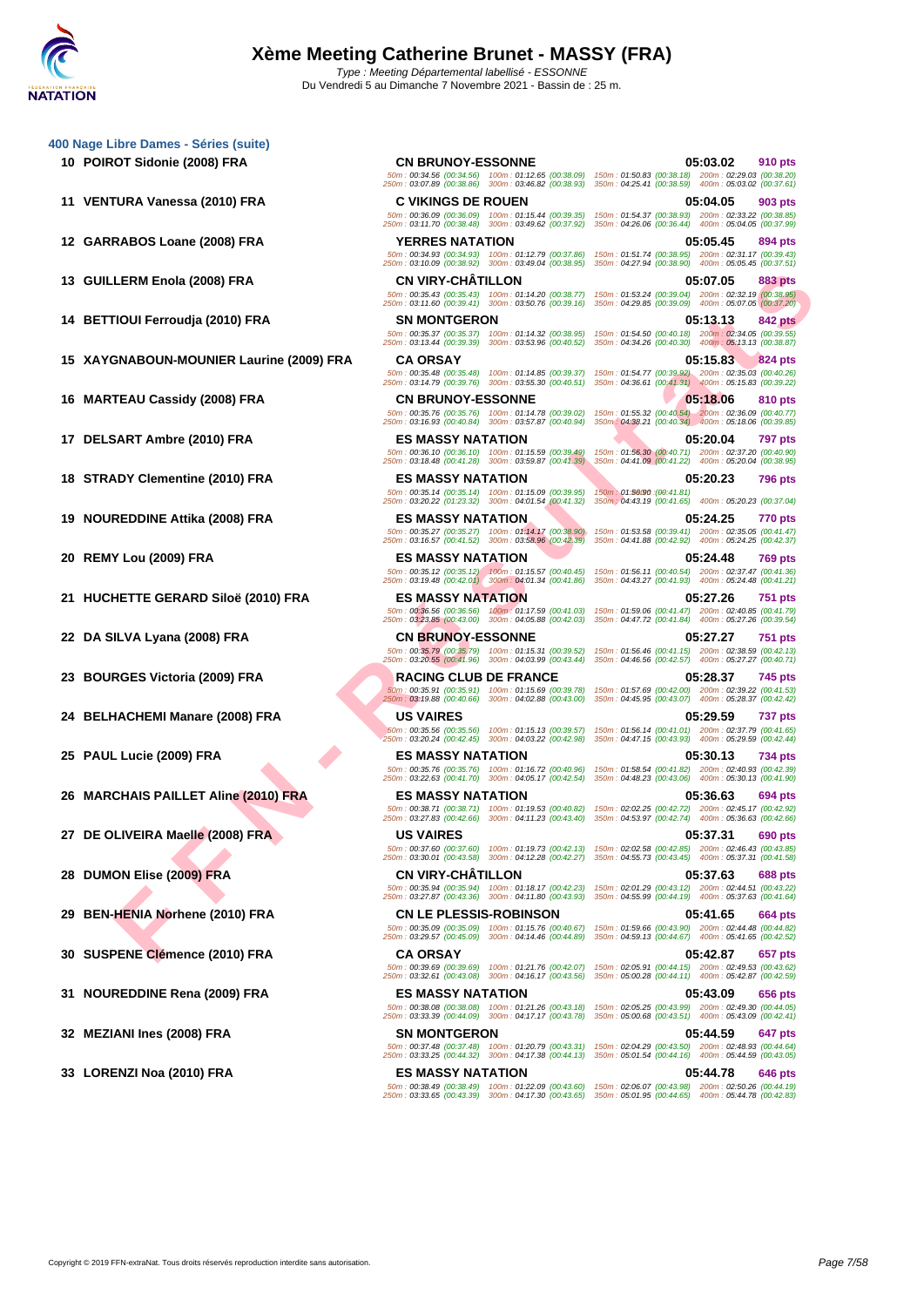# Xème Meeting Catherine Brunet - MASSY (FRA)

*Type : Meeting Départemental labellisé - ESSONNE*

Du Vendredi 5 au Dimanche 7 Novembre 2021 - Bassin de : 25 m.

### 400 Nage Libre Dames - Séries (suite)

| Rg | Nom | Club | Temps | Points |
|---|---|---|---|---|
| 10 | POIROT Sidonie (2008) FRA | CN BRUNOY-ESSONNE | 05:03.02 | 910 pts |
| | 50m : 00:34.56 (00:34.56) 100m : 01:12.65 (00:38.09) 150m : 01:50.83 (00:38.18) 200m : 02:29.03 (00:38.20) 250m : 03:07.89 (00:38.86) 300m : 03:46.82 (00:38.93) 350m : 04:25.41 (00:38.59) 400m : 05:03.02 (00:37.61) | | | |
| 11 | VENTURA Vanessa (2010) FRA | C VIKINGS DE ROUEN | 05:04.05 | 903 pts |
| | 50m : 00:36.09 (00:36.09) 100m : 01:15.44 (00:39.35) 150m : 01:54.37 (00:38.93) 200m : 02:33.22 (00:38.85) 250m : 03:11.70 (00:38.48) 300m : 03:49.62 (00:37.92) 350m : 04:26.06 (00:36.44) 400m : 05:04.05 (00:37.99) | | | |
| 12 | GARRABOS Loane (2008) FRA | YERRES NATATION | 05:05.45 | 894 pts |
| | 50m : 00:34.93 (00:34.93) 100m : 01:12.79 (00:37.86) 150m : 01:51.74 (00:38.95) 200m : 02:31.17 (00:39.43) 250m : 03:10.09 (00:38.92) 300m : 03:49.04 (00:38.95) 350m : 04:27.94 (00:38.90) 400m : 05:05.45 (00:37.51) | | | |
| 13 | GUILLERM Enola (2008) FRA | CN VIRY-CHÂTILLON | 05:07.05 | 883 pts |
| | 50m : 00:35.43 (00:35.43) 100m : 01:14.20 (00:38.77) 150m : 01:53.24 (00:39.04) 200m : 02:32.19 (00:38.95) 250m : 03:11.60 (00:39.41) 300m : 03:50.76 (00:39.16) 350m : 04:29.85 (00:39.09) 400m : 05:07.05 (00:37.20) | | | |
| 14 | BETTIOUI Ferroudja (2010) FRA | SN MONTGERON | 05:13.13 | 842 pts |
| | 50m : 00:35.37 (00:35.37) 100m : 01:14.32 (00:38.95) 150m : 01:54.50 (00:40.18) 200m : 02:34.05 (00:39.55) 250m : 03:13.44 (00:39.39) 300m : 03:53.96 (00:40.52) 350m : 04:34.26 (00:40.30) 400m : 05:13.13 (00:38.87) | | | |
| 15 | XAYGNABOUN-MOUNIER Laurine (2009) FRA | CA ORSAY | 05:15.83 | 824 pts |
| | 50m : 00:35.48 (00:35.48) 100m : 01:14.85 (00:39.37) 150m : 01:54.77 (00:39.92) 200m : 02:35.03 (00:40.26) 250m : 03:14.79 (00:39.76) 300m : 03:55.30 (00:40.51) 350m : 04:36.61 (00:41.31) 400m : 05:15.83 (00:39.22) | | | |
| 16 | MARTEAU Cassidy (2008) FRA | CN BRUNOY-ESSONNE | 05:18.06 | 810 pts |
| | 50m : 00:35.76 (00:35.76) 100m : 01:14.78 (00:39.02) 150m : 01:55.32 (00:40.54) 200m : 02:36.09 (00:40.77) 250m : 03:16.93 (00:40.84) 300m : 03:57.87 (00:40.94) 350m : 04:38.21 (00:40.34) 400m : 05:18.06 (00:39.85) | | | |
| 17 | DELSART Ambre (2010) FRA | ES MASSY NATATION | 05:20.04 | 797 pts |
| | 50m : 00:36.10 (00:36.10) 100m : 01:15.59 (00:39.49) 150m : 01:56.30 (00:40.71) 200m : 02:37.20 (00:40.90) 250m : 03:18.48 (00:41.28) 300m : 03:59.87 (00:41.39) 350m : 04:41.09 (00:41.22) 400m : 05:20.04 (00:38.95) | | | |
| 18 | STRADY Clementine (2010) FRA | ES MASSY NATATION | 05:20.23 | 796 pts |
| | 50m : 00:35.14 (00:35.14) 100m : 01:15.09 (00:39.95) 150m : 01:56.90 (00:41.81) 250m : 03:20.22 (01:23.32) 300m : 04:01.54 (00:41.32) 350m : 04:43.19 (00:41.65) 400m : 05:20.23 (00:37.04) | | | |
| 19 | NOUREDDINE Attika (2008) FRA | ES MASSY NATATION | 05:24.25 | 770 pts |
| | 50m : 00:35.27 (00:35.27) 100m : 01:14.17 (00:38.90) 150m : 01:53.58 (00:39.41) 200m : 02:35.05 (00:41.47) 250m : 03:16.57 (00:41.52) 300m : 03:58.96 (00:42.39) 350m : 04:41.88 (00:42.92) 400m : 05:24.25 (00:42.37) | | | |
| 20 | REMY Lou (2009) FRA | ES MASSY NATATION | 05:24.48 | 769 pts |
| | 50m : 00:35.12 (00:35.12) 100m : 01:15.57 (00:40.45) 150m : 01:56.11 (00:40.54) 200m : 02:37.47 (00:41.36) 250m : 03:19.48 (00:42.01) 300m : 04:01.34 (00:41.86) 350m : 04:43.27 (00:41.93) 400m : 05:24.48 (00:41.21) | | | |
| 21 | HUCHETTE GERARD Siloë (2010) FRA | ES MASSY NATATION | 05:27.26 | 751 pts |
| | 50m : 00:36.56 (00:36.56) 100m : 01:17.59 (00:41.03) 150m : 01:59.06 (00:41.47) 200m : 02:40.85 (00:41.79) 250m : 03:23.85 (00:43.00) 300m : 04:05.88 (00:42.03) 350m : 04:47.72 (00:41.84) 400m : 05:27.26 (00:39.54) | | | |
| 22 | DA SILVA Lyana (2008) FRA | CN BRUNOY-ESSONNE | 05:27.27 | 751 pts |
| | 50m : 00:35.79 (00:35.79) 100m : 01:15.31 (00:39.52) 150m : 01:56.46 (00:41.15) 200m : 02:38.59 (00:42.13) 250m : 03:20.55 (00:41.96) 300m : 04:03.99 (00:43.44) 350m : 04:46.56 (00:42.57) 400m : 05:27.27 (00:40.71) | | | |
| 23 | BOURGES Victoria (2009) FRA | RACING CLUB DE FRANCE | 05:28.37 | 745 pts |
| | 50m : 00:35.91 (00:35.91) 100m : 01:15.69 (00:39.78) 150m : 01:57.69 (00:42.00) 200m : 02:39.22 (00:41.53) 250m : 03:19.88 (00:40.66) 300m : 04:02.88 (00:43.00) 350m : 04:45.95 (00:43.07) 400m : 05:28.37 (00:42.42) | | | |
| 24 | BELHACHEMI Manare (2008) FRA | US VAIRES | 05:29.59 | 737 pts |
| | 50m : 00:35.56 (00:35.56) 100m : 01:15.13 (00:39.57) 150m : 01:56.14 (00:41.01) 200m : 02:37.79 (00:41.65) 250m : 03:20.24 (00:42.45) 300m : 04:03.22 (00:42.98) 350m : 04:47.15 (00:43.93) 400m : 05:29.59 (00:42.44) | | | |
| 25 | PAUL Lucie (2009) FRA | ES MASSY NATATION | 05:30.13 | 734 pts |
| | 50m : 00:35.76 (00:35.76) 100m : 01:16.72 (00:40.96) 150m : 01:58.54 (00:41.82) 200m : 02:40.93 (00:42.39) 250m : 03:22.63 (00:41.70) 300m : 04:05.17 (00:42.54) 350m : 04:48.23 (00:43.06) 400m : 05:30.13 (00:41.90) | | | |
| 26 | MARCHAIS PAILLET Aline (2010) FRA | ES MASSY NATATION | 05:36.63 | 694 pts |
| | 50m : 00:38.71 (00:38.71) 100m : 01:19.53 (00:40.82) 150m : 02:02.25 (00:42.72) 200m : 02:45.17 (00:42.92) 250m : 03:27.83 (00:42.66) 300m : 04:11.23 (00:43.40) 350m : 04:53.97 (00:42.74) 400m : 05:36.63 (00:42.66) | | | |
| 27 | DE OLIVEIRA Maelle (2008) FRA | US VAIRES | 05:37.31 | 690 pts |
| | 50m : 00:37.60 (00:37.60) 100m : 01:19.73 (00:42.13) 150m : 02:02.58 (00:42.85) 200m : 02:46.43 (00:43.85) 250m : 03:30.01 (00:43.58) 300m : 04:12.28 (00:42.27) 350m : 04:55.73 (00:43.45) 400m : 05:37.31 (00:41.58) | | | |
| 28 | DUMON Elise (2009) FRA | CN VIRY-CHÂTILLON | 05:37.63 | 688 pts |
| | 50m : 00:35.94 (00:35.94) 100m : 01:18.17 (00:42.23) 150m : 02:01.29 (00:43.12) 200m : 02:44.51 (00:43.22) 250m : 03:27.87 (00:43.36) 300m : 04:11.80 (00:43.93) 350m : 04:55.99 (00:44.19) 400m : 05:37.63 (00:41.64) | | | |
| 29 | BEN-HENIA Norhene (2010) FRA | CN LE PLESSIS-ROBINSON | 05:41.65 | 664 pts |
| | 50m : 00:35.09 (00:35.09) 100m : 01:15.76 (00:40.67) 150m : 01:59.66 (00:43.90) 200m : 02:44.48 (00:44.82) 250m : 03:29.57 (00:45.09) 300m : 04:14.46 (00:44.89) 350m : 04:59.13 (00:44.67) 400m : 05:41.65 (00:42.52) | | | |
| 30 | SUSPENE Clémence (2010) FRA | CA ORSAY | 05:42.87 | 657 pts |
| | 50m : 00:39.69 (00:39.69) 100m : 01:21.76 (00:42.07) 150m : 02:05.91 (00:44.15) 200m : 02:49.53 (00:43.62) 250m : 03:32.61 (00:43.08) 300m : 04:16.17 (00:43.56) 350m : 05:00.28 (00:44.11) 400m : 05:42.87 (00:42.59) | | | |
| 31 | NOUREDDINE Rena (2009) FRA | ES MASSY NATATION | 05:43.09 | 656 pts |
| | 50m : 00:38.08 (00:38.08) 100m : 01:21.26 (00:43.18) 150m : 02:05.25 (00:43.99) 200m : 02:49.30 (00:44.05) 250m : 03:33.39 (00:44.09) 300m : 04:17.17 (00:43.78) 350m : 05:00.68 (00:43.51) 400m : 05:43.09 (00:42.41) | | | |
| 32 | MEZIANI Ines (2008) FRA | SN MONTGERON | 05:44.59 | 647 pts |
| | 50m : 00:37.48 (00:37.48) 100m : 01:20.79 (00:43.31) 150m : 02:04.29 (00:43.50) 200m : 02:48.93 (00:44.64) 250m : 03:33.25 (00:44.32) 300m : 04:17.38 (00:44.13) 350m : 05:01.54 (00:44.16) 400m : 05:44.59 (00:43.05) | | | |
| 33 | LORENZI Noa (2010) FRA | ES MASSY NATATION | 05:44.78 | 646 pts |
| | 50m : 00:38.49 (00:38.49) 100m : 01:22.09 (00:43.60) 150m : 02:06.07 (00:43.98) 200m : 02:50.26 (00:44.19) 250m : 03:33.65 (00:43.39) 300m : 04:17.30 (00:43.65) 350m : 05:01.95 (00:44.65) 400m : 05:44.78 (00:42.83) | | | |

Copyright © 2019 FFN-extraNat. Tous droits réservés reproduction interdite sans autorisation.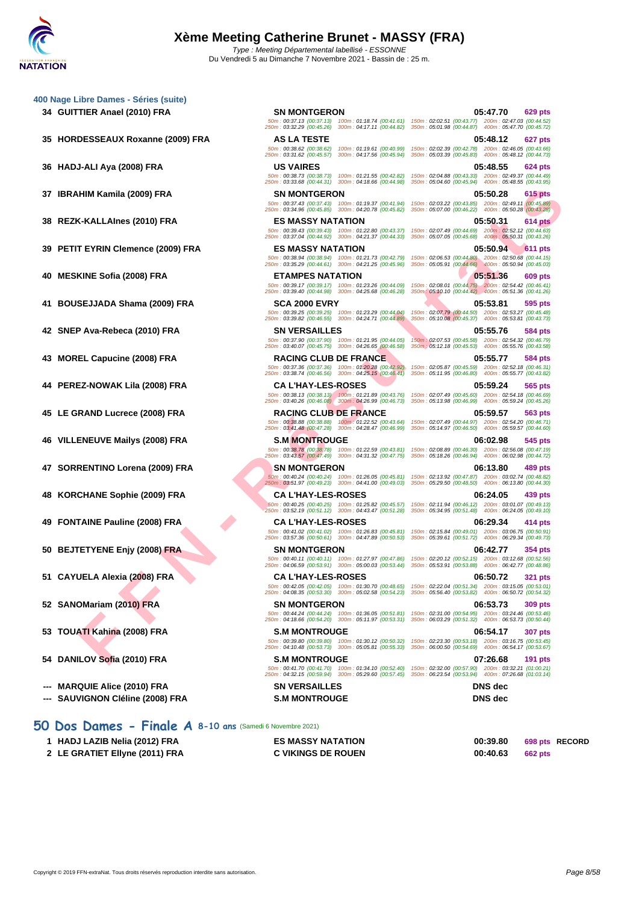# Xème Meeting Catherine Brunet - MASSY (FRA)

*Type : Meeting Départemental labellisé - ESSONNE*
Du Vendredi 5 au Dimanche 7 Novembre 2021 - Bassin de : 25 m.

## 400 Nage Libre Dames - Séries (suite)

| Rg | Nom | Club | Temps | Points |
|---|---|---|---|---|
| 34 | GUITTIER Anael (2010) FRA | SN MONTGERON | 05:47.70 | 629 pts |
| | | 50m : 00:37.13 (00:37.13) 100m : 01:18.74 (00:41.61) 150m : 02:02.51 (00:43.77) 200m : 02:47.03 (00:44.52) 250m : 03:32.29 (00:45.26) 300m : 04:17.11 (00:44.82) 350m : 05:01.98 (00:44.87) 400m : 05:47.70 (00:45.72) | | |
| 35 | HORDESSEAUX Roxanne (2009) FRA | AS LA TESTE | 05:48.12 | 627 pts |
| | | 50m : 00:38.62 (00:38.62) 100m : 01:19.61 (00:40.99) 150m : 02:02.39 (00:42.78) 200m : 02:46.05 (00:43.66) 250m : 03:31.62 (00:45.57) 300m : 04:17.56 (00:45.94) 350m : 05:03.39 (00:45.83) 400m : 05:48.12 (00:44.73) | | |
| 36 | HADJ-ALI Aya (2008) FRA | US VAIRES | 05:48.55 | 624 pts |
| | | 50m : 00:38.73 (00:38.73) 100m : 01:21.55 (00:42.82) 150m : 02:04.88 (00:43.33) 200m : 02:49.37 (00:44.49) 250m : 03:33.68 (00:44.31) 300m : 04:18.66 (00:44.98) 350m : 05:04.60 (00:45.94) 400m : 05:48.55 (00:43.95) | | |
| 37 | IBRAHIM Kamila (2009) FRA | SN MONTGERON | 05:50.28 | 615 pts |
| | | 50m : 00:37.43 (00:37.43) 100m : 01:19.37 (00:41.94) 150m : 02:03.22 (00:43.85) 200m : 02:49.11 (00:45.89) 250m : 03:34.96 (00:45.85) 300m : 04:20.78 (00:45.82) 350m : 05:07.00 (00:46.22) 400m : 05:50.28 (00:43.28) | | |
| 38 | REZK-KALLAInes (2010) FRA | ES MASSY NATATION | 05:50.31 | 614 pts |
| | | 50m : 00:39.43 (00:39.43) 100m : 01:22.80 (00:43.37) 150m : 02:07.49 (00:44.69) 200m : 02:52.12 (00:44.63) 250m : 03:37.04 (00:44.92) 300m : 04:21.37 (00:44.33) 350m : 05:07.05 (00:45.68) 400m : 05:50.31 (00:43.26) | | |
| 39 | PETIT EYRIN Clemence (2009) FRA | ES MASSY NATATION | 05:50.94 | 611 pts |
| | | 50m : 00:38.94 (00:38.94) 100m : 01:21.73 (00:42.79) 150m : 02:06.53 (00:44.80) 200m : 02:50.68 (00:44.15) 250m : 03:35.29 (00:44.61) 300m : 04:21.25 (00:45.96) 350m : 05:05.91 (00:44.66) 400m : 05:50.94 (00:45.03) | | |
| 40 | MESKINE Sofia (2008) FRA | ETAMPES NATATION | 05:51.36 | 609 pts |
| | | 50m : 00:39.17 (00:39.17) 100m : 01:23.26 (00:44.09) 150m : 02:08.01 (00:44.75) 200m : 02:54.42 (00:46.41) 250m : 03:39.40 (00:44.98) 300m : 04:25.68 (00:46.28) 350m : 05:10.10 (00:44.42) 400m : 05:51.36 (00:41.26) | | |
| 41 | BOUSEJJADA Shama (2009) FRA | SCA 2000 EVRY | 05:53.81 | 595 pts |
| | | 50m : 00:39.25 (00:39.25) 100m : 01:23.29 (00:44.04) 150m : 02:07.79 (00:44.50) 200m : 02:53.27 (00:45.48) 250m : 03:39.82 (00:46.55) 300m : 04:24.71 (00:44.89) 350m : 05:10.08 (00:45.37) 400m : 05:53.81 (00:43.73) | | |
| 42 | SNEP Ava-Rebeca (2010) FRA | SN VERSAILLES | 05:55.76 | 584 pts |
| | | 50m : 00:37.90 (00:37.90) 100m : 01:21.95 (00:44.05) 150m : 02:07.53 (00:45.58) 200m : 02:54.32 (00:46.79) 250m : 03:40.07 (00:45.75) 300m : 04:26.65 (00:46.58) 350m : 05:12.18 (00:45.53) 400m : 05:55.76 (00:43.58) | | |
| 43 | MOREL Capucine (2008) FRA | RACING CLUB DE FRANCE | 05:55.77 | 584 pts |
| | | 50m : 00:37.36 (00:37.36) 100m : 01:20.28 (00:42.92) 150m : 02:05.87 (00:45.59) 200m : 02:52.18 (00:46.31) 250m : 03:38.74 (00:46.56) 300m : 04:25.15 (00:46.41) 350m : 05:11.95 (00:46.80) 400m : 05:55.77 (00:43.82) | | |
| 44 | PEREZ-NOWAK Lila (2008) FRA | CA L'HAY-LES-ROSES | 05:59.24 | 565 pts |
| | | 50m : 00:38.13 (00:38.13) 100m : 01:21.89 (00:43.76) 150m : 02:07.49 (00:45.60) 200m : 02:54.18 (00:46.69) 250m : 03:40.26 (00:46.08) 300m : 04:26.99 (00:46.73) 350m : 05:13.98 (00:46.99) 400m : 05:59.24 (00:45.26) | | |
| 45 | LE GRAND Lucrece (2008) FRA | RACING CLUB DE FRANCE | 05:59.57 | 563 pts |
| | | 50m : 00:38.88 (00:38.88) 100m : 01:22.52 (00:43.64) 150m : 02:07.49 (00:44.97) 200m : 02:54.20 (00:46.71) 250m : 03:41.48 (00:47.28) 300m : 04:28.47 (00:46.99) 350m : 05:14.97 (00:46.50) 400m : 05:59.57 (00:44.60) | | |
| 46 | VILLENEUVE Mailys (2008) FRA | S.M MONTROUGE | 06:02.98 | 545 pts |
| | | 50m : 00:38.78 (00:38.78) 100m : 01:22.59 (00:43.81) 150m : 02:08.89 (00:46.30) 200m : 02:56.08 (00:47.19) 250m : 03:43.57 (00:47.49) 300m : 04:31.32 (00:47.75) 350m : 05:18.26 (00:46.94) 400m : 06:02.98 (00:44.72) | | |
| 47 | SORRENTINO Lorena (2009) FRA | SN MONTGERON | 06:13.80 | 489 pts |
| | | 50m : 00:40.24 (00:40.24) 100m : 01:26.05 (00:45.81) 150m : 02:13.92 (00:47.87) 200m : 03:02.74 (00:48.82) 250m : 03:51.97 (00:49.23) 300m : 04:41.00 (00:49.03) 350m : 05:29.50 (00:48.50) 400m : 06:13.80 (00:44.30) | | |
| 48 | KORCHANE Sophie (2009) FRA | CA L'HAY-LES-ROSES | 06:24.05 | 439 pts |
| | | 50m : 00:40.25 (00:40.25) 100m : 01:25.82 (00:45.57) 150m : 02:11.94 (00:46.12) 200m : 03:01.07 (00:49.13) 250m : 03:52.19 (00:51.12) 300m : 04:43.47 (00:51.28) 350m : 05:34.95 (00:51.48) 400m : 06:24.05 (00:49.10) | | |
| 49 | FONTAINE Pauline (2008) FRA | CA L'HAY-LES-ROSES | 06:29.34 | 414 pts |
| | | 50m : 00:41.02 (00:41.02) 100m : 01:26.83 (00:45.81) 150m : 02:15.84 (00:49.01) 200m : 03:06.75 (00:50.91) 250m : 03:57.36 (00:50.61) 300m : 04:47.89 (00:50.53) 350m : 05:39.61 (00:51.72) 400m : 06:29.34 (00:49.73) | | |
| 50 | BEJTETYENE Enjy (2008) FRA | SN MONTGERON | 06:42.77 | 354 pts |
| | | 50m : 00:40.11 (00:40.11) 100m : 01:27.97 (00:47.86) 150m : 02:20.12 (00:52.15) 200m : 03:12.68 (00:52.56) 250m : 04:06.59 (00:53.91) 300m : 05:00.03 (00:53.44) 350m : 05:53.91 (00:53.88) 400m : 06:42.77 (00:48.86) | | |
| 51 | CAYUELA Alexia (2008) FRA | CA L'HAY-LES-ROSES | 06:50.72 | 321 pts |
| | | 50m : 00:42.05 (00:42.05) 100m : 01:30.70 (00:48.65) 150m : 02:22.04 (00:51.34) 200m : 03:15.05 (00:53.01) 250m : 04:08.35 (00:53.30) 300m : 05:02.58 (00:54.23) 350m : 05:56.40 (00:53.82) 400m : 06:50.72 (00:54.32) | | |
| 52 | SANOMariam (2010) FRA | SN MONTGERON | 06:53.73 | 309 pts |
| | | 50m : 00:44.24 (00:44.24) 100m : 01:36.05 (00:51.81) 150m : 02:31.00 (00:54.95) 200m : 03:24.46 (00:53.46) 250m : 04:18.66 (00:54.20) 300m : 05:11.97 (00:53.31) 350m : 06:03.29 (00:51.32) 400m : 06:53.73 (00:50.44) | | |
| 53 | TOUATI Kahina (2008) FRA | S.M MONTROUGE | 06:54.17 | 307 pts |
| | | 50m : 00:39.80 (00:39.80) 100m : 01:30.12 (00:50.32) 150m : 02:23.30 (00:53.18) 200m : 03:16.75 (00:53.45) 250m : 04:10.48 (00:53.73) 300m : 05:05.81 (00:55.33) 350m : 06:00.50 (00:54.69) 400m : 06:54.17 (00:53.67) | | |
| 54 | DANILOV Sofia (2010) FRA | S.M MONTROUGE | 07:26.68 | 191 pts |
| | | 50m : 00:41.70 (00:41.70) 100m : 01:34.10 (00:52.40) 150m : 02:32.00 (00:57.90) 200m : 03:32.21 (01:00.21) 250m : 04:32.15 (00:59.94) 300m : 05:29.60 (00:57.45) 350m : 06:23.54 (00:53.94) 400m : 07:26.68 (01:03.14) | | |
| --- | MARQUIE Alice (2010) FRA | SN VERSAILLES | DNS dec | |
| --- | SAUVIGNON Cléline (2008) FRA | S.M MONTROUGE | DNS dec | |

## 50 Dos Dames - Finale A 8-10 ans (Samedi 6 Novembre 2021)

| Rg | Nom | Club | Temps | Points | |
|---|---|---|---|---|---|
| 1 | HADJ LAZIB Nelia (2012) FRA | ES MASSY NATATION | 00:39.80 | 698 pts | RECORD |
| 2 | LE GRATIET Ellyne (2011) FRA | C VIKINGS DE ROUEN | 00:40.63 | 662 pts | |

Copyright © 2019 FFN-extraNat. Tous droits réservés reproduction interdite sans autorisation.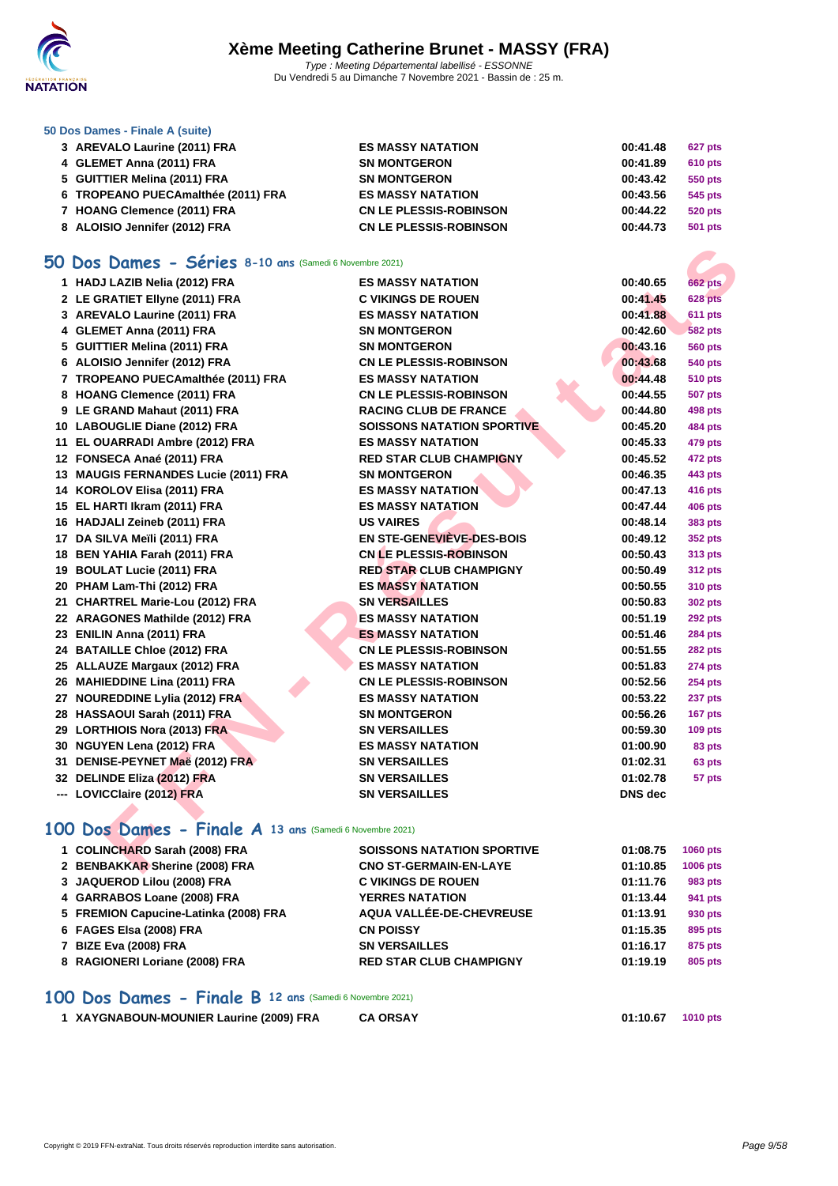### 50 Dos Dames - Finale A (suite)

| | | | | |
|---|---|---|---|---|
| 3 | AREVALO Laurine (2011) FRA | ES MASSY NATATION | 00:41.48 | 627 pts |
| 4 | GLEMET Anna (2011) FRA | SN MONTGERON | 00:41.89 | 610 pts |
| 5 | GUITTIER Melina (2011) FRA | SN MONTGERON | 00:43.42 | 550 pts |
| 6 | TROPEANO PUECAmalthée (2011) FRA | ES MASSY NATATION | 00:43.56 | 545 pts |
| 7 | HOANG Clemence (2011) FRA | CN LE PLESSIS-ROBINSON | 00:44.22 | 520 pts |
| 8 | ALOISIO Jennifer (2012) FRA | CN LE PLESSIS-ROBINSON | 00:44.73 | 501 pts |

## 50 Dos Dames - Séries 8-10 ans (Samedi 6 Novembre 2021)

| | | | | |
|---|---|---|---|---|
| 1 | HADJ LAZIB Nelia (2012) FRA | ES MASSY NATATION | 00:40.65 | 662 pts |
| 2 | LE GRATIET Ellyne (2011) FRA | C VIKINGS DE ROUEN | 00:41.45 | 628 pts |
| 3 | AREVALO Laurine (2011) FRA | ES MASSY NATATION | 00:41.88 | 611 pts |
| 4 | GLEMET Anna (2011) FRA | SN MONTGERON | 00:42.60 | 582 pts |
| 5 | GUITTIER Melina (2011) FRA | SN MONTGERON | 00:43.16 | 560 pts |
| 6 | ALOISIO Jennifer (2012) FRA | CN LE PLESSIS-ROBINSON | 00:43.68 | 540 pts |
| 7 | TROPEANO PUECAmalthée (2011) FRA | ES MASSY NATATION | 00:44.48 | 510 pts |
| 8 | HOANG Clemence (2011) FRA | CN LE PLESSIS-ROBINSON | 00:44.55 | 507 pts |
| 9 | LE GRAND Mahaut (2011) FRA | RACING CLUB DE FRANCE | 00:44.80 | 498 pts |
| 10 | LABOUGLIE Diane (2012) FRA | SOISSONS NATATION SPORTIVE | 00:45.20 | 484 pts |
| 11 | EL OUARRADI Ambre (2012) FRA | ES MASSY NATATION | 00:45.33 | 479 pts |
| 12 | FONSECA Anaé (2011) FRA | RED STAR CLUB CHAMPIGNY | 00:45.52 | 472 pts |
| 13 | MAUGIS FERNANDES Lucie (2011) FRA | SN MONTGERON | 00:46.35 | 443 pts |
| 14 | KOROLOV Elisa (2011) FRA | ES MASSY NATATION | 00:47.13 | 416 pts |
| 15 | EL HARTI Ikram (2011) FRA | ES MASSY NATATION | 00:47.44 | 406 pts |
| 16 | HADJALI Zeineb (2011) FRA | US VAIRES | 00:48.14 | 383 pts |
| 17 | DA SILVA Meïli (2011) FRA | EN STE-GENEVIÈVE-DES-BOIS | 00:49.12 | 352 pts |
| 18 | BEN YAHIA Farah (2011) FRA | CN LE PLESSIS-ROBINSON | 00:50.43 | 313 pts |
| 19 | BOULAT Lucie (2011) FRA | RED STAR CLUB CHAMPIGNY | 00:50.49 | 312 pts |
| 20 | PHAM Lam-Thi (2012) FRA | ES MASSY NATATION | 00:50.55 | 310 pts |
| 21 | CHARTREL Marie-Lou (2012) FRA | SN VERSAILLES | 00:50.83 | 302 pts |
| 22 | ARAGONES Mathilde (2012) FRA | ES MASSY NATATION | 00:51.19 | 292 pts |
| 23 | ENILIN Anna (2011) FRA | ES MASSY NATATION | 00:51.46 | 284 pts |
| 24 | BATAILLE Chloe (2012) FRA | CN LE PLESSIS-ROBINSON | 00:51.55 | 282 pts |
| 25 | ALLAUZE Margaux (2012) FRA | ES MASSY NATATION | 00:51.83 | 274 pts |
| 26 | MAHIEDDINE Lina (2011) FRA | CN LE PLESSIS-ROBINSON | 00:52.56 | 254 pts |
| 27 | NOUREDDINE Lylia (2012) FRA | ES MASSY NATATION | 00:53.22 | 237 pts |
| 28 | HASSAOUI Sarah (2011) FRA | SN MONTGERON | 00:56.26 | 167 pts |
| 29 | LORTHIOIS Nora (2013) FRA | SN VERSAILLES | 00:59.30 | 109 pts |
| 30 | NGUYEN Lena (2012) FRA | ES MASSY NATATION | 01:00.90 | 83 pts |
| 31 | DENISE-PEYNET Maë (2012) FRA | SN VERSAILLES | 01:02.31 | 63 pts |
| 32 | DELINDE Eliza (2012) FRA | SN VERSAILLES | 01:02.78 | 57 pts |
| --- | LOVICClaire (2012) FRA | SN VERSAILLES | DNS dec | |

## 100 Dos Dames - Finale A 13 ans (Samedi 6 Novembre 2021)

| | | | | |
|---|---|---|---|---|
| 1 | COLINCHARD Sarah (2008) FRA | SOISSONS NATATION SPORTIVE | 01:08.75 | 1060 pts |
| 2 | BENBAKKAR Sherine (2008) FRA | CNO ST-GERMAIN-EN-LAYE | 01:10.85 | 1006 pts |
| 3 | JAQUEROD Lilou (2008) FRA | C VIKINGS DE ROUEN | 01:11.76 | 983 pts |
| 4 | GARRABOS Loane (2008) FRA | YERRES NATATION | 01:13.44 | 941 pts |
| 5 | FREMION Capucine-Latinka (2008) FRA | AQUA VALLÉE-DE-CHEVREUSE | 01:13.91 | 930 pts |
| 6 | FAGES Elsa (2008) FRA | CN POISSY | 01:15.35 | 895 pts |
| 7 | BIZE Eva (2008) FRA | SN VERSAILLES | 01:16.17 | 875 pts |
| 8 | RAGIONERI Loriane (2008) FRA | RED STAR CLUB CHAMPIGNY | 01:19.19 | 805 pts |

## 100 Dos Dames - Finale B 12 ans (Samedi 6 Novembre 2021)

| | | | | |
|---|---|---|---|---|
| 1 | XAYGNABOUN-MOUNIER Laurine (2009) FRA | CA ORSAY | 01:10.67 | 1010 pts |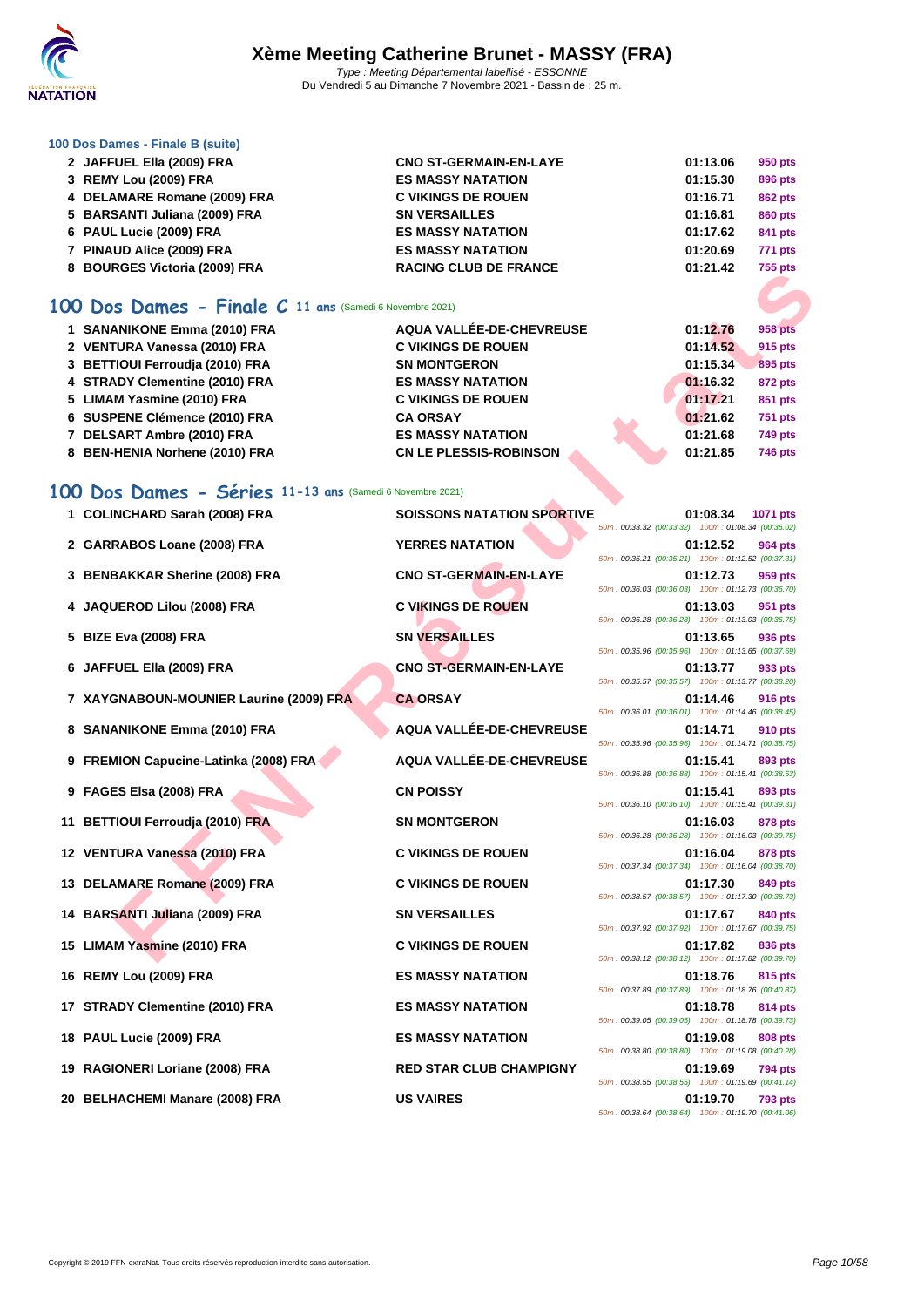# Xème Meeting Catherine Brunet - MASSY (FRA)

*Type : Meeting Départemental labellisé - ESSONNE*
Du Vendredi 5 au Dimanche 7 Novembre 2021 - Bassin de : 25 m.

### 100 Dos Dames - Finale B (suite)

| Place | Nom | Club | Temps | Points |
|---|---|---|---|---|
| 2 | JAFFUEL Ella (2009) FRA | CNO ST-GERMAIN-EN-LAYE | 01:13.06 | 950 pts |
| 3 | REMY Lou (2009) FRA | ES MASSY NATATION | 01:15.30 | 896 pts |
| 4 | DELAMARE Romane (2009) FRA | C VIKINGS DE ROUEN | 01:16.71 | 862 pts |
| 5 | BARSANTI Juliana (2009) FRA | SN VERSAILLES | 01:16.81 | 860 pts |
| 6 | PAUL Lucie (2009) FRA | ES MASSY NATATION | 01:17.62 | 841 pts |
| 7 | PINAUD Alice (2009) FRA | ES MASSY NATATION | 01:20.69 | 771 pts |
| 8 | BOURGES Victoria (2009) FRA | RACING CLUB DE FRANCE | 01:21.42 | 755 pts |

## 100 Dos Dames - Finale C 11 ans (Samedi 6 Novembre 2021)

| Place | Nom | Club | Temps | Points |
|---|---|---|---|---|
| 1 | SANANIKONE Emma (2010) FRA | AQUA VALLÉE-DE-CHEVREUSE | 01:12.76 | 958 pts |
| 2 | VENTURA Vanessa (2010) FRA | C VIKINGS DE ROUEN | 01:14.52 | 915 pts |
| 3 | BETTIOUI Ferroudja (2010) FRA | SN MONTGERON | 01:15.34 | 895 pts |
| 4 | STRADY Clementine (2010) FRA | ES MASSY NATATION | 01:16.32 | 872 pts |
| 5 | LIMAM Yasmine (2010) FRA | C VIKINGS DE ROUEN | 01:17.21 | 851 pts |
| 6 | SUSPENE Clémence (2010) FRA | CA ORSAY | 01:21.62 | 751 pts |
| 7 | DELSART Ambre (2010) FRA | ES MASSY NATATION | 01:21.68 | 749 pts |
| 8 | BEN-HENIA Norhene (2010) FRA | CN LE PLESSIS-ROBINSON | 01:21.85 | 746 pts |

## 100 Dos Dames - Séries 11-13 ans (Samedi 6 Novembre 2021)

| Place | Nom | Club | Temps | Points | Intermédiaires |
|---|---|---|---|---|---|
| 1 | COLINCHARD Sarah (2008) FRA | SOISSONS NATATION SPORTIVE | 01:08.34 | 1071 pts | 50m : 00:33.32 (00:33.32) 100m : 01:08.34 (00:35.02) |
| 2 | GARRABOS Loane (2008) FRA | YERRES NATATION | 01:12.52 | 964 pts | 50m : 00:35.21 (00:35.21) 100m : 01:12.52 (00:37.31) |
| 3 | BENBAKKAR Sherine (2008) FRA | CNO ST-GERMAIN-EN-LAYE | 01:12.73 | 959 pts | 50m : 00:36.03 (00:36.03) 100m : 01:12.73 (00:36.70) |
| 4 | JAQUEROD Lilou (2008) FRA | C VIKINGS DE ROUEN | 01:13.03 | 951 pts | 50m : 00:36.28 (00:36.28) 100m : 01:13.03 (00:36.75) |
| 5 | BIZE Eva (2008) FRA | SN VERSAILLES | 01:13.65 | 936 pts | 50m : 00:35.96 (00:35.96) 100m : 01:13.65 (00:37.69) |
| 6 | JAFFUEL Ella (2009) FRA | CNO ST-GERMAIN-EN-LAYE | 01:13.77 | 933 pts | 50m : 00:35.57 (00:35.57) 100m : 01:13.77 (00:38.20) |
| 7 | XAYGNABOUN-MOUNIER Laurine (2009) FRA | CA ORSAY | 01:14.46 | 916 pts | 50m : 00:36.01 (00:36.01) 100m : 01:14.46 (00:38.45) |
| 8 | SANANIKONE Emma (2010) FRA | AQUA VALLÉE-DE-CHEVREUSE | 01:14.71 | 910 pts | 50m : 00:35.96 (00:35.96) 100m : 01:14.71 (00:38.75) |
| 9 | FREMION Capucine-Latinka (2008) FRA | AQUA VALLÉE-DE-CHEVREUSE | 01:15.41 | 893 pts | 50m : 00:36.88 (00:36.88) 100m : 01:15.41 (00:38.53) |
| 9 | FAGES Elsa (2008) FRA | CN POISSY | 01:15.41 | 893 pts | 50m : 00:36.10 (00:36.10) 100m : 01:15.41 (00:39.31) |
| 11 | BETTIOUI Ferroudja (2010) FRA | SN MONTGERON | 01:16.03 | 878 pts | 50m : 00:36.28 (00:36.28) 100m : 01:16.03 (00:39.75) |
| 12 | VENTURA Vanessa (2010) FRA | C VIKINGS DE ROUEN | 01:16.04 | 878 pts | 50m : 00:37.34 (00:37.34) 100m : 01:16.04 (00:38.70) |
| 13 | DELAMARE Romane (2009) FRA | C VIKINGS DE ROUEN | 01:17.30 | 849 pts | 50m : 00:38.57 (00:38.57) 100m : 01:17.30 (00:38.73) |
| 14 | BARSANTI Juliana (2009) FRA | SN VERSAILLES | 01:17.67 | 840 pts | 50m : 00:37.92 (00:37.92) 100m : 01:17.67 (00:39.75) |
| 15 | LIMAM Yasmine (2010) FRA | C VIKINGS DE ROUEN | 01:17.82 | 836 pts | 50m : 00:38.12 (00:38.12) 100m : 01:17.82 (00:39.70) |
| 16 | REMY Lou (2009) FRA | ES MASSY NATATION | 01:18.76 | 815 pts | 50m : 00:37.89 (00:37.89) 100m : 01:18.76 (00:40.87) |
| 17 | STRADY Clementine (2010) FRA | ES MASSY NATATION | 01:18.78 | 814 pts | 50m : 00:39.05 (00:39.05) 100m : 01:18.78 (00:39.73) |
| 18 | PAUL Lucie (2009) FRA | ES MASSY NATATION | 01:19.08 | 808 pts | 50m : 00:38.80 (00:38.80) 100m : 01:19.08 (00:40.28) |
| 19 | RAGIONERI Loriane (2008) FRA | RED STAR CLUB CHAMPIGNY | 01:19.69 | 794 pts | 50m : 00:38.55 (00:38.55) 100m : 01:19.69 (00:41.14) |
| 20 | BELHACHEMI Manare (2008) FRA | US VAIRES | 01:19.70 | 793 pts | 50m : 00:38.64 (00:38.64) 100m : 01:19.70 (00:41.06) |

Copyright © 2019 FFN-extraNat. Tous droits réservés reproduction interdite sans autorisation.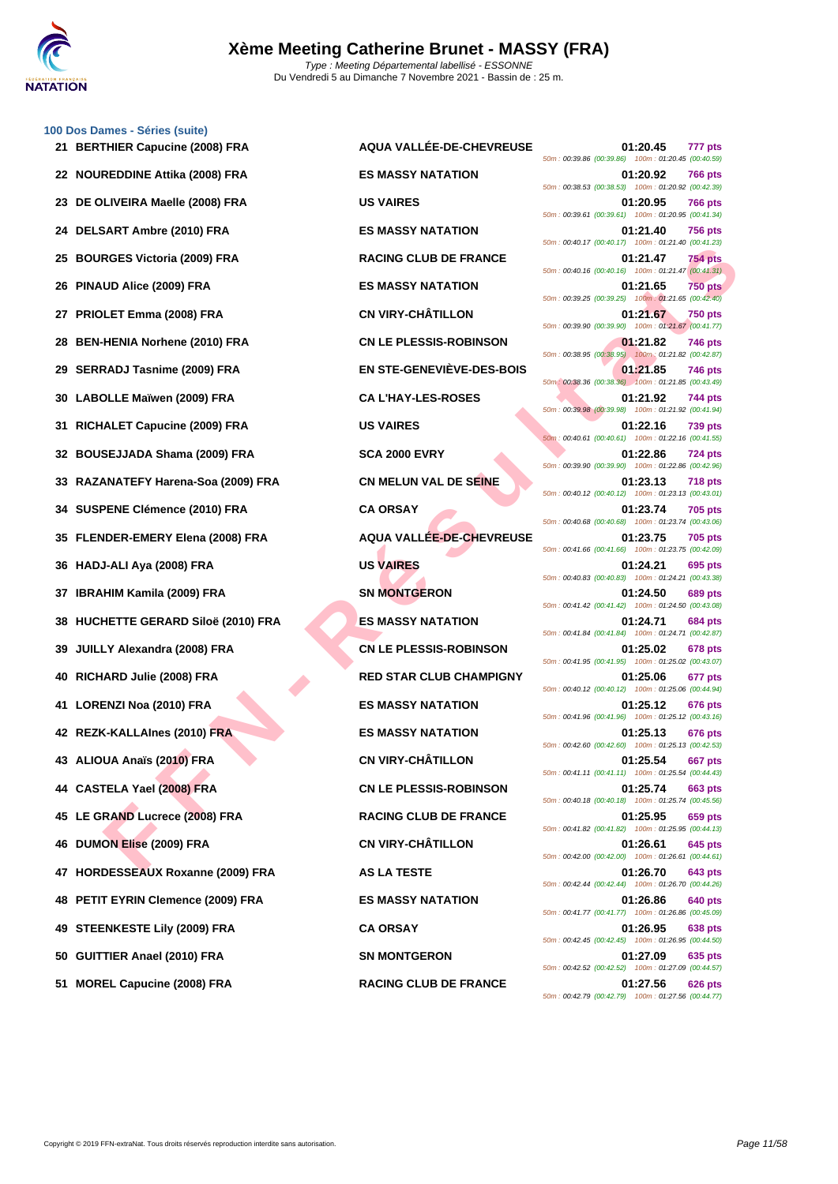# Xème Meeting Catherine Brunet - MASSY (FRA)

*Type : Meeting Départemental labellisé - ESSONNE*
Du Vendredi 5 au Dimanche 7 Novembre 2021 - Bassin de : 25 m.

### 100 Dos Dames - Séries (suite)

| Rang | Nom | Club | Temps | Points | Splits |
|---|---|---|---|---|---|
| 21 | BERTHIER Capucine (2008) FRA | AQUA VALLÉE-DE-CHEVREUSE | 01:20.45 | 777 pts | 50m : 00:39.86 (00:39.86) 100m : 01:20.45 (00:40.59) |
| 22 | NOUREDDINE Attika (2008) FRA | ES MASSY NATATION | 01:20.92 | 766 pts | 50m : 00:38.53 (00:38.53) 100m : 01:20.92 (00:42.39) |
| 23 | DE OLIVEIRA Maelle (2008) FRA | US VAIRES | 01:20.95 | 766 pts | 50m : 00:39.61 (00:39.61) 100m : 01:20.95 (00:41.34) |
| 24 | DELSART Ambre (2010) FRA | ES MASSY NATATION | 01:21.40 | 756 pts | 50m : 00:40.17 (00:40.17) 100m : 01:21.40 (00:41.23) |
| 25 | BOURGES Victoria (2009) FRA | RACING CLUB DE FRANCE | 01:21.47 | 754 pts | 50m : 00:40.16 (00:40.16) 100m : 01:21.47 (00:41.31) |
| 26 | PINAUD Alice (2009) FRA | ES MASSY NATATION | 01:21.65 | 750 pts | 50m : 00:39.25 (00:39.25) 100m : 01:21.65 (00:42.40) |
| 27 | PRIOLET Emma (2008) FRA | CN VIRY-CHÂTILLON | 01:21.67 | 750 pts | 50m : 00:39.90 (00:39.90) 100m : 01:21.67 (00:41.77) |
| 28 | BEN-HENIA Norhene (2010) FRA | CN LE PLESSIS-ROBINSON | 01:21.82 | 746 pts | 50m : 00:38.95 (00:38.95) 100m : 01:21.82 (00:42.87) |
| 29 | SERRADJ Tasnime (2009) FRA | EN STE-GENEVIÈVE-DES-BOIS | 01:21.85 | 746 pts | 50m : 00:38.36 (00:38.36) 100m : 01:21.85 (00:43.49) |
| 30 | LABOLLE Maïwen (2009) FRA | CA L'HAY-LES-ROSES | 01:21.92 | 744 pts | 50m : 00:39.98 (00:39.98) 100m : 01:21.92 (00:41.94) |
| 31 | RICHALET Capucine (2009) FRA | US VAIRES | 01:22.16 | 739 pts | 50m : 00:40.61 (00:40.61) 100m : 01:22.16 (00:41.55) |
| 32 | BOUSEJJADA Shama (2009) FRA | SCA 2000 EVRY | 01:22.86 | 724 pts | 50m : 00:39.90 (00:39.90) 100m : 01:22.86 (00:42.96) |
| 33 | RAZANATEFY Harena-Soa (2009) FRA | CN MELUN VAL DE SEINE | 01:23.13 | 718 pts | 50m : 00:40.12 (00:40.12) 100m : 01:23.13 (00:43.01) |
| 34 | SUSPENE Clémence (2010) FRA | CA ORSAY | 01:23.74 | 705 pts | 50m : 00:40.68 (00:40.68) 100m : 01:23.74 (00:43.06) |
| 35 | FLENDER-EMERY Elena (2008) FRA | AQUA VALLÉE-DE-CHEVREUSE | 01:23.75 | 705 pts | 50m : 00:41.66 (00:41.66) 100m : 01:23.75 (00:42.09) |
| 36 | HADJ-ALI Aya (2008) FRA | US VAIRES | 01:24.21 | 695 pts | 50m : 00:40.83 (00:40.83) 100m : 01:24.21 (00:43.38) |
| 37 | IBRAHIM Kamila (2009) FRA | SN MONTGERON | 01:24.50 | 689 pts | 50m : 00:41.42 (00:41.42) 100m : 01:24.50 (00:43.08) |
| 38 | HUCHETTE GERARD Siloë (2010) FRA | ES MASSY NATATION | 01:24.71 | 684 pts | 50m : 00:41.84 (00:41.84) 100m : 01:24.71 (00:42.87) |
| 39 | JUILLY Alexandra (2008) FRA | CN LE PLESSIS-ROBINSON | 01:25.02 | 678 pts | 50m : 00:41.95 (00:41.95) 100m : 01:25.02 (00:43.07) |
| 40 | RICHARD Julie (2008) FRA | RED STAR CLUB CHAMPIGNY | 01:25.06 | 677 pts | 50m : 00:40.12 (00:40.12) 100m : 01:25.06 (00:44.94) |
| 41 | LORENZI Noa (2010) FRA | ES MASSY NATATION | 01:25.12 | 676 pts | 50m : 00:41.96 (00:41.96) 100m : 01:25.12 (00:43.16) |
| 42 | REZK-KALLAInes (2010) FRA | ES MASSY NATATION | 01:25.13 | 676 pts | 50m : 00:42.60 (00:42.60) 100m : 01:25.13 (00:42.53) |
| 43 | ALIOUA Anaïs (2010) FRA | CN VIRY-CHÂTILLON | 01:25.54 | 667 pts | 50m : 00:41.11 (00:41.11) 100m : 01:25.54 (00:44.43) |
| 44 | CASTELA Yael (2008) FRA | CN LE PLESSIS-ROBINSON | 01:25.74 | 663 pts | 50m : 00:40.18 (00:40.18) 100m : 01:25.74 (00:45.56) |
| 45 | LE GRAND Lucrece (2008) FRA | RACING CLUB DE FRANCE | 01:25.95 | 659 pts | 50m : 00:41.82 (00:41.82) 100m : 01:25.95 (00:44.13) |
| 46 | DUMON Elise (2009) FRA | CN VIRY-CHÂTILLON | 01:26.61 | 645 pts | 50m : 00:42.00 (00:42.00) 100m : 01:26.61 (00:44.61) |
| 47 | HORDESSEAUX Roxanne (2009) FRA | AS LA TESTE | 01:26.70 | 643 pts | 50m : 00:42.44 (00:42.44) 100m : 01:26.70 (00:44.26) |
| 48 | PETIT EYRIN Clemence (2009) FRA | ES MASSY NATATION | 01:26.86 | 640 pts | 50m : 00:41.77 (00:41.77) 100m : 01:26.86 (00:45.09) |
| 49 | STEENKESTE Lily (2009) FRA | CA ORSAY | 01:26.95 | 638 pts | 50m : 00:42.45 (00:42.45) 100m : 01:26.95 (00:44.50) |
| 50 | GUITTIER Anael (2010) FRA | SN MONTGERON | 01:27.09 | 635 pts | 50m : 00:42.52 (00:42.52) 100m : 01:27.09 (00:44.57) |
| 51 | MOREL Capucine (2008) FRA | RACING CLUB DE FRANCE | 01:27.56 | 626 pts | 50m : 00:42.79 (00:42.79) 100m : 01:27.56 (00:44.77) |

Copyright © 2019 FFN-extraNat. Tous droits réservés reproduction interdite sans autorisation.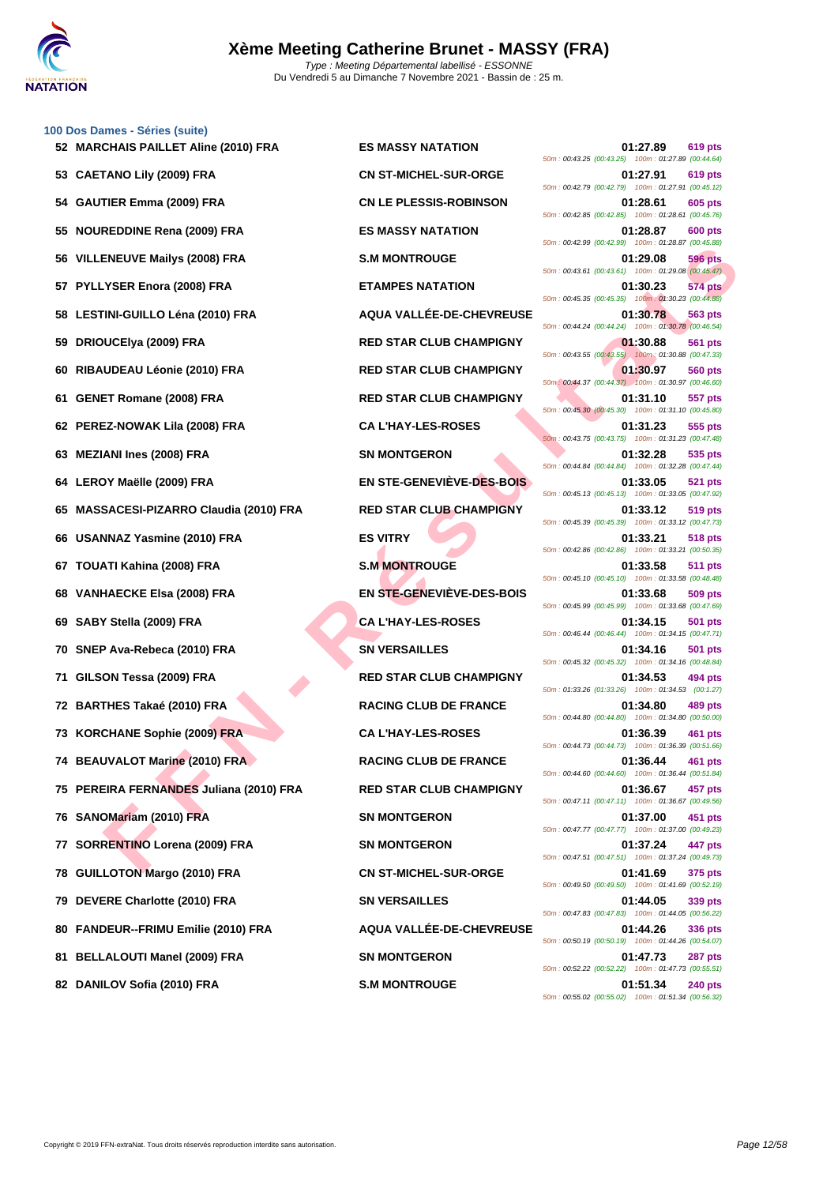# Xème Meeting Catherine Brunet - MASSY (FRA)

*Type : Meeting Départemental labellisé - ESSONNE*

Du Vendredi 5 au Dimanche 7 Novembre 2021 - Bassin de : 25 m.

## 100 Dos Dames - Séries (suite)

| Rang | Nageur | Club | Temps | Points | Splits |
|---|---|---|---|---|---|
| 52 | MARCHAIS PAILLET Aline (2010) FRA | ES MASSY NATATION | 01:27.89 | 619 pts | 50m : 00:43.25 (00:43.25) 100m : 01:27.89 (00:44.64) |
| 53 | CAETANO Lily (2009) FRA | CN ST-MICHEL-SUR-ORGE | 01:27.91 | 619 pts | 50m : 00:42.79 (00:42.79) 100m : 01:27.91 (00:45.12) |
| 54 | GAUTIER Emma (2009) FRA | CN LE PLESSIS-ROBINSON | 01:28.61 | 605 pts | 50m : 00:42.85 (00:42.85) 100m : 01:28.61 (00:45.76) |
| 55 | NOUREDDINE Rena (2009) FRA | ES MASSY NATATION | 01:28.87 | 600 pts | 50m : 00:42.99 (00:42.99) 100m : 01:28.87 (00:45.88) |
| 56 | VILLENEUVE Mailys (2008) FRA | S.M MONTROUGE | 01:29.08 | 596 pts | 50m : 00:43.61 (00:43.61) 100m : 01:29.08 (00:45.47) |
| 57 | PYLLYSER Enora (2008) FRA | ETAMPES NATATION | 01:30.23 | 574 pts | 50m : 00:45.35 (00:45.35) 100m : 01:30.23 (00:44.88) |
| 58 | LESTINI-GUILLO Léna (2010) FRA | AQUA VALLÉE-DE-CHEVREUSE | 01:30.78 | 563 pts | 50m : 00:44.24 (00:44.24) 100m : 01:30.78 (00:46.54) |
| 59 | DRIOUCElya (2009) FRA | RED STAR CLUB CHAMPIGNY | 01:30.88 | 561 pts | 50m : 00:43.55 (00:43.55) 100m : 01:30.88 (00:47.33) |
| 60 | RIBAUDEAU Léonie (2010) FRA | RED STAR CLUB CHAMPIGNY | 01:30.97 | 560 pts | 50m : 00:44.37 (00:44.37) 100m : 01:30.97 (00:46.60) |
| 61 | GENET Romane (2008) FRA | RED STAR CLUB CHAMPIGNY | 01:31.10 | 557 pts | 50m : 00:45.30 (00:45.30) 100m : 01:31.10 (00:45.80) |
| 62 | PEREZ-NOWAK Lila (2008) FRA | CA L'HAY-LES-ROSES | 01:31.23 | 555 pts | 50m : 00:43.75 (00:43.75) 100m : 01:31.23 (00:47.48) |
| 63 | MEZIANI Ines (2008) FRA | SN MONTGERON | 01:32.28 | 535 pts | 50m : 00:44.84 (00:44.84) 100m : 01:32.28 (00:47.44) |
| 64 | LEROY Maëlle (2009) FRA | EN STE-GENEVIÈVE-DES-BOIS | 01:33.05 | 521 pts | 50m : 00:45.13 (00:45.13) 100m : 01:33.05 (00:47.92) |
| 65 | MASSACESI-PIZARRO Claudia (2010) FRA | RED STAR CLUB CHAMPIGNY | 01:33.12 | 519 pts | 50m : 00:45.39 (00:45.39) 100m : 01:33.12 (00:47.73) |
| 66 | USANNAZ Yasmine (2010) FRA | ES VITRY | 01:33.21 | 518 pts | 50m : 00:42.86 (00:42.86) 100m : 01:33.21 (00:50.35) |
| 67 | TOUATI Kahina (2008) FRA | S.M MONTROUGE | 01:33.58 | 511 pts | 50m : 00:45.10 (00:45.10) 100m : 01:33.58 (00:48.48) |
| 68 | VANHAECKE Elsa (2008) FRA | EN STE-GENEVIÈVE-DES-BOIS | 01:33.68 | 509 pts | 50m : 00:45.99 (00:45.99) 100m : 01:33.68 (00:47.69) |
| 69 | SABY Stella (2009) FRA | CA L'HAY-LES-ROSES | 01:34.15 | 501 pts | 50m : 00:46.44 (00:46.44) 100m : 01:34.15 (00:47.71) |
| 70 | SNEP Ava-Rebeca (2010) FRA | SN VERSAILLES | 01:34.16 | 501 pts | 50m : 00:45.32 (00:45.32) 100m : 01:34.16 (00:48.84) |
| 71 | GILSON Tessa (2009) FRA | RED STAR CLUB CHAMPIGNY | 01:34.53 | 494 pts | 50m : 01:33.26 (01:33.26) 100m : 01:34.53 (00:1.27) |
| 72 | BARTHES Takaé (2010) FRA | RACING CLUB DE FRANCE | 01:34.80 | 489 pts | 50m : 00:44.80 (00:44.80) 100m : 01:34.80 (00:50.00) |
| 73 | KORCHANE Sophie (2009) FRA | CA L'HAY-LES-ROSES | 01:36.39 | 461 pts | 50m : 00:44.73 (00:44.73) 100m : 01:36.39 (00:51.66) |
| 74 | BEAUVALOT Marine (2010) FRA | RACING CLUB DE FRANCE | 01:36.44 | 461 pts | 50m : 00:44.60 (00:44.60) 100m : 01:36.44 (00:51.84) |
| 75 | PEREIRA FERNANDES Juliana (2010) FRA | RED STAR CLUB CHAMPIGNY | 01:36.67 | 457 pts | 50m : 00:47.11 (00:47.11) 100m : 01:36.67 (00:49.56) |
| 76 | SANOMariam (2010) FRA | SN MONTGERON | 01:37.00 | 451 pts | 50m : 00:47.77 (00:47.77) 100m : 01:37.00 (00:49.23) |
| 77 | SORRENTINO Lorena (2009) FRA | SN MONTGERON | 01:37.24 | 447 pts | 50m : 00:47.51 (00:47.51) 100m : 01:37.24 (00:49.73) |
| 78 | GUILLOTON Margo (2010) FRA | CN ST-MICHEL-SUR-ORGE | 01:41.69 | 375 pts | 50m : 00:49.50 (00:49.50) 100m : 01:41.69 (00:52.19) |
| 79 | DEVERE Charlotte (2010) FRA | SN VERSAILLES | 01:44.05 | 339 pts | 50m : 00:47.83 (00:47.83) 100m : 01:44.05 (00:56.22) |
| 80 | FANDEUR--FRIMU Emilie (2010) FRA | AQUA VALLÉE-DE-CHEVREUSE | 01:44.26 | 336 pts | 50m : 00:50.19 (00:50.19) 100m : 01:44.26 (00:54.07) |
| 81 | BELLALOUTI Manel (2009) FRA | SN MONTGERON | 01:47.73 | 287 pts | 50m : 00:52.22 (00:52.22) 100m : 01:47.73 (00:55.51) |
| 82 | DANILOV Sofia (2010) FRA | S.M MONTROUGE | 01:51.34 | 240 pts | 50m : 00:55.02 (00:55.02) 100m : 01:51.34 (00:56.32) |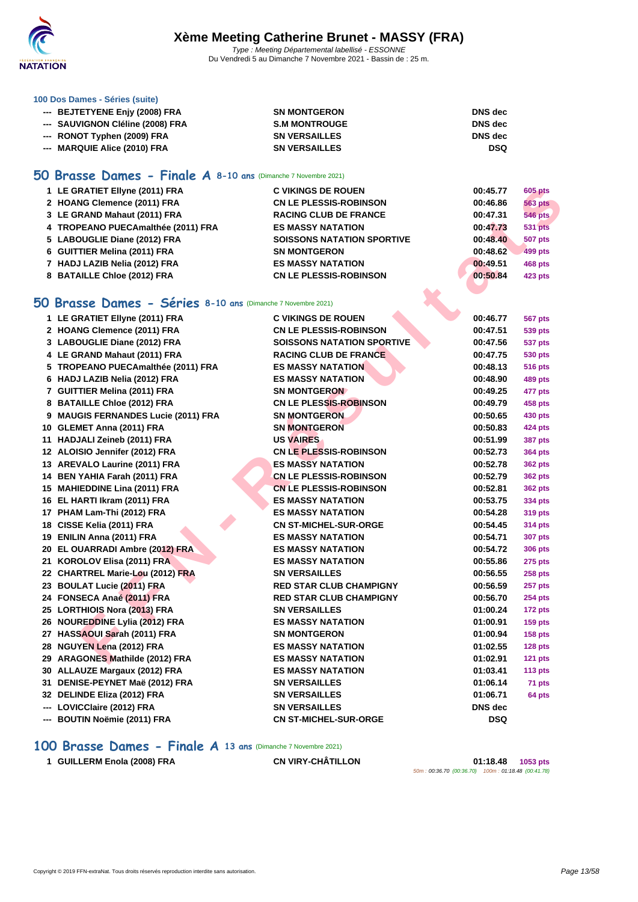### 100 Dos Dames - Séries (suite)

| | | | |
|---|---|---|---|
| --- | BEJTETYENE Enjy (2008) FRA | SN MONTGERON | DNS dec |
| --- | SAUVIGNON Cléline (2008) FRA | S.M MONTROUGE | DNS dec |
| --- | RONOT Typhen (2009) FRA | SN VERSAILLES | DNS dec |
| --- | MARQUIE Alice (2010) FRA | SN VERSAILLES | DSQ |

## 50 Brasse Dames - Finale A 8-10 ans (Dimanche 7 Novembre 2021)

| | | | | |
|---|---|---|---|---|
| 1 | LE GRATIET Ellyne (2011) FRA | C VIKINGS DE ROUEN | 00:45.77 | 605 pts |
| 2 | HOANG Clemence (2011) FRA | CN LE PLESSIS-ROBINSON | 00:46.86 | 563 pts |
| 3 | LE GRAND Mahaut (2011) FRA | RACING CLUB DE FRANCE | 00:47.31 | 546 pts |
| 4 | TROPEANO PUECAmalthée (2011) FRA | ES MASSY NATATION | 00:47.73 | 531 pts |
| 5 | LABOUGLIE Diane (2012) FRA | SOISSONS NATATION SPORTIVE | 00:48.40 | 507 pts |
| 6 | GUITTIER Melina (2011) FRA | SN MONTGERON | 00:48.62 | 499 pts |
| 7 | HADJ LAZIB Nelia (2012) FRA | ES MASSY NATATION | 00:49.51 | 468 pts |
| 8 | BATAILLE Chloe (2012) FRA | CN LE PLESSIS-ROBINSON | 00:50.84 | 423 pts |

## 50 Brasse Dames - Séries 8-10 ans (Dimanche 7 Novembre 2021)

| | | | | |
|---|---|---|---|---|
| 1 | LE GRATIET Ellyne (2011) FRA | C VIKINGS DE ROUEN | 00:46.77 | 567 pts |
| 2 | HOANG Clemence (2011) FRA | CN LE PLESSIS-ROBINSON | 00:47.51 | 539 pts |
| 3 | LABOUGLIE Diane (2012) FRA | SOISSONS NATATION SPORTIVE | 00:47.56 | 537 pts |
| 4 | LE GRAND Mahaut (2011) FRA | RACING CLUB DE FRANCE | 00:47.75 | 530 pts |
| 5 | TROPEANO PUECAmalthée (2011) FRA | ES MASSY NATATION | 00:48.13 | 516 pts |
| 6 | HADJ LAZIB Nelia (2012) FRA | ES MASSY NATATION | 00:48.90 | 489 pts |
| 7 | GUITTIER Melina (2011) FRA | SN MONTGERON | 00:49.25 | 477 pts |
| 8 | BATAILLE Chloe (2012) FRA | CN LE PLESSIS-ROBINSON | 00:49.79 | 458 pts |
| 9 | MAUGIS FERNANDES Lucie (2011) FRA | SN MONTGERON | 00:50.65 | 430 pts |
| 10 | GLEMET Anna (2011) FRA | SN MONTGERON | 00:50.83 | 424 pts |
| 11 | HADJALI Zeineb (2011) FRA | US VAIRES | 00:51.99 | 387 pts |
| 12 | ALOISIO Jennifer (2012) FRA | CN LE PLESSIS-ROBINSON | 00:52.73 | 364 pts |
| 13 | AREVALO Laurine (2011) FRA | ES MASSY NATATION | 00:52.78 | 362 pts |
| 14 | BEN YAHIA Farah (2011) FRA | CN LE PLESSIS-ROBINSON | 00:52.79 | 362 pts |
| 15 | MAHIEDDINE Lina (2011) FRA | CN LE PLESSIS-ROBINSON | 00:52.81 | 362 pts |
| 16 | EL HARTI Ikram (2011) FRA | ES MASSY NATATION | 00:53.75 | 334 pts |
| 17 | PHAM Lam-Thi (2012) FRA | ES MASSY NATATION | 00:54.28 | 319 pts |
| 18 | CISSE Kelia (2011) FRA | CN ST-MICHEL-SUR-ORGE | 00:54.45 | 314 pts |
| 19 | ENILIN Anna (2011) FRA | ES MASSY NATATION | 00:54.71 | 307 pts |
| 20 | EL OUARRADI Ambre (2012) FRA | ES MASSY NATATION | 00:54.72 | 306 pts |
| 21 | KOROLOV Elisa (2011) FRA | ES MASSY NATATION | 00:55.86 | 275 pts |
| 22 | CHARTREL Marie-Lou (2012) FRA | SN VERSAILLES | 00:56.55 | 258 pts |
| 23 | BOULAT Lucie (2011) FRA | RED STAR CLUB CHAMPIGNY | 00:56.59 | 257 pts |
| 24 | FONSECA Anaé (2011) FRA | RED STAR CLUB CHAMPIGNY | 00:56.70 | 254 pts |
| 25 | LORTHIOIS Nora (2013) FRA | SN VERSAILLES | 01:00.24 | 172 pts |
| 26 | NOUREDDINE Lylia (2012) FRA | ES MASSY NATATION | 01:00.91 | 159 pts |
| 27 | HASSAOUI Sarah (2011) FRA | SN MONTGERON | 01:00.94 | 158 pts |
| 28 | NGUYEN Lena (2012) FRA | ES MASSY NATATION | 01:02.55 | 128 pts |
| 29 | ARAGONES Mathilde (2012) FRA | ES MASSY NATATION | 01:02.91 | 121 pts |
| 30 | ALLAUZE Margaux (2012) FRA | ES MASSY NATATION | 01:03.41 | 113 pts |
| 31 | DENISE-PEYNET Maë (2012) FRA | SN VERSAILLES | 01:06.14 | 71 pts |
| 32 | DELINDE Eliza (2012) FRA | SN VERSAILLES | 01:06.71 | 64 pts |
| --- | LOVICClaire (2012) FRA | SN VERSAILLES | DNS dec | |
| --- | BOUTIN Noëmie (2011) FRA | CN ST-MICHEL-SUR-ORGE | DSQ | |

## 100 Brasse Dames - Finale A 13 ans (Dimanche 7 Novembre 2021)

| | | | | |
|---|---|---|---|---|
| 1 | GUILLERM Enola (2008) FRA | CN VIRY-CHÂTILLON | 01:18.48 | 1053 pts |

*50m : 00:36.70 (00:36.70) 100m : 01:18.48 (00:41.78)*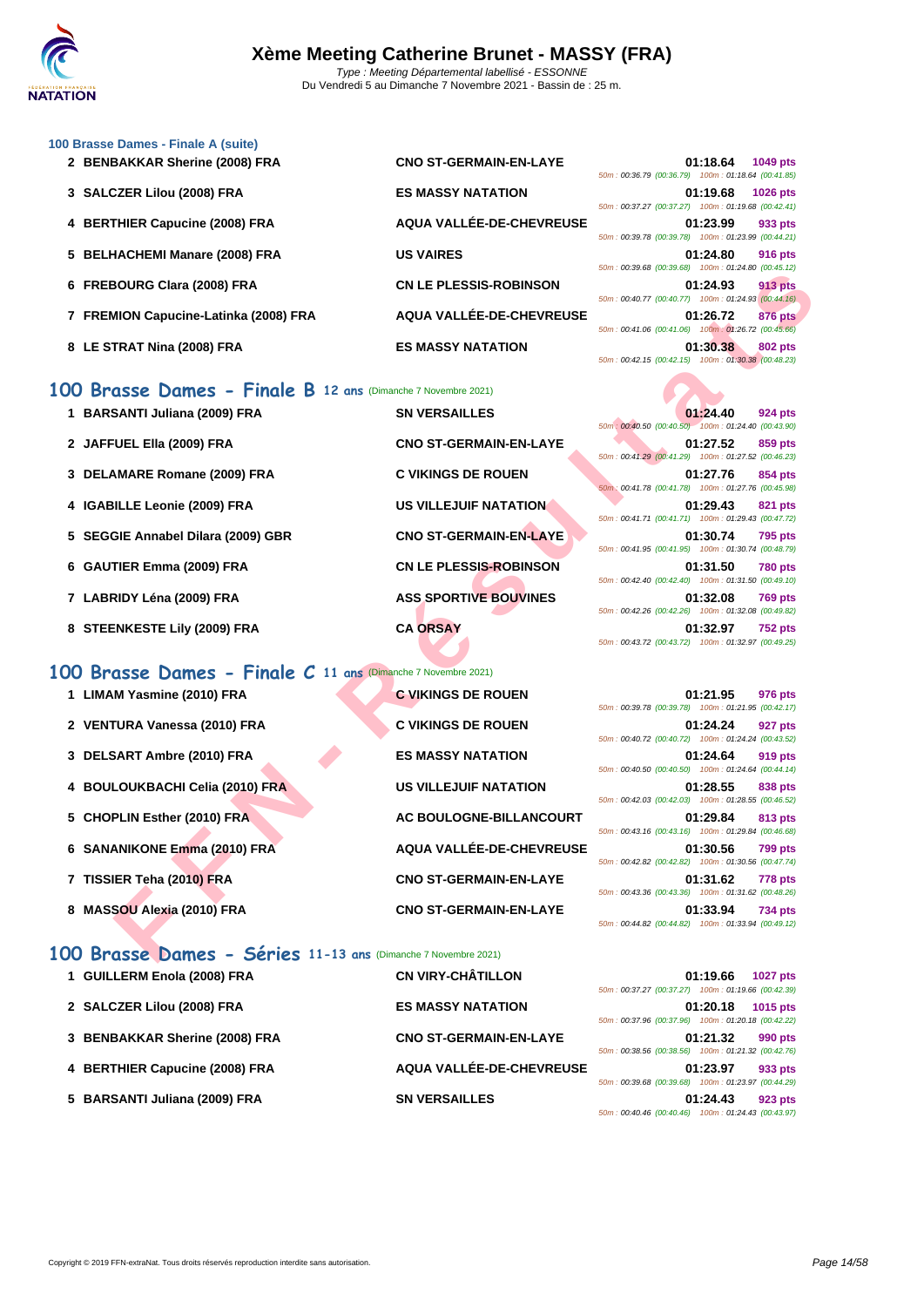# Xème Meeting Catherine Brunet - MASSY (FRA)

*Type : Meeting Départemental labellisé - ESSONNE*
Du Vendredi 5 au Dimanche 7 Novembre 2021 - Bassin de : 25 m.

### 100 Brasse Dames - Finale A (suite)

| Place | Nom | Club | Temps | Points | Splits |
|---|---|---|---|---|---|
| 2 | BENBAKKAR Sherine (2008) FRA | CNO ST-GERMAIN-EN-LAYE | 01:18.64 | 1049 pts | 50m : 00:36.79 (00:36.79) 100m : 01:18.64 (00:41.85) |
| 3 | SALCZER Lilou (2008) FRA | ES MASSY NATATION | 01:19.68 | 1026 pts | 50m : 00:37.27 (00:37.27) 100m : 01:19.68 (00:42.41) |
| 4 | BERTHIER Capucine (2008) FRA | AQUA VALLÉE-DE-CHEVREUSE | 01:23.99 | 933 pts | 50m : 00:39.78 (00:39.78) 100m : 01:23.99 (00:44.21) |
| 5 | BELHACHEMI Manare (2008) FRA | US VAIRES | 01:24.80 | 916 pts | 50m : 00:39.68 (00:39.68) 100m : 01:24.80 (00:45.12) |
| 6 | FREBOURG Clara (2008) FRA | CN LE PLESSIS-ROBINSON | 01:24.93 | 913 pts | 50m : 00:40.77 (00:40.77) 100m : 01:24.93 (00:44.16) |
| 7 | FREMION Capucine-Latinka (2008) FRA | AQUA VALLÉE-DE-CHEVREUSE | 01:26.72 | 876 pts | 50m : 00:41.06 (00:41.06) 100m : 01:26.72 (00:45.66) |
| 8 | LE STRAT Nina (2008) FRA | ES MASSY NATATION | 01:30.38 | 802 pts | 50m : 00:42.15 (00:42.15) 100m : 01:30.38 (00:48.23) |

## 100 Brasse Dames - Finale B 12 ans (Dimanche 7 Novembre 2021)

| Place | Nom | Club | Temps | Points | Splits |
|---|---|---|---|---|---|
| 1 | BARSANTI Juliana (2009) FRA | SN VERSAILLES | 01:24.40 | 924 pts | 50m : 00:40.50 (00:40.50) 100m : 01:24.40 (00:43.90) |
| 2 | JAFFUEL Ella (2009) FRA | CNO ST-GERMAIN-EN-LAYE | 01:27.52 | 859 pts | 50m : 00:41.29 (00:41.29) 100m : 01:27.52 (00:46.23) |
| 3 | DELAMARE Romane (2009) FRA | C VIKINGS DE ROUEN | 01:27.76 | 854 pts | 50m : 00:41.78 (00:41.78) 100m : 01:27.76 (00:45.98) |
| 4 | IGABILLE Leonie (2009) FRA | US VILLEJUIF NATATION | 01:29.43 | 821 pts | 50m : 00:41.71 (00:41.71) 100m : 01:29.43 (00:47.72) |
| 5 | SEGGIE Annabel Dilara (2009) GBR | CNO ST-GERMAIN-EN-LAYE | 01:30.74 | 795 pts | 50m : 00:41.95 (00:41.95) 100m : 01:30.74 (00:48.79) |
| 6 | GAUTIER Emma (2009) FRA | CN LE PLESSIS-ROBINSON | 01:31.50 | 780 pts | 50m : 00:42.40 (00:42.40) 100m : 01:31.50 (00:49.10) |
| 7 | LABRIDY Léna (2009) FRA | ASS SPORTIVE BOUVINES | 01:32.08 | 769 pts | 50m : 00:42.26 (00:42.26) 100m : 01:32.08 (00:49.82) |
| 8 | STEENKESTE Lily (2009) FRA | CA ORSAY | 01:32.97 | 752 pts | 50m : 00:43.72 (00:43.72) 100m : 01:32.97 (00:49.25) |

## 100 Brasse Dames - Finale C 11 ans (Dimanche 7 Novembre 2021)

| Place | Nom | Club | Temps | Points | Splits |
|---|---|---|---|---|---|
| 1 | LIMAM Yasmine (2010) FRA | C VIKINGS DE ROUEN | 01:21.95 | 976 pts | 50m : 00:39.78 (00:39.78) 100m : 01:21.95 (00:42.17) |
| 2 | VENTURA Vanessa (2010) FRA | C VIKINGS DE ROUEN | 01:24.24 | 927 pts | 50m : 00:40.72 (00:40.72) 100m : 01:24.24 (00:43.52) |
| 3 | DELSART Ambre (2010) FRA | ES MASSY NATATION | 01:24.64 | 919 pts | 50m : 00:40.50 (00:40.50) 100m : 01:24.64 (00:44.14) |
| 4 | BOULOUKBACHI Celia (2010) FRA | US VILLEJUIF NATATION | 01:28.55 | 838 pts | 50m : 00:42.03 (00:42.03) 100m : 01:28.55 (00:46.52) |
| 5 | CHOPLIN Esther (2010) FRA | AC BOULOGNE-BILLANCOURT | 01:29.84 | 813 pts | 50m : 00:43.16 (00:43.16) 100m : 01:29.84 (00:46.68) |
| 6 | SANANIKONE Emma (2010) FRA | AQUA VALLÉE-DE-CHEVREUSE | 01:30.56 | 799 pts | 50m : 00:42.82 (00:42.82) 100m : 01:30.56 (00:47.74) |
| 7 | TISSIER Teha (2010) FRA | CNO ST-GERMAIN-EN-LAYE | 01:31.62 | 778 pts | 50m : 00:43.36 (00:43.36) 100m : 01:31.62 (00:48.26) |
| 8 | MASSOU Alexia (2010) FRA | CNO ST-GERMAIN-EN-LAYE | 01:33.94 | 734 pts | 50m : 00:44.82 (00:44.82) 100m : 01:33.94 (00:49.12) |

## 100 Brasse Dames - Séries 11-13 ans (Dimanche 7 Novembre 2021)

| Place | Nom | Club | Temps | Points | Splits |
|---|---|---|---|---|---|
| 1 | GUILLERM Enola (2008) FRA | CN VIRY-CHÂTILLON | 01:19.66 | 1027 pts | 50m : 00:37.27 (00:37.27) 100m : 01:19.66 (00:42.39) |
| 2 | SALCZER Lilou (2008) FRA | ES MASSY NATATION | 01:20.18 | 1015 pts | 50m : 00:37.96 (00:37.96) 100m : 01:20.18 (00:42.22) |
| 3 | BENBAKKAR Sherine (2008) FRA | CNO ST-GERMAIN-EN-LAYE | 01:21.32 | 990 pts | 50m : 00:38.56 (00:38.56) 100m : 01:21.32 (00:42.76) |
| 4 | BERTHIER Capucine (2008) FRA | AQUA VALLÉE-DE-CHEVREUSE | 01:23.97 | 933 pts | 50m : 00:39.68 (00:39.68) 100m : 01:23.97 (00:44.29) |
| 5 | BARSANTI Juliana (2009) FRA | SN VERSAILLES | 01:24.43 | 923 pts | 50m : 00:40.46 (00:40.46) 100m : 01:24.43 (00:43.97) |

Copyright © 2019 FFN-extraNat. Tous droits réservés reproduction interdite sans autorisation.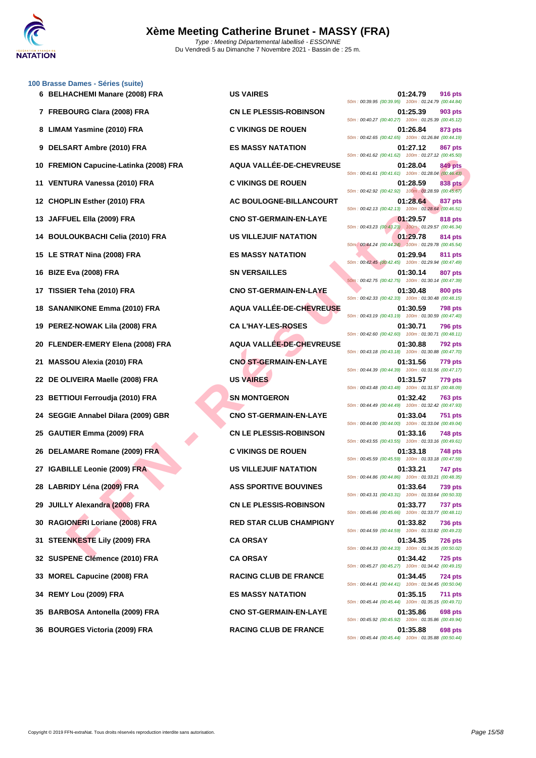# Xème Meeting Catherine Brunet - MASSY (FRA)

Type : Meeting Départemental labellisé - ESSONNE
Du Vendredi 5 au Dimanche 7 Novembre 2021 - Bassin de : 25 m.

## 100 Brasse Dames - Séries (suite)

| Rg | Nom | Club | Temps | Points | Splits |
|---|---|---|---|---|---|
| 6 | BELHACHEMI Manare (2008) FRA | US VAIRES | 01:24.79 | 916 pts | 50m : 00:39.95 (00:39.95) 100m : 01:24.79 (00:44.84) |
| 7 | FREBOURG Clara (2008) FRA | CN LE PLESSIS-ROBINSON | 01:25.39 | 903 pts | 50m : 00:40.27 (00:40.27) 100m : 01:25.39 (00:45.12) |
| 8 | LIMAM Yasmine (2010) FRA | C VIKINGS DE ROUEN | 01:26.84 | 873 pts | 50m : 00:42.65 (00:42.65) 100m : 01:26.84 (00:44.19) |
| 9 | DELSART Ambre (2010) FRA | ES MASSY NATATION | 01:27.12 | 867 pts | 50m : 00:41.62 (00:41.62) 100m : 01:27.12 (00:45.50) |
| 10 | FREMION Capucine-Latinka (2008) FRA | AQUA VALLÉE-DE-CHEVREUSE | 01:28.04 | 849 pts | 50m : 00:41.61 (00:41.61) 100m : 01:28.04 (00:46.43) |
| 11 | VENTURA Vanessa (2010) FRA | C VIKINGS DE ROUEN | 01:28.59 | 838 pts | 50m : 00:42.92 (00:42.92) 100m : 01:28.59 (00:45.67) |
| 12 | CHOPLIN Esther (2010) FRA | AC BOULOGNE-BILLANCOURT | 01:28.64 | 837 pts | 50m : 00:42.13 (00:42.13) 100m : 01:28.64 (00:46.51) |
| 13 | JAFFUEL Ella (2009) FRA | CNO ST-GERMAIN-EN-LAYE | 01:29.57 | 818 pts | 50m : 00:43.23 (00:43.23) 100m : 01:29.57 (00:46.34) |
| 14 | BOULOUKBACHI Celia (2010) FRA | US VILLEJUIF NATATION | 01:29.78 | 814 pts | 50m : 00:44.24 (00:44.24) 100m : 01:29.78 (00:45.54) |
| 15 | LE STRAT Nina (2008) FRA | ES MASSY NATATION | 01:29.94 | 811 pts | 50m : 00:42.45 (00:42.45) 100m : 01:29.94 (00:47.49) |
| 16 | BIZE Eva (2008) FRA | SN VERSAILLES | 01:30.14 | 807 pts | 50m : 00:42.75 (00:42.75) 100m : 01:30.14 (00:47.39) |
| 17 | TISSIER Teha (2010) FRA | CNO ST-GERMAIN-EN-LAYE | 01:30.48 | 800 pts | 50m : 00:42.33 (00:42.33) 100m : 01:30.48 (00:48.15) |
| 18 | SANANIKONE Emma (2010) FRA | AQUA VALLÉE-DE-CHEVREUSE | 01:30.59 | 798 pts | 50m : 00:43.19 (00:43.19) 100m : 01:30.59 (00:47.40) |
| 19 | PEREZ-NOWAK Lila (2008) FRA | CA L'HAY-LES-ROSES | 01:30.71 | 796 pts | 50m : 00:42.60 (00:42.60) 100m : 01:30.71 (00:48.11) |
| 20 | FLENDER-EMERY Elena (2008) FRA | AQUA VALLÉE-DE-CHEVREUSE | 01:30.88 | 792 pts | 50m : 00:43.18 (00:43.18) 100m : 01:30.88 (00:47.70) |
| 21 | MASSOU Alexia (2010) FRA | CNO ST-GERMAIN-EN-LAYE | 01:31.56 | 779 pts | 50m : 00:44.39 (00:44.39) 100m : 01:31.56 (00:47.17) |
| 22 | DE OLIVEIRA Maelle (2008) FRA | US VAIRES | 01:31.57 | 779 pts | 50m : 00:43.48 (00:43.48) 100m : 01:31.57 (00:48.09) |
| 23 | BETTIOUI Ferroudja (2010) FRA | SN MONTGERON | 01:32.42 | 763 pts | 50m : 00:44.49 (00:44.49) 100m : 01:32.42 (00:47.93) |
| 24 | SEGGIE Annabel Dilara (2009) GBR | CNO ST-GERMAIN-EN-LAYE | 01:33.04 | 751 pts | 50m : 00:44.00 (00:44.00) 100m : 01:33.04 (00:49.04) |
| 25 | GAUTIER Emma (2009) FRA | CN LE PLESSIS-ROBINSON | 01:33.16 | 748 pts | 50m : 00:43.55 (00:43.55) 100m : 01:33.16 (00:49.61) |
| 26 | DELAMARE Romane (2009) FRA | C VIKINGS DE ROUEN | 01:33.18 | 748 pts | 50m : 00:45.59 (00:45.59) 100m : 01:33.18 (00:47.59) |
| 27 | IGABILLE Leonie (2009) FRA | US VILLEJUIF NATATION | 01:33.21 | 747 pts | 50m : 00:44.86 (00:44.86) 100m : 01:33.21 (00:48.35) |
| 28 | LABRIDY Léna (2009) FRA | ASS SPORTIVE BOUVINES | 01:33.64 | 739 pts | 50m : 00:43.31 (00:43.31) 100m : 01:33.64 (00:50.33) |
| 29 | JUILLY Alexandra (2008) FRA | CN LE PLESSIS-ROBINSON | 01:33.77 | 737 pts | 50m : 00:45.66 (00:45.66) 100m : 01:33.77 (00:48.11) |
| 30 | RAGIONERI Loriane (2008) FRA | RED STAR CLUB CHAMPIGNY | 01:33.82 | 736 pts | 50m : 00:44.59 (00:44.59) 100m : 01:33.82 (00:49.23) |
| 31 | STEENKESTE Lily (2009) FRA | CA ORSAY | 01:34.35 | 726 pts | 50m : 00:44.33 (00:44.33) 100m : 01:34.35 (00:50.02) |
| 32 | SUSPENE Clémence (2010) FRA | CA ORSAY | 01:34.42 | 725 pts | 50m : 00:45.27 (00:45.27) 100m : 01:34.42 (00:49.15) |
| 33 | MOREL Capucine (2008) FRA | RACING CLUB DE FRANCE | 01:34.45 | 724 pts | 50m : 00:44.41 (00:44.41) 100m : 01:34.45 (00:50.04) |
| 34 | REMY Lou (2009) FRA | ES MASSY NATATION | 01:35.15 | 711 pts | 50m : 00:45.44 (00:45.44) 100m : 01:35.15 (00:49.71) |
| 35 | BARBOSA Antonella (2009) FRA | CNO ST-GERMAIN-EN-LAYE | 01:35.86 | 698 pts | 50m : 00:45.92 (00:45.92) 100m : 01:35.86 (00:49.94) |
| 36 | BOURGES Victoria (2009) FRA | RACING CLUB DE FRANCE | 01:35.88 | 698 pts | 50m : 00:45.44 (00:45.44) 100m : 01:35.88 (00:50.44) |

Copyright © 2019 FFN-extraNat. Tous droits réservés reproduction interdite sans autorisation.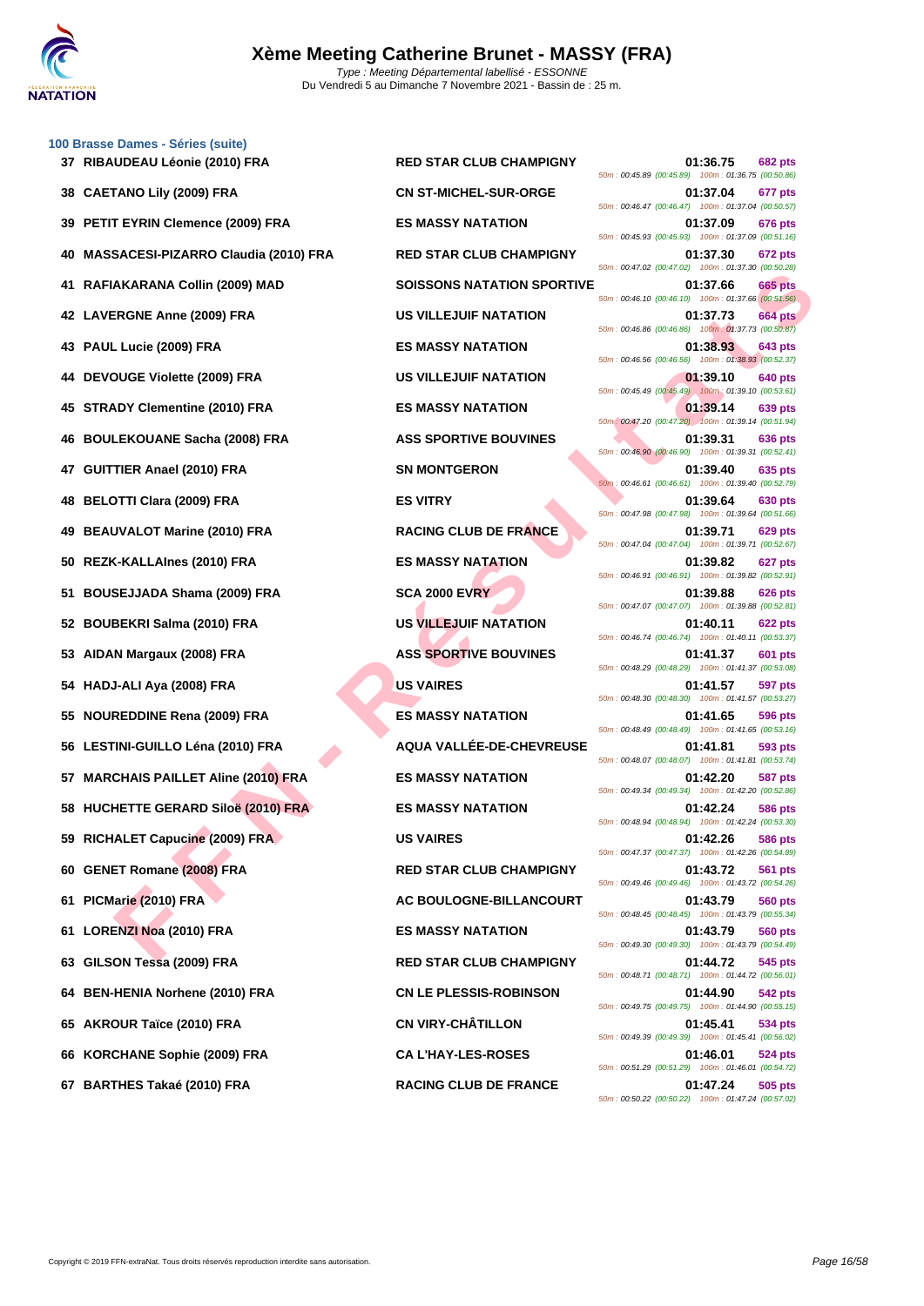# Xème Meeting Catherine Brunet - MASSY (FRA)

*Type : Meeting Départemental labellisé - ESSONNE*
Du Vendredi 5 au Dimanche 7 Novembre 2021 - Bassin de : 25 m.

### 100 Brasse Dames - Séries (suite)

| Place | Nom | Club | Temps | Points | Splits |
|---|---|---|---|---|---|
| 37 | RIBAUDEAU Léonie (2010) FRA | RED STAR CLUB CHAMPIGNY | 01:36.75 | 682 pts | 50m : 00:45.89 (00:45.89) 100m : 01:36.75 (00:50.86) |
| 38 | CAETANO Lily (2009) FRA | CN ST-MICHEL-SUR-ORGE | 01:37.04 | 677 pts | 50m : 00:46.47 (00:46.47) 100m : 01:37.04 (00:50.57) |
| 39 | PETIT EYRIN Clemence (2009) FRA | ES MASSY NATATION | 01:37.09 | 676 pts | 50m : 00:45.93 (00:45.93) 100m : 01:37.09 (00:51.16) |
| 40 | MASSACESI-PIZARRO Claudia (2010) FRA | RED STAR CLUB CHAMPIGNY | 01:37.30 | 672 pts | 50m : 00:47.02 (00:47.02) 100m : 01:37.30 (00:50.28) |
| 41 | RAFIAKARANA Collin (2009) MAD | SOISSONS NATATION SPORTIVE | 01:37.66 | 665 pts | 50m : 00:46.10 (00:46.10) 100m : 01:37.66 (00:51.56) |
| 42 | LAVERGNE Anne (2009) FRA | US VILLEJUIF NATATION | 01:37.73 | 664 pts | 50m : 00:46.86 (00:46.86) 100m : 01:37.73 (00:50.87) |
| 43 | PAUL Lucie (2009) FRA | ES MASSY NATATION | 01:38.93 | 643 pts | 50m : 00:46.56 (00:46.56) 100m : 01:38.93 (00:52.37) |
| 44 | DEVOUGE Violette (2009) FRA | US VILLEJUIF NATATION | 01:39.10 | 640 pts | 50m : 00:45.49 (00:45.49) 100m : 01:39.10 (00:53.61) |
| 45 | STRADY Clementine (2010) FRA | ES MASSY NATATION | 01:39.14 | 639 pts | 50m : 00:47.20 (00:47.20) 100m : 01:39.14 (00:51.94) |
| 46 | BOULEKOUANE Sacha (2008) FRA | ASS SPORTIVE BOUVINES | 01:39.31 | 636 pts | 50m : 00:46.90 (00:46.90) 100m : 01:39.31 (00:52.41) |
| 47 | GUITTIER Anael (2010) FRA | SN MONTGERON | 01:39.40 | 635 pts | 50m : 00:46.61 (00:46.61) 100m : 01:39.40 (00:52.79) |
| 48 | BELOTTI Clara (2009) FRA | ES VITRY | 01:39.64 | 630 pts | 50m : 00:47.98 (00:47.98) 100m : 01:39.64 (00:51.66) |
| 49 | BEAUVALOT Marine (2010) FRA | RACING CLUB DE FRANCE | 01:39.71 | 629 pts | 50m : 00:47.04 (00:47.04) 100m : 01:39.71 (00:52.67) |
| 50 | REZK-KALLAInes (2010) FRA | ES MASSY NATATION | 01:39.82 | 627 pts | 50m : 00:46.91 (00:46.91) 100m : 01:39.82 (00:52.91) |
| 51 | BOUSEJJADA Shama (2009) FRA | SCA 2000 EVRY | 01:39.88 | 626 pts | 50m : 00:47.07 (00:47.07) 100m : 01:39.88 (00:52.81) |
| 52 | BOUBEKRI Salma (2010) FRA | US VILLEJUIF NATATION | 01:40.11 | 622 pts | 50m : 00:46.74 (00:46.74) 100m : 01:40.11 (00:53.37) |
| 53 | AIDAN Margaux (2008) FRA | ASS SPORTIVE BOUVINES | 01:41.37 | 601 pts | 50m : 00:48.29 (00:48.29) 100m : 01:41.37 (00:53.08) |
| 54 | HADJ-ALI Aya (2008) FRA | US VAIRES | 01:41.57 | 597 pts | 50m : 00:48.30 (00:48.30) 100m : 01:41.57 (00:53.27) |
| 55 | NOUREDDINE Rena (2009) FRA | ES MASSY NATATION | 01:41.65 | 596 pts | 50m : 00:48.49 (00:48.49) 100m : 01:41.65 (00:53.16) |
| 56 | LESTINI-GUILLO Léna (2010) FRA | AQUA VALLÉE-DE-CHEVREUSE | 01:41.81 | 593 pts | 50m : 00:48.07 (00:48.07) 100m : 01:41.81 (00:53.74) |
| 57 | MARCHAIS PAILLET Aline (2010) FRA | ES MASSY NATATION | 01:42.20 | 587 pts | 50m : 00:49.34 (00:49.34) 100m : 01:42.20 (00:52.86) |
| 58 | HUCHETTE GERARD Siloë (2010) FRA | ES MASSY NATATION | 01:42.24 | 586 pts | 50m : 00:48.94 (00:48.94) 100m : 01:42.24 (00:53.30) |
| 59 | RICHALET Capucine (2009) FRA | US VAIRES | 01:42.26 | 586 pts | 50m : 00:47.37 (00:47.37) 100m : 01:42.26 (00:54.89) |
| 60 | GENET Romane (2008) FRA | RED STAR CLUB CHAMPIGNY | 01:43.72 | 561 pts | 50m : 00:49.46 (00:49.46) 100m : 01:43.72 (00:54.26) |
| 61 | PICMarie (2010) FRA | AC BOULOGNE-BILLANCOURT | 01:43.79 | 560 pts | 50m : 00:48.45 (00:48.45) 100m : 01:43.79 (00:55.34) |
| 61 | LORENZI Noa (2010) FRA | ES MASSY NATATION | 01:43.79 | 560 pts | 50m : 00:49.30 (00:49.30) 100m : 01:43.79 (00:54.49) |
| 63 | GILSON Tessa (2009) FRA | RED STAR CLUB CHAMPIGNY | 01:44.72 | 545 pts | 50m : 00:48.71 (00:48.71) 100m : 01:44.72 (00:56.01) |
| 64 | BEN-HENIA Norhene (2010) FRA | CN LE PLESSIS-ROBINSON | 01:44.90 | 542 pts | 50m : 00:49.75 (00:49.75) 100m : 01:44.90 (00:55.15) |
| 65 | AKROUR Taïce (2010) FRA | CN VIRY-CHÂTILLON | 01:45.41 | 534 pts | 50m : 00:49.39 (00:49.39) 100m : 01:45.41 (00:56.02) |
| 66 | KORCHANE Sophie (2009) FRA | CA L'HAY-LES-ROSES | 01:46.01 | 524 pts | 50m : 00:51.29 (00:51.29) 100m : 01:46.01 (00:54.72) |
| 67 | BARTHES Takaé (2010) FRA | RACING CLUB DE FRANCE | 01:47.24 | 505 pts | 50m : 00:50.22 (00:50.22) 100m : 01:47.24 (00:57.02) |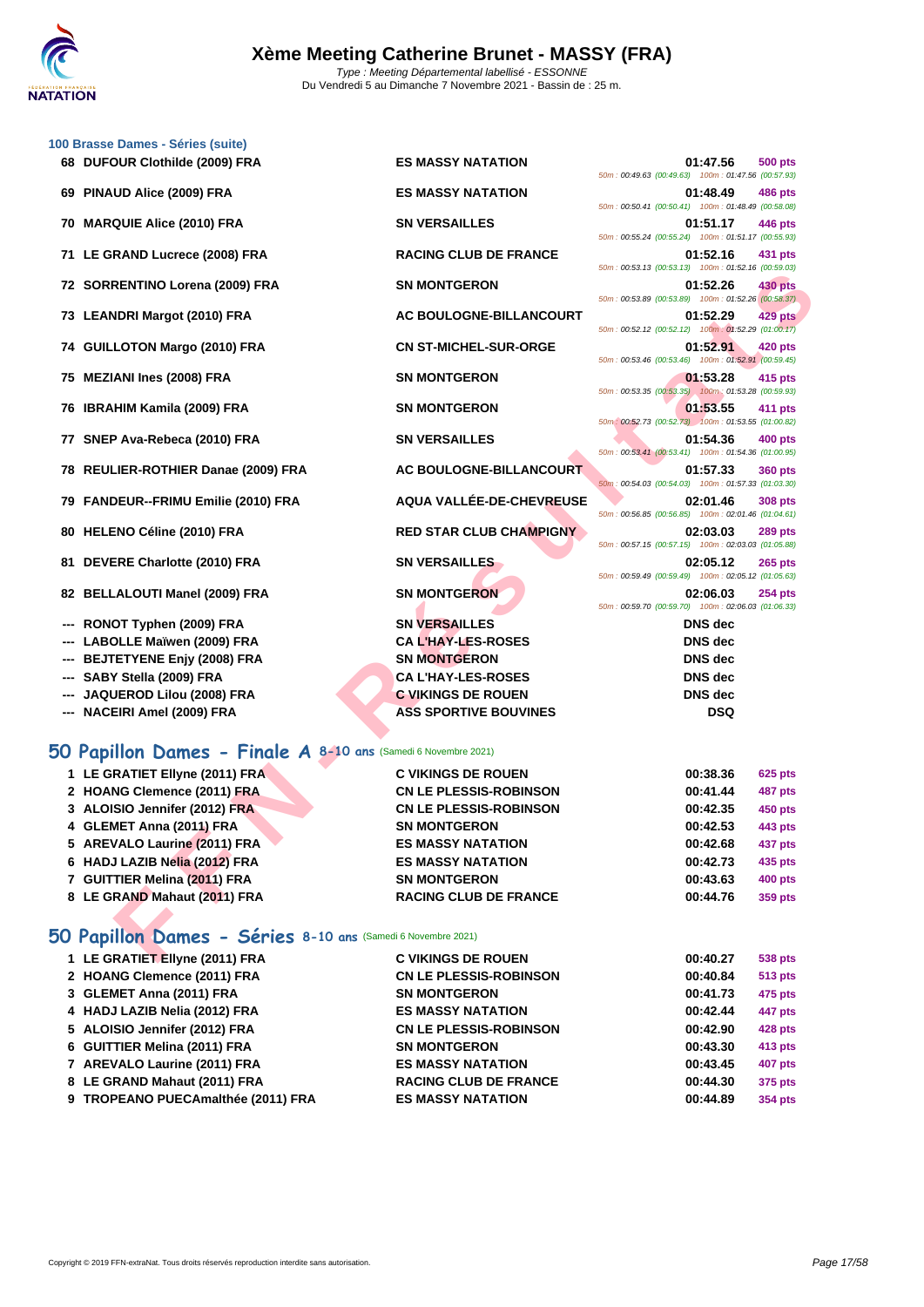## 100 Brasse Dames - Séries (suite)

| Rang | Nom | Club | Temps | Points |
|---|---|---|---|---|
| 68 | DUFOUR Clothilde (2009) FRA | ES MASSY NATATION | 01:47.56 | 500 pts |
| | | | 50m : 00:49.63 (00:49.63) 100m : 01:47.56 (00:57.93) | |
| 69 | PINAUD Alice (2009) FRA | ES MASSY NATATION | 01:48.49 | 486 pts |
| | | | 50m : 00:50.41 (00:50.41) 100m : 01:48.49 (00:58.08) | |
| 70 | MARQUIE Alice (2010) FRA | SN VERSAILLES | 01:51.17 | 446 pts |
| | | | 50m : 00:55.24 (00:55.24) 100m : 01:51.17 (00:55.93) | |
| 71 | LE GRAND Lucrece (2008) FRA | RACING CLUB DE FRANCE | 01:52.16 | 431 pts |
| | | | 50m : 00:53.13 (00:53.13) 100m : 01:52.16 (00:59.03) | |
| 72 | SORRENTINO Lorena (2009) FRA | SN MONTGERON | 01:52.26 | 430 pts |
| | | | 50m : 00:53.89 (00:53.89) 100m : 01:52.26 (00:58.37) | |
| 73 | LEANDRI Margot (2010) FRA | AC BOULOGNE-BILLANCOURT | 01:52.29 | 429 pts |
| | | | 50m : 00:52.12 (00:52.12) 100m : 01:52.29 (01:00.17) | |
| 74 | GUILLOTON Margo (2010) FRA | CN ST-MICHEL-SUR-ORGE | 01:52.91 | 420 pts |
| | | | 50m : 00:53.46 (00:53.46) 100m : 01:52.91 (00:59.45) | |
| 75 | MEZIANI Ines (2008) FRA | SN MONTGERON | 01:53.28 | 415 pts |
| | | | 50m : 00:53.35 (00:53.35) 100m : 01:53.28 (00:59.93) | |
| 76 | IBRAHIM Kamila (2009) FRA | SN MONTGERON | 01:53.55 | 411 pts |
| | | | 50m : 00:52.73 (00:52.73) 100m : 01:53.55 (01:00.82) | |
| 77 | SNEP Ava-Rebeca (2010) FRA | SN VERSAILLES | 01:54.36 | 400 pts |
| | | | 50m : 00:53.41 (00:53.41) 100m : 01:54.36 (01:00.95) | |
| 78 | REULIER-ROTHIER Danae (2009) FRA | AC BOULOGNE-BILLANCOURT | 01:57.33 | 360 pts |
| | | | 50m : 00:54.03 (00:54.03) 100m : 01:57.33 (01:03.30) | |
| 79 | FANDEUR--FRIMU Emilie (2010) FRA | AQUA VALLÉE-DE-CHEVREUSE | 02:01.46 | 308 pts |
| | | | 50m : 00:56.85 (00:56.85) 100m : 02:01.46 (01:04.61) | |
| 80 | HELENO Céline (2010) FRA | RED STAR CLUB CHAMPIGNY | 02:03.03 | 289 pts |
| | | | 50m : 00:57.15 (00:57.15) 100m : 02:03.03 (01:05.88) | |
| 81 | DEVERE Charlotte (2010) FRA | SN VERSAILLES | 02:05.12 | 265 pts |
| | | | 50m : 00:59.49 (00:59.49) 100m : 02:05.12 (01:05.63) | |
| 82 | BELLALOUTI Manel (2009) FRA | SN MONTGERON | 02:06.03 | 254 pts |
| | | | 50m : 00:59.70 (00:59.70) 100m : 02:06.03 (01:06.33) | |
| --- | RONOT Typhen (2009) FRA | SN VERSAILLES | DNS dec | |
| --- | LABOLLE Maïwen (2009) FRA | CA L'HAY-LES-ROSES | DNS dec | |
| --- | BEJTETYENE Enjy (2008) FRA | SN MONTGERON | DNS dec | |
| --- | SABY Stella (2009) FRA | CA L'HAY-LES-ROSES | DNS dec | |
| --- | JAQUEROD Lilou (2008) FRA | C VIKINGS DE ROUEN | DNS dec | |
| --- | NACEIRI Amel (2009) FRA | ASS SPORTIVE BOUVINES | DSQ | |

## 50 Papillon Dames - Finale A 8-10 ans (Samedi 6 Novembre 2021)

| Rang | Nom | Club | Temps | Points |
|---|---|---|---|---|
| 1 | LE GRATIET Ellyne (2011) FRA | C VIKINGS DE ROUEN | 00:38.36 | 625 pts |
| 2 | HOANG Clemence (2011) FRA | CN LE PLESSIS-ROBINSON | 00:41.44 | 487 pts |
| 3 | ALOISIO Jennifer (2012) FRA | CN LE PLESSIS-ROBINSON | 00:42.35 | 450 pts |
| 4 | GLEMET Anna (2011) FRA | SN MONTGERON | 00:42.53 | 443 pts |
| 5 | AREVALO Laurine (2011) FRA | ES MASSY NATATION | 00:42.68 | 437 pts |
| 6 | HADJ LAZIB Nelia (2012) FRA | ES MASSY NATATION | 00:42.73 | 435 pts |
| 7 | GUITTIER Melina (2011) FRA | SN MONTGERON | 00:43.63 | 400 pts |
| 8 | LE GRAND Mahaut (2011) FRA | RACING CLUB DE FRANCE | 00:44.76 | 359 pts |

## 50 Papillon Dames - Séries 8-10 ans (Samedi 6 Novembre 2021)

| Rang | Nom | Club | Temps | Points |
|---|---|---|---|---|
| 1 | LE GRATIET Ellyne (2011) FRA | C VIKINGS DE ROUEN | 00:40.27 | 538 pts |
| 2 | HOANG Clemence (2011) FRA | CN LE PLESSIS-ROBINSON | 00:40.84 | 513 pts |
| 3 | GLEMET Anna (2011) FRA | SN MONTGERON | 00:41.73 | 475 pts |
| 4 | HADJ LAZIB Nelia (2012) FRA | ES MASSY NATATION | 00:42.44 | 447 pts |
| 5 | ALOISIO Jennifer (2012) FRA | CN LE PLESSIS-ROBINSON | 00:42.90 | 428 pts |
| 6 | GUITTIER Melina (2011) FRA | SN MONTGERON | 00:43.30 | 413 pts |
| 7 | AREVALO Laurine (2011) FRA | ES MASSY NATATION | 00:43.45 | 407 pts |
| 8 | LE GRAND Mahaut (2011) FRA | RACING CLUB DE FRANCE | 00:44.30 | 375 pts |
| 9 | TROPEANO PUECAmalthée (2011) FRA | ES MASSY NATATION | 00:44.89 | 354 pts |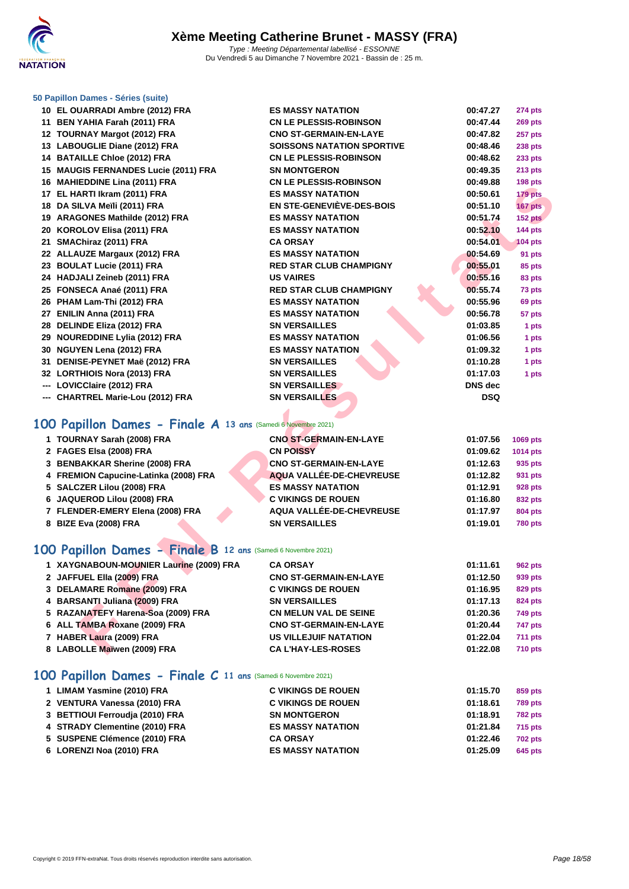# Xème Meeting Catherine Brunet - MASSY (FRA)

*Type : Meeting Départemental labellisé - ESSONNE*
Du Vendredi 5 au Dimanche 7 Novembre 2021 - Bassin de : 25 m.

### 50 Papillon Dames - Séries (suite)

| | | | | |
|---|---|---|---|---|
| 10 | EL OUARRADI Ambre (2012) FRA | ES MASSY NATATION | 00:47.27 | 274 pts |
| 11 | BEN YAHIA Farah (2011) FRA | CN LE PLESSIS-ROBINSON | 00:47.44 | 269 pts |
| 12 | TOURNAY Margot (2012) FRA | CNO ST-GERMAIN-EN-LAYE | 00:47.82 | 257 pts |
| 13 | LABOUGLIE Diane (2012) FRA | SOISSONS NATATION SPORTIVE | 00:48.46 | 238 pts |
| 14 | BATAILLE Chloe (2012) FRA | CN LE PLESSIS-ROBINSON | 00:48.62 | 233 pts |
| 15 | MAUGIS FERNANDES Lucie (2011) FRA | SN MONTGERON | 00:49.35 | 213 pts |
| 16 | MAHIEDDINE Lina (2011) FRA | CN LE PLESSIS-ROBINSON | 00:49.88 | 198 pts |
| 17 | EL HARTI Ikram (2011) FRA | ES MASSY NATATION | 00:50.61 | 179 pts |
| 18 | DA SILVA Meïli (2011) FRA | EN STE-GENEVIÈVE-DES-BOIS | 00:51.10 | 167 pts |
| 19 | ARAGONES Mathilde (2012) FRA | ES MASSY NATATION | 00:51.74 | 152 pts |
| 20 | KOROLOV Elisa (2011) FRA | ES MASSY NATATION | 00:52.10 | 144 pts |
| 21 | SMAChiraz (2011) FRA | CA ORSAY | 00:54.01 | 104 pts |
| 22 | ALLAUZE Margaux (2012) FRA | ES MASSY NATATION | 00:54.69 | 91 pts |
| 23 | BOULAT Lucie (2011) FRA | RED STAR CLUB CHAMPIGNY | 00:55.01 | 85 pts |
| 24 | HADJALI Zeineb (2011) FRA | US VAIRES | 00:55.16 | 83 pts |
| 25 | FONSECA Anaé (2011) FRA | RED STAR CLUB CHAMPIGNY | 00:55.74 | 73 pts |
| 26 | PHAM Lam-Thi (2012) FRA | ES MASSY NATATION | 00:55.96 | 69 pts |
| 27 | ENILIN Anna (2011) FRA | ES MASSY NATATION | 00:56.78 | 57 pts |
| 28 | DELINDE Eliza (2012) FRA | SN VERSAILLES | 01:03.85 | 1 pts |
| 29 | NOUREDDINE Lylia (2012) FRA | ES MASSY NATATION | 01:06.56 | 1 pts |
| 30 | NGUYEN Lena (2012) FRA | ES MASSY NATATION | 01:09.32 | 1 pts |
| 31 | DENISE-PEYNET Maë (2012) FRA | SN VERSAILLES | 01:10.28 | 1 pts |
| 32 | LORTHIOIS Nora (2013) FRA | SN VERSAILLES | 01:17.03 | 1 pts |
| --- | LOVICClaire (2012) FRA | SN VERSAILLES | DNS dec | |
| --- | CHARTREL Marie-Lou (2012) FRA | SN VERSAILLES | DSQ | |

## 100 Papillon Dames - Finale A 13 ans (Samedi 6 Novembre 2021)

| | | | | |
|---|---|---|---|---|
| 1 | TOURNAY Sarah (2008) FRA | CNO ST-GERMAIN-EN-LAYE | 01:07.56 | 1069 pts |
| 2 | FAGES Elsa (2008) FRA | CN POISSY | 01:09.62 | 1014 pts |
| 3 | BENBAKKAR Sherine (2008) FRA | CNO ST-GERMAIN-EN-LAYE | 01:12.63 | 935 pts |
| 4 | FREMION Capucine-Latinka (2008) FRA | AQUA VALLÉE-DE-CHEVREUSE | 01:12.82 | 931 pts |
| 5 | SALCZER Lilou (2008) FRA | ES MASSY NATATION | 01:12.91 | 928 pts |
| 6 | JAQUEROD Lilou (2008) FRA | C VIKINGS DE ROUEN | 01:16.80 | 832 pts |
| 7 | FLENDER-EMERY Elena (2008) FRA | AQUA VALLÉE-DE-CHEVREUSE | 01:17.97 | 804 pts |
| 8 | BIZE Eva (2008) FRA | SN VERSAILLES | 01:19.01 | 780 pts |

## 100 Papillon Dames - Finale B 12 ans (Samedi 6 Novembre 2021)

| | | | | |
|---|---|---|---|---|
| 1 | XAYGNABOUN-MOUNIER Laurine (2009) FRA | CA ORSAY | 01:11.61 | 962 pts |
| 2 | JAFFUEL Ella (2009) FRA | CNO ST-GERMAIN-EN-LAYE | 01:12.50 | 939 pts |
| 3 | DELAMARE Romane (2009) FRA | C VIKINGS DE ROUEN | 01:16.95 | 829 pts |
| 4 | BARSANTI Juliana (2009) FRA | SN VERSAILLES | 01:17.13 | 824 pts |
| 5 | RAZANATEFY Harena-Soa (2009) FRA | CN MELUN VAL DE SEINE | 01:20.36 | 749 pts |
| 6 | ALL TAMBA Roxane (2009) FRA | CNO ST-GERMAIN-EN-LAYE | 01:20.44 | 747 pts |
| 7 | HABER Laura (2009) FRA | US VILLEJUIF NATATION | 01:22.04 | 711 pts |
| 8 | LABOLLE Maïwen (2009) FRA | CA L'HAY-LES-ROSES | 01:22.08 | 710 pts |

## 100 Papillon Dames - Finale C 11 ans (Samedi 6 Novembre 2021)

| | | | | |
|---|---|---|---|---|
| 1 | LIMAM Yasmine (2010) FRA | C VIKINGS DE ROUEN | 01:15.70 | 859 pts |
| 2 | VENTURA Vanessa (2010) FRA | C VIKINGS DE ROUEN | 01:18.61 | 789 pts |
| 3 | BETTIOUI Ferroudja (2010) FRA | SN MONTGERON | 01:18.91 | 782 pts |
| 4 | STRADY Clementine (2010) FRA | ES MASSY NATATION | 01:21.84 | 715 pts |
| 5 | SUSPENE Clémence (2010) FRA | CA ORSAY | 01:22.46 | 702 pts |
| 6 | LORENZI Noa (2010) FRA | ES MASSY NATATION | 01:25.09 | 645 pts |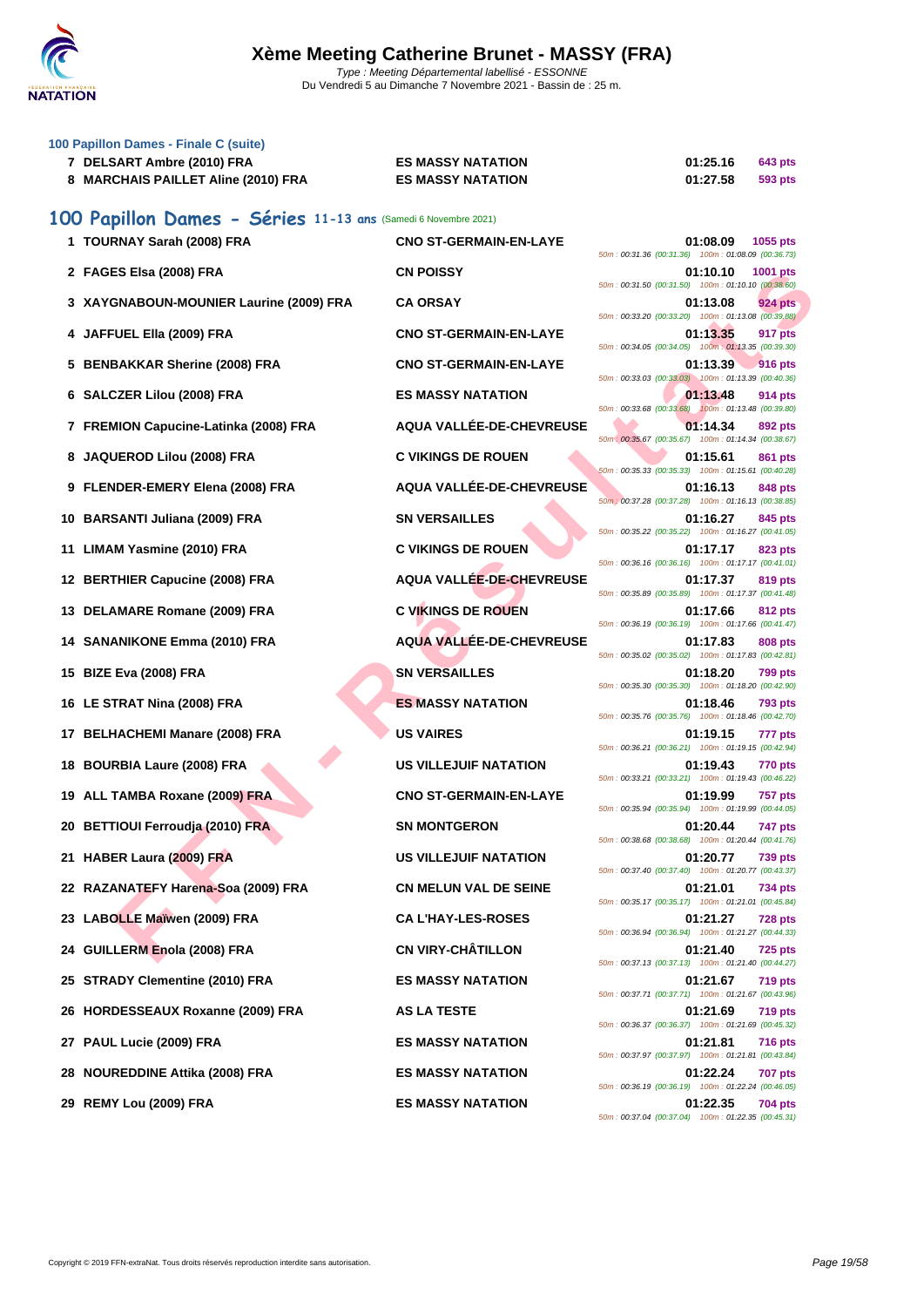**100 Papillon Dames - Finale C (suite)**

| Rang | Nom | Club | Temps | Points |
|---|---|---|---|---|
| 7 | DELSART Ambre (2010) FRA | ES MASSY NATATION | 01:25.16 | 643 pts |
| 8 | MARCHAIS PAILLET Aline (2010) FRA | ES MASSY NATATION | 01:27.58 | 593 pts |

## 100 Papillon Dames - Séries 11-13 ans (Samedi 6 Novembre 2021)

| Rang | Nom | Club | Temps | Points | Splits |
|---|---|---|---|---|---|
| 1 | TOURNAY Sarah (2008) FRA | CNO ST-GERMAIN-EN-LAYE | 01:08.09 | 1055 pts | 50m : 00:31.36 (00:31.36) 100m : 01:08.09 (00:36.73) |
| 2 | FAGES Elsa (2008) FRA | CN POISSY | 01:10.10 | 1001 pts | 50m : 00:31.50 (00:31.50) 100m : 01:10.10 (00:38.60) |
| 3 | XAYGNABOUN-MOUNIER Laurine (2009) FRA | CA ORSAY | 01:13.08 | 924 pts | 50m : 00:33.20 (00:33.20) 100m : 01:13.08 (00:39.88) |
| 4 | JAFFUEL Ella (2009) FRA | CNO ST-GERMAIN-EN-LAYE | 01:13.35 | 917 pts | 50m : 00:34.05 (00:34.05) 100m : 01:13.35 (00:39.30) |
| 5 | BENBAKKAR Sherine (2008) FRA | CNO ST-GERMAIN-EN-LAYE | 01:13.39 | 916 pts | 50m : 00:33.03 (00:33.03) 100m : 01:13.39 (00:40.36) |
| 6 | SALCZER Lilou (2008) FRA | ES MASSY NATATION | 01:13.48 | 914 pts | 50m : 00:33.68 (00:33.68) 100m : 01:13.48 (00:39.80) |
| 7 | FREMION Capucine-Latinka (2008) FRA | AQUA VALLÉE-DE-CHEVREUSE | 01:14.34 | 892 pts | 50m : 00:35.67 (00:35.67) 100m : 01:14.34 (00:38.67) |
| 8 | JAQUEROD Lilou (2008) FRA | C VIKINGS DE ROUEN | 01:15.61 | 861 pts | 50m : 00:35.33 (00:35.33) 100m : 01:15.61 (00:40.28) |
| 9 | FLENDER-EMERY Elena (2008) FRA | AQUA VALLÉE-DE-CHEVREUSE | 01:16.13 | 848 pts | 50m : 00:37.28 (00:37.28) 100m : 01:16.13 (00:38.85) |
| 10 | BARSANTI Juliana (2009) FRA | SN VERSAILLES | 01:16.27 | 845 pts | 50m : 00:35.22 (00:35.22) 100m : 01:16.27 (00:41.05) |
| 11 | LIMAM Yasmine (2010) FRA | C VIKINGS DE ROUEN | 01:17.17 | 823 pts | 50m : 00:36.16 (00:36.16) 100m : 01:17.17 (00:41.01) |
| 12 | BERTHIER Capucine (2008) FRA | AQUA VALLÉE-DE-CHEVREUSE | 01:17.37 | 819 pts | 50m : 00:35.89 (00:35.89) 100m : 01:17.37 (00:41.48) |
| 13 | DELAMARE Romane (2009) FRA | C VIKINGS DE ROUEN | 01:17.66 | 812 pts | 50m : 00:36.19 (00:36.19) 100m : 01:17.66 (00:41.47) |
| 14 | SANANIKONE Emma (2010) FRA | AQUA VALLÉE-DE-CHEVREUSE | 01:17.83 | 808 pts | 50m : 00:35.02 (00:35.02) 100m : 01:17.83 (00:42.81) |
| 15 | BIZE Eva (2008) FRA | SN VERSAILLES | 01:18.20 | 799 pts | 50m : 00:35.30 (00:35.30) 100m : 01:18.20 (00:42.90) |
| 16 | LE STRAT Nina (2008) FRA | ES MASSY NATATION | 01:18.46 | 793 pts | 50m : 00:35.76 (00:35.76) 100m : 01:18.46 (00:42.70) |
| 17 | BELHACHEMI Manare (2008) FRA | US VAIRES | 01:19.15 | 777 pts | 50m : 00:36.21 (00:36.21) 100m : 01:19.15 (00:42.94) |
| 18 | BOURBIA Laure (2008) FRA | US VILLEJUIF NATATION | 01:19.43 | 770 pts | 50m : 00:33.21 (00:33.21) 100m : 01:19.43 (00:46.22) |
| 19 | ALL TAMBA Roxane (2009) FRA | CNO ST-GERMAIN-EN-LAYE | 01:19.99 | 757 pts | 50m : 00:35.94 (00:35.94) 100m : 01:19.99 (00:44.05) |
| 20 | BETTIOUI Ferroudja (2010) FRA | SN MONTGERON | 01:20.44 | 747 pts | 50m : 00:38.68 (00:38.68) 100m : 01:20.44 (00:41.76) |
| 21 | HABER Laura (2009) FRA | US VILLEJUIF NATATION | 01:20.77 | 739 pts | 50m : 00:37.40 (00:37.40) 100m : 01:20.77 (00:43.37) |
| 22 | RAZANATEFY Harena-Soa (2009) FRA | CN MELUN VAL DE SEINE | 01:21.01 | 734 pts | 50m : 00:35.17 (00:35.17) 100m : 01:21.01 (00:45.84) |
| 23 | LABOLLE Maïwen (2009) FRA | CA L'HAY-LES-ROSES | 01:21.27 | 728 pts | 50m : 00:36.94 (00:36.94) 100m : 01:21.27 (00:44.33) |
| 24 | GUILLERM Enola (2008) FRA | CN VIRY-CHÂTILLON | 01:21.40 | 725 pts | 50m : 00:37.13 (00:37.13) 100m : 01:21.40 (00:44.27) |
| 25 | STRADY Clementine (2010) FRA | ES MASSY NATATION | 01:21.67 | 719 pts | 50m : 00:37.71 (00:37.71) 100m : 01:21.67 (00:43.96) |
| 26 | HORDESSEAUX Roxanne (2009) FRA | AS LA TESTE | 01:21.69 | 719 pts | 50m : 00:36.37 (00:36.37) 100m : 01:21.69 (00:45.32) |
| 27 | PAUL Lucie (2009) FRA | ES MASSY NATATION | 01:21.81 | 716 pts | 50m : 00:37.97 (00:37.97) 100m : 01:21.81 (00:43.84) |
| 28 | NOUREDDINE Attika (2008) FRA | ES MASSY NATATION | 01:22.24 | 707 pts | 50m : 00:36.19 (00:36.19) 100m : 01:22.24 (00:46.05) |
| 29 | REMY Lou (2009) FRA | ES MASSY NATATION | 01:22.35 | 704 pts | 50m : 00:37.04 (00:37.04) 100m : 01:22.35 (00:45.31) |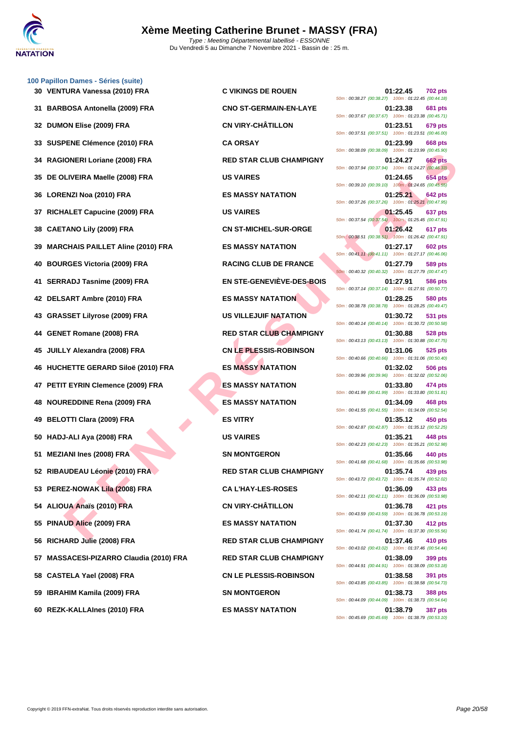# Xème Meeting Catherine Brunet - MASSY (FRA)

*Type : Meeting Départemental labellisé - ESSONNE*

Du Vendredi 5 au Dimanche 7 Novembre 2021 - Bassin de : 25 m.

### 100 Papillon Dames - Séries (suite)

| Rang | Nom | Club | Temps | Points | Splits |
|---|---|---|---|---|---|
| 30 | VENTURA Vanessa (2010) FRA | C VIKINGS DE ROUEN | 01:22.45 | 702 pts | 50m : 00:38.27 (00:38.27) 100m : 01:22.45 (00:44.18) |
| 31 | BARBOSA Antonella (2009) FRA | CNO ST-GERMAIN-EN-LAYE | 01:23.38 | 681 pts | 50m : 00:37.67 (00:37.67) 100m : 01:23.38 (00:45.71) |
| 32 | DUMON Elise (2009) FRA | CN VIRY-CHÂTILLON | 01:23.51 | 679 pts | 50m : 00:37.51 (00:37.51) 100m : 01:23.51 (00:46.00) |
| 33 | SUSPENE Clémence (2010) FRA | CA ORSAY | 01:23.99 | 668 pts | 50m : 00:38.09 (00:38.09) 100m : 01:23.99 (00:45.90) |
| 34 | RAGIONERI Loriane (2008) FRA | RED STAR CLUB CHAMPIGNY | 01:24.27 | 662 pts | 50m : 00:37.94 (00:37.94) 100m : 01:24.27 (00:46.33) |
| 35 | DE OLIVEIRA Maelle (2008) FRA | US VAIRES | 01:24.65 | 654 pts | 50m : 00:39.10 (00:39.10) 100m : 01:24.65 (00:45.55) |
| 36 | LORENZI Noa (2010) FRA | ES MASSY NATATION | 01:25.21 | 642 pts | 50m : 00:37.26 (00:37.26) 100m : 01:25.21 (00:47.95) |
| 37 | RICHALET Capucine (2009) FRA | US VAIRES | 01:25.45 | 637 pts | 50m : 00:37.54 (00:37.54) 100m : 01:25.45 (00:47.91) |
| 38 | CAETANO Lily (2009) FRA | CN ST-MICHEL-SUR-ORGE | 01:26.42 | 617 pts | 50m : 00:38.51 (00:38.51) 100m : 01:26.42 (00:47.91) |
| 39 | MARCHAIS PAILLET Aline (2010) FRA | ES MASSY NATATION | 01:27.17 | 602 pts | 50m : 00:41.11 (00:41.11) 100m : 01:27.17 (00:46.06) |
| 40 | BOURGES Victoria (2009) FRA | RACING CLUB DE FRANCE | 01:27.79 | 589 pts | 50m : 00:40.32 (00:40.32) 100m : 01:27.79 (00:47.47) |
| 41 | SERRADJ Tasnime (2009) FRA | EN STE-GENEVIÈVE-DES-BOIS | 01:27.91 | 586 pts | 50m : 00:37.14 (00:37.14) 100m : 01:27.91 (00:50.77) |
| 42 | DELSART Ambre (2010) FRA | ES MASSY NATATION | 01:28.25 | 580 pts | 50m : 00:38.78 (00:38.78) 100m : 01:28.25 (00:49.47) |
| 43 | GRASSET Lilyrose (2009) FRA | US VILLEJUIF NATATION | 01:30.72 | 531 pts | 50m : 00:40.14 (00:40.14) 100m : 01:30.72 (00:50.58) |
| 44 | GENET Romane (2008) FRA | RED STAR CLUB CHAMPIGNY | 01:30.88 | 528 pts | 50m : 00:43.13 (00:43.13) 100m : 01:30.88 (00:47.75) |
| 45 | JUILLY Alexandra (2008) FRA | CN LE PLESSIS-ROBINSON | 01:31.06 | 525 pts | 50m : 00:40.66 (00:40.66) 100m : 01:31.06 (00:50.40) |
| 46 | HUCHETTE GERARD Siloë (2010) FRA | ES MASSY NATATION | 01:32.02 | 506 pts | 50m : 00:39.96 (00:39.96) 100m : 01:32.02 (00:52.06) |
| 47 | PETIT EYRIN Clemence (2009) FRA | ES MASSY NATATION | 01:33.80 | 474 pts | 50m : 00:41.99 (00:41.99) 100m : 01:33.80 (00:51.81) |
| 48 | NOUREDDINE Rena (2009) FRA | ES MASSY NATATION | 01:34.09 | 468 pts | 50m : 00:41.55 (00:41.55) 100m : 01:34.09 (00:52.54) |
| 49 | BELOTTI Clara (2009) FRA | ES VITRY | 01:35.12 | 450 pts | 50m : 00:42.87 (00:42.87) 100m : 01:35.12 (00:52.25) |
| 50 | HADJ-ALI Aya (2008) FRA | US VAIRES | 01:35.21 | 448 pts | 50m : 00:42.23 (00:42.23) 100m : 01:35.21 (00:52.98) |
| 51 | MEZIANI Ines (2008) FRA | SN MONTGERON | 01:35.66 | 440 pts | 50m : 00:41.68 (00:41.68) 100m : 01:35.66 (00:53.98) |
| 52 | RIBAUDEAU Léonie (2010) FRA | RED STAR CLUB CHAMPIGNY | 01:35.74 | 439 pts | 50m : 00:43.72 (00:43.72) 100m : 01:35.74 (00:52.02) |
| 53 | PEREZ-NOWAK Lila (2008) FRA | CA L'HAY-LES-ROSES | 01:36.09 | 433 pts | 50m : 00:42.11 (00:42.11) 100m : 01:36.09 (00:53.98) |
| 54 | ALIOUA Anaïs (2010) FRA | CN VIRY-CHÂTILLON | 01:36.78 | 421 pts | 50m : 00:43.59 (00:43.59) 100m : 01:36.78 (00:53.19) |
| 55 | PINAUD Alice (2009) FRA | ES MASSY NATATION | 01:37.30 | 412 pts | 50m : 00:41.74 (00:41.74) 100m : 01:37.30 (00:55.56) |
| 56 | RICHARD Julie (2008) FRA | RED STAR CLUB CHAMPIGNY | 01:37.46 | 410 pts | 50m : 00:43.02 (00:43.02) 100m : 01:37.46 (00:54.44) |
| 57 | MASSACESI-PIZARRO Claudia (2010) FRA | RED STAR CLUB CHAMPIGNY | 01:38.09 | 399 pts | 50m : 00:44.91 (00:44.91) 100m : 01:38.09 (00:53.18) |
| 58 | CASTELA Yael (2008) FRA | CN LE PLESSIS-ROBINSON | 01:38.58 | 391 pts | 50m : 00:43.85 (00:43.85) 100m : 01:38.58 (00:54.73) |
| 59 | IBRAHIM Kamila (2009) FRA | SN MONTGERON | 01:38.73 | 388 pts | 50m : 00:44.09 (00:44.09) 100m : 01:38.73 (00:54.64) |
| 60 | REZK-KALLAInes (2010) FRA | ES MASSY NATATION | 01:38.79 | 387 pts | 50m : 00:45.69 (00:45.69) 100m : 01:38.79 (00:53.10) |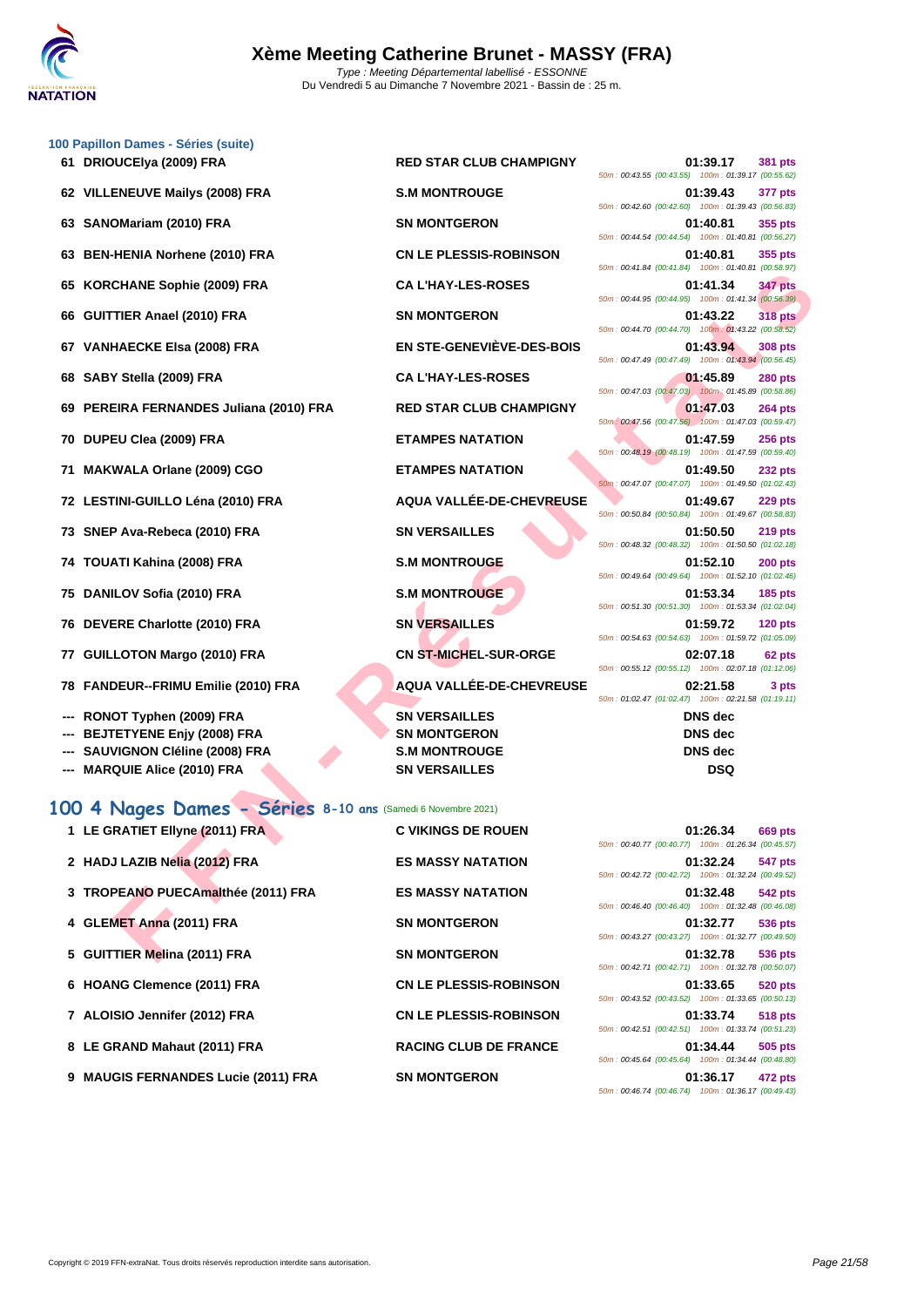# Xème Meeting Catherine Brunet - MASSY (FRA)

*Type : Meeting Départemental labellisé - ESSONNE*
Du Vendredi 5 au Dimanche 7 Novembre 2021 - Bassin de : 25 m.

### 100 Papillon Dames - Séries (suite)

| Rang | Nom | Club | Temps | Points | Splits |
|---|---|---|---|---|---|
| 61 | DRIOUCElya (2009) FRA | RED STAR CLUB CHAMPIGNY | 01:39.17 | 381 pts | 50m : 00:43.55 (00:43.55) 100m : 01:39.17 (00:55.62) |
| 62 | VILLENEUVE Mailys (2008) FRA | S.M MONTROUGE | 01:39.43 | 377 pts | 50m : 00:42.60 (00:42.60) 100m : 01:39.43 (00:56.83) |
| 63 | SANOMariam (2010) FRA | SN MONTGERON | 01:40.81 | 355 pts | 50m : 00:44.54 (00:44.54) 100m : 01:40.81 (00:56.27) |
| 63 | BEN-HENIA Norhene (2010) FRA | CN LE PLESSIS-ROBINSON | 01:40.81 | 355 pts | 50m : 00:41.84 (00:41.84) 100m : 01:40.81 (00:58.97) |
| 65 | KORCHANE Sophie (2009) FRA | CA L'HAY-LES-ROSES | 01:41.34 | 347 pts | 50m : 00:44.95 (00:44.95) 100m : 01:41.34 (00:56.39) |
| 66 | GUITTIER Anael (2010) FRA | SN MONTGERON | 01:43.22 | 318 pts | 50m : 00:44.70 (00:44.70) 100m : 01:43.22 (00:58.52) |
| 67 | VANHAECKE Elsa (2008) FRA | EN STE-GENEVIÈVE-DES-BOIS | 01:43.94 | 308 pts | 50m : 00:47.49 (00:47.49) 100m : 01:43.94 (00:56.45) |
| 68 | SABY Stella (2009) FRA | CA L'HAY-LES-ROSES | 01:45.89 | 280 pts | 50m : 00:47.03 (00:47.03) 100m : 01:45.89 (00:58.86) |
| 69 | PEREIRA FERNANDES Juliana (2010) FRA | RED STAR CLUB CHAMPIGNY | 01:47.03 | 264 pts | 50m : 00:47.56 (00:47.56) 100m : 01:47.03 (00:59.47) |
| 70 | DUPEU Clea (2009) FRA | ETAMPES NATATION | 01:47.59 | 256 pts | 50m : 00:48.19 (00:48.19) 100m : 01:47.59 (00:59.40) |
| 71 | MAKWALA Orlane (2009) CGO | ETAMPES NATATION | 01:49.50 | 232 pts | 50m : 00:47.07 (00:47.07) 100m : 01:49.50 (01:02.43) |
| 72 | LESTINI-GUILLO Léna (2010) FRA | AQUA VALLÉE-DE-CHEVREUSE | 01:49.67 | 229 pts | 50m : 00:50.84 (00:50.84) 100m : 01:49.67 (00:58.83) |
| 73 | SNEP Ava-Rebeca (2010) FRA | SN VERSAILLES | 01:50.50 | 219 pts | 50m : 00:48.32 (00:48.32) 100m : 01:50.50 (01:02.18) |
| 74 | TOUATI Kahina (2008) FRA | S.M MONTROUGE | 01:52.10 | 200 pts | 50m : 00:49.64 (00:49.64) 100m : 01:52.10 (01:02.46) |
| 75 | DANILOV Sofia (2010) FRA | S.M MONTROUGE | 01:53.34 | 185 pts | 50m : 00:51.30 (00:51.30) 100m : 01:53.34 (01:02.04) |
| 76 | DEVERE Charlotte (2010) FRA | SN VERSAILLES | 01:59.72 | 120 pts | 50m : 00:54.63 (00:54.63) 100m : 01:59.72 (01:05.09) |
| 77 | GUILLOTON Margo (2010) FRA | CN ST-MICHEL-SUR-ORGE | 02:07.18 | 62 pts | 50m : 00:55.12 (00:55.12) 100m : 02:07.18 (01:12.06) |
| 78 | FANDEUR--FRIMU Emilie (2010) FRA | AQUA VALLÉE-DE-CHEVREUSE | 02:21.58 | 3 pts | 50m : 01:02.47 (01:02.47) 100m : 02:21.58 (01:19.11) |
| --- | RONOT Typhen (2009) FRA | SN VERSAILLES | DNS dec | | |
| --- | BEJTETYENE Enjy (2008) FRA | SN MONTGERON | DNS dec | | |
| --- | SAUVIGNON Cléline (2008) FRA | S.M MONTROUGE | DNS dec | | |
| --- | MARQUIE Alice (2010) FRA | SN VERSAILLES | DSQ | | |

## 100 4 Nages Dames - Séries 8-10 ans (Samedi 6 Novembre 2021)

| Rang | Nom | Club | Temps | Points | Splits |
|---|---|---|---|---|---|
| 1 | LE GRATIET Ellyne (2011) FRA | C VIKINGS DE ROUEN | 01:26.34 | 669 pts | 50m : 00:40.77 (00:40.77) 100m : 01:26.34 (00:45.57) |
| 2 | HADJ LAZIB Nelia (2012) FRA | ES MASSY NATATION | 01:32.24 | 547 pts | 50m : 00:42.72 (00:42.72) 100m : 01:32.24 (00:49.52) |
| 3 | TROPEANO PUECAmalthée (2011) FRA | ES MASSY NATATION | 01:32.48 | 542 pts | 50m : 00:46.40 (00:46.40) 100m : 01:32.48 (00:46.08) |
| 4 | GLEMET Anna (2011) FRA | SN MONTGERON | 01:32.77 | 536 pts | 50m : 00:43.27 (00:43.27) 100m : 01:32.77 (00:49.50) |
| 5 | GUITTIER Melina (2011) FRA | SN MONTGERON | 01:32.78 | 536 pts | 50m : 00:42.71 (00:42.71) 100m : 01:32.78 (00:50.07) |
| 6 | HOANG Clemence (2011) FRA | CN LE PLESSIS-ROBINSON | 01:33.65 | 520 pts | 50m : 00:43.52 (00:43.52) 100m : 01:33.65 (00:50.13) |
| 7 | ALOISIO Jennifer (2012) FRA | CN LE PLESSIS-ROBINSON | 01:33.74 | 518 pts | 50m : 00:42.51 (00:42.51) 100m : 01:33.74 (00:51.23) |
| 8 | LE GRAND Mahaut (2011) FRA | RACING CLUB DE FRANCE | 01:34.44 | 505 pts | 50m : 00:45.64 (00:45.64) 100m : 01:34.44 (00:48.80) |
| 9 | MAUGIS FERNANDES Lucie (2011) FRA | SN MONTGERON | 01:36.17 | 472 pts | 50m : 00:46.74 (00:46.74) 100m : 01:36.17 (00:49.43) |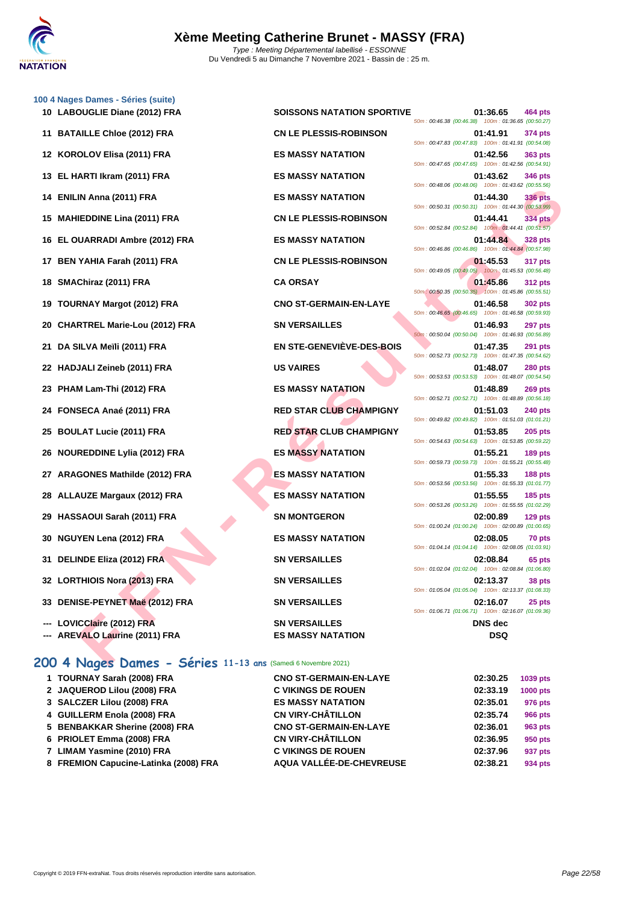# Xème Meeting Catherine Brunet - MASSY (FRA)

*Type : Meeting Départemental labellisé - ESSONNE*
Du Vendredi 5 au Dimanche 7 Novembre 2021 - Bassin de : 25 m.

### 100 4 Nages Dames - Séries (suite)

| Rang | Nom | Club | Temps | Points | Splits |
|---|---|---|---|---|---|
| 10 | LABOUGLIE Diane (2012) FRA | SOISSONS NATATION SPORTIVE | 01:36.65 | 464 pts | 50m : 00:46.38 (00:46.38) 100m : 01:36.65 (00:50.27) |
| 11 | BATAILLE Chloe (2012) FRA | CN LE PLESSIS-ROBINSON | 01:41.91 | 374 pts | 50m : 00:47.83 (00:47.83) 100m : 01:41.91 (00:54.08) |
| 12 | KOROLOV Elisa (2011) FRA | ES MASSY NATATION | 01:42.56 | 363 pts | 50m : 00:47.65 (00:47.65) 100m : 01:42.56 (00:54.91) |
| 13 | EL HARTI Ikram (2011) FRA | ES MASSY NATATION | 01:43.62 | 346 pts | 50m : 00:48.06 (00:48.06) 100m : 01:43.62 (00:55.56) |
| 14 | ENILIN Anna (2011) FRA | ES MASSY NATATION | 01:44.30 | 336 pts | 50m : 00:50.31 (00:50.31) 100m : 01:44.30 (00:53.99) |
| 15 | MAHIEDDINE Lina (2011) FRA | CN LE PLESSIS-ROBINSON | 01:44.41 | 334 pts | 50m : 00:52.84 (00:52.84) 100m : 01:44.41 (00:51.57) |
| 16 | EL OUARRADI Ambre (2012) FRA | ES MASSY NATATION | 01:44.84 | 328 pts | 50m : 00:46.86 (00:46.86) 100m : 01:44.84 (00:57.98) |
| 17 | BEN YAHIA Farah (2011) FRA | CN LE PLESSIS-ROBINSON | 01:45.53 | 317 pts | 50m : 00:49.05 (00:49.05) 100m : 01:45.53 (00:56.48) |
| 18 | SMAChiraz (2011) FRA | CA ORSAY | 01:45.86 | 312 pts | 50m : 00:50.35 (00:50.35) 100m : 01:45.86 (00:55.51) |
| 19 | TOURNAY Margot (2012) FRA | CNO ST-GERMAIN-EN-LAYE | 01:46.58 | 302 pts | 50m : 00:46.65 (00:46.65) 100m : 01:46.58 (00:59.93) |
| 20 | CHARTREL Marie-Lou (2012) FRA | SN VERSAILLES | 01:46.93 | 297 pts | 50m : 00:50.04 (00:50.04) 100m : 01:46.93 (00:56.89) |
| 21 | DA SILVA Meïli (2011) FRA | EN STE-GENEVIÈVE-DES-BOIS | 01:47.35 | 291 pts | 50m : 00:52.73 (00:52.73) 100m : 01:47.35 (00:54.62) |
| 22 | HADJALI Zeineb (2011) FRA | US VAIRES | 01:48.07 | 280 pts | 50m : 00:53.53 (00:53.53) 100m : 01:48.07 (00:54.54) |
| 23 | PHAM Lam-Thi (2012) FRA | ES MASSY NATATION | 01:48.89 | 269 pts | 50m : 00:52.71 (00:52.71) 100m : 01:48.89 (00:56.18) |
| 24 | FONSECA Anaé (2011) FRA | RED STAR CLUB CHAMPIGNY | 01:51.03 | 240 pts | 50m : 00:49.82 (00:49.82) 100m : 01:51.03 (01:01.21) |
| 25 | BOULAT Lucie (2011) FRA | RED STAR CLUB CHAMPIGNY | 01:53.85 | 205 pts | 50m : 00:54.63 (00:54.63) 100m : 01:53.85 (00:59.22) |
| 26 | NOUREDDINE Lylia (2012) FRA | ES MASSY NATATION | 01:55.21 | 189 pts | 50m : 00:59.73 (00:59.73) 100m : 01:55.21 (00:55.48) |
| 27 | ARAGONES Mathilde (2012) FRA | ES MASSY NATATION | 01:55.33 | 188 pts | 50m : 00:53.56 (00:53.56) 100m : 01:55.33 (01:01.77) |
| 28 | ALLAUZE Margaux (2012) FRA | ES MASSY NATATION | 01:55.55 | 185 pts | 50m : 00:53.26 (00:53.26) 100m : 01:55.55 (01:02.29) |
| 29 | HASSAOUI Sarah (2011) FRA | SN MONTGERON | 02:00.89 | 129 pts | 50m : 01:00.24 (01:00.24) 100m : 02:00.89 (01:00.65) |
| 30 | NGUYEN Lena (2012) FRA | ES MASSY NATATION | 02:08.05 | 70 pts | 50m : 01:04.14 (01:04.14) 100m : 02:08.05 (01:03.91) |
| 31 | DELINDE Eliza (2012) FRA | SN VERSAILLES | 02:08.84 | 65 pts | 50m : 01:02.04 (01:02.04) 100m : 02:08.84 (01:06.80) |
| 32 | LORTHIOIS Nora (2013) FRA | SN VERSAILLES | 02:13.37 | 38 pts | 50m : 01:05.04 (01:05.04) 100m : 02:13.37 (01:08.33) |
| 33 | DENISE-PEYNET Maë (2012) FRA | SN VERSAILLES | 02:16.07 | 25 pts | 50m : 01:06.71 (01:06.71) 100m : 02:16.07 (01:09.36) |
| --- | LOVICClaire (2012) FRA | SN VERSAILLES | DNS dec | | |
| --- | AREVALO Laurine (2011) FRA | ES MASSY NATATION | DSQ | | |

## 200 4 Nages Dames - Séries 11-13 ans (Samedi 6 Novembre 2021)

| Rang | Nom | Club | Temps | Points |
|---|---|---|---|---|
| 1 | TOURNAY Sarah (2008) FRA | CNO ST-GERMAIN-EN-LAYE | 02:30.25 | 1039 pts |
| 2 | JAQUEROD Lilou (2008) FRA | C VIKINGS DE ROUEN | 02:33.19 | 1000 pts |
| 3 | SALCZER Lilou (2008) FRA | ES MASSY NATATION | 02:35.01 | 976 pts |
| 4 | GUILLERM Enola (2008) FRA | CN VIRY-CHÂTILLON | 02:35.74 | 966 pts |
| 5 | BENBAKKAR Sherine (2008) FRA | CNO ST-GERMAIN-EN-LAYE | 02:36.01 | 963 pts |
| 6 | PRIOLET Emma (2008) FRA | CN VIRY-CHÂTILLON | 02:36.95 | 950 pts |
| 7 | LIMAM Yasmine (2010) FRA | C VIKINGS DE ROUEN | 02:37.96 | 937 pts |
| 8 | FREMION Capucine-Latinka (2008) FRA | AQUA VALLÉE-DE-CHEVREUSE | 02:38.21 | 934 pts |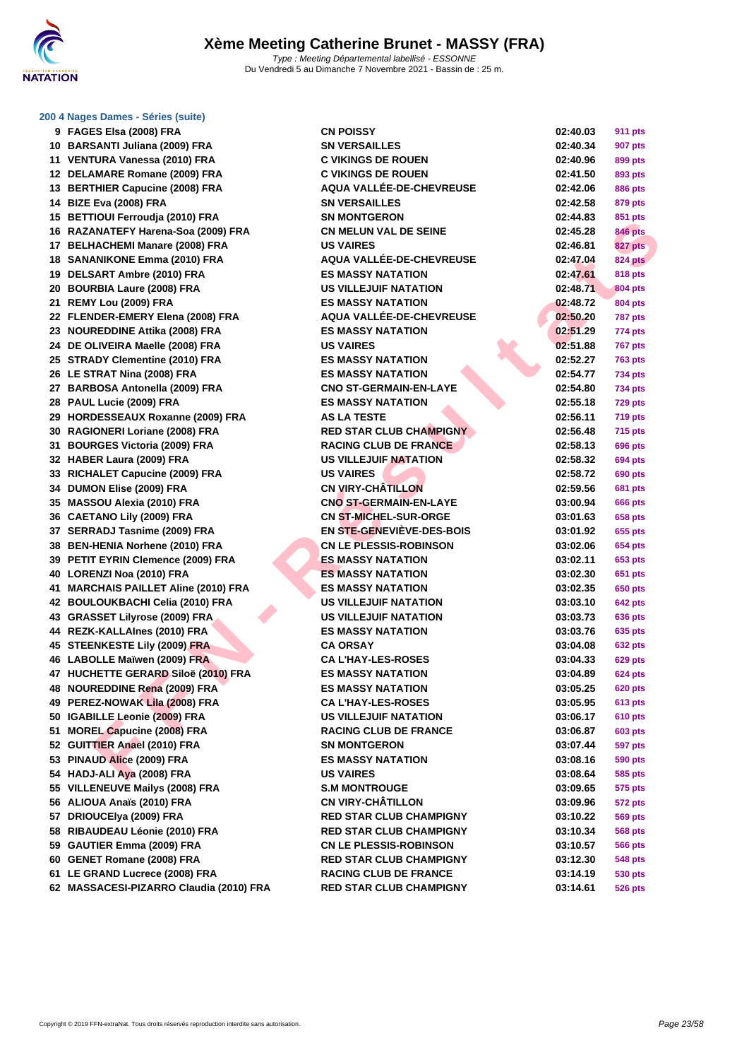# Xème Meeting Catherine Brunet - MASSY (FRA)

*Type : Meeting Départemental labellisé - ESSONNE*
Du Vendredi 5 au Dimanche 7 Novembre 2021 - Bassin de : 25 m.

## 200 4 Nages Dames - Séries (suite)

| | | | | |
|---|---|---|---|---|
| 9 | FAGES Elsa (2008) FRA | CN POISSY | 02:40.03 | 911 pts |
| 10 | BARSANTI Juliana (2009) FRA | SN VERSAILLES | 02:40.34 | 907 pts |
| 11 | VENTURA Vanessa (2010) FRA | C VIKINGS DE ROUEN | 02:40.96 | 899 pts |
| 12 | DELAMARE Romane (2009) FRA | C VIKINGS DE ROUEN | 02:41.50 | 893 pts |
| 13 | BERTHIER Capucine (2008) FRA | AQUA VALLÉE-DE-CHEVREUSE | 02:42.06 | 886 pts |
| 14 | BIZE Eva (2008) FRA | SN VERSAILLES | 02:42.58 | 879 pts |
| 15 | BETTIOUI Ferroudja (2010) FRA | SN MONTGERON | 02:44.83 | 851 pts |
| 16 | RAZANATEFY Harena-Soa (2009) FRA | CN MELUN VAL DE SEINE | 02:45.28 | 846 pts |
| 17 | BELHACHEMI Manare (2008) FRA | US VAIRES | 02:46.81 | 827 pts |
| 18 | SANANIKONE Emma (2010) FRA | AQUA VALLÉE-DE-CHEVREUSE | 02:47.04 | 824 pts |
| 19 | DELSART Ambre (2010) FRA | ES MASSY NATATION | 02:47.61 | 818 pts |
| 20 | BOURBIA Laure (2008) FRA | US VILLEJUIF NATATION | 02:48.71 | 804 pts |
| 21 | REMY Lou (2009) FRA | ES MASSY NATATION | 02:48.72 | 804 pts |
| 22 | FLENDER-EMERY Elena (2008) FRA | AQUA VALLÉE-DE-CHEVREUSE | 02:50.20 | 787 pts |
| 23 | NOUREDDINE Attika (2008) FRA | ES MASSY NATATION | 02:51.29 | 774 pts |
| 24 | DE OLIVEIRA Maelle (2008) FRA | US VAIRES | 02:51.88 | 767 pts |
| 25 | STRADY Clementine (2010) FRA | ES MASSY NATATION | 02:52.27 | 763 pts |
| 26 | LE STRAT Nina (2008) FRA | ES MASSY NATATION | 02:54.77 | 734 pts |
| 27 | BARBOSA Antonella (2009) FRA | CNO ST-GERMAIN-EN-LAYE | 02:54.80 | 734 pts |
| 28 | PAUL Lucie (2009) FRA | ES MASSY NATATION | 02:55.18 | 729 pts |
| 29 | HORDESSEAUX Roxanne (2009) FRA | AS LA TESTE | 02:56.11 | 719 pts |
| 30 | RAGIONERI Loriane (2008) FRA | RED STAR CLUB CHAMPIGNY | 02:56.48 | 715 pts |
| 31 | BOURGES Victoria (2009) FRA | RACING CLUB DE FRANCE | 02:58.13 | 696 pts |
| 32 | HABER Laura (2009) FRA | US VILLEJUIF NATATION | 02:58.32 | 694 pts |
| 33 | RICHALET Capucine (2009) FRA | US VAIRES | 02:58.72 | 690 pts |
| 34 | DUMON Elise (2009) FRA | CN VIRY-CHÂTILLON | 02:59.56 | 681 pts |
| 35 | MASSOU Alexia (2010) FRA | CNO ST-GERMAIN-EN-LAYE | 03:00.94 | 666 pts |
| 36 | CAETANO Lily (2009) FRA | CN ST-MICHEL-SUR-ORGE | 03:01.63 | 658 pts |
| 37 | SERRADJ Tasnime (2009) FRA | EN STE-GENEVIÈVE-DES-BOIS | 03:01.92 | 655 pts |
| 38 | BEN-HENIA Norhene (2010) FRA | CN LE PLESSIS-ROBINSON | 03:02.06 | 654 pts |
| 39 | PETIT EYRIN Clemence (2009) FRA | ES MASSY NATATION | 03:02.11 | 653 pts |
| 40 | LORENZI Noa (2010) FRA | ES MASSY NATATION | 03:02.30 | 651 pts |
| 41 | MARCHAIS PAILLET Aline (2010) FRA | ES MASSY NATATION | 03:02.35 | 650 pts |
| 42 | BOULOUKBACHI Celia (2010) FRA | US VILLEJUIF NATATION | 03:03.10 | 642 pts |
| 43 | GRASSET Lilyrose (2009) FRA | US VILLEJUIF NATATION | 03:03.73 | 636 pts |
| 44 | REZK-KALLAInes (2010) FRA | ES MASSY NATATION | 03:03.76 | 635 pts |
| 45 | STEENKESTE Lily (2009) FRA | CA ORSAY | 03:04.08 | 632 pts |
| 46 | LABOLLE Maïwen (2009) FRA | CA L'HAY-LES-ROSES | 03:04.33 | 629 pts |
| 47 | HUCHETTE GERARD Siloë (2010) FRA | ES MASSY NATATION | 03:04.89 | 624 pts |
| 48 | NOUREDDINE Rena (2009) FRA | ES MASSY NATATION | 03:05.25 | 620 pts |
| 49 | PEREZ-NOWAK Lila (2008) FRA | CA L'HAY-LES-ROSES | 03:05.95 | 613 pts |
| 50 | IGABILLE Leonie (2009) FRA | US VILLEJUIF NATATION | 03:06.17 | 610 pts |
| 51 | MOREL Capucine (2008) FRA | RACING CLUB DE FRANCE | 03:06.87 | 603 pts |
| 52 | GUITTIER Anael (2010) FRA | SN MONTGERON | 03:07.44 | 597 pts |
| 53 | PINAUD Alice (2009) FRA | ES MASSY NATATION | 03:08.16 | 590 pts |
| 54 | HADJ-ALI Aya (2008) FRA | US VAIRES | 03:08.64 | 585 pts |
| 55 | VILLENEUVE Mailys (2008) FRA | S.M MONTROUGE | 03:09.65 | 575 pts |
| 56 | ALIOUA Anaïs (2010) FRA | CN VIRY-CHÂTILLON | 03:09.96 | 572 pts |
| 57 | DRIOUCElya (2009) FRA | RED STAR CLUB CHAMPIGNY | 03:10.22 | 569 pts |
| 58 | RIBAUDEAU Léonie (2010) FRA | RED STAR CLUB CHAMPIGNY | 03:10.34 | 568 pts |
| 59 | GAUTIER Emma (2009) FRA | CN LE PLESSIS-ROBINSON | 03:10.57 | 566 pts |
| 60 | GENET Romane (2008) FRA | RED STAR CLUB CHAMPIGNY | 03:12.30 | 548 pts |
| 61 | LE GRAND Lucrece (2008) FRA | RACING CLUB DE FRANCE | 03:14.19 | 530 pts |
| 62 | MASSACESI-PIZARRO Claudia (2010) FRA | RED STAR CLUB CHAMPIGNY | 03:14.61 | 526 pts |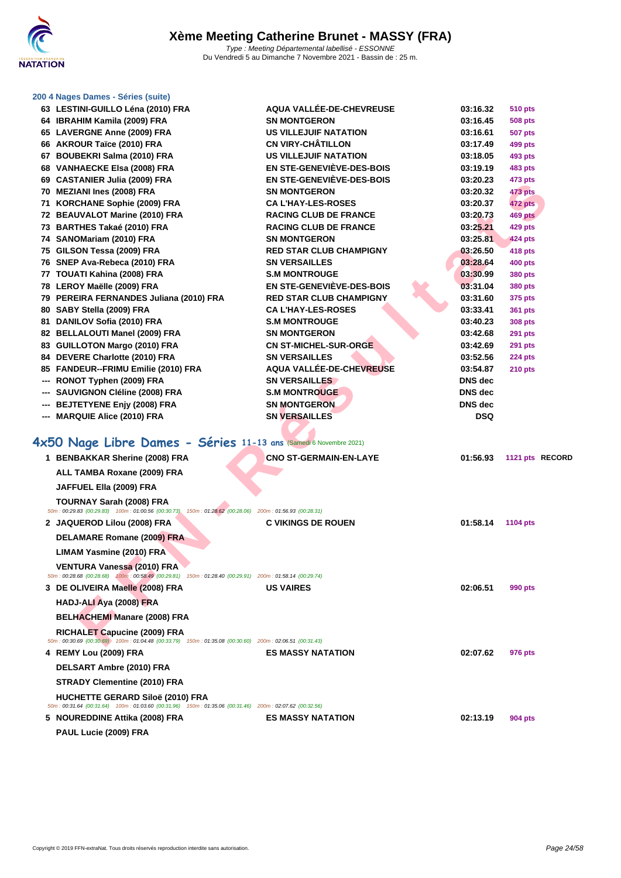# Xème Meeting Catherine Brunet - MASSY (FRA)

*Type : Meeting Départemental labellisé - ESSONNE*
Du Vendredi 5 au Dimanche 7 Novembre 2021 - Bassin de : 25 m.

### 200 4 Nages Dames - Séries (suite)

| | | | | |
|---|---|---|---|---|
| 63 | LESTINI-GUILLO Léna (2010) FRA | AQUA VALLÉE-DE-CHEVREUSE | 03:16.32 | 510 pts |
| 64 | IBRAHIM Kamila (2009) FRA | SN MONTGERON | 03:16.45 | 508 pts |
| 65 | LAVERGNE Anne (2009) FRA | US VILLEJUIF NATATION | 03:16.61 | 507 pts |
| 66 | AKROUR Taïce (2010) FRA | CN VIRY-CHÂTILLON | 03:17.49 | 499 pts |
| 67 | BOUBEKRI Salma (2010) FRA | US VILLEJUIF NATATION | 03:18.05 | 493 pts |
| 68 | VANHAECKE Elsa (2008) FRA | EN STE-GENEVIÈVE-DES-BOIS | 03:19.19 | 483 pts |
| 69 | CASTANIER Julia (2009) FRA | EN STE-GENEVIÈVE-DES-BOIS | 03:20.23 | 473 pts |
| 70 | MEZIANI Ines (2008) FRA | SN MONTGERON | 03:20.32 | 473 pts |
| 71 | KORCHANE Sophie (2009) FRA | CA L'HAY-LES-ROSES | 03:20.37 | 472 pts |
| 72 | BEAUVALOT Marine (2010) FRA | RACING CLUB DE FRANCE | 03:20.73 | 469 pts |
| 73 | BARTHES Takaé (2010) FRA | RACING CLUB DE FRANCE | 03:25.21 | 429 pts |
| 74 | SANOMariam (2010) FRA | SN MONTGERON | 03:25.81 | 424 pts |
| 75 | GILSON Tessa (2009) FRA | RED STAR CLUB CHAMPIGNY | 03:26.50 | 418 pts |
| 76 | SNEP Ava-Rebeca (2010) FRA | SN VERSAILLES | 03:28.64 | 400 pts |
| 77 | TOUATI Kahina (2008) FRA | S.M MONTROUGE | 03:30.99 | 380 pts |
| 78 | LEROY Maëlle (2009) FRA | EN STE-GENEVIÈVE-DES-BOIS | 03:31.04 | 380 pts |
| 79 | PEREIRA FERNANDES Juliana (2010) FRA | RED STAR CLUB CHAMPIGNY | 03:31.60 | 375 pts |
| 80 | SABY Stella (2009) FRA | CA L'HAY-LES-ROSES | 03:33.41 | 361 pts |
| 81 | DANILOV Sofia (2010) FRA | S.M MONTROUGE | 03:40.23 | 308 pts |
| 82 | BELLALOUTI Manel (2009) FRA | SN MONTGERON | 03:42.68 | 291 pts |
| 83 | GUILLOTON Margo (2010) FRA | CN ST-MICHEL-SUR-ORGE | 03:42.69 | 291 pts |
| 84 | DEVERE Charlotte (2010) FRA | SN VERSAILLES | 03:52.56 | 224 pts |
| 85 | FANDEUR--FRIMU Emilie (2010) FRA | AQUA VALLÉE-DE-CHEVREUSE | 03:54.87 | 210 pts |
| --- | RONOT Typhen (2009) FRA | SN VERSAILLES | DNS dec | |
| --- | SAUVIGNON Cléline (2008) FRA | S.M MONTROUGE | DNS dec | |
| --- | BEJTETYENE Enjy (2008) FRA | SN MONTGERON | DNS dec | |
| --- | MARQUIE Alice (2010) FRA | SN VERSAILLES | DSQ | |

## 4x50 Nage Libre Dames - Séries 11-13 ans (Samedi 6 Novembre 2021)

| | | | | |
|---|---|---|---|---|
| 1 | BENBAKKAR Sherine (2008) FRA<br>ALL TAMBA Roxane (2009) FRA<br>JAFFUEL Ella (2009) FRA<br>TOURNAY Sarah (2008) FRA | CNO ST-GERMAIN-EN-LAYE | 01:56.93 | 1121 pts RECORD |
| | 50m : 00:29.83 (00:29.83) 100m : 01:00.56 (00:30.73) 150m : 01:28.62 (00:28.06) 200m : 01:56.93 (00:28.31) | | | |
| 2 | JAQUEROD Lilou (2008) FRA<br>DELAMARE Romane (2009) FRA<br>LIMAM Yasmine (2010) FRA<br>VENTURA Vanessa (2010) FRA | C VIKINGS DE ROUEN | 01:58.14 | 1104 pts |
| | 50m : 00:28.68 (00:28.68) 100m : 00:58.49 (00:29.81) 150m : 01:28.40 (00:29.91) 200m : 01:58.14 (00:29.74) | | | |
| 3 | DE OLIVEIRA Maelle (2008) FRA<br>HADJ-ALI Aya (2008) FRA<br>BELHACHEMI Manare (2008) FRA<br>RICHALET Capucine (2009) FRA | US VAIRES | 02:06.51 | 990 pts |
| | 50m : 00:30.69 (00:30.69) 100m : 01:04.48 (00:33.79) 150m : 01:35.08 (00:30.60) 200m : 02:06.51 (00:31.43) | | | |
| 4 | REMY Lou (2009) FRA<br>DELSART Ambre (2010) FRA<br>STRADY Clementine (2010) FRA<br>HUCHETTE GERARD Siloë (2010) FRA | ES MASSY NATATION | 02:07.62 | 976 pts |
| | 50m : 00:31.64 (00:31.64) 100m : 01:03.60 (00:31.96) 150m : 01:35.06 (00:31.46) 200m : 02:07.62 (00:32.56) | | | |
| 5 | NOUREDDINE Attika (2008) FRA<br>PAUL Lucie (2009) FRA | ES MASSY NATATION | 02:13.19 | 904 pts |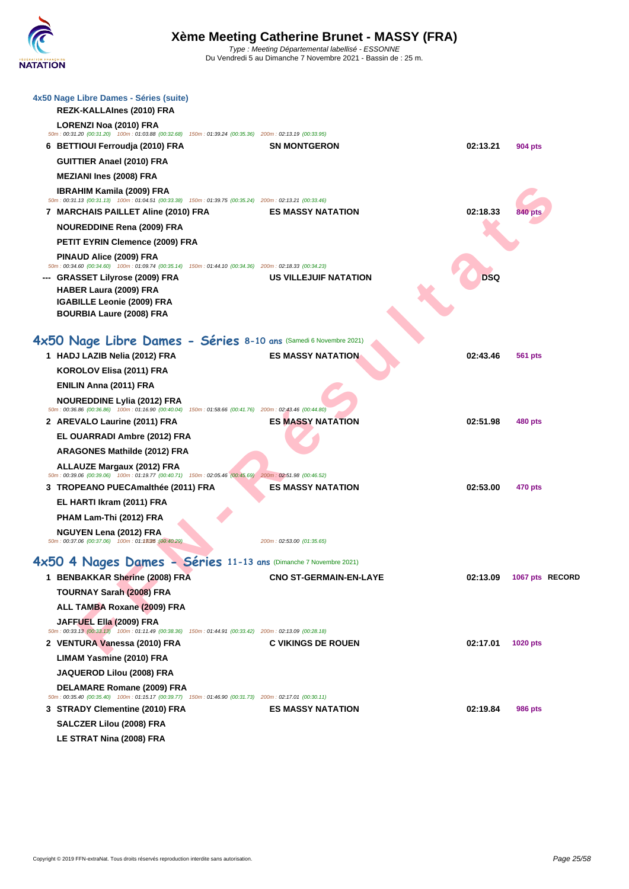# Xème Meeting Catherine Brunet - MASSY (FRA)

*Type : Meeting Départemental labellisé - ESSONNE*
Du Vendredi 5 au Dimanche 7 Novembre 2021 - Bassin de : 25 m.

### 4x50 Nage Libre Dames - Séries (suite)

| | | | | |
|---|---|---|---|---|
| | REZK-KALLAInes (2010) FRA | | | |
| | LORENZI Noa (2010) FRA | | | |
| | *50m : 00:31.20 (00:31.20) 100m : 01:03.88 (00:32.68) 150m : 01:39.24 (00:35.36) 200m : 02:13.19 (00:33.95)* | | | |
| 6 | BETTIOUI Ferroudja (2010) FRA | SN MONTGERON | 02:13.21 | 904 pts |
| | GUITTIER Anael (2010) FRA | | | |
| | MEZIANI Ines (2008) FRA | | | |
| | IBRAHIM Kamila (2009) FRA | | | |
| | *50m : 00:31.13 (00:31.13) 100m : 01:04.51 (00:33.38) 150m : 01:39.75 (00:35.24) 200m : 02:13.21 (00:33.46)* | | | |
| 7 | MARCHAIS PAILLET Aline (2010) FRA | ES MASSY NATATION | 02:18.33 | 840 pts |
| | NOUREDDINE Rena (2009) FRA | | | |
| | PETIT EYRIN Clemence (2009) FRA | | | |
| | PINAUD Alice (2009) FRA | | | |
| | *50m : 00:34.60 (00:34.60) 100m : 01:09.74 (00:35.14) 150m : 01:44.10 (00:34.36) 200m : 02:18.33 (00:34.23)* | | | |
| --- | GRASSET Lilyrose (2009) FRA | US VILLEJUIF NATATION | DSQ | |
| | HABER Laura (2009) FRA | | | |
| | IGABILLE Leonie (2009) FRA | | | |
| | BOURBIA Laure (2008) FRA | | | |

## 4x50 Nage Libre Dames - Séries 8-10 ans (Samedi 6 Novembre 2021)

| | | | | |
|---|---|---|---|---|
| 1 | HADJ LAZIB Nelia (2012) FRA | ES MASSY NATATION | 02:43.46 | 561 pts |
| | KOROLOV Elisa (2011) FRA | | | |
| | ENILIN Anna (2011) FRA | | | |
| | NOUREDDINE Lylia (2012) FRA | | | |
| | *50m : 00:36.86 (00:36.86) 100m : 01:16.90 (00:40.04) 150m : 01:58.66 (00:41.76) 200m : 02:43.46 (00:44.80)* | | | |
| 2 | AREVALO Laurine (2011) FRA | ES MASSY NATATION | 02:51.98 | 480 pts |
| | EL OUARRADI Ambre (2012) FRA | | | |
| | ARAGONES Mathilde (2012) FRA | | | |
| | ALLAUZE Margaux (2012) FRA | | | |
| | *50m : 00:39.06 (00:39.06) 100m : 01:19.77 (00:40.71) 150m : 02:05.46 (00:45.69) 200m : 02:51.98 (00:46.52)* | | | |
| 3 | TROPEANO PUECAmalthée (2011) FRA | ES MASSY NATATION | 02:53.00 | 470 pts |
| | EL HARTI Ikram (2011) FRA | | | |
| | PHAM Lam-Thi (2012) FRA | | | |
| | NGUYEN Lena (2012) FRA | | | |
| | *50m : 00:37.06 (00:37.06) 100m : 01:17.35 (00:40.29) 200m : 02:53.00 (01:35.65)* | | | |

## 4x50 4 Nages Dames - Séries 11-13 ans (Dimanche 7 Novembre 2021)

| | | | | |
|---|---|---|---|---|
| 1 | BENBAKKAR Sherine (2008) FRA | CNO ST-GERMAIN-EN-LAYE | 02:13.09 | 1067 pts RECORD |
| | TOURNAY Sarah (2008) FRA | | | |
| | ALL TAMBA Roxane (2009) FRA | | | |
| | JAFFUEL Ella (2009) FRA | | | |
| | *50m : 00:33.13 (00:33.13) 100m : 01:11.49 (00:38.36) 150m : 01:44.91 (00:33.42) 200m : 02:13.09 (00:28.18)* | | | |
| 2 | VENTURA Vanessa (2010) FRA | C VIKINGS DE ROUEN | 02:17.01 | 1020 pts |
| | LIMAM Yasmine (2010) FRA | | | |
| | JAQUEROD Lilou (2008) FRA | | | |
| | DELAMARE Romane (2009) FRA | | | |
| | *50m : 00:35.40 (00:35.40) 100m : 01:15.17 (00:39.77) 150m : 01:46.90 (00:31.73) 200m : 02:17.01 (00:30.11)* | | | |
| 3 | STRADY Clementine (2010) FRA | ES MASSY NATATION | 02:19.84 | 986 pts |
| | SALCZER Lilou (2008) FRA | | | |
| | LE STRAT Nina (2008) FRA | | | |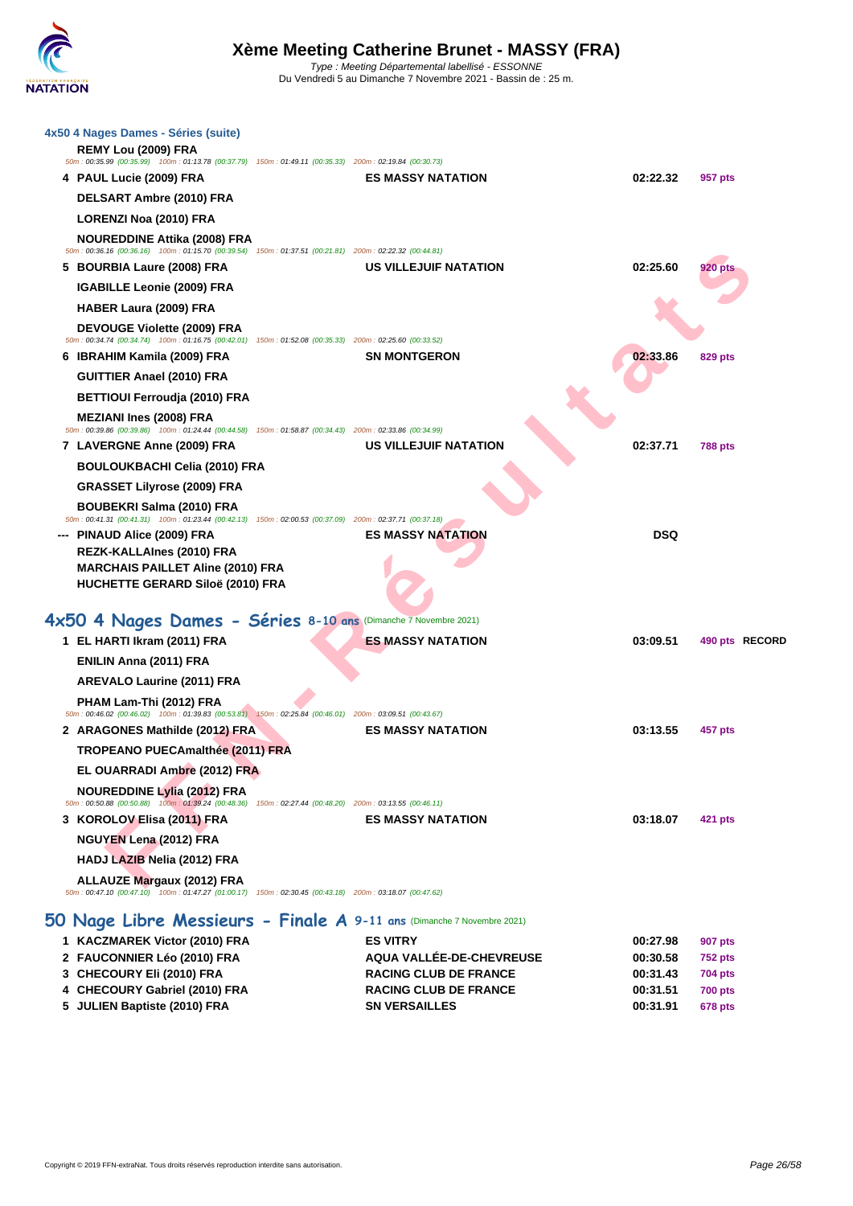## 4x50 4 Nages Dames - Séries (suite)

| | Nom | Club | Temps | Points | |
|---|---|---|---|---|---|
| | REMY Lou (2009) FRA | | | | |
| | 50m : 00:35.99 (00:35.99) 100m : 01:13.78 (00:37.79) 150m : 01:49.11 (00:35.33) 200m : 02:19.84 (00:30.73) | | | | |
| 4 | PAUL Lucie (2009) FRA | ES MASSY NATATION | 02:22.32 | 957 pts | |
| | DELSART Ambre (2010) FRA | | | | |
| | LORENZI Noa (2010) FRA | | | | |
| | NOUREDDINE Attika (2008) FRA | | | | |
| | 50m : 00:36.16 (00:36.16) 100m : 01:15.70 (00:39.54) 150m : 01:37.51 (00:21.81) 200m : 02:22.32 (00:44.81) | | | | |
| 5 | BOURBIA Laure (2008) FRA | US VILLEJUIF NATATION | 02:25.60 | 920 pts | |
| | IGABILLE Leonie (2009) FRA | | | | |
| | HABER Laura (2009) FRA | | | | |
| | DEVOUGE Violette (2009) FRA | | | | |
| | 50m : 00:34.74 (00:34.74) 100m : 01:16.75 (00:42.01) 150m : 01:52.08 (00:35.33) 200m : 02:25.60 (00:33.52) | | | | |
| 6 | IBRAHIM Kamila (2009) FRA | SN MONTGERON | 02:33.86 | 829 pts | |
| | GUITTIER Anael (2010) FRA | | | | |
| | BETTIOUI Ferroudja (2010) FRA | | | | |
| | MEZIANI Ines (2008) FRA | | | | |
| | 50m : 00:39.86 (00:39.86) 100m : 01:24.44 (00:44.58) 150m : 01:58.87 (00:34.43) 200m : 02:33.86 (00:34.99) | | | | |
| 7 | LAVERGNE Anne (2009) FRA | US VILLEJUIF NATATION | 02:37.71 | 788 pts | |
| | BOULOUKBACHI Celia (2010) FRA | | | | |
| | GRASSET Lilyrose (2009) FRA | | | | |
| | BOUBEKRI Salma (2010) FRA | | | | |
| | 50m : 00:41.31 (00:41.31) 100m : 01:23.44 (00:42.13) 150m : 02:00.53 (00:37.09) 200m : 02:37.71 (00:37.18) | | | | |
| --- | PINAUD Alice (2009) FRA | ES MASSY NATATION | DSQ | | |
| | REZK-KALLAInes (2010) FRA | | | | |
| | MARCHAIS PAILLET Aline (2010) FRA | | | | |
| | HUCHETTE GERARD Siloë (2010) FRA | | | | |

## 4x50 4 Nages Dames - Séries 8-10 ans (Dimanche 7 Novembre 2021)

| | Nom | Club | Temps | Points | |
|---|---|---|---|---|---|
| 1 | EL HARTI Ikram (2011) FRA | ES MASSY NATATION | 03:09.51 | 490 pts | RECORD |
| | ENILIN Anna (2011) FRA | | | | |
| | AREVALO Laurine (2011) FRA | | | | |
| | PHAM Lam-Thi (2012) FRA | | | | |
| | 50m : 00:46.02 (00:46.02) 100m : 01:39.83 (00:53.81) 150m : 02:25.84 (00:46.01) 200m : 03:09.51 (00:43.67) | | | | |
| 2 | ARAGONES Mathilde (2012) FRA | ES MASSY NATATION | 03:13.55 | 457 pts | |
| | TROPEANO PUECAmalthée (2011) FRA | | | | |
| | EL OUARRADI Ambre (2012) FRA | | | | |
| | NOUREDDINE Lylia (2012) FRA | | | | |
| | 50m : 00:50.88 (00:50.88) 100m : 01:39.24 (00:48.36) 150m : 02:27.44 (00:48.20) 200m : 03:13.55 (00:46.11) | | | | |
| 3 | KOROLOV Elisa (2011) FRA | ES MASSY NATATION | 03:18.07 | 421 pts | |
| | NGUYEN Lena (2012) FRA | | | | |
| | HADJ LAZIB Nelia (2012) FRA | | | | |
| | ALLAUZE Margaux (2012) FRA | | | | |
| | 50m : 00:47.10 (00:47.10) 100m : 01:47.27 (01:00.17) 150m : 02:30.45 (00:43.18) 200m : 03:18.07 (00:47.62) | | | | |

## 50 Nage Libre Messieurs - Finale A 9-11 ans (Dimanche 7 Novembre 2021)

| | Nom | Club | Temps | Points |
|---|---|---|---|---|
| 1 | KACZMAREK Victor (2010) FRA | ES VITRY | 00:27.98 | 907 pts |
| 2 | FAUCONNIER Léo (2010) FRA | AQUA VALLÉE-DE-CHEVREUSE | 00:30.58 | 752 pts |
| 3 | CHECOURY Eli (2010) FRA | RACING CLUB DE FRANCE | 00:31.43 | 704 pts |
| 4 | CHECOURY Gabriel (2010) FRA | RACING CLUB DE FRANCE | 00:31.51 | 700 pts |
| 5 | JULIEN Baptiste (2010) FRA | SN VERSAILLES | 00:31.91 | 678 pts |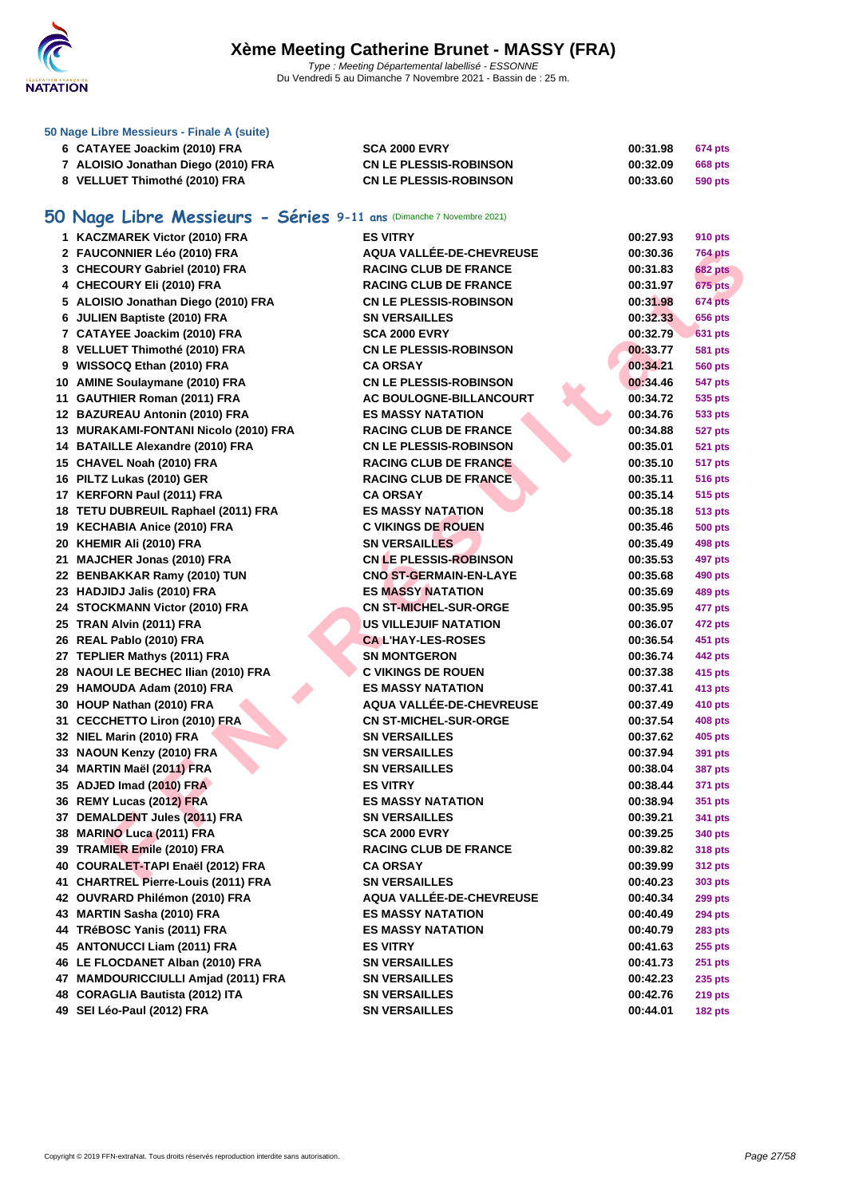# Xème Meeting Catherine Brunet - MASSY (FRA)

*Type : Meeting Départemental labellisé - ESSONNE*
Du Vendredi 5 au Dimanche 7 Novembre 2021 - Bassin de : 25 m.

### 50 Nage Libre Messieurs - Finale A (suite)

| | | | | |
|---|---|---|---|---|
| 6 | CATAYEE Joackim (2010) FRA | SCA 2000 EVRY | 00:31.98 | 674 pts |
| 7 | ALOISIO Jonathan Diego (2010) FRA | CN LE PLESSIS-ROBINSON | 00:32.09 | 668 pts |
| 8 | VELLUET Thimothé (2010) FRA | CN LE PLESSIS-ROBINSON | 00:33.60 | 590 pts |

## 50 Nage Libre Messieurs - Séries 9-11 ans (Dimanche 7 Novembre 2021)

| | | | | |
|---|---|---|---|---|
| 1 | KACZMAREK Victor (2010) FRA | ES VITRY | 00:27.93 | 910 pts |
| 2 | FAUCONNIER Léo (2010) FRA | AQUA VALLÉE-DE-CHEVREUSE | 00:30.36 | 764 pts |
| 3 | CHECOURY Gabriel (2010) FRA | RACING CLUB DE FRANCE | 00:31.83 | 682 pts |
| 4 | CHECOURY Eli (2010) FRA | RACING CLUB DE FRANCE | 00:31.97 | 675 pts |
| 5 | ALOISIO Jonathan Diego (2010) FRA | CN LE PLESSIS-ROBINSON | 00:31.98 | 674 pts |
| 6 | JULIEN Baptiste (2010) FRA | SN VERSAILLES | 00:32.33 | 656 pts |
| 7 | CATAYEE Joackim (2010) FRA | SCA 2000 EVRY | 00:32.79 | 631 pts |
| 8 | VELLUET Thimothé (2010) FRA | CN LE PLESSIS-ROBINSON | 00:33.77 | 581 pts |
| 9 | WISSOCQ Ethan (2010) FRA | CA ORSAY | 00:34.21 | 560 pts |
| 10 | AMINE Soulaymane (2010) FRA | CN LE PLESSIS-ROBINSON | 00:34.46 | 547 pts |
| 11 | GAUTHIER Roman (2011) FRA | AC BOULOGNE-BILLANCOURT | 00:34.72 | 535 pts |
| 12 | BAZUREAU Antonin (2010) FRA | ES MASSY NATATION | 00:34.76 | 533 pts |
| 13 | MURAKAMI-FONTANI Nicolo (2010) FRA | RACING CLUB DE FRANCE | 00:34.88 | 527 pts |
| 14 | BATAILLE Alexandre (2010) FRA | CN LE PLESSIS-ROBINSON | 00:35.01 | 521 pts |
| 15 | CHAVEL Noah (2010) FRA | RACING CLUB DE FRANCE | 00:35.10 | 517 pts |
| 16 | PILTZ Lukas (2010) GER | RACING CLUB DE FRANCE | 00:35.11 | 516 pts |
| 17 | KERFORN Paul (2011) FRA | CA ORSAY | 00:35.14 | 515 pts |
| 18 | TETU DUBREUIL Raphael (2011) FRA | ES MASSY NATATION | 00:35.18 | 513 pts |
| 19 | KECHABIA Anice (2010) FRA | C VIKINGS DE ROUEN | 00:35.46 | 500 pts |
| 20 | KHEMIR Ali (2010) FRA | SN VERSAILLES | 00:35.49 | 498 pts |
| 21 | MAJCHER Jonas (2010) FRA | CN LE PLESSIS-ROBINSON | 00:35.53 | 497 pts |
| 22 | BENBAKKAR Ramy (2010) TUN | CNO ST-GERMAIN-EN-LAYE | 00:35.68 | 490 pts |
| 23 | HADJIDJ Jalis (2010) FRA | ES MASSY NATATION | 00:35.69 | 489 pts |
| 24 | STOCKMANN Victor (2010) FRA | CN ST-MICHEL-SUR-ORGE | 00:35.95 | 477 pts |
| 25 | TRAN Alvin (2011) FRA | US VILLEJUIF NATATION | 00:36.07 | 472 pts |
| 26 | REAL Pablo (2010) FRA | CA L'HAY-LES-ROSES | 00:36.54 | 451 pts |
| 27 | TEPLIER Mathys (2011) FRA | SN MONTGERON | 00:36.74 | 442 pts |
| 28 | NAOUI LE BECHEC Ilian (2010) FRA | C VIKINGS DE ROUEN | 00:37.38 | 415 pts |
| 29 | HAMOUDA Adam (2010) FRA | ES MASSY NATATION | 00:37.41 | 413 pts |
| 30 | HOUP Nathan (2010) FRA | AQUA VALLÉE-DE-CHEVREUSE | 00:37.49 | 410 pts |
| 31 | CECCHETTO Liron (2010) FRA | CN ST-MICHEL-SUR-ORGE | 00:37.54 | 408 pts |
| 32 | NIEL Marin (2010) FRA | SN VERSAILLES | 00:37.62 | 405 pts |
| 33 | NAOUN Kenzy (2010) FRA | SN VERSAILLES | 00:37.94 | 391 pts |
| 34 | MARTIN Maël (2011) FRA | SN VERSAILLES | 00:38.04 | 387 pts |
| 35 | ADJED Imad (2010) FRA | ES VITRY | 00:38.44 | 371 pts |
| 36 | REMY Lucas (2012) FRA | ES MASSY NATATION | 00:38.94 | 351 pts |
| 37 | DEMALDENT Jules (2011) FRA | SN VERSAILLES | 00:39.21 | 341 pts |
| 38 | MARINO Luca (2011) FRA | SCA 2000 EVRY | 00:39.25 | 340 pts |
| 39 | TRAMIER Emile (2010) FRA | RACING CLUB DE FRANCE | 00:39.82 | 318 pts |
| 40 | COURALET-TAPI Enaël (2012) FRA | CA ORSAY | 00:39.99 | 312 pts |
| 41 | CHARTREL Pierre-Louis (2011) FRA | SN VERSAILLES | 00:40.23 | 303 pts |
| 42 | OUVRARD Philémon (2010) FRA | AQUA VALLÉE-DE-CHEVREUSE | 00:40.34 | 299 pts |
| 43 | MARTIN Sasha (2010) FRA | ES MASSY NATATION | 00:40.49 | 294 pts |
| 44 | TRéBOSC Yanis (2011) FRA | ES MASSY NATATION | 00:40.79 | 283 pts |
| 45 | ANTONUCCI Liam (2011) FRA | ES VITRY | 00:41.63 | 255 pts |
| 46 | LE FLOCDANET Alban (2010) FRA | SN VERSAILLES | 00:41.73 | 251 pts |
| 47 | MAMDOURICCIULLI Amjad (2011) FRA | SN VERSAILLES | 00:42.23 | 235 pts |
| 48 | CORAGLIA Bautista (2012) ITA | SN VERSAILLES | 00:42.76 | 219 pts |
| 49 | SEI Léo-Paul (2012) FRA | SN VERSAILLES | 00:44.01 | 182 pts |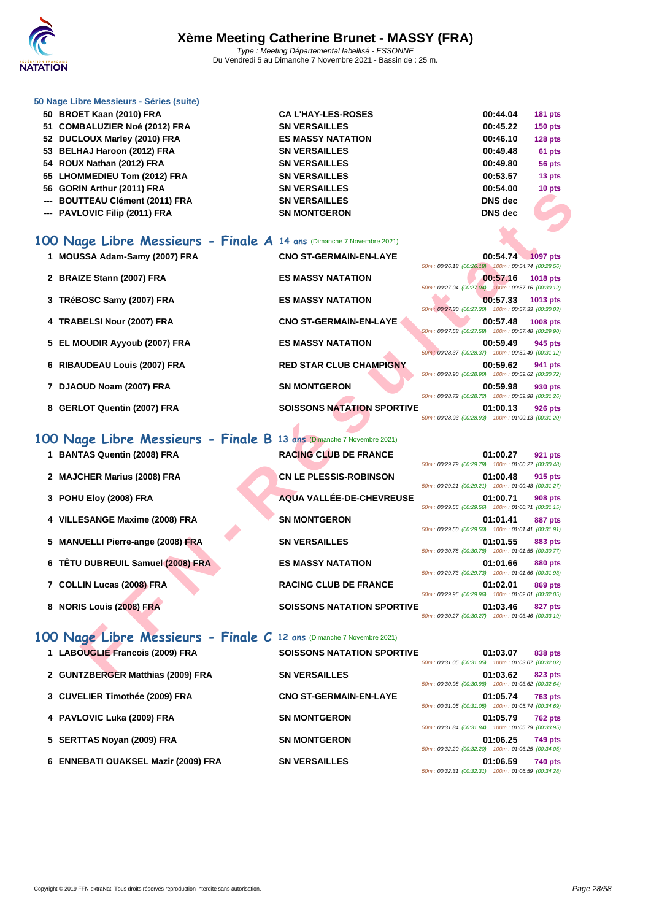### 50 Nage Libre Messieurs - Séries (suite)

| | | | | |
|---|---|---|---|---|
| 50 | BROET Kaan (2010) FRA | CA L'HAY-LES-ROSES | 00:44.04 | 181 pts |
| 51 | COMBALUZIER Noé (2012) FRA | SN VERSAILLES | 00:45.22 | 150 pts |
| 52 | DUCLOUX Marley (2010) FRA | ES MASSY NATATION | 00:46.10 | 128 pts |
| 53 | BELHAJ Haroon (2012) FRA | SN VERSAILLES | 00:49.48 | 61 pts |
| 54 | ROUX Nathan (2012) FRA | SN VERSAILLES | 00:49.80 | 56 pts |
| 55 | LHOMMEDIEU Tom (2012) FRA | SN VERSAILLES | 00:53.57 | 13 pts |
| 56 | GORIN Arthur (2011) FRA | SN VERSAILLES | 00:54.00 | 10 pts |
| --- | BOUTTEAU Clément (2011) FRA | SN VERSAILLES | DNS dec | |
| --- | PAVLOVIC Filip (2011) FRA | SN MONTGERON | DNS dec | |

## 100 Nage Libre Messieurs - Finale A 14 ans (Dimanche 7 Novembre 2021)

| | | | | |
|---|---|---|---|---|
| 1 | MOUSSA Adam-Samy (2007) FRA | CNO ST-GERMAIN-EN-LAYE | 00:54.74 | 1097 pts |
| | | 50m : 00:26.18 (00:26.18) 100m : 00:54.74 (00:28.56) | | |
| 2 | BRAIZE Stann (2007) FRA | ES MASSY NATATION | 00:57.16 | 1018 pts |
| | | 50m : 00:27.04 (00:27.04) 100m : 00:57.16 (00:30.12) | | |
| 3 | TRéBOSC Samy (2007) FRA | ES MASSY NATATION | 00:57.33 | 1013 pts |
| | | 50m : 00:27.30 (00:27.30) 100m : 00:57.33 (00:30.03) | | |
| 4 | TRABELSI Nour (2007) FRA | CNO ST-GERMAIN-EN-LAYE | 00:57.48 | 1008 pts |
| | | 50m : 00:27.58 (00:27.58) 100m : 00:57.48 (00:29.90) | | |
| 5 | EL MOUDIR Ayyoub (2007) FRA | ES MASSY NATATION | 00:59.49 | 945 pts |
| | | 50m : 00:28.37 (00:28.37) 100m : 00:59.49 (00:31.12) | | |
| 6 | RIBAUDEAU Louis (2007) FRA | RED STAR CLUB CHAMPIGNY | 00:59.62 | 941 pts |
| | | 50m : 00:28.90 (00:28.90) 100m : 00:59.62 (00:30.72) | | |
| 7 | DJAOUD Noam (2007) FRA | SN MONTGERON | 00:59.98 | 930 pts |
| | | 50m : 00:28.72 (00:28.72) 100m : 00:59.98 (00:31.26) | | |
| 8 | GERLOT Quentin (2007) FRA | SOISSONS NATATION SPORTIVE | 01:00.13 | 926 pts |
| | | 50m : 00:28.93 (00:28.93) 100m : 01:00.13 (00:31.20) | | |

## 100 Nage Libre Messieurs - Finale B 13 ans (Dimanche 7 Novembre 2021)

| | | | | |
|---|---|---|---|---|
| 1 | BANTAS Quentin (2008) FRA | RACING CLUB DE FRANCE | 01:00.27 | 921 pts |
| | | 50m : 00:29.79 (00:29.79) 100m : 01:00.27 (00:30.48) | | |
| 2 | MAJCHER Marius (2008) FRA | CN LE PLESSIS-ROBINSON | 01:00.48 | 915 pts |
| | | 50m : 00:29.21 (00:29.21) 100m : 01:00.48 (00:31.27) | | |
| 3 | POHU Eloy (2008) FRA | AQUA VALLÉE-DE-CHEVREUSE | 01:00.71 | 908 pts |
| | | 50m : 00:29.56 (00:29.56) 100m : 01:00.71 (00:31.15) | | |
| 4 | VILLESANGE Maxime (2008) FRA | SN MONTGERON | 01:01.41 | 887 pts |
| | | 50m : 00:29.50 (00:29.50) 100m : 01:01.41 (00:31.91) | | |
| 5 | MANUELLI Pierre-ange (2008) FRA | SN VERSAILLES | 01:01.55 | 883 pts |
| | | 50m : 00:30.78 (00:30.78) 100m : 01:01.55 (00:30.77) | | |
| 6 | TÊTU DUBREUIL Samuel (2008) FRA | ES MASSY NATATION | 01:01.66 | 880 pts |
| | | 50m : 00:29.73 (00:29.73) 100m : 01:01.66 (00:31.93) | | |
| 7 | COLLIN Lucas (2008) FRA | RACING CLUB DE FRANCE | 01:02.01 | 869 pts |
| | | 50m : 00:29.96 (00:29.96) 100m : 01:02.01 (00:32.05) | | |
| 8 | NORIS Louis (2008) FRA | SOISSONS NATATION SPORTIVE | 01:03.46 | 827 pts |
| | | 50m : 00:30.27 (00:30.27) 100m : 01:03.46 (00:33.19) | | |

## 100 Nage Libre Messieurs - Finale C 12 ans (Dimanche 7 Novembre 2021)

| | | | | |
|---|---|---|---|---|
| 1 | LABOUGLIE Francois (2009) FRA | SOISSONS NATATION SPORTIVE | 01:03.07 | 838 pts |
| | | 50m : 00:31.05 (00:31.05) 100m : 01:03.07 (00:32.02) | | |
| 2 | GUNTZBERGER Matthias (2009) FRA | SN VERSAILLES | 01:03.62 | 823 pts |
| | | 50m : 00:30.98 (00:30.98) 100m : 01:03.62 (00:32.64) | | |
| 3 | CUVELIER Timothée (2009) FRA | CNO ST-GERMAIN-EN-LAYE | 01:05.74 | 763 pts |
| | | 50m : 00:31.05 (00:31.05) 100m : 01:05.74 (00:34.69) | | |
| 4 | PAVLOVIC Luka (2009) FRA | SN MONTGERON | 01:05.79 | 762 pts |
| | | 50m : 00:31.84 (00:31.84) 100m : 01:05.79 (00:33.95) | | |
| 5 | SERTTAS Noyan (2009) FRA | SN MONTGERON | 01:06.25 | 749 pts |
| | | 50m : 00:32.20 (00:32.20) 100m : 01:06.25 (00:34.05) | | |
| 6 | ENNEBATI OUAKSEL Mazir (2009) FRA | SN VERSAILLES | 01:06.59 | 740 pts |
| | | 50m : 00:32.31 (00:32.31) 100m : 01:06.59 (00:34.28) | | |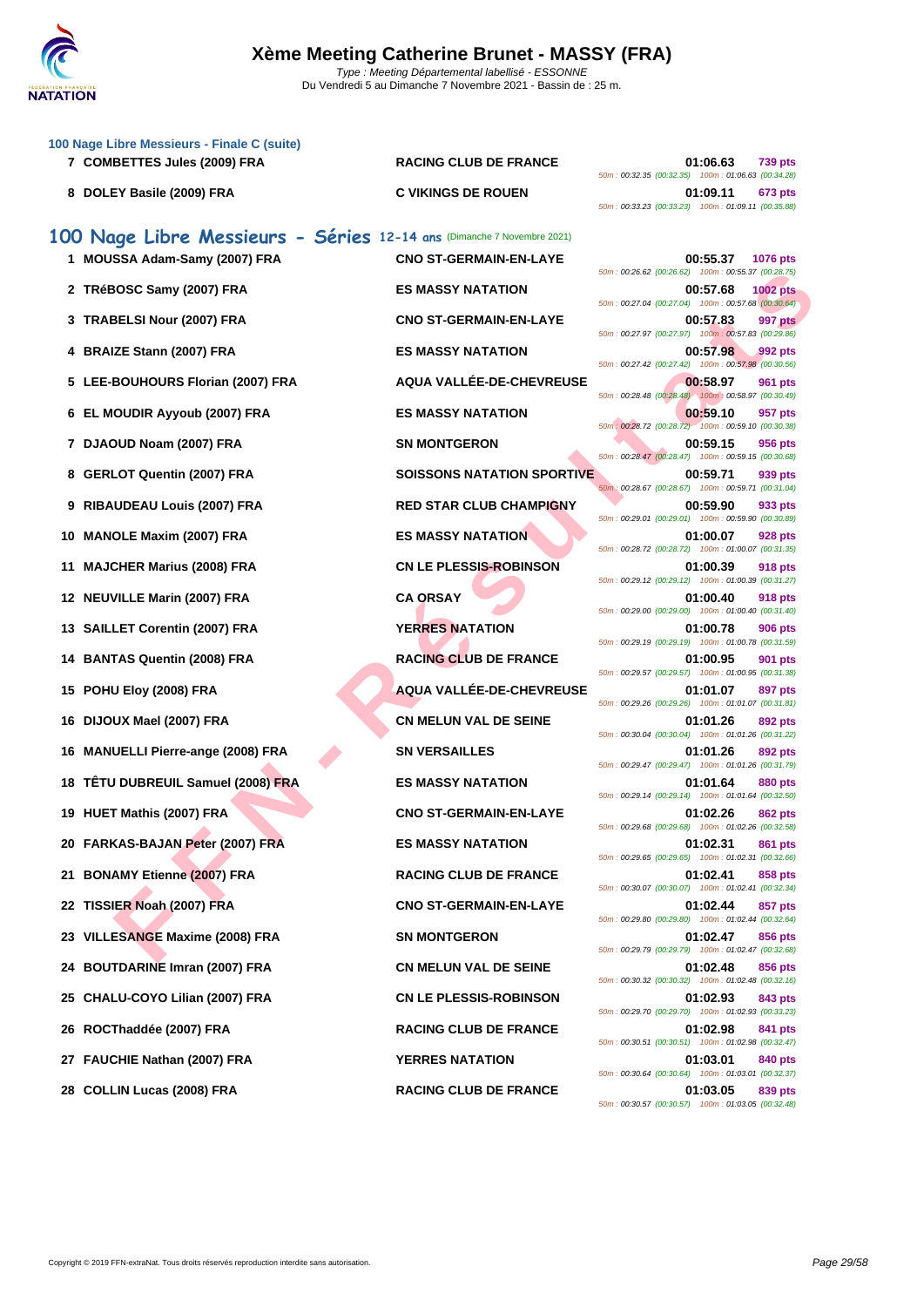# Xème Meeting Catherine Brunet - MASSY (FRA)

*Type : Meeting Départemental labellisé - ESSONNE*
Du Vendredi 5 au Dimanche 7 Novembre 2021 - Bassin de : 25 m.

### 100 Nage Libre Messieurs - Finale C (suite)

| | Nom | Club | Temps | Points | Splits |
|---|---|---|---|---|---|
| 7 | COMBETTES Jules (2009) FRA | RACING CLUB DE FRANCE | 01:06.63 | 739 pts | 50m : 00:32.35 (00:32.35) 100m : 01:06.63 (00:34.28) |
| 8 | DOLEY Basile (2009) FRA | C VIKINGS DE ROUEN | 01:09.11 | 673 pts | 50m : 00:33.23 (00:33.23) 100m : 01:09.11 (00:35.88) |

## 100 Nage Libre Messieurs - Séries 12-14 ans (Dimanche 7 Novembre 2021)

| | Nom | Club | Temps | Points | Splits |
|---|---|---|---|---|---|
| 1 | MOUSSA Adam-Samy (2007) FRA | CNO ST-GERMAIN-EN-LAYE | 00:55.37 | 1076 pts | 50m : 00:26.62 (00:26.62) 100m : 00:55.37 (00:28.75) |
| 2 | TRéBOSC Samy (2007) FRA | ES MASSY NATATION | 00:57.68 | 1002 pts | 50m : 00:27.04 (00:27.04) 100m : 00:57.68 (00:30.64) |
| 3 | TRABELSI Nour (2007) FRA | CNO ST-GERMAIN-EN-LAYE | 00:57.83 | 997 pts | 50m : 00:27.97 (00:27.97) 100m : 00:57.83 (00:29.86) |
| 4 | BRAIZE Stann (2007) FRA | ES MASSY NATATION | 00:57.98 | 992 pts | 50m : 00:27.42 (00:27.42) 100m : 00:57.98 (00:30.56) |
| 5 | LEE-BOUHOURS Florian (2007) FRA | AQUA VALLÉE-DE-CHEVREUSE | 00:58.97 | 961 pts | 50m : 00:28.48 (00:28.48) 100m : 00:58.97 (00:30.49) |
| 6 | EL MOUDIR Ayyoub (2007) FRA | ES MASSY NATATION | 00:59.10 | 957 pts | 50m : 00:28.72 (00:28.72) 100m : 00:59.10 (00:30.38) |
| 7 | DJAOUD Noam (2007) FRA | SN MONTGERON | 00:59.15 | 956 pts | 50m : 00:28.47 (00:28.47) 100m : 00:59.15 (00:30.68) |
| 8 | GERLOT Quentin (2007) FRA | SOISSONS NATATION SPORTIVE | 00:59.71 | 939 pts | 50m : 00:28.67 (00:28.67) 100m : 00:59.71 (00:31.04) |
| 9 | RIBAUDEAU Louis (2007) FRA | RED STAR CLUB CHAMPIGNY | 00:59.90 | 933 pts | 50m : 00:29.01 (00:29.01) 100m : 00:59.90 (00:30.89) |
| 10 | MANOLE Maxim (2007) FRA | ES MASSY NATATION | 01:00.07 | 928 pts | 50m : 00:28.72 (00:28.72) 100m : 01:00.07 (00:31.35) |
| 11 | MAJCHER Marius (2008) FRA | CN LE PLESSIS-ROBINSON | 01:00.39 | 918 pts | 50m : 00:29.12 (00:29.12) 100m : 01:00.39 (00:31.27) |
| 12 | NEUVILLE Marin (2007) FRA | CA ORSAY | 01:00.40 | 918 pts | 50m : 00:29.00 (00:29.00) 100m : 01:00.40 (00:31.40) |
| 13 | SAILLET Corentin (2007) FRA | YERRES NATATION | 01:00.78 | 906 pts | 50m : 00:29.19 (00:29.19) 100m : 01:00.78 (00:31.59) |
| 14 | BANTAS Quentin (2008) FRA | RACING CLUB DE FRANCE | 01:00.95 | 901 pts | 50m : 00:29.57 (00:29.57) 100m : 01:00.95 (00:31.38) |
| 15 | POHU Eloy (2008) FRA | AQUA VALLÉE-DE-CHEVREUSE | 01:01.07 | 897 pts | 50m : 00:29.26 (00:29.26) 100m : 01:01.07 (00:31.81) |
| 16 | DIJOUX Mael (2007) FRA | CN MELUN VAL DE SEINE | 01:01.26 | 892 pts | 50m : 00:30.04 (00:30.04) 100m : 01:01.26 (00:31.22) |
| 16 | MANUELLI Pierre-ange (2008) FRA | SN VERSAILLES | 01:01.26 | 892 pts | 50m : 00:29.47 (00:29.47) 100m : 01:01.26 (00:31.79) |
| 18 | TÊTU DUBREUIL Samuel (2008) FRA | ES MASSY NATATION | 01:01.64 | 880 pts | 50m : 00:29.14 (00:29.14) 100m : 01:01.64 (00:32.50) |
| 19 | HUET Mathis (2007) FRA | CNO ST-GERMAIN-EN-LAYE | 01:02.26 | 862 pts | 50m : 00:29.68 (00:29.68) 100m : 01:02.26 (00:32.58) |
| 20 | FARKAS-BAJAN Peter (2007) FRA | ES MASSY NATATION | 01:02.31 | 861 pts | 50m : 00:29.65 (00:29.65) 100m : 01:02.31 (00:32.66) |
| 21 | BONAMY Etienne (2007) FRA | RACING CLUB DE FRANCE | 01:02.41 | 858 pts | 50m : 00:30.07 (00:30.07) 100m : 01:02.41 (00:32.34) |
| 22 | TISSIER Noah (2007) FRA | CNO ST-GERMAIN-EN-LAYE | 01:02.44 | 857 pts | 50m : 00:29.80 (00:29.80) 100m : 01:02.44 (00:32.64) |
| 23 | VILLESANGE Maxime (2008) FRA | SN MONTGERON | 01:02.47 | 856 pts | 50m : 00:29.79 (00:29.79) 100m : 01:02.47 (00:32.68) |
| 24 | BOUTDARINE Imran (2007) FRA | CN MELUN VAL DE SEINE | 01:02.48 | 856 pts | 50m : 00:30.32 (00:30.32) 100m : 01:02.48 (00:32.16) |
| 25 | CHALU-COYO Lilian (2007) FRA | CN LE PLESSIS-ROBINSON | 01:02.93 | 843 pts | 50m : 00:29.70 (00:29.70) 100m : 01:02.93 (00:33.23) |
| 26 | ROCThaddée (2007) FRA | RACING CLUB DE FRANCE | 01:02.98 | 841 pts | 50m : 00:30.51 (00:30.51) 100m : 01:02.98 (00:32.47) |
| 27 | FAUCHIE Nathan (2007) FRA | YERRES NATATION | 01:03.01 | 840 pts | 50m : 00:30.64 (00:30.64) 100m : 01:03.01 (00:32.37) |
| 28 | COLLIN Lucas (2008) FRA | RACING CLUB DE FRANCE | 01:03.05 | 839 pts | 50m : 00:30.57 (00:30.57) 100m : 01:03.05 (00:32.48) |

Copyright © 2019 FFN-extraNat. Tous droits réservés reproduction interdite sans autorisation.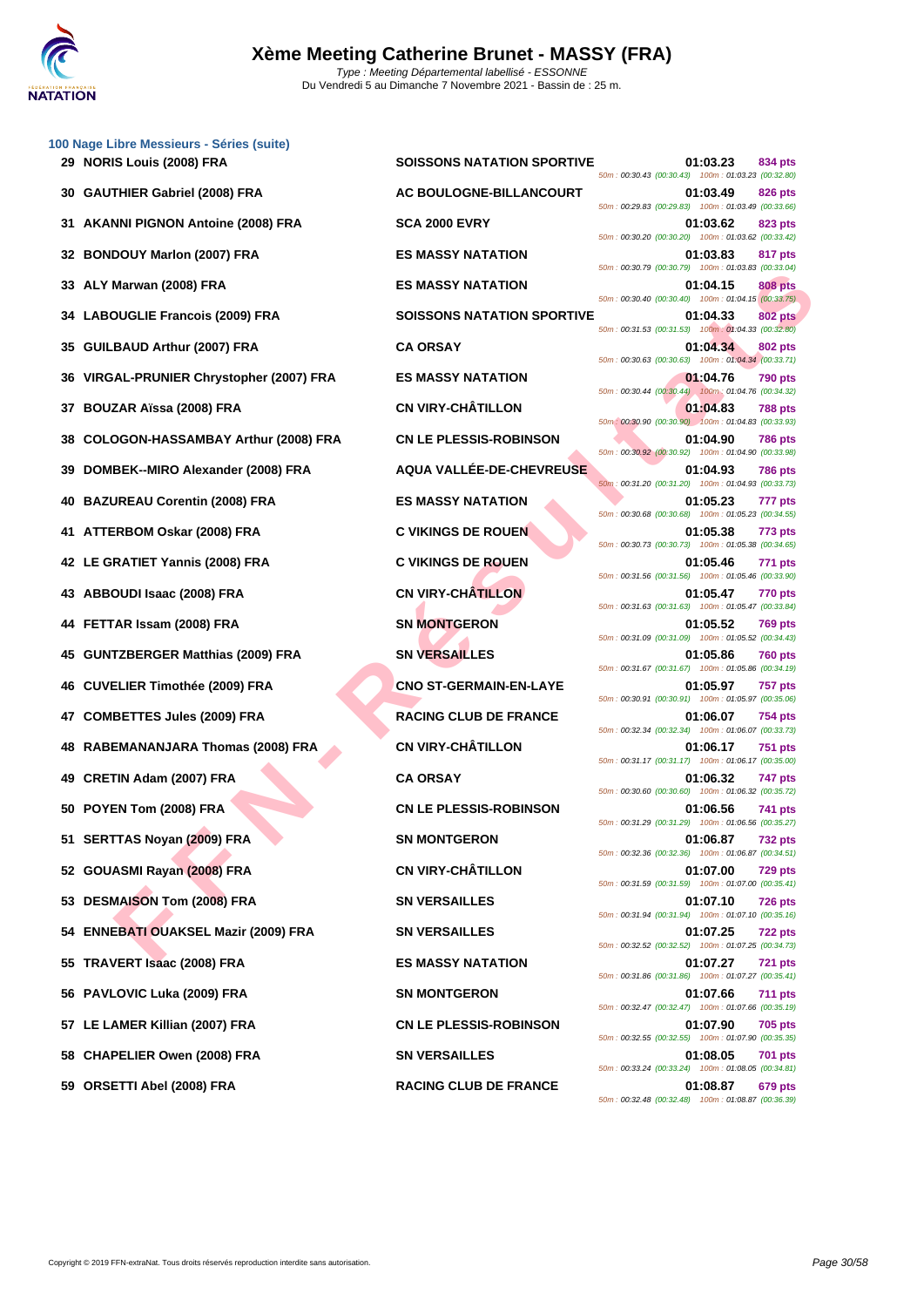# Xème Meeting Catherine Brunet - MASSY (FRA)

*Type : Meeting Départemental labellisé - ESSONNE*
Du Vendredi 5 au Dimanche 7 Novembre 2021 - Bassin de : 25 m.

## 100 Nage Libre Messieurs - Séries (suite)

| Rang | Nom | Club | Temps | Points | Splits |
|---|---|---|---|---|---|
| 29 | NORIS Louis (2008) FRA | SOISSONS NATATION SPORTIVE | 01:03.23 | 834 pts | 50m : 00:30.43 (00:30.43) 100m : 01:03.23 (00:32.80) |
| 30 | GAUTHIER Gabriel (2008) FRA | AC BOULOGNE-BILLANCOURT | 01:03.49 | 826 pts | 50m : 00:29.83 (00:29.83) 100m : 01:03.49 (00:33.66) |
| 31 | AKANNI PIGNON Antoine (2008) FRA | SCA 2000 EVRY | 01:03.62 | 823 pts | 50m : 00:30.20 (00:30.20) 100m : 01:03.62 (00:33.42) |
| 32 | BONDOUY Marlon (2007) FRA | ES MASSY NATATION | 01:03.83 | 817 pts | 50m : 00:30.79 (00:30.79) 100m : 01:03.83 (00:33.04) |
| 33 | ALY Marwan (2008) FRA | ES MASSY NATATION | 01:04.15 | 808 pts | 50m : 00:30.40 (00:30.40) 100m : 01:04.15 (00:33.75) |
| 34 | LABOUGLIE Francois (2009) FRA | SOISSONS NATATION SPORTIVE | 01:04.33 | 802 pts | 50m : 00:31.53 (00:31.53) 100m : 01:04.33 (00:32.80) |
| 35 | GUILBAUD Arthur (2007) FRA | CA ORSAY | 01:04.34 | 802 pts | 50m : 00:30.63 (00:30.63) 100m : 01:04.34 (00:33.71) |
| 36 | VIRGAL-PRUNIER Chrystopher (2007) FRA | ES MASSY NATATION | 01:04.76 | 790 pts | 50m : 00:30.44 (00:30.44) 100m : 01:04.76 (00:34.32) |
| 37 | BOUZAR Aïssa (2008) FRA | CN VIRY-CHÂTILLON | 01:04.83 | 788 pts | 50m : 00:30.90 (00:30.90) 100m : 01:04.83 (00:33.93) |
| 38 | COLOGON-HASSAMBAY Arthur (2008) FRA | CN LE PLESSIS-ROBINSON | 01:04.90 | 786 pts | 50m : 00:30.92 (00:30.92) 100m : 01:04.90 (00:33.98) |
| 39 | DOMBEK--MIRO Alexander (2008) FRA | AQUA VALLÉE-DE-CHEVREUSE | 01:04.93 | 786 pts | 50m : 00:31.20 (00:31.20) 100m : 01:04.93 (00:33.73) |
| 40 | BAZUREAU Corentin (2008) FRA | ES MASSY NATATION | 01:05.23 | 777 pts | 50m : 00:30.68 (00:30.68) 100m : 01:05.23 (00:34.55) |
| 41 | ATTERBOM Oskar (2008) FRA | C VIKINGS DE ROUEN | 01:05.38 | 773 pts | 50m : 00:30.73 (00:30.73) 100m : 01:05.38 (00:34.65) |
| 42 | LE GRATIET Yannis (2008) FRA | C VIKINGS DE ROUEN | 01:05.46 | 771 pts | 50m : 00:31.56 (00:31.56) 100m : 01:05.46 (00:33.90) |
| 43 | ABBOUDI Isaac (2008) FRA | CN VIRY-CHÂTILLON | 01:05.47 | 770 pts | 50m : 00:31.63 (00:31.63) 100m : 01:05.47 (00:33.84) |
| 44 | FETTAR Issam (2008) FRA | SN MONTGERON | 01:05.52 | 769 pts | 50m : 00:31.09 (00:31.09) 100m : 01:05.52 (00:34.43) |
| 45 | GUNTZBERGER Matthias (2009) FRA | SN VERSAILLES | 01:05.86 | 760 pts | 50m : 00:31.67 (00:31.67) 100m : 01:05.86 (00:34.19) |
| 46 | CUVELIER Timothée (2009) FRA | CNO ST-GERMAIN-EN-LAYE | 01:05.97 | 757 pts | 50m : 00:30.91 (00:30.91) 100m : 01:05.97 (00:35.06) |
| 47 | COMBETTES Jules (2009) FRA | RACING CLUB DE FRANCE | 01:06.07 | 754 pts | 50m : 00:32.34 (00:32.34) 100m : 01:06.07 (00:33.73) |
| 48 | RABEMANANJARA Thomas (2008) FRA | CN VIRY-CHÂTILLON | 01:06.17 | 751 pts | 50m : 00:31.17 (00:31.17) 100m : 01:06.17 (00:35.00) |
| 49 | CRETIN Adam (2007) FRA | CA ORSAY | 01:06.32 | 747 pts | 50m : 00:30.60 (00:30.60) 100m : 01:06.32 (00:35.72) |
| 50 | POYEN Tom (2008) FRA | CN LE PLESSIS-ROBINSON | 01:06.56 | 741 pts | 50m : 00:31.29 (00:31.29) 100m : 01:06.56 (00:35.27) |
| 51 | SERTTAS Noyan (2009) FRA | SN MONTGERON | 01:06.87 | 732 pts | 50m : 00:32.36 (00:32.36) 100m : 01:06.87 (00:34.51) |
| 52 | GOUASMI Rayan (2008) FRA | CN VIRY-CHÂTILLON | 01:07.00 | 729 pts | 50m : 00:31.59 (00:31.59) 100m : 01:07.00 (00:35.41) |
| 53 | DESMAISON Tom (2008) FRA | SN VERSAILLES | 01:07.10 | 726 pts | 50m : 00:31.94 (00:31.94) 100m : 01:07.10 (00:35.16) |
| 54 | ENNEBATI OUAKSEL Mazir (2009) FRA | SN VERSAILLES | 01:07.25 | 722 pts | 50m : 00:32.52 (00:32.52) 100m : 01:07.25 (00:34.73) |
| 55 | TRAVERT Isaac (2008) FRA | ES MASSY NATATION | 01:07.27 | 721 pts | 50m : 00:31.86 (00:31.86) 100m : 01:07.27 (00:35.41) |
| 56 | PAVLOVIC Luka (2009) FRA | SN MONTGERON | 01:07.66 | 711 pts | 50m : 00:32.47 (00:32.47) 100m : 01:07.66 (00:35.19) |
| 57 | LE LAMER Killian (2007) FRA | CN LE PLESSIS-ROBINSON | 01:07.90 | 705 pts | 50m : 00:32.55 (00:32.55) 100m : 01:07.90 (00:35.35) |
| 58 | CHAPELIER Owen (2008) FRA | SN VERSAILLES | 01:08.05 | 701 pts | 50m : 00:33.24 (00:33.24) 100m : 01:08.05 (00:34.81) |
| 59 | ORSETTI Abel (2008) FRA | RACING CLUB DE FRANCE | 01:08.87 | 679 pts | 50m : 00:32.48 (00:32.48) 100m : 01:08.87 (00:36.39) |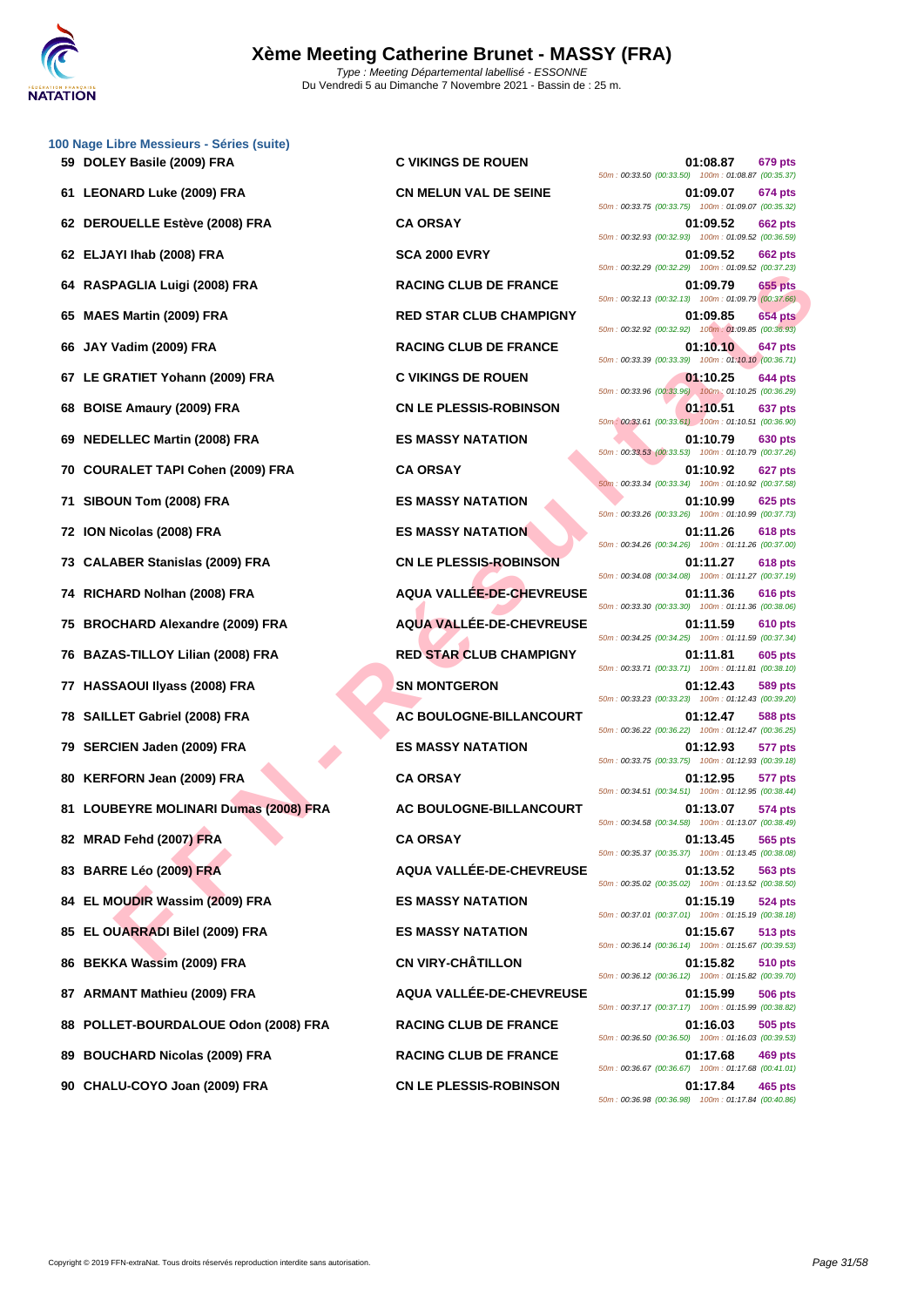# Xème Meeting Catherine Brunet - MASSY (FRA)

*Type : Meeting Départemental labellisé - ESSONNE*

Du Vendredi 5 au Dimanche 7 Novembre 2021 - Bassin de : 25 m.

### 100 Nage Libre Messieurs - Séries (suite)

| Rang | Nom | Club | Temps | Points | Splits |
|---|---|---|---|---|---|
| 59 | DOLEY Basile (2009) FRA | C VIKINGS DE ROUEN | 01:08.87 | 679 pts | 50m : 00:33.50 (00:33.50) 100m : 01:08.87 (00:35.37) |
| 61 | LEONARD Luke (2009) FRA | CN MELUN VAL DE SEINE | 01:09.07 | 674 pts | 50m : 00:33.75 (00:33.75) 100m : 01:09.07 (00:35.32) |
| 62 | DEROUELLE Estève (2008) FRA | CA ORSAY | 01:09.52 | 662 pts | 50m : 00:32.93 (00:32.93) 100m : 01:09.52 (00:36.59) |
| 62 | ELJAYI Ihab (2008) FRA | SCA 2000 EVRY | 01:09.52 | 662 pts | 50m : 00:32.29 (00:32.29) 100m : 01:09.52 (00:37.23) |
| 64 | RASPAGLIA Luigi (2008) FRA | RACING CLUB DE FRANCE | 01:09.79 | 655 pts | 50m : 00:32.13 (00:32.13) 100m : 01:09.79 (00:37.66) |
| 65 | MAES Martin (2009) FRA | RED STAR CLUB CHAMPIGNY | 01:09.85 | 654 pts | 50m : 00:32.92 (00:32.92) 100m : 01:09.85 (00:36.93) |
| 66 | JAY Vadim (2009) FRA | RACING CLUB DE FRANCE | 01:10.10 | 647 pts | 50m : 00:33.39 (00:33.39) 100m : 01:10.10 (00:36.71) |
| 67 | LE GRATIET Yohann (2009) FRA | C VIKINGS DE ROUEN | 01:10.25 | 644 pts | 50m : 00:33.96 (00:33.96) 100m : 01:10.25 (00:36.29) |
| 68 | BOISE Amaury (2009) FRA | CN LE PLESSIS-ROBINSON | 01:10.51 | 637 pts | 50m : 00:33.61 (00:33.61) 100m : 01:10.51 (00:36.90) |
| 69 | NEDELLEC Martin (2008) FRA | ES MASSY NATATION | 01:10.79 | 630 pts | 50m : 00:33.53 (00:33.53) 100m : 01:10.79 (00:37.26) |
| 70 | COURALET TAPI Cohen (2009) FRA | CA ORSAY | 01:10.92 | 627 pts | 50m : 00:33.34 (00:33.34) 100m : 01:10.92 (00:37.58) |
| 71 | SIBOUN Tom (2008) FRA | ES MASSY NATATION | 01:10.99 | 625 pts | 50m : 00:33.26 (00:33.26) 100m : 01:10.99 (00:37.73) |
| 72 | ION Nicolas (2008) FRA | ES MASSY NATATION | 01:11.26 | 618 pts | 50m : 00:34.26 (00:34.26) 100m : 01:11.26 (00:37.00) |
| 73 | CALABER Stanislas (2009) FRA | CN LE PLESSIS-ROBINSON | 01:11.27 | 618 pts | 50m : 00:34.08 (00:34.08) 100m : 01:11.27 (00:37.19) |
| 74 | RICHARD Nolhan (2008) FRA | AQUA VALLÉE-DE-CHEVREUSE | 01:11.36 | 616 pts | 50m : 00:33.30 (00:33.30) 100m : 01:11.36 (00:38.06) |
| 75 | BROCHARD Alexandre (2009) FRA | AQUA VALLÉE-DE-CHEVREUSE | 01:11.59 | 610 pts | 50m : 00:34.25 (00:34.25) 100m : 01:11.59 (00:37.34) |
| 76 | BAZAS-TILLOY Lilian (2008) FRA | RED STAR CLUB CHAMPIGNY | 01:11.81 | 605 pts | 50m : 00:33.71 (00:33.71) 100m : 01:11.81 (00:38.10) |
| 77 | HASSAOUI Ilyass (2008) FRA | SN MONTGERON | 01:12.43 | 589 pts | 50m : 00:33.23 (00:33.23) 100m : 01:12.43 (00:39.20) |
| 78 | SAILLET Gabriel (2008) FRA | AC BOULOGNE-BILLANCOURT | 01:12.47 | 588 pts | 50m : 00:36.22 (00:36.22) 100m : 01:12.47 (00:36.25) |
| 79 | SERCIEN Jaden (2009) FRA | ES MASSY NATATION | 01:12.93 | 577 pts | 50m : 00:33.75 (00:33.75) 100m : 01:12.93 (00:39.18) |
| 80 | KERFORN Jean (2009) FRA | CA ORSAY | 01:12.95 | 577 pts | 50m : 00:34.51 (00:34.51) 100m : 01:12.95 (00:38.44) |
| 81 | LOUBEYRE MOLINARI Dumas (2008) FRA | AC BOULOGNE-BILLANCOURT | 01:13.07 | 574 pts | 50m : 00:34.58 (00:34.58) 100m : 01:13.07 (00:38.49) |
| 82 | MRAD Fehd (2007) FRA | CA ORSAY | 01:13.45 | 565 pts | 50m : 00:35.37 (00:35.37) 100m : 01:13.45 (00:38.08) |
| 83 | BARRE Léo (2009) FRA | AQUA VALLÉE-DE-CHEVREUSE | 01:13.52 | 563 pts | 50m : 00:35.02 (00:35.02) 100m : 01:13.52 (00:38.50) |
| 84 | EL MOUDIR Wassim (2009) FRA | ES MASSY NATATION | 01:15.19 | 524 pts | 50m : 00:37.01 (00:37.01) 100m : 01:15.19 (00:38.18) |
| 85 | EL OUARRADI Bilel (2009) FRA | ES MASSY NATATION | 01:15.67 | 513 pts | 50m : 00:36.14 (00:36.14) 100m : 01:15.67 (00:39.53) |
| 86 | BEKKA Wassim (2009) FRA | CN VIRY-CHÂTILLON | 01:15.82 | 510 pts | 50m : 00:36.12 (00:36.12) 100m : 01:15.82 (00:39.70) |
| 87 | ARMANT Mathieu (2009) FRA | AQUA VALLÉE-DE-CHEVREUSE | 01:15.99 | 506 pts | 50m : 00:37.17 (00:37.17) 100m : 01:15.99 (00:38.82) |
| 88 | POLLET-BOURDALOUE Odon (2008) FRA | RACING CLUB DE FRANCE | 01:16.03 | 505 pts | 50m : 00:36.50 (00:36.50) 100m : 01:16.03 (00:39.53) |
| 89 | BOUCHARD Nicolas (2009) FRA | RACING CLUB DE FRANCE | 01:17.68 | 469 pts | 50m : 00:36.67 (00:36.67) 100m : 01:17.68 (00:41.01) |
| 90 | CHALU-COYO Joan (2009) FRA | CN LE PLESSIS-ROBINSON | 01:17.84 | 465 pts | 50m : 00:36.98 (00:36.98) 100m : 01:17.84 (00:40.86) |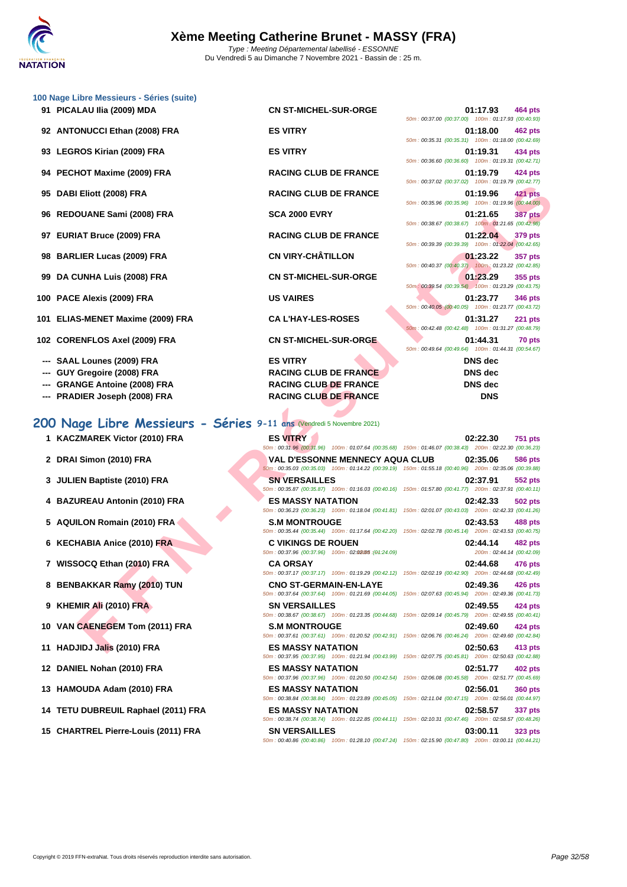# Xème Meeting Catherine Brunet - MASSY (FRA)

Type : Meeting Départemental labellisé - ESSONNE
Du Vendredi 5 au Dimanche 7 Novembre 2021 - Bassin de : 25 m.

### 100 Nage Libre Messieurs - Séries (suite)

| Rang | Nom | Club | Temps | Points | Splits |
|---|---|---|---|---|---|
| 91 | PICALAU Ilia (2009) MDA | CN ST-MICHEL-SUR-ORGE | 01:17.93 | 464 pts | 50m : 00:37.00 (00:37.00) 100m : 01:17.93 (00:40.93) |
| 92 | ANTONUCCI Ethan (2008) FRA | ES VITRY | 01:18.00 | 462 pts | 50m : 00:35.31 (00:35.31) 100m : 01:18.00 (00:42.69) |
| 93 | LEGROS Kirian (2009) FRA | ES VITRY | 01:19.31 | 434 pts | 50m : 00:36.60 (00:36.60) 100m : 01:19.31 (00:42.71) |
| 94 | PECHOT Maxime (2009) FRA | RACING CLUB DE FRANCE | 01:19.79 | 424 pts | 50m : 00:37.02 (00:37.02) 100m : 01:19.79 (00:42.77) |
| 95 | DABI Eliott (2008) FRA | RACING CLUB DE FRANCE | 01:19.96 | 421 pts | 50m : 00:35.96 (00:35.96) 100m : 01:19.96 (00:44.00) |
| 96 | REDOUANE Sami (2008) FRA | SCA 2000 EVRY | 01:21.65 | 387 pts | 50m : 00:38.67 (00:38.67) 100m : 01:21.65 (00:42.98) |
| 97 | EURIAT Bruce (2009) FRA | RACING CLUB DE FRANCE | 01:22.04 | 379 pts | 50m : 00:39.39 (00:39.39) 100m : 01:22.04 (00:42.65) |
| 98 | BARLIER Lucas (2009) FRA | CN VIRY-CHÂTILLON | 01:23.22 | 357 pts | 50m : 00:40.37 (00:40.37) 100m : 01:23.22 (00:42.85) |
| 99 | DA CUNHA Luis (2008) FRA | CN ST-MICHEL-SUR-ORGE | 01:23.29 | 355 pts | 50m : 00:39.54 (00:39.54) 100m : 01:23.29 (00:43.75) |
| 100 | PACE Alexis (2009) FRA | US VAIRES | 01:23.77 | 346 pts | 50m : 00:40.05 (00:40.05) 100m : 01:23.77 (00:43.72) |
| 101 | ELIAS-MENET Maxime (2009) FRA | CA L'HAY-LES-ROSES | 01:31.27 | 221 pts | 50m : 00:42.48 (00:42.48) 100m : 01:31.27 (00:48.79) |
| 102 | CORENFLOS Axel (2009) FRA | CN ST-MICHEL-SUR-ORGE | 01:44.31 | 70 pts | 50m : 00:49.64 (00:49.64) 100m : 01:44.31 (00:54.67) |
| --- | SAAL Lounes (2009) FRA | ES VITRY | DNS dec | | |
| --- | GUY Gregoire (2008) FRA | RACING CLUB DE FRANCE | DNS dec | | |
| --- | GRANGE Antoine (2008) FRA | RACING CLUB DE FRANCE | DNS dec | | |
| --- | PRADIER Joseph (2008) FRA | RACING CLUB DE FRANCE | DNS | | |

## 200 Nage Libre Messieurs - Séries 9-11 ans (Vendredi 5 Novembre 2021)

| Rang | Nom | Club | Temps | Points | Splits |
|---|---|---|---|---|---|
| 1 | KACZMAREK Victor (2010) FRA | ES VITRY | 02:22.30 | 751 pts | 50m : 00:31.96 (00:31.96) 100m : 01:07.64 (00:35.68) 150m : 01:46.07 (00:38.43) 200m : 02:22.30 (00:36.23) |
| 2 | DRAI Simon (2010) FRA | VAL D'ESSONNE MENNECY AQUA CLUB | 02:35.06 | 586 pts | 50m : 00:35.03 (00:35.03) 100m : 01:14.22 (00:39.19) 150m : 01:55.18 (00:40.96) 200m : 02:35.06 (00:39.88) |
| 3 | JULIEN Baptiste (2010) FRA | SN VERSAILLES | 02:37.91 | 552 pts | 50m : 00:35.87 (00:35.87) 100m : 01:16.03 (00:40.16) 150m : 01:57.80 (00:41.77) 200m : 02:37.91 (00:40.11) |
| 4 | BAZUREAU Antonin (2010) FRA | ES MASSY NATATION | 02:42.33 | 502 pts | 50m : 00:36.23 (00:36.23) 100m : 01:18.04 (00:41.81) 150m : 02:01.07 (00:43.03) 200m : 02:42.33 (00:41.26) |
| 5 | AQUILON Romain (2010) FRA | S.M MONTROUGE | 02:43.53 | 488 pts | 50m : 00:35.44 (00:35.44) 100m : 01:17.64 (00:42.20) 150m : 02:02.78 (00:45.14) 200m : 02:43.53 (00:40.75) |
| 6 | KECHABIA Anice (2010) FRA | C VIKINGS DE ROUEN | 02:44.14 | 482 pts | 50m : 00:37.96 (00:37.96) 100m : 02:02.05 (01:24.09) 200m : 02:44.14 (00:42.09) |
| 7 | WISSOCQ Ethan (2010) FRA | CA ORSAY | 02:44.68 | 476 pts | 50m : 00:37.17 (00:37.17) 100m : 01:19.29 (00:42.12) 150m : 02:02.19 (00:42.90) 200m : 02:44.68 (00:42.49) |
| 8 | BENBAKKAR Ramy (2010) TUN | CNO ST-GERMAIN-EN-LAYE | 02:49.36 | 426 pts | 50m : 00:37.64 (00:37.64) 100m : 01:21.69 (00:44.05) 150m : 02:07.63 (00:45.94) 200m : 02:49.36 (00:41.73) |
| 9 | KHEMIR Ali (2010) FRA | SN VERSAILLES | 02:49.55 | 424 pts | 50m : 00:38.67 (00:38.67) 100m : 01:23.35 (00:44.68) 150m : 02:09.14 (00:45.79) 200m : 02:49.55 (00:40.41) |
| 10 | VAN CAENEGEM Tom (2011) FRA | S.M MONTROUGE | 02:49.60 | 424 pts | 50m : 00:37.61 (00:37.61) 100m : 01:20.52 (00:42.91) 150m : 02:06.76 (00:46.24) 200m : 02:49.60 (00:42.84) |
| 11 | HADJIDJ Jalis (2010) FRA | ES MASSY NATATION | 02:50.63 | 413 pts | 50m : 00:37.95 (00:37.95) 100m : 01:21.94 (00:43.99) 150m : 02:07.75 (00:45.81) 200m : 02:50.63 (00:42.88) |
| 12 | DANIEL Nohan (2010) FRA | ES MASSY NATATION | 02:51.77 | 402 pts | 50m : 00:37.96 (00:37.96) 100m : 01:20.50 (00:42.54) 150m : 02:06.08 (00:45.58) 200m : 02:51.77 (00:45.69) |
| 13 | HAMOUDA Adam (2010) FRA | ES MASSY NATATION | 02:56.01 | 360 pts | 50m : 00:38.84 (00:38.84) 100m : 01:23.89 (00:45.05) 150m : 02:11.04 (00:47.15) 200m : 02:56.01 (00:44.97) |
| 14 | TETU DUBREUIL Raphael (2011) FRA | ES MASSY NATATION | 02:58.57 | 337 pts | 50m : 00:38.74 (00:38.74) 100m : 01:22.85 (00:44.11) 150m : 02:10.31 (00:47.46) 200m : 02:58.57 (00:48.26) |
| 15 | CHARTREL Pierre-Louis (2011) FRA | SN VERSAILLES | 03:00.11 | 323 pts | 50m : 00:40.86 (00:40.86) 100m : 01:28.10 (00:47.24) 150m : 02:15.90 (00:47.80) 200m : 03:00.11 (00:44.21) |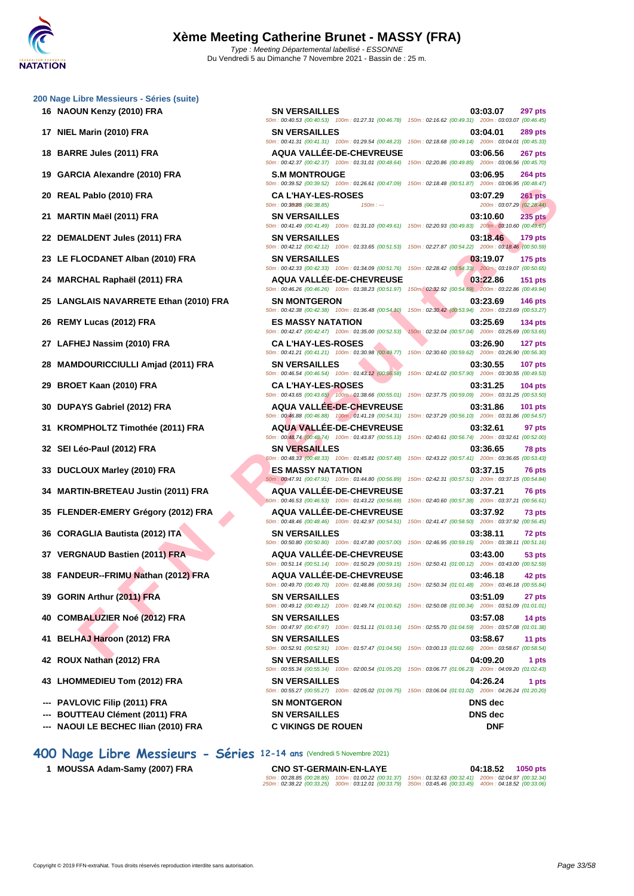## 200 Nage Libre Messieurs - Séries (suite)

| Rang | Nom | Club | Temps | Points |
|---|---|---|---|---|
| 16 | NAOUN Kenzy (2010) FRA | SN VERSAILLES | 03:03.07 | 297 pts |
| | | 50m : 00:40.53 (00:40.53) 100m : 01:27.31 (00:46.78) 150m : 02:16.62 (00:49.31) 200m : 03:03.07 (00:46.45) | | |
| 17 | NIEL Marin (2010) FRA | SN VERSAILLES | 03:04.01 | 289 pts |
| | | 50m : 00:41.31 (00:41.31) 100m : 01:29.54 (00:48.23) 150m : 02:18.68 (00:49.14) 200m : 03:04.01 (00:45.33) | | |
| 18 | BARRE Jules (2011) FRA | AQUA VALLÉE-DE-CHEVREUSE | 03:06.56 | 267 pts |
| | | 50m : 00:42.37 (00:42.37) 100m : 01:31.01 (00:48.64) 150m : 02:20.86 (00:49.85) 200m : 03:06.56 (00:45.70) | | |
| 19 | GARCIA Alexandre (2010) FRA | S.M MONTROUGE | 03:06.95 | 264 pts |
| | | 50m : 00:39.52 (00:39.52) 100m : 01:26.61 (00:47.09) 150m : 02:18.48 (00:51.87) 200m : 03:06.95 (00:48.47) | | |
| 20 | REAL Pablo (2010) FRA | CA L'HAY-LES-ROSES | 03:07.29 | 261 pts |
| | | 50m : 00:38.85 (00:38.85) 150m : --- 200m : 03:07.29 (02:28.44) | | |
| 21 | MARTIN Maël (2011) FRA | SN VERSAILLES | 03:10.60 | 235 pts |
| | | 50m : 00:41.49 (00:41.49) 100m : 01:31.10 (00:49.61) 150m : 02:20.93 (00:49.83) 200m : 03:10.60 (00:49.67) | | |
| 22 | DEMALDENT Jules (2011) FRA | SN VERSAILLES | 03:18.46 | 179 pts |
| | | 50m : 00:42.12 (00:42.12) 100m : 01:33.65 (00:51.53) 150m : 02:27.87 (00:54.22) 200m : 03:18.46 (00:50.59) | | |
| 23 | LE FLOCDANET Alban (2010) FRA | SN VERSAILLES | 03:19.07 | 175 pts |
| | | 50m : 00:42.33 (00:42.33) 100m : 01:34.09 (00:51.76) 150m : 02:28.42 (00:54.33) 200m : 03:19.07 (00:50.65) | | |
| 24 | MARCHAL Raphaël (2011) FRA | AQUA VALLÉE-DE-CHEVREUSE | 03:22.86 | 151 pts |
| | | 50m : 00:46.26 (00:46.26) 100m : 01:38.23 (00:51.97) 150m : 02:32.92 (00:54.69) 200m : 03:22.86 (00:49.94) | | |
| 25 | LANGLAIS NAVARRETE Ethan (2010) FRA | SN MONTGERON | 03:23.69 | 146 pts |
| | | 50m : 00:42.38 (00:42.38) 100m : 01:36.48 (00:54.10) 150m : 02:30.42 (00:53.94) 200m : 03:23.69 (00:53.27) | | |
| 26 | REMY Lucas (2012) FRA | ES MASSY NATATION | 03:25.69 | 134 pts |
| | | 50m : 00:42.47 (00:42.47) 100m : 01:35.00 (00:52.53) 150m : 02:32.04 (00:57.04) 200m : 03:25.69 (00:53.65) | | |
| 27 | LAFHEJ Nassim (2010) FRA | CA L'HAY-LES-ROSES | 03:26.90 | 127 pts |
| | | 50m : 00:41.21 (00:41.21) 100m : 01:30.98 (00:49.77) 150m : 02:30.60 (00:59.62) 200m : 03:26.90 (00:56.30) | | |
| 28 | MAMDOURICCIULLI Amjad (2011) FRA | SN VERSAILLES | 03:30.55 | 107 pts |
| | | 50m : 00:46.54 (00:46.54) 100m : 01:43.12 (00:56.58) 150m : 02:41.02 (00:57.90) 200m : 03:30.55 (00:49.53) | | |
| 29 | BROET Kaan (2010) FRA | CA L'HAY-LES-ROSES | 03:31.25 | 104 pts |
| | | 50m : 00:43.65 (00:43.65) 100m : 01:38.66 (00:55.01) 150m : 02:37.75 (00:59.09) 200m : 03:31.25 (00:53.50) | | |
| 30 | DUPAYS Gabriel (2012) FRA | AQUA VALLÉE-DE-CHEVREUSE | 03:31.86 | 101 pts |
| | | 50m : 00:46.88 (00:46.88) 100m : 01:41.19 (00:54.31) 150m : 02:37.29 (00:56.10) 200m : 03:31.86 (00:54.57) | | |
| 31 | KROMPHOLTZ Timothée (2011) FRA | AQUA VALLÉE-DE-CHEVREUSE | 03:32.61 | 97 pts |
| | | 50m : 00:48.74 (00:48.74) 100m : 01:43.87 (00:55.13) 150m : 02:40.61 (00:56.74) 200m : 03:32.61 (00:52.00) | | |
| 32 | SEI Léo-Paul (2012) FRA | SN VERSAILLES | 03:36.65 | 78 pts |
| | | 50m : 00:48.33 (00:48.33) 100m : 01:45.81 (00:57.48) 150m : 02:43.22 (00:57.41) 200m : 03:36.65 (00:53.43) | | |
| 33 | DUCLOUX Marley (2010) FRA | ES MASSY NATATION | 03:37.15 | 76 pts |
| | | 50m : 00:47.91 (00:47.91) 100m : 01:44.80 (00:56.89) 150m : 02:42.31 (00:57.51) 200m : 03:37.15 (00:54.84) | | |
| 34 | MARTIN-BRETEAU Justin (2011) FRA | AQUA VALLÉE-DE-CHEVREUSE | 03:37.21 | 76 pts |
| | | 50m : 00:46.53 (00:46.53) 100m : 01:43.22 (00:56.69) 150m : 02:40.60 (00:57.38) 200m : 03:37.21 (00:56.61) | | |
| 35 | FLENDER-EMERY Grégory (2012) FRA | AQUA VALLÉE-DE-CHEVREUSE | 03:37.92 | 73 pts |
| | | 50m : 00:48.46 (00:48.46) 100m : 01:42.97 (00:54.51) 150m : 02:41.47 (00:58.50) 200m : 03:37.92 (00:56.45) | | |
| 36 | CORAGLIA Bautista (2012) ITA | SN VERSAILLES | 03:38.11 | 72 pts |
| | | 50m : 00:50.80 (00:50.80) 100m : 01:47.80 (00:57.00) 150m : 02:46.95 (00:59.15) 200m : 03:38.11 (00:51.16) | | |
| 37 | VERGNAUD Bastien (2011) FRA | AQUA VALLÉE-DE-CHEVREUSE | 03:43.00 | 53 pts |
| | | 50m : 00:51.14 (00:51.14) 100m : 01:50.29 (00:59.15) 150m : 02:50.41 (01:00.12) 200m : 03:43.00 (00:52.59) | | |
| 38 | FANDEUR--FRIMU Nathan (2012) FRA | AQUA VALLÉE-DE-CHEVREUSE | 03:46.18 | 42 pts |
| | | 50m : 00:49.70 (00:49.70) 100m : 01:48.86 (00:59.16) 150m : 02:50.34 (01:01.48) 200m : 03:46.18 (00:55.84) | | |
| 39 | GORIN Arthur (2011) FRA | SN VERSAILLES | 03:51.09 | 27 pts |
| | | 50m : 00:49.12 (00:49.12) 100m : 01:49.74 (01:00.62) 150m : 02:50.08 (01:00.34) 200m : 03:51.09 (01:01.01) | | |
| 40 | COMBALUZIER Noé (2012) FRA | SN VERSAILLES | 03:57.08 | 14 pts |
| | | 50m : 00:47.97 (00:47.97) 100m : 01:51.11 (01:03.14) 150m : 02:55.70 (01:04.59) 200m : 03:57.08 (01:01.38) | | |
| 41 | BELHAJ Haroon (2012) FRA | SN VERSAILLES | 03:58.67 | 11 pts |
| | | 50m : 00:52.91 (00:52.91) 100m : 01:57.47 (01:04.56) 150m : 03:00.13 (01:02.66) 200m : 03:58.67 (00:58.54) | | |
| 42 | ROUX Nathan (2012) FRA | SN VERSAILLES | 04:09.20 | 1 pts |
| | | 50m : 00:55.34 (00:55.34) 100m : 02:00.54 (01:05.20) 150m : 03:06.77 (01:06.23) 200m : 04:09.20 (01:02.43) | | |
| 43 | LHOMMEDIEU Tom (2012) FRA | SN VERSAILLES | 04:26.24 | 1 pts |
| | | 50m : 00:55.27 (00:55.27) 100m : 02:05.02 (01:09.75) 150m : 03:06.04 (01:01.02) 200m : 04:26.24 (01:20.20) | | |
| --- | PAVLOVIC Filip (2011) FRA | SN MONTGERON | DNS dec | |
| --- | BOUTTEAU Clément (2011) FRA | SN VERSAILLES | DNS dec | |
| --- | NAOUI LE BECHEC Ilian (2010) FRA | C VIKINGS DE ROUEN | DNF | |

## 400 Nage Libre Messieurs - Séries 12-14 ans (Vendredi 5 Novembre 2021)

| Rang | Nom | Club | Temps | Points |
|---|---|---|---|---|
| 1 | MOUSSA Adam-Samy (2007) FRA | CNO ST-GERMAIN-EN-LAYE | 04:18.52 | 1050 pts |
| | | 50m : 00:28.85 (00:28.85) 100m : 01:00.22 (00:31.37) 150m : 01:32.63 (00:32.41) 200m : 02:04.97 (00:32.34) | | |
| | | 250m : 02:38.22 (00:33.25) 300m : 03:12.01 (00:33.79) 350m : 03:45.46 (00:33.45) 400m : 04:18.52 (00:33.06) | | |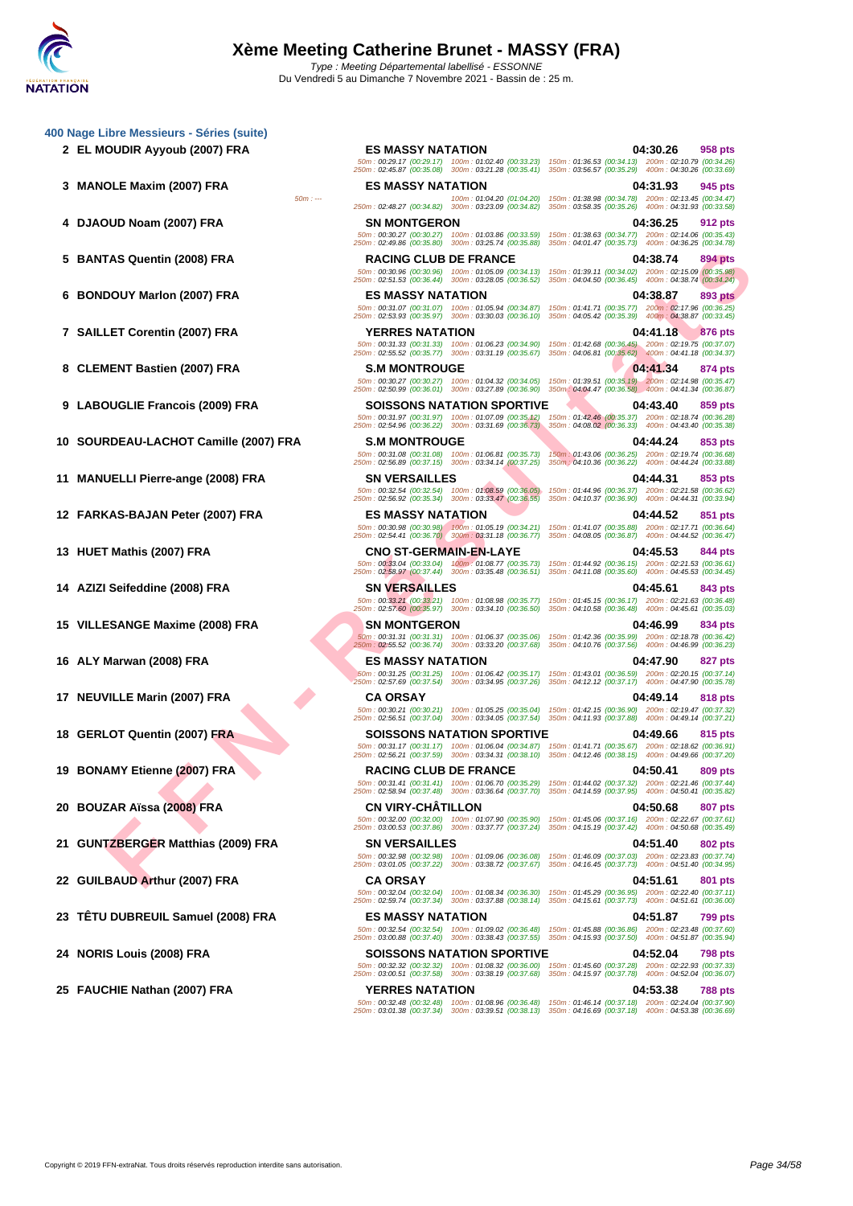# Xème Meeting Catherine Brunet - MASSY (FRA)

Type : Meeting Départemental labellisé - ESSONNE
Du Vendredi 5 au Dimanche 7 Novembre 2021 - Bassin de : 25 m.

## 400 Nage Libre Messieurs - Séries (suite)

| Place | Nom | Club | Temps | Points |
|---|---|---|---|---|
| 2 | EL MOUDIR Ayyoub (2007) FRA | ES MASSY NATATION | 04:30.26 | 958 pts |
| | | 50m : 00:29.17 (00:29.17) 100m : 01:02.40 (00:33.23) 150m : 01:36.53 (00:34.13) 200m : 02:10.79 (00:34.26) 250m : 02:45.87 (00:35.08) 300m : 03:21.28 (00:35.41) 350m : 03:56.57 (00:35.29) 400m : 04:30.26 (00:33.69) | | |
| 3 | MANOLE Maxim (2007) FRA | ES MASSY NATATION | 04:31.93 | 945 pts |
| | | 50m : --- 100m : 01:04.20 (01:04.20) 150m : 01:38.98 (00:34.78) 200m : 02:13.45 (00:34.47) 250m : 02:48.27 (00:34.82) 300m : 03:23.09 (00:34.82) 350m : 03:58.35 (00:35.26) 400m : 04:31.93 (00:33.58) | | |
| 4 | DJAOUD Noam (2007) FRA | SN MONTGERON | 04:36.25 | 912 pts |
| | | 50m : 00:30.27 (00:30.27) 100m : 01:03.86 (00:33.59) 150m : 01:38.63 (00:34.77) 200m : 02:14.06 (00:35.43) 250m : 02:49.86 (00:35.80) 300m : 03:25.74 (00:35.88) 350m : 04:01.47 (00:35.73) 400m : 04:36.25 (00:34.78) | | |
| 5 | BANTAS Quentin (2008) FRA | RACING CLUB DE FRANCE | 04:38.74 | 894 pts |
| | | 50m : 00:30.96 (00:30.96) 100m : 01:05.09 (00:34.13) 150m : 01:39.11 (00:34.02) 200m : 02:15.09 (00:35.98) 250m : 02:51.53 (00:36.44) 300m : 03:28.05 (00:36.52) 350m : 04:04.50 (00:36.45) 400m : 04:38.74 (00:34.24) | | |
| 6 | BONDOUY Marlon (2007) FRA | ES MASSY NATATION | 04:38.87 | 893 pts |
| | | 50m : 00:31.07 (00:31.07) 100m : 01:05.94 (00:34.87) 150m : 01:41.71 (00:35.77) 200m : 02:17.96 (00:36.25) 250m : 02:53.93 (00:35.97) 300m : 03:30.03 (00:36.10) 350m : 04:05.42 (00:35.39) 400m : 04:38.87 (00:33.45) | | |
| 7 | SAILLET Corentin (2007) FRA | YERRES NATATION | 04:41.18 | 876 pts |
| | | 50m : 00:31.33 (00:31.33) 100m : 01:06.23 (00:34.90) 150m : 01:42.68 (00:36.45) 200m : 02:19.75 (00:37.07) 250m : 02:55.52 (00:35.77) 300m : 03:31.19 (00:35.67) 350m : 04:06.81 (00:35.62) 400m : 04:41.18 (00:34.37) | | |
| 8 | CLEMENT Bastien (2007) FRA | S.M MONTROUGE | 04:41.34 | 874 pts |
| | | 50m : 00:30.27 (00:30.27) 100m : 01:04.32 (00:34.05) 150m : 01:39.51 (00:35.19) 200m : 02:14.98 (00:35.47) 250m : 02:50.99 (00:36.01) 300m : 03:27.89 (00:36.90) 350m : 04:04.47 (00:36.58) 400m : 04:41.34 (00:36.87) | | |
| 9 | LABOUGLIE Francois (2009) FRA | SOISSONS NATATION SPORTIVE | 04:43.40 | 859 pts |
| | | 50m : 00:31.97 (00:31.97) 100m : 01:07.09 (00:35.12) 150m : 01:42.46 (00:35.37) 200m : 02:18.74 (00:36.28) 250m : 02:54.96 (00:36.22) 300m : 03:31.69 (00:36.73) 350m : 04:08.02 (00:36.33) 400m : 04:43.40 (00:35.38) | | |
| 10 | SOURDEAU-LACHOT Camille (2007) FRA | S.M MONTROUGE | 04:44.24 | 853 pts |
| | | 50m : 00:31.08 (00:31.08) 100m : 01:06.81 (00:35.73) 150m : 01:43.06 (00:36.25) 200m : 02:19.74 (00:36.68) 250m : 02:56.89 (00:37.15) 300m : 03:34.14 (00:37.25) 350m : 04:10.36 (00:36.22) 400m : 04:44.24 (00:33.88) | | |
| 11 | MANUELLI Pierre-ange (2008) FRA | SN VERSAILLES | 04:44.31 | 853 pts |
| | | 50m : 00:32.54 (00:32.54) 100m : 01:08.59 (00:36.05) 150m : 01:44.96 (00:36.37) 200m : 02:21.58 (00:36.62) 250m : 02:56.92 (00:35.34) 300m : 03:33.47 (00:36.55) 350m : 04:10.37 (00:36.90) 400m : 04:44.31 (00:33.94) | | |
| 12 | FARKAS-BAJAN Peter (2007) FRA | ES MASSY NATATION | 04:44.52 | 851 pts |
| | | 50m : 00:30.98 (00:30.98) 100m : 01:05.19 (00:34.21) 150m : 01:41.07 (00:35.88) 200m : 02:17.71 (00:36.64) 250m : 02:54.41 (00:36.70) 300m : 03:31.18 (00:36.77) 350m : 04:08.05 (00:36.87) 400m : 04:44.52 (00:36.47) | | |
| 13 | HUET Mathis (2007) FRA | CNO ST-GERMAIN-EN-LAYE | 04:45.53 | 844 pts |
| | | 50m : 00:33.04 (00:33.04) 100m : 01:08.77 (00:35.73) 150m : 01:44.92 (00:36.15) 200m : 02:21.53 (00:36.61) 250m : 02:58.97 (00:37.44) 300m : 03:35.48 (00:36.51) 350m : 04:11.08 (00:35.60) 400m : 04:45.53 (00:34.45) | | |
| 14 | AZIZI Seifeddine (2008) FRA | SN VERSAILLES | 04:45.61 | 843 pts |
| | | 50m : 00:33.21 (00:33.21) 100m : 01:08.98 (00:35.77) 150m : 01:45.15 (00:36.17) 200m : 02:21.63 (00:36.48) 250m : 02:57.60 (00:35.97) 300m : 03:34.10 (00:36.50) 350m : 04:10.58 (00:36.48) 400m : 04:45.61 (00:35.03) | | |
| 15 | VILLESANGE Maxime (2008) FRA | SN MONTGERON | 04:46.99 | 834 pts |
| | | 50m : 00:31.31 (00:31.31) 100m : 01:06.37 (00:35.06) 150m : 01:42.36 (00:35.99) 200m : 02:18.78 (00:36.42) 250m : 02:55.52 (00:36.74) 300m : 03:33.20 (00:37.68) 350m : 04:10.76 (00:37.56) 400m : 04:46.99 (00:36.23) | | |
| 16 | ALY Marwan (2008) FRA | ES MASSY NATATION | 04:47.90 | 827 pts |
| | | 50m : 00:31.25 (00:31.25) 100m : 01:06.42 (00:35.17) 150m : 01:43.01 (00:36.59) 200m : 02:20.15 (00:37.14) 250m : 02:57.69 (00:37.54) 300m : 03:34.95 (00:37.26) 350m : 04:12.12 (00:37.17) 400m : 04:47.90 (00:35.78) | | |
| 17 | NEUVILLE Marin (2007) FRA | CA ORSAY | 04:49.14 | 818 pts |
| | | 50m : 00:30.21 (00:30.21) 100m : 01:05.25 (00:35.04) 150m : 01:42.15 (00:36.90) 200m : 02:19.47 (00:37.32) 250m : 02:56.51 (00:37.04) 300m : 03:34.05 (00:37.54) 350m : 04:11.93 (00:37.88) 400m : 04:49.14 (00:37.21) | | |
| 18 | GERLOT Quentin (2007) FRA | SOISSONS NATATION SPORTIVE | 04:49.66 | 815 pts |
| | | 50m : 00:31.17 (00:31.17) 100m : 01:06.04 (00:34.87) 150m : 01:41.71 (00:35.67) 200m : 02:18.62 (00:36.91) 250m : 02:56.21 (00:37.59) 300m : 03:34.31 (00:38.10) 350m : 04:12.46 (00:38.15) 400m : 04:49.66 (00:37.20) | | |
| 19 | BONAMY Etienne (2007) FRA | RACING CLUB DE FRANCE | 04:50.41 | 809 pts |
| | | 50m : 00:31.41 (00:31.41) 100m : 01:06.70 (00:35.29) 150m : 01:44.02 (00:37.32) 200m : 02:21.46 (00:37.44) 250m : 02:58.94 (00:37.48) 300m : 03:36.64 (00:37.70) 350m : 04:14.59 (00:37.95) 400m : 04:50.41 (00:35.82) | | |
| 20 | BOUZAR Aïssa (2008) FRA | CN VIRY-CHÂTILLON | 04:50.68 | 807 pts |
| | | 50m : 00:32.00 (00:32.00) 100m : 01:07.90 (00:35.90) 150m : 01:45.06 (00:37.16) 200m : 02:22.67 (00:37.61) 250m : 03:00.53 (00:37.86) 300m : 03:37.77 (00:37.24) 350m : 04:15.19 (00:37.42) 400m : 04:50.68 (00:35.49) | | |
| 21 | GUNTZBERGER Matthias (2009) FRA | SN VERSAILLES | 04:51.40 | 802 pts |
| | | 50m : 00:32.98 (00:32.98) 100m : 01:09.06 (00:36.08) 150m : 01:46.09 (00:37.03) 200m : 02:23.83 (00:37.74) 250m : 03:01.05 (00:37.22) 300m : 03:38.72 (00:37.67) 350m : 04:16.45 (00:37.73) 400m : 04:51.40 (00:34.95) | | |
| 22 | GUILBAUD Arthur (2007) FRA | CA ORSAY | 04:51.61 | 801 pts |
| | | 50m : 00:32.04 (00:32.04) 100m : 01:08.34 (00:36.30) 150m : 01:45.29 (00:36.95) 200m : 02:22.40 (00:37.11) 250m : 02:59.74 (00:37.34) 300m : 03:37.88 (00:38.14) 350m : 04:15.61 (00:37.73) 400m : 04:51.61 (00:36.00) | | |
| 23 | TÊTU DUBREUIL Samuel (2008) FRA | ES MASSY NATATION | 04:51.87 | 799 pts |
| | | 50m : 00:32.54 (00:32.54) 100m : 01:09.02 (00:36.48) 150m : 01:45.88 (00:36.86) 200m : 02:23.48 (00:37.60) 250m : 03:00.88 (00:37.40) 300m : 03:38.43 (00:37.55) 350m : 04:15.93 (00:37.50) 400m : 04:51.87 (00:35.94) | | |
| 24 | NORIS Louis (2008) FRA | SOISSONS NATATION SPORTIVE | 04:52.04 | 798 pts |
| | | 50m : 00:32.32 (00:32.32) 100m : 01:08.32 (00:36.00) 150m : 01:45.60 (00:37.28) 200m : 02:22.93 (00:37.33) 250m : 03:00.51 (00:37.58) 300m : 03:38.19 (00:37.68) 350m : 04:15.97 (00:37.78) 400m : 04:52.04 (00:36.07) | | |
| 25 | FAUCHIE Nathan (2007) FRA | YERRES NATATION | 04:53.38 | 788 pts |
| | | 50m : 00:32.48 (00:32.48) 100m : 01:08.96 (00:36.48) 150m : 01:46.14 (00:37.18) 200m : 02:24.04 (00:37.90) 250m : 03:01.38 (00:37.34) 300m : 03:39.51 (00:38.13) 350m : 04:16.69 (00:37.18) 400m : 04:53.38 (00:36.69) | | |

Copyright © 2019 FFN-extraNat. Tous droits réservés reproduction interdite sans autorisation.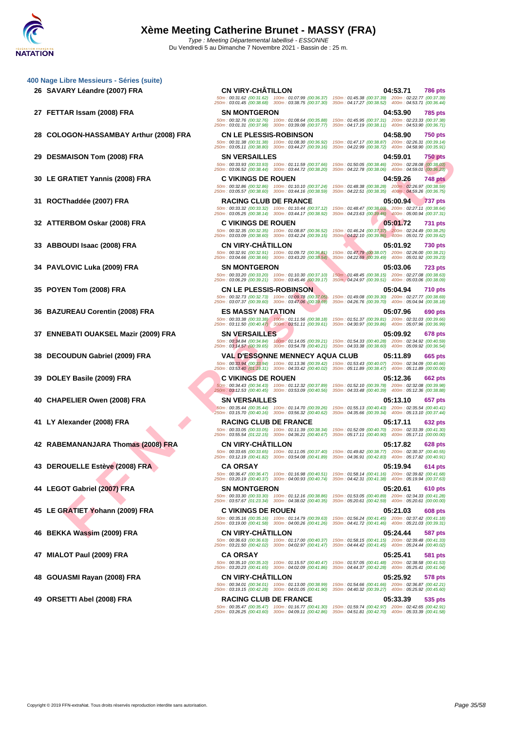# Xème Meeting Catherine Brunet - MASSY (FRA)

*Type : Meeting Départemental labellisé - ESSONNE*

Du Vendredi 5 au Dimanche 7 Novembre 2021 - Bassin de : 25 m.

## 400 Nage Libre Messieurs - Séries (suite)

| Pl. | Nom | Club | Temps | Points |
|---|---|---|---|---|
| 26 | SAVARY Léandre (2007) FRA | CN VIRY-CHÂTILLON | 04:53.71 | 786 pts |
| | 50m : 00:31.62 (00:31.62) 100m : 01:07.99 (00:36.37) 150m : 01:45.38 (00:37.39) 200m : 02:22.77 (00:37.39) 250m : 03:01.45 (00:38.68) 300m : 03:38.75 (00:37.30) 350m : 04:17.27 (00:38.52) 400m : 04:53.71 (00:36.44) | | | |
| 27 | FETTAR Issam (2008) FRA | SN MONTGERON | 04:53.90 | 785 pts |
| | 50m : 00:32.76 (00:32.76) 100m : 01:08.64 (00:35.88) 150m : 01:45.95 (00:37.31) 200m : 02:23.33 (00:37.38) 250m : 03:01.31 (00:37.98) 300m : 03:39.08 (00:37.77) 350m : 04:17.19 (00:38.11) 400m : 04:53.90 (00:36.71) | | | |
| 28 | COLOGON-HASSAMBAY Arthur (2008) FRA | CN LE PLESSIS-ROBINSON | 04:58.90 | 750 pts |
| | 50m : 00:31.38 (00:31.38) 100m : 01:08.30 (00:36.92) 150m : 01:47.17 (00:38.87) 200m : 02:26.31 (00:39.14) 250m : 03:05.11 (00:38.80) 300m : 03:44.27 (00:39.16) 350m : 04:22.99 (00:38.72) 400m : 04:58.90 (00:35.91) | | | |
| 29 | DESMAISON Tom (2008) FRA | SN VERSAILLES | 04:59.01 | 750 pts |
| | 50m : 00:33.93 (00:33.93) 100m : 01:11.59 (00:37.66) 150m : 01:50.05 (00:38.46) 200m : 02:28.08 (00:38.03) 250m : 03:06.52 (00:38.44) 300m : 03:44.72 (00:38.20) 350m : 04:22.78 (00:38.06) 400m : 04:59.01 (00:36.23) | | | |
| 30 | LE GRATIET Yannis (2008) FRA | C VIKINGS DE ROUEN | 04:59.26 | 748 pts |
| | 50m : 00:32.86 (00:32.86) 100m : 01:10.10 (00:37.24) 150m : 01:48.38 (00:38.28) 200m : 02:26.97 (00:38.59) 250m : 03:05.57 (00:38.60) 300m : 03:44.16 (00:38.59) 350m : 04:22.51 (00:38.35) 400m : 04:59.26 (00:36.75) | | | |
| 31 | ROCThaddée (2007) FRA | RACING CLUB DE FRANCE | 05:00.94 | 737 pts |
| | 50m : 00:33.32 (00:33.32) 100m : 01:10.44 (00:37.12) 150m : 01:48.47 (00:38.03) 200m : 02:27.11 (00:38.64) 250m : 03:05.25 (00:38.14) 300m : 03:44.17 (00:38.92) 350m : 04:23.63 (00:39.46) 400m : 05:00.94 (00:37.31) | | | |
| 32 | ATTERBOM Oskar (2008) FRA | C VIKINGS DE ROUEN | 05:01.72 | 731 pts |
| | 50m : 00:32.35 (00:32.35) 100m : 01:08.87 (00:36.52) 150m : 01:46.24 (00:37.37) 200m : 02:24.49 (00:38.25) 250m : 03:03.09 (00:38.60) 300m : 03:42.24 (00:39.15) 350m : 04:22.10 (00:39.86) 400m : 05:01.72 (00:39.62) | | | |
| 33 | ABBOUDI Isaac (2008) FRA | CN VIRY-CHÂTILLON | 05:01.92 | 730 pts |
| | 50m : 00:32.91 (00:32.91) 100m : 01:09.72 (00:36.81) 150m : 01:47.79 (00:38.07) 200m : 02:26.00 (00:38.21) 250m : 03:04.66 (00:38.66) 300m : 03:43.20 (00:38.54) 350m : 04:22.69 (00:39.49) 400m : 05:01.92 (00:39.23) | | | |
| 34 | PAVLOVIC Luka (2009) FRA | SN MONTGERON | 05:03.06 | 723 pts |
| | 50m : 00:33.20 (00:33.20) 100m : 01:10.30 (00:37.10) 150m : 01:48.45 (00:38.15) 200m : 02:27.08 (00:38.63) 250m : 03:06.29 (00:39.21) 300m : 03:45.46 (00:39.17) 350m : 04:24.97 (00:39.51) 400m : 05:03.06 (00:38.09) | | | |
| 35 | POYEN Tom (2008) FRA | CN LE PLESSIS-ROBINSON | 05:04.94 | 710 pts |
| | 50m : 00:32.73 (00:32.73) 100m : 01:09.78 (00:37.05) 150m : 01:49.08 (00:39.30) 200m : 02:27.77 (00:38.69) 250m : 03:07.37 (00:39.60) 300m : 03:47.06 (00:39.69) 350m : 04:26.76 (00:39.70) 400m : 05:04.94 (00:38.18) | | | |
| 36 | BAZUREAU Corentin (2008) FRA | ES MASSY NATATION | 05:07.96 | 690 pts |
| | 50m : 00:33.38 (00:33.38) 100m : 01:11.56 (00:38.18) 150m : 01:51.37 (00:39.81) 200m : 02:31.03 (00:39.66) 250m : 03:11.50 (00:40.47) 300m : 03:51.11 (00:39.61) 350m : 04:30.97 (00:39.86) 400m : 05:07.96 (00:36.99) | | | |
| 37 | ENNEBATI OUAKSEL Mazir (2009) FRA | SN VERSAILLES | 05:09.92 | 678 pts |
| | 50m : 00:34.84 (00:34.84) 100m : 01:14.05 (00:39.21) 150m : 01:54.33 (00:40.28) 200m : 02:34.92 (00:40.59) 250m : 03:14.57 (00:39.65) 300m : 03:54.78 (00:40.21) 350m : 04:33.38 (00:38.60) 400m : 05:09.92 (00:36.54) | | | |
| 38 | DECOUDUN Gabriel (2009) FRA | VAL D'ESSONNE MENNECY AQUA CLUB | 05:11.89 | 665 pts |
| | 50m : 00:33.94 (00:33.94) 100m : 01:13.36 (00:39.42) 150m : 01:53.43 (00:40.07) 200m : 02:34.09 (00:40.66) 250m : 03:53.40 (01:19.31) 300m : 04:33.42 (00:40.02) 350m : 05:11.89 (00:38.47) 400m : 05:11.89 (00:00.00) | | | |
| 39 | DOLEY Basile (2009) FRA | C VIKINGS DE ROUEN | 05:12.36 | 662 pts |
| | 50m : 00:34.43 (00:34.43) 100m : 01:12.32 (00:37.89) 150m : 01:52.10 (00:39.78) 200m : 02:32.08 (00:39.98) 250m : 03:12.53 (00:40.45) 300m : 03:53.09 (00:40.56) 350m : 04:33.48 (00:40.39) 400m : 05:12.36 (00:38.88) | | | |
| 40 | CHAPELIER Owen (2008) FRA | SN VERSAILLES | 05:13.10 | 657 pts |
| | 50m : 00:35.44 (00:35.44) 100m : 01:14.70 (00:39.26) 150m : 01:55.13 (00:40.43) 200m : 02:35.54 (00:40.41) 250m : 03:15.70 (00:40.16) 300m : 03:56.32 (00:40.62) 350m : 04:35.66 (00:39.34) 400m : 05:13.10 (00:37.44) | | | |
| 41 | LY Alexander (2008) FRA | RACING CLUB DE FRANCE | 05:17.11 | 632 pts |
| | 50m : 00:33.05 (00:33.05) 100m : 01:11.39 (00:38.34) 150m : 01:52.09 (00:40.70) 200m : 02:33.39 (00:41.30) 250m : 03:55.54 (01:22.15) 300m : 04:36.21 (00:40.67) 350m : 05:17.11 (00:40.90) 400m : 05:17.11 (00:00.00) | | | |
| 42 | RABEMANANJARA Thomas (2008) FRA | CN VIRY-CHÂTILLON | 05:17.82 | 628 pts |
| | 50m : 00:33.65 (00:33.65) 100m : 01:11.05 (00:37.40) 150m : 01:49.82 (00:38.77) 200m : 02:30.37 (00:40.55) 250m : 03:12.19 (00:41.82) 300m : 03:54.08 (00:41.89) 350m : 04:36.91 (00:42.83) 400m : 05:17.82 (00:40.91) | | | |
| 43 | DEROUELLE Estève (2008) FRA | CA ORSAY | 05:19.94 | 614 pts |
| | 50m : 00:36.47 (00:36.47) 100m : 01:16.98 (00:40.51) 150m : 01:58.14 (00:41.16) 200m : 02:39.82 (00:41.68) 250m : 03:20.19 (00:40.37) 300m : 04:00.93 (00:40.74) 350m : 04:42.31 (00:41.38) 400m : 05:19.94 (00:37.63) | | | |
| 44 | LEGOT Gabriel (2007) FRA | SN MONTGERON | 05:20.61 | 610 pts |
| | 50m : 00:33.30 (00:33.30) 100m : 01:12.16 (00:38.86) 150m : 01:53.05 (00:40.89) 200m : 02:34.33 (00:41.28) 250m : 03:57.67 (01:23.34) 300m : 04:38.02 (00:40.35) 350m : 05:20.61 (00:42.59) 400m : 05:20.61 (00:00.00) | | | |
| 45 | LE GRATIET Yohann (2009) FRA | C VIKINGS DE ROUEN | 05:21.03 | 608 pts |
| | 50m : 00:35.16 (00:35.16) 100m : 01:14.79 (00:39.63) 150m : 01:56.24 (00:41.45) 200m : 02:37.42 (00:41.18) 250m : 03:19.00 (00:41.58) 300m : 04:00.26 (00:41.26) 350m : 04:41.72 (00:41.46) 400m : 05:21.03 (00:39.31) | | | |
| 46 | BEKKA Wassim (2009) FRA | CN VIRY-CHÂTILLON | 05:24.44 | 587 pts |
| | 50m : 00:36.63 (00:36.63) 100m : 01:17.00 (00:40.37) 150m : 01:58.15 (00:41.15) 200m : 02:39.48 (00:41.33) 250m : 03:21.50 (00:42.02) 300m : 04:02.97 (00:41.47) 350m : 04:44.42 (00:41.45) 400m : 05:24.44 (00:40.02) | | | |
| 47 | MIALOT Paul (2009) FRA | CA ORSAY | 05:25.41 | 581 pts |
| | 50m : 00:35.10 (00:35.10) 100m : 01:15.57 (00:40.47) 150m : 01:57.05 (00:41.48) 200m : 02:38.58 (00:41.53) 250m : 03:20.23 (00:41.65) 300m : 04:02.09 (00:41.86) 350m : 04:44.37 (00:42.28) 400m : 05:25.41 (00:41.04) | | | |
| 48 | GOUASMI Rayan (2008) FRA | CN VIRY-CHÂTILLON | 05:25.92 | 578 pts |
| | 50m : 00:34.01 (00:34.01) 100m : 01:13.00 (00:38.99) 150m : 01:54.66 (00:41.66) 200m : 02:36.87 (00:42.21) 250m : 03:19.15 (00:42.28) 300m : 04:01.05 (00:41.90) 350m : 04:40.32 (00:39.27) 400m : 05:25.92 (00:45.60) | | | |
| 49 | ORSETTI Abel (2008) FRA | RACING CLUB DE FRANCE | 05:33.39 | 535 pts |
| | 50m : 00:35.47 (00:35.47) 100m : 01:16.77 (00:41.30) 150m : 01:59.74 (00:42.97) 200m : 02:42.65 (00:42.91) 250m : 03:26.25 (00:43.60) 300m : 04:09.11 (00:42.86) 350m : 04:51.81 (00:42.70) 400m : 05:33.39 (00:41.58) | | | |

Copyright © 2019 FFN-extraNat. Tous droits réservés reproduction interdite sans autorisation.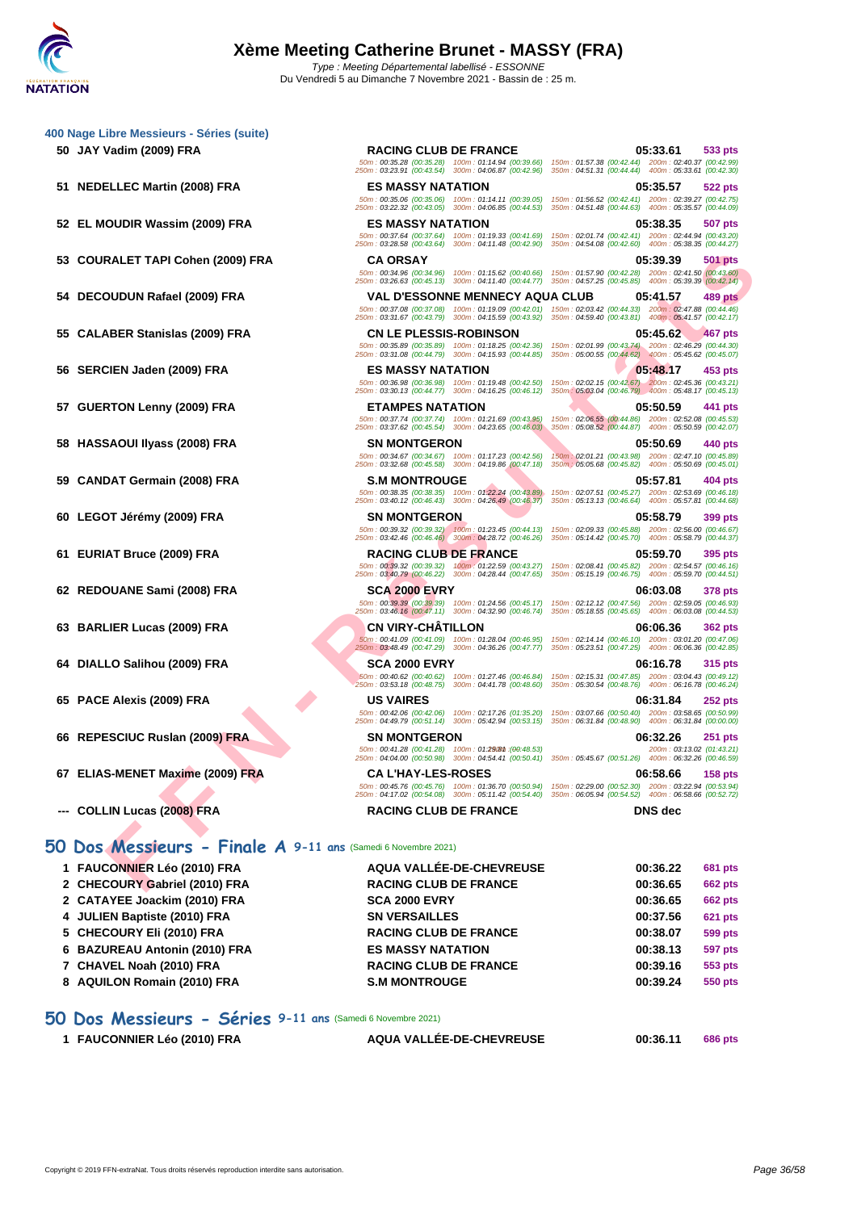# Xème Meeting Catherine Brunet - MASSY (FRA)

*Type : Meeting Départemental labellisé - ESSONNE*
Du Vendredi 5 au Dimanche 7 Novembre 2021 - Bassin de : 25 m.

## 400 Nage Libre Messieurs - Séries (suite)

| Rang | Nom | Club | Temps | Points |
|---|---|---|---|---|
| 50 | JAY Vadim (2009) FRA | RACING CLUB DE FRANCE | 05:33.61 | 533 pts |
| | 50m : 00:35.28 (00:35.28) 100m : 01:14.94 (00:39.66) 150m : 01:57.38 (00:42.44) 200m : 02:40.37 (00:42.99) 250m : 03:23.91 (00:43.54) 300m : 04:06.87 (00:42.96) 350m : 04:51.31 (00:44.44) 400m : 05:33.61 (00:42.30) | | | |
| 51 | NEDELLEC Martin (2008) FRA | ES MASSY NATATION | 05:35.57 | 522 pts |
| | 50m : 00:35.06 (00:35.06) 100m : 01:14.11 (00:39.05) 150m : 01:56.52 (00:42.41) 200m : 02:39.27 (00:42.75) 250m : 03:22.32 (00:43.05) 300m : 04:06.85 (00:44.53) 350m : 04:51.48 (00:44.63) 400m : 05:35.57 (00:44.09) | | | |
| 52 | EL MOUDIR Wassim (2009) FRA | ES MASSY NATATION | 05:38.35 | 507 pts |
| | 50m : 00:37.64 (00:37.64) 100m : 01:19.33 (00:41.69) 150m : 02:01.74 (00:42.41) 200m : 02:44.94 (00:43.20) 250m : 03:28.58 (00:43.64) 300m : 04:11.48 (00:42.90) 350m : 04:54.08 (00:42.60) 400m : 05:38.35 (00:44.27) | | | |
| 53 | COURALET TAPI Cohen (2009) FRA | CA ORSAY | 05:39.39 | 501 pts |
| | 50m : 00:34.96 (00:34.96) 100m : 01:15.62 (00:40.66) 150m : 01:57.90 (00:42.28) 200m : 02:41.50 (00:43.60) 250m : 03:26.63 (00:45.13) 300m : 04:11.40 (00:44.77) 350m : 04:57.25 (00:45.85) 400m : 05:39.39 (00:42.14) | | | |
| 54 | DECOUDUN Rafael (2009) FRA | VAL D'ESSONNE MENNECY AQUA CLUB | 05:41.57 | 489 pts |
| | 50m : 00:37.08 (00:37.08) 100m : 01:19.09 (00:42.01) 150m : 02:03.42 (00:44.33) 200m : 02:47.88 (00:44.46) 250m : 03:31.67 (00:43.79) 300m : 04:15.59 (00:43.92) 350m : 04:59.40 (00:43.81) 400m : 05:41.57 (00:42.17) | | | |
| 55 | CALABER Stanislas (2009) FRA | CN LE PLESSIS-ROBINSON | 05:45.62 | 467 pts |
| | 50m : 00:35.89 (00:35.89) 100m : 01:18.25 (00:42.36) 150m : 02:01.99 (00:43.74) 200m : 02:46.29 (00:44.30) 250m : 03:31.08 (00:44.79) 300m : 04:15.93 (00:44.85) 350m : 05:00.55 (00:44.62) 400m : 05:45.62 (00:45.07) | | | |
| 56 | SERCIEN Jaden (2009) FRA | ES MASSY NATATION | 05:48.17 | 453 pts |
| | 50m : 00:36.98 (00:36.98) 100m : 01:19.48 (00:42.50) 150m : 02:02.15 (00:42.67) 200m : 02:45.36 (00:43.21) 250m : 03:30.13 (00:44.77) 300m : 04:16.25 (00:46.12) 350m : 05:03.04 (00:46.79) 400m : 05:48.17 (00:45.13) | | | |
| 57 | GUERTON Lenny (2009) FRA | ETAMPES NATATION | 05:50.59 | 441 pts |
| | 50m : 00:37.74 (00:37.74) 100m : 01:21.69 (00:43.95) 150m : 02:06.55 (00:44.86) 200m : 02:52.08 (00:45.53) 250m : 03:37.62 (00:45.54) 300m : 04:23.65 (00:46.03) 350m : 05:08.52 (00:44.87) 400m : 05:50.59 (00:42.07) | | | |
| 58 | HASSAOUI Ilyass (2008) FRA | SN MONTGERON | 05:50.69 | 440 pts |
| | 50m : 00:34.67 (00:34.67) 100m : 01:17.23 (00:42.56) 150m : 02:01.21 (00:43.98) 200m : 02:47.10 (00:45.89) 250m : 03:32.68 (00:45.58) 300m : 04:19.86 (00:47.18) 350m : 05:05.68 (00:45.82) 400m : 05:50.69 (00:45.01) | | | |
| 59 | CANDAT Germain (2008) FRA | S.M MONTROUGE | 05:57.81 | 404 pts |
| | 50m : 00:38.35 (00:38.35) 100m : 01:22.24 (00:43.89) 150m : 02:07.51 (00:45.27) 200m : 02:53.69 (00:46.18) 250m : 03:40.12 (00:46.43) 300m : 04:26.49 (00:46.37) 350m : 05:13.13 (00:46.64) 400m : 05:57.81 (00:44.68) | | | |
| 60 | LEGOT Jérémy (2009) FRA | SN MONTGERON | 05:58.79 | 399 pts |
| | 50m : 00:39.32 (00:39.32) 100m : 01:23.45 (00:44.13) 150m : 02:09.33 (00:45.88) 200m : 02:56.00 (00:46.67) 250m : 03:42.46 (00:46.46) 300m : 04:28.72 (00:46.26) 350m : 05:14.42 (00:45.70) 400m : 05:58.79 (00:44.37) | | | |
| 61 | EURIAT Bruce (2009) FRA | RACING CLUB DE FRANCE | 05:59.70 | 395 pts |
| | 50m : 00:39.32 (00:39.32) 100m : 01:22.59 (00:43.27) 150m : 02:08.41 (00:45.82) 200m : 02:54.57 (00:46.16) 250m : 03:40.79 (00:46.22) 300m : 04:28.44 (00:47.65) 350m : 05:15.19 (00:46.75) 400m : 05:59.70 (00:44.51) | | | |
| 62 | REDOUANE Sami (2008) FRA | SCA 2000 EVRY | 06:03.08 | 378 pts |
| | 50m : 00:39.39 (00:39.39) 100m : 01:24.56 (00:45.17) 150m : 02:12.12 (00:47.56) 200m : 02:59.05 (00:46.93) 250m : 03:46.16 (00:47.11) 300m : 04:32.90 (00:46.74) 350m : 05:18.55 (00:45.65) 400m : 06:03.08 (00:44.53) | | | |
| 63 | BARLIER Lucas (2009) FRA | CN VIRY-CHÂTILLON | 06:06.36 | 362 pts |
| | 50m : 00:41.09 (00:41.09) 100m : 01:28.04 (00:46.95) 150m : 02:14.14 (00:46.10) 200m : 03:01.20 (00:47.06) 250m : 03:48.49 (00:47.29) 300m : 04:36.26 (00:47.77) 350m : 05:23.51 (00:47.25) 400m : 06:06.36 (00:42.85) | | | |
| 64 | DIALLO Salihou (2009) FRA | SCA 2000 EVRY | 06:16.78 | 315 pts |
| | 50m : 00:40.62 (00:40.62) 100m : 01:27.46 (00:46.84) 150m : 02:15.31 (00:47.85) 200m : 03:04.43 (00:49.12) 250m : 03:53.18 (00:48.75) 300m : 04:41.78 (00:48.60) 350m : 05:30.54 (00:48.76) 400m : 06:16.78 (00:46.24) | | | |
| 65 | PACE Alexis (2009) FRA | US VAIRES | 06:31.84 | 252 pts |
| | 50m : 00:42.06 (00:42.06) 100m : 02:17.26 (01:35.20) 150m : 03:07.66 (00:50.40) 200m : 03:58.65 (00:50.99) 250m : 04:49.79 (00:51.14) 300m : 05:42.94 (00:53.15) 350m : 06:31.84 (00:48.90) 400m : 06:31.84 (00:00.00) | | | |
| 66 | REPESCIUC Ruslan (2009) FRA | SN MONTGERON | 06:32.26 | 251 pts |
| | 50m : 00:41.28 (00:41.28) 100m : 01:29.81 (00:48.53) 200m : 03:13.02 (01:43.21) 250m : 04:04.00 (00:50.98) 300m : 04:54.41 (00:50.41) 350m : 05:45.67 (00:51.26) 400m : 06:32.26 (00:46.59) | | | |
| 67 | ELIAS-MENET Maxime (2009) FRA | CA L'HAY-LES-ROSES | 06:58.66 | 158 pts |
| | 50m : 00:45.76 (00:45.76) 100m : 01:36.70 (00:50.94) 150m : 02:29.00 (00:52.30) 200m : 03:22.94 (00:53.94) 250m : 04:17.02 (00:54.08) 300m : 05:11.42 (00:54.40) 350m : 06:05.94 (00:54.52) 400m : 06:58.66 (00:52.72) | | | |
| --- | COLLIN Lucas (2008) FRA | RACING CLUB DE FRANCE | DNS dec | |

## 50 Dos Messieurs - Finale A 9-11 ans (Samedi 6 Novembre 2021)

| Rang | Nom | Club | Temps | Points |
|---|---|---|---|---|
| 1 | FAUCONNIER Léo (2010) FRA | AQUA VALLÉE-DE-CHEVREUSE | 00:36.22 | 681 pts |
| 2 | CHECOURY Gabriel (2010) FRA | RACING CLUB DE FRANCE | 00:36.65 | 662 pts |
| 2 | CATAYEE Joackim (2010) FRA | SCA 2000 EVRY | 00:36.65 | 662 pts |
| 4 | JULIEN Baptiste (2010) FRA | SN VERSAILLES | 00:37.56 | 621 pts |
| 5 | CHECOURY Eli (2010) FRA | RACING CLUB DE FRANCE | 00:38.07 | 599 pts |
| 6 | BAZUREAU Antonin (2010) FRA | ES MASSY NATATION | 00:38.13 | 597 pts |
| 7 | CHAVEL Noah (2010) FRA | RACING CLUB DE FRANCE | 00:39.16 | 553 pts |
| 8 | AQUILON Romain (2010) FRA | S.M MONTROUGE | 00:39.24 | 550 pts |

## 50 Dos Messieurs - Séries 9-11 ans (Samedi 6 Novembre 2021)

| Rang | Nom | Club | Temps | Points |
|---|---|---|---|---|
| 1 | FAUCONNIER Léo (2010) FRA | AQUA VALLÉE-DE-CHEVREUSE | 00:36.11 | 686 pts |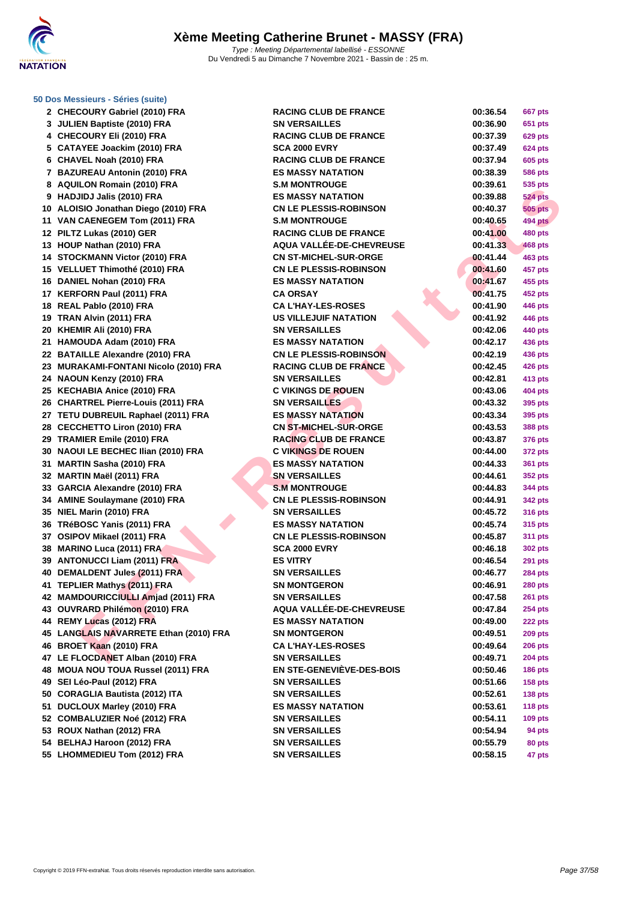# Xème Meeting Catherine Brunet - MASSY (FRA)

*Type : Meeting Départemental labellisé - ESSONNE*
Du Vendredi 5 au Dimanche 7 Novembre 2021 - Bassin de : 25 m.

### 50 Dos Messieurs - Séries (suite)

| | | | | |
|---|---|---|---|---|
| 2 | CHECOURY Gabriel (2010) FRA | RACING CLUB DE FRANCE | 00:36.54 | 667 pts |
| 3 | JULIEN Baptiste (2010) FRA | SN VERSAILLES | 00:36.90 | 651 pts |
| 4 | CHECOURY Eli (2010) FRA | RACING CLUB DE FRANCE | 00:37.39 | 629 pts |
| 5 | CATAYEE Joackim (2010) FRA | SCA 2000 EVRY | 00:37.49 | 624 pts |
| 6 | CHAVEL Noah (2010) FRA | RACING CLUB DE FRANCE | 00:37.94 | 605 pts |
| 7 | BAZUREAU Antonin (2010) FRA | ES MASSY NATATION | 00:38.39 | 586 pts |
| 8 | AQUILON Romain (2010) FRA | S.M MONTROUGE | 00:39.61 | 535 pts |
| 9 | HADJIDJ Jalis (2010) FRA | ES MASSY NATATION | 00:39.88 | 524 pts |
| 10 | ALOISIO Jonathan Diego (2010) FRA | CN LE PLESSIS-ROBINSON | 00:40.37 | 505 pts |
| 11 | VAN CAENEGEM Tom (2011) FRA | S.M MONTROUGE | 00:40.65 | 494 pts |
| 12 | PILTZ Lukas (2010) GER | RACING CLUB DE FRANCE | 00:41.00 | 480 pts |
| 13 | HOUP Nathan (2010) FRA | AQUA VALLÉE-DE-CHEVREUSE | 00:41.33 | 468 pts |
| 14 | STOCKMANN Victor (2010) FRA | CN ST-MICHEL-SUR-ORGE | 00:41.44 | 463 pts |
| 15 | VELLUET Thimothé (2010) FRA | CN LE PLESSIS-ROBINSON | 00:41.60 | 457 pts |
| 16 | DANIEL Nohan (2010) FRA | ES MASSY NATATION | 00:41.67 | 455 pts |
| 17 | KERFORN Paul (2011) FRA | CA ORSAY | 00:41.75 | 452 pts |
| 18 | REAL Pablo (2010) FRA | CA L'HAY-LES-ROSES | 00:41.90 | 446 pts |
| 19 | TRAN Alvin (2011) FRA | US VILLEJUIF NATATION | 00:41.92 | 446 pts |
| 20 | KHEMIR Ali (2010) FRA | SN VERSAILLES | 00:42.06 | 440 pts |
| 21 | HAMOUDA Adam (2010) FRA | ES MASSY NATATION | 00:42.17 | 436 pts |
| 22 | BATAILLE Alexandre (2010) FRA | CN LE PLESSIS-ROBINSON | 00:42.19 | 436 pts |
| 23 | MURAKAMI-FONTANI Nicolo (2010) FRA | RACING CLUB DE FRANCE | 00:42.45 | 426 pts |
| 24 | NAOUN Kenzy (2010) FRA | SN VERSAILLES | 00:42.81 | 413 pts |
| 25 | KECHABIA Anice (2010) FRA | C VIKINGS DE ROUEN | 00:43.06 | 404 pts |
| 26 | CHARTREL Pierre-Louis (2011) FRA | SN VERSAILLES | 00:43.32 | 395 pts |
| 27 | TETU DUBREUIL Raphael (2011) FRA | ES MASSY NATATION | 00:43.34 | 395 pts |
| 28 | CECCHETTO Liron (2010) FRA | CN ST-MICHEL-SUR-ORGE | 00:43.53 | 388 pts |
| 29 | TRAMIER Emile (2010) FRA | RACING CLUB DE FRANCE | 00:43.87 | 376 pts |
| 30 | NAOUI LE BECHEC Ilian (2010) FRA | C VIKINGS DE ROUEN | 00:44.00 | 372 pts |
| 31 | MARTIN Sasha (2010) FRA | ES MASSY NATATION | 00:44.33 | 361 pts |
| 32 | MARTIN Maël (2011) FRA | SN VERSAILLES | 00:44.61 | 352 pts |
| 33 | GARCIA Alexandre (2010) FRA | S.M MONTROUGE | 00:44.83 | 344 pts |
| 34 | AMINE Soulaymane (2010) FRA | CN LE PLESSIS-ROBINSON | 00:44.91 | 342 pts |
| 35 | NIEL Marin (2010) FRA | SN VERSAILLES | 00:45.72 | 316 pts |
| 36 | TRéBOSC Yanis (2011) FRA | ES MASSY NATATION | 00:45.74 | 315 pts |
| 37 | OSIPOV Mikael (2011) FRA | CN LE PLESSIS-ROBINSON | 00:45.87 | 311 pts |
| 38 | MARINO Luca (2011) FRA | SCA 2000 EVRY | 00:46.18 | 302 pts |
| 39 | ANTONUCCI Liam (2011) FRA | ES VITRY | 00:46.54 | 291 pts |
| 40 | DEMALDENT Jules (2011) FRA | SN VERSAILLES | 00:46.77 | 284 pts |
| 41 | TEPLIER Mathys (2011) FRA | SN MONTGERON | 00:46.91 | 280 pts |
| 42 | MAMDOURICCIULLI Amjad (2011) FRA | SN VERSAILLES | 00:47.58 | 261 pts |
| 43 | OUVRARD Philémon (2010) FRA | AQUA VALLÉE-DE-CHEVREUSE | 00:47.84 | 254 pts |
| 44 | REMY Lucas (2012) FRA | ES MASSY NATATION | 00:49.00 | 222 pts |
| 45 | LANGLAIS NAVARRETE Ethan (2010) FRA | SN MONTGERON | 00:49.51 | 209 pts |
| 46 | BROET Kaan (2010) FRA | CA L'HAY-LES-ROSES | 00:49.64 | 206 pts |
| 47 | LE FLOCDANET Alban (2010) FRA | SN VERSAILLES | 00:49.71 | 204 pts |
| 48 | MOUA NOU TOUA Russel (2011) FRA | EN STE-GENEVIÈVE-DES-BOIS | 00:50.46 | 186 pts |
| 49 | SEI Léo-Paul (2012) FRA | SN VERSAILLES | 00:51.66 | 158 pts |
| 50 | CORAGLIA Bautista (2012) ITA | SN VERSAILLES | 00:52.61 | 138 pts |
| 51 | DUCLOUX Marley (2010) FRA | ES MASSY NATATION | 00:53.61 | 118 pts |
| 52 | COMBALUZIER Noé (2012) FRA | SN VERSAILLES | 00:54.11 | 109 pts |
| 53 | ROUX Nathan (2012) FRA | SN VERSAILLES | 00:54.94 | 94 pts |
| 54 | BELHAJ Haroon (2012) FRA | SN VERSAILLES | 00:55.79 | 80 pts |
| 55 | LHOMMEDIEU Tom (2012) FRA | SN VERSAILLES | 00:58.15 | 47 pts |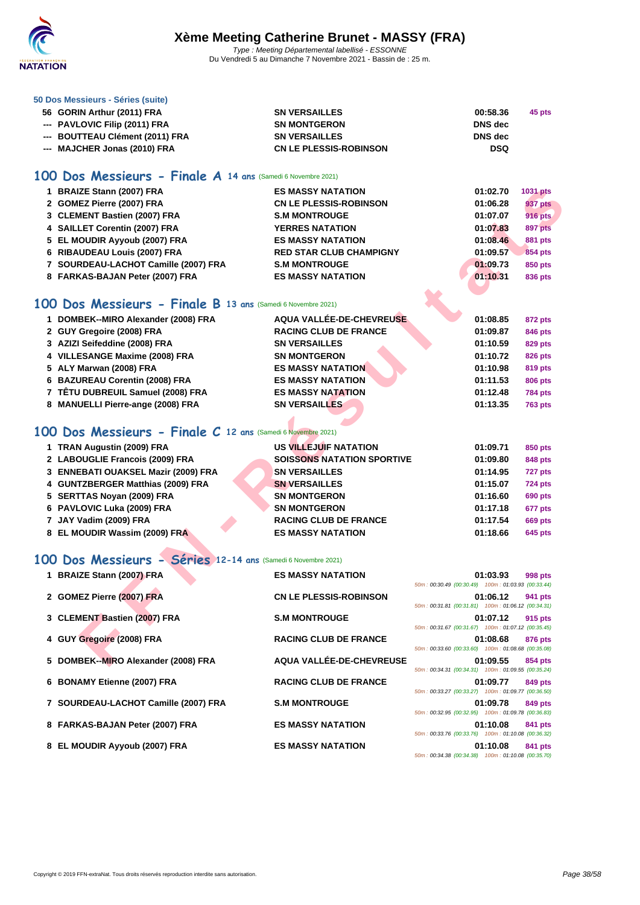# Xème Meeting Catherine Brunet - MASSY (FRA)

*Type : Meeting Départemental labellisé - ESSONNE*
Du Vendredi 5 au Dimanche 7 Novembre 2021 - Bassin de : 25 m.

### 50 Dos Messieurs - Séries (suite)

| | | | | |
|---|---|---|---|---|
| 56 | GORIN Arthur (2011) FRA | SN VERSAILLES | 00:58.36 | 45 pts |
| --- | PAVLOVIC Filip (2011) FRA | SN MONTGERON | DNS dec | |
| --- | BOUTTEAU Clément (2011) FRA | SN VERSAILLES | DNS dec | |
| --- | MAJCHER Jonas (2010) FRA | CN LE PLESSIS-ROBINSON | DSQ | |

## 100 Dos Messieurs - Finale A 14 ans (Samedi 6 Novembre 2021)

| | | | | |
|---|---|---|---|---|
| 1 | BRAIZE Stann (2007) FRA | ES MASSY NATATION | 01:02.70 | 1031 pts |
| 2 | GOMEZ Pierre (2007) FRA | CN LE PLESSIS-ROBINSON | 01:06.28 | 937 pts |
| 3 | CLEMENT Bastien (2007) FRA | S.M MONTROUGE | 01:07.07 | 916 pts |
| 4 | SAILLET Corentin (2007) FRA | YERRES NATATION | 01:07.83 | 897 pts |
| 5 | EL MOUDIR Ayyoub (2007) FRA | ES MASSY NATATION | 01:08.46 | 881 pts |
| 6 | RIBAUDEAU Louis (2007) FRA | RED STAR CLUB CHAMPIGNY | 01:09.57 | 854 pts |
| 7 | SOURDEAU-LACHOT Camille (2007) FRA | S.M MONTROUGE | 01:09.73 | 850 pts |
| 8 | FARKAS-BAJAN Peter (2007) FRA | ES MASSY NATATION | 01:10.31 | 836 pts |

## 100 Dos Messieurs - Finale B 13 ans (Samedi 6 Novembre 2021)

| | | | | |
|---|---|---|---|---|
| 1 | DOMBEK--MIRO Alexander (2008) FRA | AQUA VALLÉE-DE-CHEVREUSE | 01:08.85 | 872 pts |
| 2 | GUY Gregoire (2008) FRA | RACING CLUB DE FRANCE | 01:09.87 | 846 pts |
| 3 | AZIZI Seifeddine (2008) FRA | SN VERSAILLES | 01:10.59 | 829 pts |
| 4 | VILLESANGE Maxime (2008) FRA | SN MONTGERON | 01:10.72 | 826 pts |
| 5 | ALY Marwan (2008) FRA | ES MASSY NATATION | 01:10.98 | 819 pts |
| 6 | BAZUREAU Corentin (2008) FRA | ES MASSY NATATION | 01:11.53 | 806 pts |
| 7 | TÊTU DUBREUIL Samuel (2008) FRA | ES MASSY NATATION | 01:12.48 | 784 pts |
| 8 | MANUELLI Pierre-ange (2008) FRA | SN VERSAILLES | 01:13.35 | 763 pts |

## 100 Dos Messieurs - Finale C 12 ans (Samedi 6 Novembre 2021)

| | | | | |
|---|---|---|---|---|
| 1 | TRAN Augustin (2009) FRA | US VILLEJUIF NATATION | 01:09.71 | 850 pts |
| 2 | LABOUGLIE Francois (2009) FRA | SOISSONS NATATION SPORTIVE | 01:09.80 | 848 pts |
| 3 | ENNEBATI OUAKSEL Mazir (2009) FRA | SN VERSAILLES | 01:14.95 | 727 pts |
| 4 | GUNTZBERGER Matthias (2009) FRA | SN VERSAILLES | 01:15.07 | 724 pts |
| 5 | SERTTAS Noyan (2009) FRA | SN MONTGERON | 01:16.60 | 690 pts |
| 6 | PAVLOVIC Luka (2009) FRA | SN MONTGERON | 01:17.18 | 677 pts |
| 7 | JAY Vadim (2009) FRA | RACING CLUB DE FRANCE | 01:17.54 | 669 pts |
| 8 | EL MOUDIR Wassim (2009) FRA | ES MASSY NATATION | 01:18.66 | 645 pts |

## 100 Dos Messieurs - Séries 12-14 ans (Samedi 6 Novembre 2021)

| | | | | | |
|---|---|---|---|---|---|
| 1 | BRAIZE Stann (2007) FRA | ES MASSY NATATION | 01:03.93 | 998 pts | 50m : 00:30.49 (00:30.49) 100m : 01:03.93 (00:33.44) |
| 2 | GOMEZ Pierre (2007) FRA | CN LE PLESSIS-ROBINSON | 01:06.12 | 941 pts | 50m : 00:31.81 (00:31.81) 100m : 01:06.12 (00:34.31) |
| 3 | CLEMENT Bastien (2007) FRA | S.M MONTROUGE | 01:07.12 | 915 pts | 50m : 00:31.67 (00:31.67) 100m : 01:07.12 (00:35.45) |
| 4 | GUY Gregoire (2008) FRA | RACING CLUB DE FRANCE | 01:08.68 | 876 pts | 50m : 00:33.60 (00:33.60) 100m : 01:08.68 (00:35.08) |
| 5 | DOMBEK--MIRO Alexander (2008) FRA | AQUA VALLÉE-DE-CHEVREUSE | 01:09.55 | 854 pts | 50m : 00:34.31 (00:34.31) 100m : 01:09.55 (00:35.24) |
| 6 | BONAMY Etienne (2007) FRA | RACING CLUB DE FRANCE | 01:09.77 | 849 pts | 50m : 00:33.27 (00:33.27) 100m : 01:09.77 (00:36.50) |
| 7 | SOURDEAU-LACHOT Camille (2007) FRA | S.M MONTROUGE | 01:09.78 | 849 pts | 50m : 00:32.95 (00:32.95) 100m : 01:09.78 (00:36.83) |
| 8 | FARKAS-BAJAN Peter (2007) FRA | ES MASSY NATATION | 01:10.08 | 841 pts | 50m : 00:33.76 (00:33.76) 100m : 01:10.08 (00:36.32) |
| 8 | EL MOUDIR Ayyoub (2007) FRA | ES MASSY NATATION | 01:10.08 | 841 pts | 50m : 00:34.38 (00:34.38) 100m : 01:10.08 (00:35.70) |

Copyright © 2019 FFN-extraNat. Tous droits réservés reproduction interdite sans autorisation.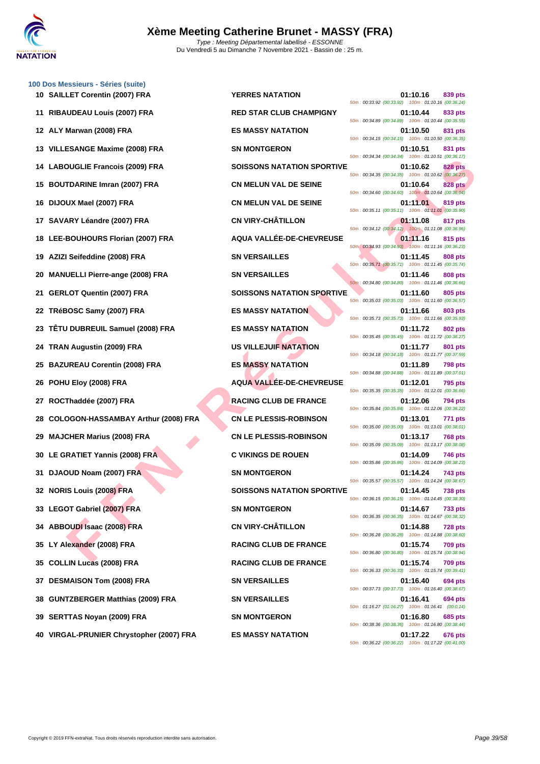# Xème Meeting Catherine Brunet - MASSY (FRA)

*Type : Meeting Départemental labellisé - ESSONNE*
Du Vendredi 5 au Dimanche 7 Novembre 2021 - Bassin de : 25 m.

## 100 Dos Messieurs - Séries (suite)

| Rang | Nom | Club | Temps | Points | Splits |
|---|---|---|---|---|---|
| 10 | SAILLET Corentin (2007) FRA | YERRES NATATION | 01:10.16 | 839 pts | 50m : 00:33.92 (00:33.92) 100m : 01:10.16 (00:36.24) |
| 11 | RIBAUDEAU Louis (2007) FRA | RED STAR CLUB CHAMPIGNY | 01:10.44 | 833 pts | 50m : 00:34.89 (00:34.89) 100m : 01:10.44 (00:35.55) |
| 12 | ALY Marwan (2008) FRA | ES MASSY NATATION | 01:10.50 | 831 pts | 50m : 00:34.15 (00:34.15) 100m : 01:10.50 (00:36.35) |
| 13 | VILLESANGE Maxime (2008) FRA | SN MONTGERON | 01:10.51 | 831 pts | 50m : 00:34.34 (00:34.34) 100m : 01:10.51 (00:36.17) |
| 14 | LABOUGLIE Francois (2009) FRA | SOISSONS NATATION SPORTIVE | 01:10.62 | 828 pts | 50m : 00:34.35 (00:34.35) 100m : 01:10.62 (00:36.27) |
| 15 | BOUTDARINE Imran (2007) FRA | CN MELUN VAL DE SEINE | 01:10.64 | 828 pts | 50m : 00:34.60 (00:34.60) 100m : 01:10.64 (00:36.04) |
| 16 | DIJOUX Mael (2007) FRA | CN MELUN VAL DE SEINE | 01:11.01 | 819 pts | 50m : 00:35.11 (00:35.11) 100m : 01:11.01 (00:35.90) |
| 17 | SAVARY Léandre (2007) FRA | CN VIRY-CHÂTILLON | 01:11.08 | 817 pts | 50m : 00:34.12 (00:34.12) 100m : 01:11.08 (00:36.96) |
| 18 | LEE-BOUHOURS Florian (2007) FRA | AQUA VALLÉE-DE-CHEVREUSE | 01:11.16 | 815 pts | 50m : 00:34.93 (00:34.93) 100m : 01:11.16 (00:36.23) |
| 19 | AZIZI Seifeddine (2008) FRA | SN VERSAILLES | 01:11.45 | 808 pts | 50m : 00:35.71 (00:35.71) 100m : 01:11.45 (00:35.74) |
| 20 | MANUELLI Pierre-ange (2008) FRA | SN VERSAILLES | 01:11.46 | 808 pts | 50m : 00:34.80 (00:34.80) 100m : 01:11.46 (00:36.66) |
| 21 | GERLOT Quentin (2007) FRA | SOISSONS NATATION SPORTIVE | 01:11.60 | 805 pts | 50m : 00:35.03 (00:35.03) 100m : 01:11.60 (00:36.57) |
| 22 | TRéBOSC Samy (2007) FRA | ES MASSY NATATION | 01:11.66 | 803 pts | 50m : 00:35.73 (00:35.73) 100m : 01:11.66 (00:35.93) |
| 23 | TÊTU DUBREUIL Samuel (2008) FRA | ES MASSY NATATION | 01:11.72 | 802 pts | 50m : 00:35.45 (00:35.45) 100m : 01:11.72 (00:36.27) |
| 24 | TRAN Augustin (2009) FRA | US VILLEJUIF NATATION | 01:11.77 | 801 pts | 50m : 00:34.18 (00:34.18) 100m : 01:11.77 (00:37.59) |
| 25 | BAZUREAU Corentin (2008) FRA | ES MASSY NATATION | 01:11.89 | 798 pts | 50m : 00:34.88 (00:34.88) 100m : 01:11.89 (00:37.01) |
| 26 | POHU Eloy (2008) FRA | AQUA VALLÉE-DE-CHEVREUSE | 01:12.01 | 795 pts | 50m : 00:35.35 (00:35.35) 100m : 01:12.01 (00:36.66) |
| 27 | ROCThaddée (2007) FRA | RACING CLUB DE FRANCE | 01:12.06 | 794 pts | 50m : 00:35.84 (00:35.84) 100m : 01:12.06 (00:36.22) |
| 28 | COLOGON-HASSAMBAY Arthur (2008) FRA | CN LE PLESSIS-ROBINSON | 01:13.01 | 771 pts | 50m : 00:35.00 (00:35.00) 100m : 01:13.01 (00:38.01) |
| 29 | MAJCHER Marius (2008) FRA | CN LE PLESSIS-ROBINSON | 01:13.17 | 768 pts | 50m : 00:35.09 (00:35.09) 100m : 01:13.17 (00:38.08) |
| 30 | LE GRATIET Yannis (2008) FRA | C VIKINGS DE ROUEN | 01:14.09 | 746 pts | 50m : 00:35.86 (00:35.86) 100m : 01:14.09 (00:38.23) |
| 31 | DJAOUD Noam (2007) FRA | SN MONTGERON | 01:14.24 | 743 pts | 50m : 00:35.57 (00:35.57) 100m : 01:14.24 (00:38.67) |
| 32 | NORIS Louis (2008) FRA | SOISSONS NATATION SPORTIVE | 01:14.45 | 738 pts | 50m : 00:36.15 (00:36.15) 100m : 01:14.45 (00:38.30) |
| 33 | LEGOT Gabriel (2007) FRA | SN MONTGERON | 01:14.67 | 733 pts | 50m : 00:36.35 (00:36.35) 100m : 01:14.67 (00:38.32) |
| 34 | ABBOUDI Isaac (2008) FRA | CN VIRY-CHÂTILLON | 01:14.88 | 728 pts | 50m : 00:36.28 (00:36.28) 100m : 01:14.88 (00:38.60) |
| 35 | LY Alexander (2008) FRA | RACING CLUB DE FRANCE | 01:15.74 | 709 pts | 50m : 00:36.80 (00:36.80) 100m : 01:15.74 (00:38.94) |
| 35 | COLLIN Lucas (2008) FRA | RACING CLUB DE FRANCE | 01:15.74 | 709 pts | 50m : 00:36.33 (00:36.33) 100m : 01:15.74 (00:39.41) |
| 37 | DESMAISON Tom (2008) FRA | SN VERSAILLES | 01:16.40 | 694 pts | 50m : 00:37.73 (00:37.73) 100m : 01:16.40 (00:38.67) |
| 38 | GUNTZBERGER Matthias (2009) FRA | SN VERSAILLES | 01:16.41 | 694 pts | 50m : 01:16.27 (01:16.27) 100m : 01:16.41 (00:0.14) |
| 39 | SERTTAS Noyan (2009) FRA | SN MONTGERON | 01:16.80 | 685 pts | 50m : 00:38.36 (00:38.36) 100m : 01:16.80 (00:38.44) |
| 40 | VIRGAL-PRUNIER Chrystopher (2007) FRA | ES MASSY NATATION | 01:17.22 | 676 pts | 50m : 00:36.22 (00:36.22) 100m : 01:17.22 (00:41.00) |

Copyright © 2019 FFN-extraNat. Tous droits réservés reproduction interdite sans autorisation.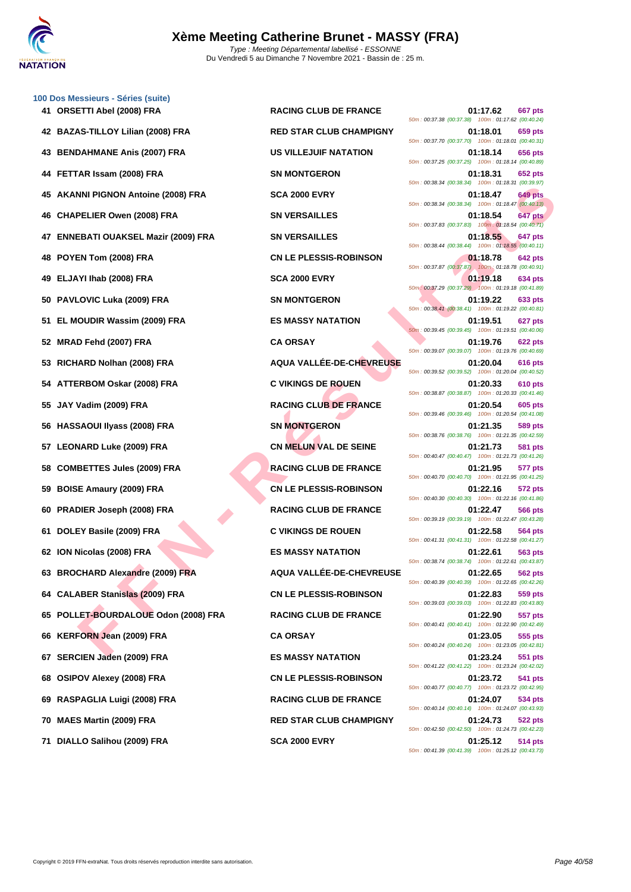# Xème Meeting Catherine Brunet - MASSY (FRA)

*Type : Meeting Départemental labellisé - ESSONNE*
Du Vendredi 5 au Dimanche 7 Novembre 2021 - Bassin de : 25 m.

### 100 Dos Messieurs - Séries (suite)

| Place | Nom | Club | Temps | Points | Splits |
|---|---|---|---|---|---|
| 41 | ORSETTI Abel (2008) FRA | RACING CLUB DE FRANCE | 01:17.62 | 667 pts | 50m : 00:37.38 (00:37.38) 100m : 01:17.62 (00:40.24) |
| 42 | BAZAS-TILLOY Lilian (2008) FRA | RED STAR CLUB CHAMPIGNY | 01:18.01 | 659 pts | 50m : 00:37.70 (00:37.70) 100m : 01:18.01 (00:40.31) |
| 43 | BENDAHMANE Anis (2007) FRA | US VILLEJUIF NATATION | 01:18.14 | 656 pts | 50m : 00:37.25 (00:37.25) 100m : 01:18.14 (00:40.89) |
| 44 | FETTAR Issam (2008) FRA | SN MONTGERON | 01:18.31 | 652 pts | 50m : 00:38.34 (00:38.34) 100m : 01:18.31 (00:39.97) |
| 45 | AKANNI PIGNON Antoine (2008) FRA | SCA 2000 EVRY | 01:18.47 | 649 pts | 50m : 00:38.34 (00:38.34) 100m : 01:18.47 (00:40.13) |
| 46 | CHAPELIER Owen (2008) FRA | SN VERSAILLES | 01:18.54 | 647 pts | 50m : 00:37.83 (00:37.83) 100m : 01:18.54 (00:40.71) |
| 47 | ENNEBATI OUAKSEL Mazir (2009) FRA | SN VERSAILLES | 01:18.55 | 647 pts | 50m : 00:38.44 (00:38.44) 100m : 01:18.55 (00:40.11) |
| 48 | POYEN Tom (2008) FRA | CN LE PLESSIS-ROBINSON | 01:18.78 | 642 pts | 50m : 00:37.87 (00:37.87) 100m : 01:18.78 (00:40.91) |
| 49 | ELJAYI Ihab (2008) FRA | SCA 2000 EVRY | 01:19.18 | 634 pts | 50m : 00:37.29 (00:37.29) 100m : 01:19.18 (00:41.89) |
| 50 | PAVLOVIC Luka (2009) FRA | SN MONTGERON | 01:19.22 | 633 pts | 50m : 00:38.41 (00:38.41) 100m : 01:19.22 (00:40.81) |
| 51 | EL MOUDIR Wassim (2009) FRA | ES MASSY NATATION | 01:19.51 | 627 pts | 50m : 00:39.45 (00:39.45) 100m : 01:19.51 (00:40.06) |
| 52 | MRAD Fehd (2007) FRA | CA ORSAY | 01:19.76 | 622 pts | 50m : 00:39.07 (00:39.07) 100m : 01:19.76 (00:40.69) |
| 53 | RICHARD Nolhan (2008) FRA | AQUA VALLÉE-DE-CHEVREUSE | 01:20.04 | 616 pts | 50m : 00:39.52 (00:39.52) 100m : 01:20.04 (00:40.52) |
| 54 | ATTERBOM Oskar (2008) FRA | C VIKINGS DE ROUEN | 01:20.33 | 610 pts | 50m : 00:38.87 (00:38.87) 100m : 01:20.33 (00:41.46) |
| 55 | JAY Vadim (2009) FRA | RACING CLUB DE FRANCE | 01:20.54 | 605 pts | 50m : 00:39.46 (00:39.46) 100m : 01:20.54 (00:41.08) |
| 56 | HASSAOUI Ilyass (2008) FRA | SN MONTGERON | 01:21.35 | 589 pts | 50m : 00:38.76 (00:38.76) 100m : 01:21.35 (00:42.59) |
| 57 | LEONARD Luke (2009) FRA | CN MELUN VAL DE SEINE | 01:21.73 | 581 pts | 50m : 00:40.47 (00:40.47) 100m : 01:21.73 (00:41.26) |
| 58 | COMBETTES Jules (2009) FRA | RACING CLUB DE FRANCE | 01:21.95 | 577 pts | 50m : 00:40.70 (00:40.70) 100m : 01:21.95 (00:41.25) |
| 59 | BOISE Amaury (2009) FRA | CN LE PLESSIS-ROBINSON | 01:22.16 | 572 pts | 50m : 00:40.30 (00:40.30) 100m : 01:22.16 (00:41.86) |
| 60 | PRADIER Joseph (2008) FRA | RACING CLUB DE FRANCE | 01:22.47 | 566 pts | 50m : 00:39.19 (00:39.19) 100m : 01:22.47 (00:43.28) |
| 61 | DOLEY Basile (2009) FRA | C VIKINGS DE ROUEN | 01:22.58 | 564 pts | 50m : 00:41.31 (00:41.31) 100m : 01:22.58 (00:41.27) |
| 62 | ION Nicolas (2008) FRA | ES MASSY NATATION | 01:22.61 | 563 pts | 50m : 00:38.74 (00:38.74) 100m : 01:22.61 (00:43.87) |
| 63 | BROCHARD Alexandre (2009) FRA | AQUA VALLÉE-DE-CHEVREUSE | 01:22.65 | 562 pts | 50m : 00:40.39 (00:40.39) 100m : 01:22.65 (00:42.26) |
| 64 | CALABER Stanislas (2009) FRA | CN LE PLESSIS-ROBINSON | 01:22.83 | 559 pts | 50m : 00:39.03 (00:39.03) 100m : 01:22.83 (00:43.80) |
| 65 | POLLET-BOURDALOUE Odon (2008) FRA | RACING CLUB DE FRANCE | 01:22.90 | 557 pts | 50m : 00:40.41 (00:40.41) 100m : 01:22.90 (00:42.49) |
| 66 | KERFORN Jean (2009) FRA | CA ORSAY | 01:23.05 | 555 pts | 50m : 00:40.24 (00:40.24) 100m : 01:23.05 (00:42.81) |
| 67 | SERCIEN Jaden (2009) FRA | ES MASSY NATATION | 01:23.24 | 551 pts | 50m : 00:41.22 (00:41.22) 100m : 01:23.24 (00:42.02) |
| 68 | OSIPOV Alexey (2008) FRA | CN LE PLESSIS-ROBINSON | 01:23.72 | 541 pts | 50m : 00:40.77 (00:40.77) 100m : 01:23.72 (00:42.95) |
| 69 | RASPAGLIA Luigi (2008) FRA | RACING CLUB DE FRANCE | 01:24.07 | 534 pts | 50m : 00:40.14 (00:40.14) 100m : 01:24.07 (00:43.93) |
| 70 | MAES Martin (2009) FRA | RED STAR CLUB CHAMPIGNY | 01:24.73 | 522 pts | 50m : 00:42.50 (00:42.50) 100m : 01:24.73 (00:42.23) |
| 71 | DIALLO Salihou (2009) FRA | SCA 2000 EVRY | 01:25.12 | 514 pts | 50m : 00:41.39 (00:41.39) 100m : 01:25.12 (00:43.73) |

Copyright © 2019 FFN-extraNat. Tous droits réservés reproduction interdite sans autorisation.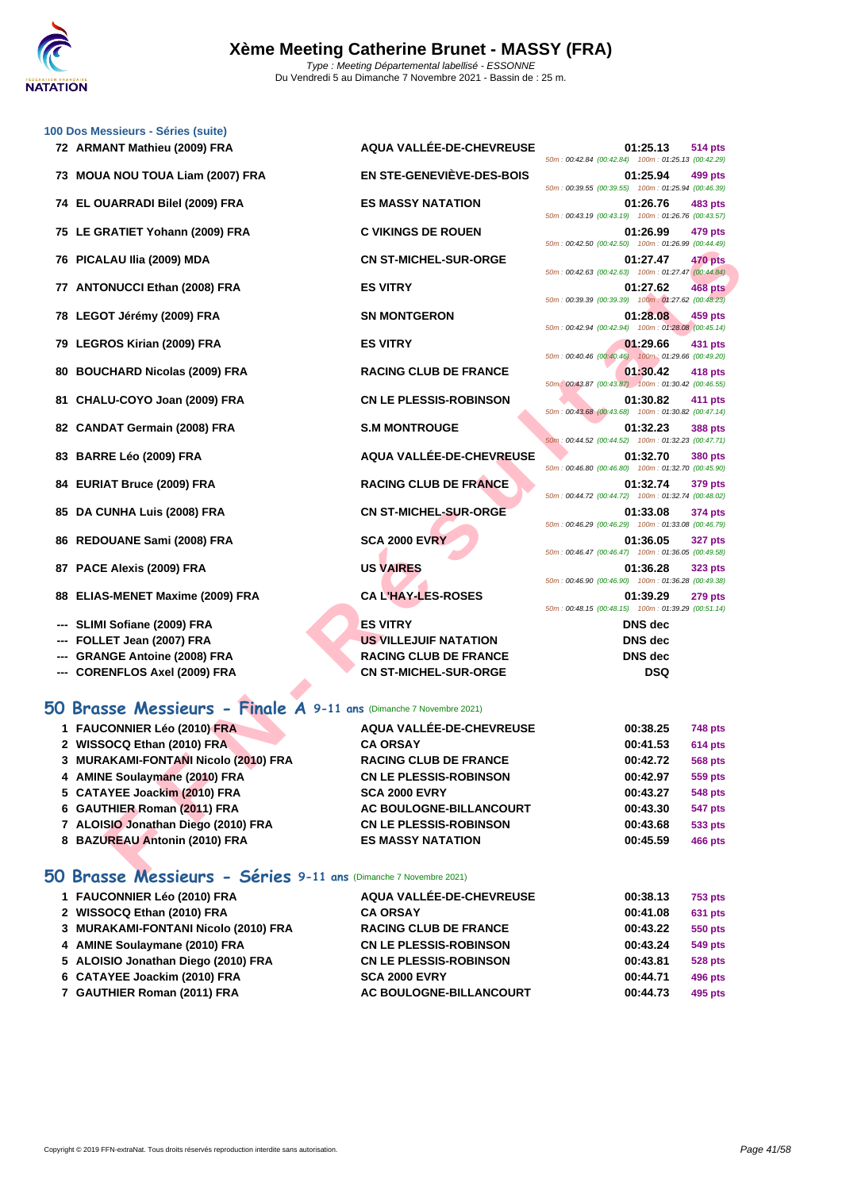# Xème Meeting Catherine Brunet - MASSY (FRA)

*Type : Meeting Départemental labellisé - ESSONNE*
Du Vendredi 5 au Dimanche 7 Novembre 2021 - Bassin de : 25 m.

### 100 Dos Messieurs - Séries (suite)

| Rang | Nom | Club | Temps | Points | Splits |
|---|---|---|---|---|---|
| 72 | ARMANT Mathieu (2009) FRA | AQUA VALLÉE-DE-CHEVREUSE | 01:25.13 | 514 pts | 50m : 00:42.84 (00:42.84) 100m : 01:25.13 (00:42.29) |
| 73 | MOUA NOU TOUA Liam (2007) FRA | EN STE-GENEVIÈVE-DES-BOIS | 01:25.94 | 499 pts | 50m : 00:39.55 (00:39.55) 100m : 01:25.94 (00:46.39) |
| 74 | EL OUARRADI Bilel (2009) FRA | ES MASSY NATATION | 01:26.76 | 483 pts | 50m : 00:43.19 (00:43.19) 100m : 01:26.76 (00:43.57) |
| 75 | LE GRATIET Yohann (2009) FRA | C VIKINGS DE ROUEN | 01:26.99 | 479 pts | 50m : 00:42.50 (00:42.50) 100m : 01:26.99 (00:44.49) |
| 76 | PICALAU Ilia (2009) MDA | CN ST-MICHEL-SUR-ORGE | 01:27.47 | 470 pts | 50m : 00:42.63 (00:42.63) 100m : 01:27.47 (00:44.84) |
| 77 | ANTONUCCI Ethan (2008) FRA | ES VITRY | 01:27.62 | 468 pts | 50m : 00:39.39 (00:39.39) 100m : 01:27.62 (00:48.23) |
| 78 | LEGOT Jérémy (2009) FRA | SN MONTGERON | 01:28.08 | 459 pts | 50m : 00:42.94 (00:42.94) 100m : 01:28.08 (00:45.14) |
| 79 | LEGROS Kirian (2009) FRA | ES VITRY | 01:29.66 | 431 pts | 50m : 00:40.46 (00:40.46) 100m : 01:29.66 (00:49.20) |
| 80 | BOUCHARD Nicolas (2009) FRA | RACING CLUB DE FRANCE | 01:30.42 | 418 pts | 50m : 00:43.87 (00:43.87) 100m : 01:30.42 (00:46.55) |
| 81 | CHALU-COYO Joan (2009) FRA | CN LE PLESSIS-ROBINSON | 01:30.82 | 411 pts | 50m : 00:43.68 (00:43.68) 100m : 01:30.82 (00:47.14) |
| 82 | CANDAT Germain (2008) FRA | S.M MONTROUGE | 01:32.23 | 388 pts | 50m : 00:44.52 (00:44.52) 100m : 01:32.23 (00:47.71) |
| 83 | BARRE Léo (2009) FRA | AQUA VALLÉE-DE-CHEVREUSE | 01:32.70 | 380 pts | 50m : 00:46.80 (00:46.80) 100m : 01:32.70 (00:45.90) |
| 84 | EURIAT Bruce (2009) FRA | RACING CLUB DE FRANCE | 01:32.74 | 379 pts | 50m : 00:44.72 (00:44.72) 100m : 01:32.74 (00:48.02) |
| 85 | DA CUNHA Luis (2008) FRA | CN ST-MICHEL-SUR-ORGE | 01:33.08 | 374 pts | 50m : 00:46.29 (00:46.29) 100m : 01:33.08 (00:46.79) |
| 86 | REDOUANE Sami (2008) FRA | SCA 2000 EVRY | 01:36.05 | 327 pts | 50m : 00:46.47 (00:46.47) 100m : 01:36.05 (00:49.58) |
| 87 | PACE Alexis (2009) FRA | US VAIRES | 01:36.28 | 323 pts | 50m : 00:46.90 (00:46.90) 100m : 01:36.28 (00:49.38) |
| 88 | ELIAS-MENET Maxime (2009) FRA | CA L'HAY-LES-ROSES | 01:39.29 | 279 pts | 50m : 00:48.15 (00:48.15) 100m : 01:39.29 (00:51.14) |
| --- | SLIMI Sofiane (2009) FRA | ES VITRY | DNS dec | | |
| --- | FOLLET Jean (2007) FRA | US VILLEJUIF NATATION | DNS dec | | |
| --- | GRANGE Antoine (2008) FRA | RACING CLUB DE FRANCE | DNS dec | | |
| --- | CORENFLOS Axel (2009) FRA | CN ST-MICHEL-SUR-ORGE | DSQ | | |

## 50 Brasse Messieurs - Finale A 9-11 ans (Dimanche 7 Novembre 2021)

| Rang | Nom | Club | Temps | Points |
|---|---|---|---|---|
| 1 | FAUCONNIER Léo (2010) FRA | AQUA VALLÉE-DE-CHEVREUSE | 00:38.25 | 748 pts |
| 2 | WISSOCQ Ethan (2010) FRA | CA ORSAY | 00:41.53 | 614 pts |
| 3 | MURAKAMI-FONTANI Nicolo (2010) FRA | RACING CLUB DE FRANCE | 00:42.72 | 568 pts |
| 4 | AMINE Soulaymane (2010) FRA | CN LE PLESSIS-ROBINSON | 00:42.97 | 559 pts |
| 5 | CATAYEE Joackim (2010) FRA | SCA 2000 EVRY | 00:43.27 | 548 pts |
| 6 | GAUTHIER Roman (2011) FRA | AC BOULOGNE-BILLANCOURT | 00:43.30 | 547 pts |
| 7 | ALOISIO Jonathan Diego (2010) FRA | CN LE PLESSIS-ROBINSON | 00:43.68 | 533 pts |
| 8 | BAZUREAU Antonin (2010) FRA | ES MASSY NATATION | 00:45.59 | 466 pts |

## 50 Brasse Messieurs - Séries 9-11 ans (Dimanche 7 Novembre 2021)

| Rang | Nom | Club | Temps | Points |
|---|---|---|---|---|
| 1 | FAUCONNIER Léo (2010) FRA | AQUA VALLÉE-DE-CHEVREUSE | 00:38.13 | 753 pts |
| 2 | WISSOCQ Ethan (2010) FRA | CA ORSAY | 00:41.08 | 631 pts |
| 3 | MURAKAMI-FONTANI Nicolo (2010) FRA | RACING CLUB DE FRANCE | 00:43.22 | 550 pts |
| 4 | AMINE Soulaymane (2010) FRA | CN LE PLESSIS-ROBINSON | 00:43.24 | 549 pts |
| 5 | ALOISIO Jonathan Diego (2010) FRA | CN LE PLESSIS-ROBINSON | 00:43.81 | 528 pts |
| 6 | CATAYEE Joackim (2010) FRA | SCA 2000 EVRY | 00:44.71 | 496 pts |
| 7 | GAUTHIER Roman (2011) FRA | AC BOULOGNE-BILLANCOURT | 00:44.73 | 495 pts |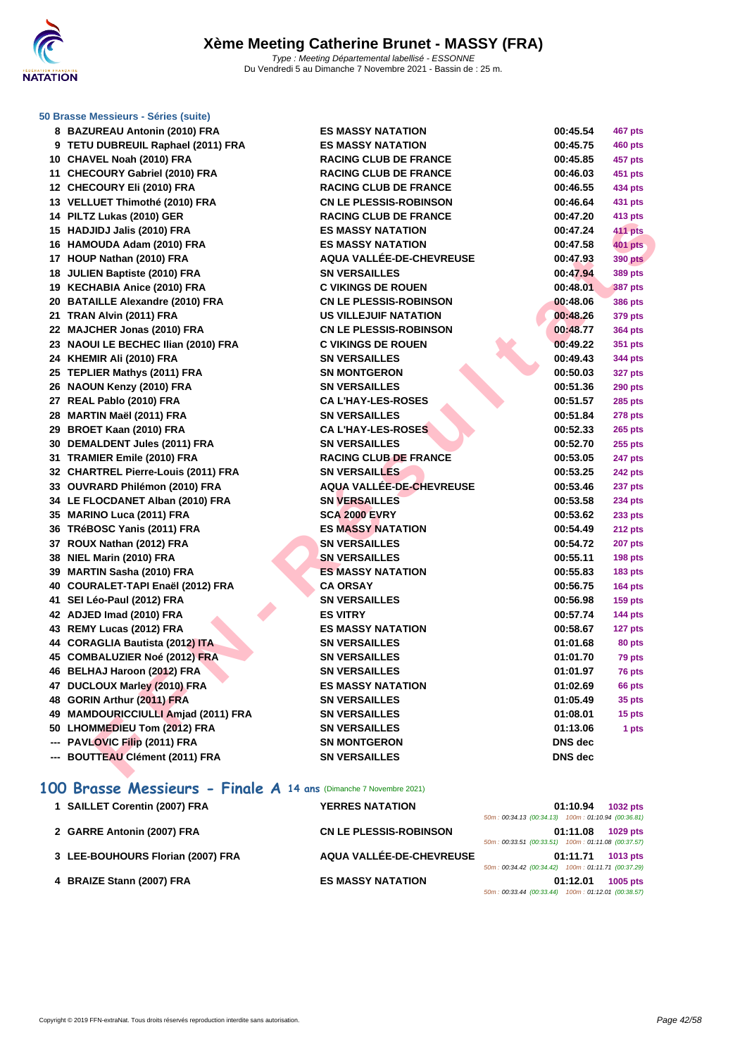# Xème Meeting Catherine Brunet - MASSY (FRA)

*Type : Meeting Départemental labellisé - ESSONNE*
Du Vendredi 5 au Dimanche 7 Novembre 2021 - Bassin de : 25 m.

### 50 Brasse Messieurs - Séries (suite)

| | | | | |
|---|---|---|---|---|
| 8 | BAZUREAU Antonin (2010) FRA | ES MASSY NATATION | 00:45.54 | 467 pts |
| 9 | TETU DUBREUIL Raphael (2011) FRA | ES MASSY NATATION | 00:45.75 | 460 pts |
| 10 | CHAVEL Noah (2010) FRA | RACING CLUB DE FRANCE | 00:45.85 | 457 pts |
| 11 | CHECOURY Gabriel (2010) FRA | RACING CLUB DE FRANCE | 00:46.03 | 451 pts |
| 12 | CHECOURY Eli (2010) FRA | RACING CLUB DE FRANCE | 00:46.55 | 434 pts |
| 13 | VELLUET Thimothé (2010) FRA | CN LE PLESSIS-ROBINSON | 00:46.64 | 431 pts |
| 14 | PILTZ Lukas (2010) GER | RACING CLUB DE FRANCE | 00:47.20 | 413 pts |
| 15 | HADJIDJ Jalis (2010) FRA | ES MASSY NATATION | 00:47.24 | 411 pts |
| 16 | HAMOUDA Adam (2010) FRA | ES MASSY NATATION | 00:47.58 | 401 pts |
| 17 | HOUP Nathan (2010) FRA | AQUA VALLÉE-DE-CHEVREUSE | 00:47.93 | 390 pts |
| 18 | JULIEN Baptiste (2010) FRA | SN VERSAILLES | 00:47.94 | 389 pts |
| 19 | KECHABIA Anice (2010) FRA | C VIKINGS DE ROUEN | 00:48.01 | 387 pts |
| 20 | BATAILLE Alexandre (2010) FRA | CN LE PLESSIS-ROBINSON | 00:48.06 | 386 pts |
| 21 | TRAN Alvin (2011) FRA | US VILLEJUIF NATATION | 00:48.26 | 379 pts |
| 22 | MAJCHER Jonas (2010) FRA | CN LE PLESSIS-ROBINSON | 00:48.77 | 364 pts |
| 23 | NAOUI LE BECHEC Ilian (2010) FRA | C VIKINGS DE ROUEN | 00:49.22 | 351 pts |
| 24 | KHEMIR Ali (2010) FRA | SN VERSAILLES | 00:49.43 | 344 pts |
| 25 | TEPLIER Mathys (2011) FRA | SN MONTGERON | 00:50.03 | 327 pts |
| 26 | NAOUN Kenzy (2010) FRA | SN VERSAILLES | 00:51.36 | 290 pts |
| 27 | REAL Pablo (2010) FRA | CA L'HAY-LES-ROSES | 00:51.57 | 285 pts |
| 28 | MARTIN Maël (2011) FRA | SN VERSAILLES | 00:51.84 | 278 pts |
| 29 | BROET Kaan (2010) FRA | CA L'HAY-LES-ROSES | 00:52.33 | 265 pts |
| 30 | DEMALDENT Jules (2011) FRA | SN VERSAILLES | 00:52.70 | 255 pts |
| 31 | TRAMIER Emile (2010) FRA | RACING CLUB DE FRANCE | 00:53.05 | 247 pts |
| 32 | CHARTREL Pierre-Louis (2011) FRA | SN VERSAILLES | 00:53.25 | 242 pts |
| 33 | OUVRARD Philémon (2010) FRA | AQUA VALLÉE-DE-CHEVREUSE | 00:53.46 | 237 pts |
| 34 | LE FLOCDANET Alban (2010) FRA | SN VERSAILLES | 00:53.58 | 234 pts |
| 35 | MARINO Luca (2011) FRA | SCA 2000 EVRY | 00:53.62 | 233 pts |
| 36 | TRéBOSC Yanis (2011) FRA | ES MASSY NATATION | 00:54.49 | 212 pts |
| 37 | ROUX Nathan (2012) FRA | SN VERSAILLES | 00:54.72 | 207 pts |
| 38 | NIEL Marin (2010) FRA | SN VERSAILLES | 00:55.11 | 198 pts |
| 39 | MARTIN Sasha (2010) FRA | ES MASSY NATATION | 00:55.83 | 183 pts |
| 40 | COURALET-TAPI Enaël (2012) FRA | CA ORSAY | 00:56.75 | 164 pts |
| 41 | SEI Léo-Paul (2012) FRA | SN VERSAILLES | 00:56.98 | 159 pts |
| 42 | ADJED Imad (2010) FRA | ES VITRY | 00:57.74 | 144 pts |
| 43 | REMY Lucas (2012) FRA | ES MASSY NATATION | 00:58.67 | 127 pts |
| 44 | CORAGLIA Bautista (2012) ITA | SN VERSAILLES | 01:01.68 | 80 pts |
| 45 | COMBALUZIER Noé (2012) FRA | SN VERSAILLES | 01:01.70 | 79 pts |
| 46 | BELHAJ Haroon (2012) FRA | SN VERSAILLES | 01:01.97 | 76 pts |
| 47 | DUCLOUX Marley (2010) FRA | ES MASSY NATATION | 01:02.69 | 66 pts |
| 48 | GORIN Arthur (2011) FRA | SN VERSAILLES | 01:05.49 | 35 pts |
| 49 | MAMDOURICCIULLI Amjad (2011) FRA | SN VERSAILLES | 01:08.01 | 15 pts |
| 50 | LHOMMEDIEU Tom (2012) FRA | SN VERSAILLES | 01:13.06 | 1 pts |
| --- | PAVLOVIC Filip (2011) FRA | SN MONTGERON | DNS dec | |
| --- | BOUTTEAU Clément (2011) FRA | SN VERSAILLES | DNS dec | |

## 100 Brasse Messieurs - Finale A 14 ans (Dimanche 7 Novembre 2021)

| | | | | |
|---|---|---|---|---|
| 1 | SAILLET Corentin (2007) FRA | YERRES NATATION | 01:10.94 | 1032 pts |
| | | | 50m : 00:34.13 (00:34.13) 100m : 01:10.94 (00:36.81) | |
| 2 | GARRE Antonin (2007) FRA | CN LE PLESSIS-ROBINSON | 01:11.08 | 1029 pts |
| | | | 50m : 00:33.51 (00:33.51) 100m : 01:11.08 (00:37.57) | |
| 3 | LEE-BOUHOURS Florian (2007) FRA | AQUA VALLÉE-DE-CHEVREUSE | 01:11.71 | 1013 pts |
| | | | 50m : 00:34.42 (00:34.42) 100m : 01:11.71 (00:37.29) | |
| 4 | BRAIZE Stann (2007) FRA | ES MASSY NATATION | 01:12.01 | 1005 pts |
| | | | 50m : 00:33.44 (00:33.44) 100m : 01:12.01 (00:38.57) | |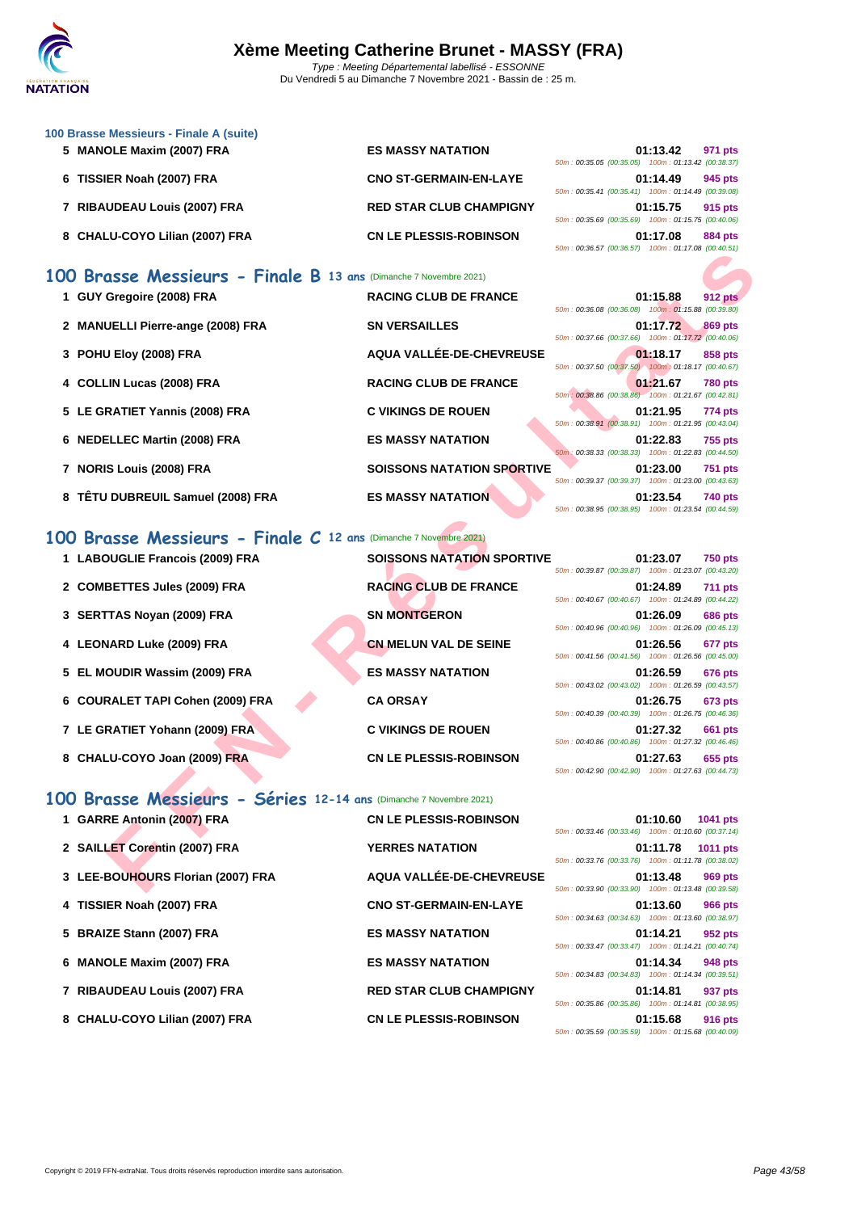# Xème Meeting Catherine Brunet - MASSY (FRA)

*Type : Meeting Départemental labellisé - ESSONNE*
Du Vendredi 5 au Dimanche 7 Novembre 2021 - Bassin de : 25 m.

### 100 Brasse Messieurs - Finale A (suite)

| | Nom | Club | Temps | Points | Splits |
|---|---|---|---|---|---|
| 5 | MANOLE Maxim (2007) FRA | ES MASSY NATATION | 01:13.42 | 971 pts | 50m : 00:35.05 (00:35.05) 100m : 01:13.42 (00:38.37) |
| 6 | TISSIER Noah (2007) FRA | CNO ST-GERMAIN-EN-LAYE | 01:14.49 | 945 pts | 50m : 00:35.41 (00:35.41) 100m : 01:14.49 (00:39.08) |
| 7 | RIBAUDEAU Louis (2007) FRA | RED STAR CLUB CHAMPIGNY | 01:15.75 | 915 pts | 50m : 00:35.69 (00:35.69) 100m : 01:15.75 (00:40.06) |
| 8 | CHALU-COYO Lilian (2007) FRA | CN LE PLESSIS-ROBINSON | 01:17.08 | 884 pts | 50m : 00:36.57 (00:36.57) 100m : 01:17.08 (00:40.51) |

## 100 Brasse Messieurs - Finale B 13 ans (Dimanche 7 Novembre 2021)

| | Nom | Club | Temps | Points | Splits |
|---|---|---|---|---|---|
| 1 | GUY Gregoire (2008) FRA | RACING CLUB DE FRANCE | 01:15.88 | 912 pts | 50m : 00:36.08 (00:36.08) 100m : 01:15.88 (00:39.80) |
| 2 | MANUELLI Pierre-ange (2008) FRA | SN VERSAILLES | 01:17.72 | 869 pts | 50m : 00:37.66 (00:37.66) 100m : 01:17.72 (00:40.06) |
| 3 | POHU Eloy (2008) FRA | AQUA VALLÉE-DE-CHEVREUSE | 01:18.17 | 858 pts | 50m : 00:37.50 (00:37.50) 100m : 01:18.17 (00:40.67) |
| 4 | COLLIN Lucas (2008) FRA | RACING CLUB DE FRANCE | 01:21.67 | 780 pts | 50m : 00:38.86 (00:38.86) 100m : 01:21.67 (00:42.81) |
| 5 | LE GRATIET Yannis (2008) FRA | C VIKINGS DE ROUEN | 01:21.95 | 774 pts | 50m : 00:38.91 (00:38.91) 100m : 01:21.95 (00:43.04) |
| 6 | NEDELLEC Martin (2008) FRA | ES MASSY NATATION | 01:22.83 | 755 pts | 50m : 00:38.33 (00:38.33) 100m : 01:22.83 (00:44.50) |
| 7 | NORIS Louis (2008) FRA | SOISSONS NATATION SPORTIVE | 01:23.00 | 751 pts | 50m : 00:39.37 (00:39.37) 100m : 01:23.00 (00:43.63) |
| 8 | TÊTU DUBREUIL Samuel (2008) FRA | ES MASSY NATATION | 01:23.54 | 740 pts | 50m : 00:38.95 (00:38.95) 100m : 01:23.54 (00:44.59) |

## 100 Brasse Messieurs - Finale C 12 ans (Dimanche 7 Novembre 2021)

| | Nom | Club | Temps | Points | Splits |
|---|---|---|---|---|---|
| 1 | LABOUGLIE Francois (2009) FRA | SOISSONS NATATION SPORTIVE | 01:23.07 | 750 pts | 50m : 00:39.87 (00:39.87) 100m : 01:23.07 (00:43.20) |
| 2 | COMBETTES Jules (2009) FRA | RACING CLUB DE FRANCE | 01:24.89 | 711 pts | 50m : 00:40.67 (00:40.67) 100m : 01:24.89 (00:44.22) |
| 3 | SERTTAS Noyan (2009) FRA | SN MONTGERON | 01:26.09 | 686 pts | 50m : 00:40.96 (00:40.96) 100m : 01:26.09 (00:45.13) |
| 4 | LEONARD Luke (2009) FRA | CN MELUN VAL DE SEINE | 01:26.56 | 677 pts | 50m : 00:41.56 (00:41.56) 100m : 01:26.56 (00:45.00) |
| 5 | EL MOUDIR Wassim (2009) FRA | ES MASSY NATATION | 01:26.59 | 676 pts | 50m : 00:43.02 (00:43.02) 100m : 01:26.59 (00:43.57) |
| 6 | COURALET TAPI Cohen (2009) FRA | CA ORSAY | 01:26.75 | 673 pts | 50m : 00:40.39 (00:40.39) 100m : 01:26.75 (00:46.36) |
| 7 | LE GRATIET Yohann (2009) FRA | C VIKINGS DE ROUEN | 01:27.32 | 661 pts | 50m : 00:40.86 (00:40.86) 100m : 01:27.32 (00:46.46) |
| 8 | CHALU-COYO Joan (2009) FRA | CN LE PLESSIS-ROBINSON | 01:27.63 | 655 pts | 50m : 00:42.90 (00:42.90) 100m : 01:27.63 (00:44.73) |

## 100 Brasse Messieurs - Séries 12-14 ans (Dimanche 7 Novembre 2021)

| | Nom | Club | Temps | Points | Splits |
|---|---|---|---|---|---|
| 1 | GARRE Antonin (2007) FRA | CN LE PLESSIS-ROBINSON | 01:10.60 | 1041 pts | 50m : 00:33.46 (00:33.46) 100m : 01:10.60 (00:37.14) |
| 2 | SAILLET Corentin (2007) FRA | YERRES NATATION | 01:11.78 | 1011 pts | 50m : 00:33.76 (00:33.76) 100m : 01:11.78 (00:38.02) |
| 3 | LEE-BOUHOURS Florian (2007) FRA | AQUA VALLÉE-DE-CHEVREUSE | 01:13.48 | 969 pts | 50m : 00:33.90 (00:33.90) 100m : 01:13.48 (00:39.58) |
| 4 | TISSIER Noah (2007) FRA | CNO ST-GERMAIN-EN-LAYE | 01:13.60 | 966 pts | 50m : 00:34.63 (00:34.63) 100m : 01:13.60 (00:38.97) |
| 5 | BRAIZE Stann (2007) FRA | ES MASSY NATATION | 01:14.21 | 952 pts | 50m : 00:33.47 (00:33.47) 100m : 01:14.21 (00:40.74) |
| 6 | MANOLE Maxim (2007) FRA | ES MASSY NATATION | 01:14.34 | 948 pts | 50m : 00:34.83 (00:34.83) 100m : 01:14.34 (00:39.51) |
| 7 | RIBAUDEAU Louis (2007) FRA | RED STAR CLUB CHAMPIGNY | 01:14.81 | 937 pts | 50m : 00:35.86 (00:35.86) 100m : 01:14.81 (00:38.95) |
| 8 | CHALU-COYO Lilian (2007) FRA | CN LE PLESSIS-ROBINSON | 01:15.68 | 916 pts | 50m : 00:35.59 (00:35.59) 100m : 01:15.68 (00:40.09) |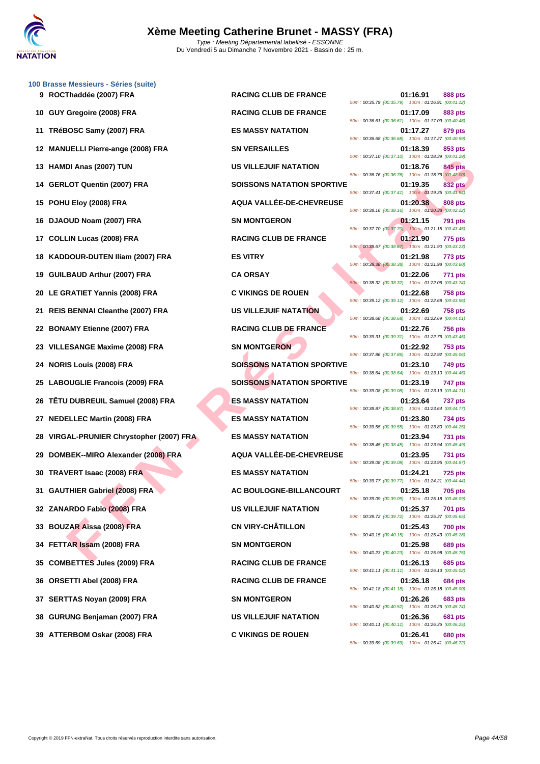# Xème Meeting Catherine Brunet - MASSY (FRA)

*Type : Meeting Départemental labellisé - ESSONNE*
Du Vendredi 5 au Dimanche 7 Novembre 2021 - Bassin de : 25 m.

## 100 Brasse Messieurs - Séries (suite)

| Rang | Nom | Club | Temps | Points | Splits |
|---|---|---|---|---|---|
| 9 | ROCThaddée (2007) FRA | RACING CLUB DE FRANCE | 01:16.91 | 888 pts | 50m : 00:35.79 (00:35.79) 100m : 01:16.91 (00:41.12) |
| 10 | GUY Gregoire (2008) FRA | RACING CLUB DE FRANCE | 01:17.09 | 883 pts | 50m : 00:36.61 (00:36.61) 100m : 01:17.09 (00:40.48) |
| 11 | TRéBOSC Samy (2007) FRA | ES MASSY NATATION | 01:17.27 | 879 pts | 50m : 00:36.68 (00:36.68) 100m : 01:17.27 (00:40.59) |
| 12 | MANUELLI Pierre-ange (2008) FRA | SN VERSAILLES | 01:18.39 | 853 pts | 50m : 00:37.10 (00:37.10) 100m : 01:18.39 (00:41.29) |
| 13 | HAMDI Anas (2007) TUN | US VILLEJUIF NATATION | 01:18.76 | 845 pts | 50m : 00:36.76 (00:36.76) 100m : 01:18.76 (00:42.00) |
| 14 | GERLOT Quentin (2007) FRA | SOISSONS NATATION SPORTIVE | 01:19.35 | 832 pts | 50m : 00:37.41 (00:37.41) 100m : 01:19.35 (00:41.94) |
| 15 | POHU Eloy (2008) FRA | AQUA VALLÉE-DE-CHEVREUSE | 01:20.38 | 808 pts | 50m : 00:38.16 (00:38.16) 100m : 01:20.38 (00:42.22) |
| 16 | DJAOUD Noam (2007) FRA | SN MONTGERON | 01:21.15 | 791 pts | 50m : 00:37.70 (00:37.70) 100m : 01:21.15 (00:43.45) |
| 17 | COLLIN Lucas (2008) FRA | RACING CLUB DE FRANCE | 01:21.90 | 775 pts | 50m : 00:38.67 (00:38.67) 100m : 01:21.90 (00:43.23) |
| 18 | KADDOUR-DUTEN Iliam (2007) FRA | ES VITRY | 01:21.98 | 773 pts | 50m : 00:38.38 (00:38.38) 100m : 01:21.98 (00:43.60) |
| 19 | GUILBAUD Arthur (2007) FRA | CA ORSAY | 01:22.06 | 771 pts | 50m : 00:38.32 (00:38.32) 100m : 01:22.06 (00:43.74) |
| 20 | LE GRATIET Yannis (2008) FRA | C VIKINGS DE ROUEN | 01:22.68 | 758 pts | 50m : 00:39.12 (00:39.12) 100m : 01:22.68 (00:43.56) |
| 21 | REIS BENNAI Cleanthe (2007) FRA | US VILLEJUIF NATATION | 01:22.69 | 758 pts | 50m : 00:38.68 (00:38.68) 100m : 01:22.69 (00:44.01) |
| 22 | BONAMY Etienne (2007) FRA | RACING CLUB DE FRANCE | 01:22.76 | 756 pts | 50m : 00:39.31 (00:39.31) 100m : 01:22.76 (00:43.45) |
| 23 | VILLESANGE Maxime (2008) FRA | SN MONTGERON | 01:22.92 | 753 pts | 50m : 00:37.86 (00:37.86) 100m : 01:22.92 (00:45.06) |
| 24 | NORIS Louis (2008) FRA | SOISSONS NATATION SPORTIVE | 01:23.10 | 749 pts | 50m : 00:38.64 (00:38.64) 100m : 01:23.10 (00:44.46) |
| 25 | LABOUGLIE Francois (2009) FRA | SOISSONS NATATION SPORTIVE | 01:23.19 | 747 pts | 50m : 00:39.08 (00:39.08) 100m : 01:23.19 (00:44.11) |
| 26 | TÊTU DUBREUIL Samuel (2008) FRA | ES MASSY NATATION | 01:23.64 | 737 pts | 50m : 00:38.87 (00:38.87) 100m : 01:23.64 (00:44.77) |
| 27 | NEDELLEC Martin (2008) FRA | ES MASSY NATATION | 01:23.80 | 734 pts | 50m : 00:39.55 (00:39.55) 100m : 01:23.80 (00:44.25) |
| 28 | VIRGAL-PRUNIER Chrystopher (2007) FRA | ES MASSY NATATION | 01:23.94 | 731 pts | 50m : 00:38.45 (00:38.45) 100m : 01:23.94 (00:45.49) |
| 29 | DOMBEK--MIRO Alexander (2008) FRA | AQUA VALLÉE-DE-CHEVREUSE | 01:23.95 | 731 pts | 50m : 00:39.08 (00:39.08) 100m : 01:23.95 (00:44.87) |
| 30 | TRAVERT Isaac (2008) FRA | ES MASSY NATATION | 01:24.21 | 725 pts | 50m : 00:39.77 (00:39.77) 100m : 01:24.21 (00:44.44) |
| 31 | GAUTHIER Gabriel (2008) FRA | AC BOULOGNE-BILLANCOURT | 01:25.18 | 705 pts | 50m : 00:39.09 (00:39.09) 100m : 01:25.18 (00:46.09) |
| 32 | ZANARDO Fabio (2008) FRA | US VILLEJUIF NATATION | 01:25.37 | 701 pts | 50m : 00:39.72 (00:39.72) 100m : 01:25.37 (00:45.65) |
| 33 | BOUZAR Aïssa (2008) FRA | CN VIRY-CHÂTILLON | 01:25.43 | 700 pts | 50m : 00:40.15 (00:40.15) 100m : 01:25.43 (00:45.28) |
| 34 | FETTAR Issam (2008) FRA | SN MONTGERON | 01:25.98 | 689 pts | 50m : 00:40.23 (00:40.23) 100m : 01:25.98 (00:45.75) |
| 35 | COMBETTES Jules (2009) FRA | RACING CLUB DE FRANCE | 01:26.13 | 685 pts | 50m : 00:41.11 (00:41.11) 100m : 01:26.13 (00:45.02) |
| 36 | ORSETTI Abel (2008) FRA | RACING CLUB DE FRANCE | 01:26.18 | 684 pts | 50m : 00:41.18 (00:41.18) 100m : 01:26.18 (00:45.00) |
| 37 | SERTTAS Noyan (2009) FRA | SN MONTGERON | 01:26.26 | 683 pts | 50m : 00:40.52 (00:40.52) 100m : 01:26.26 (00:45.74) |
| 38 | GURUNG Benjaman (2007) FRA | US VILLEJUIF NATATION | 01:26.36 | 681 pts | 50m : 00:40.11 (00:40.11) 100m : 01:26.36 (00:46.25) |
| 39 | ATTERBOM Oskar (2008) FRA | C VIKINGS DE ROUEN | 01:26.41 | 680 pts | 50m : 00:39.69 (00:39.69) 100m : 01:26.41 (00:46.72) |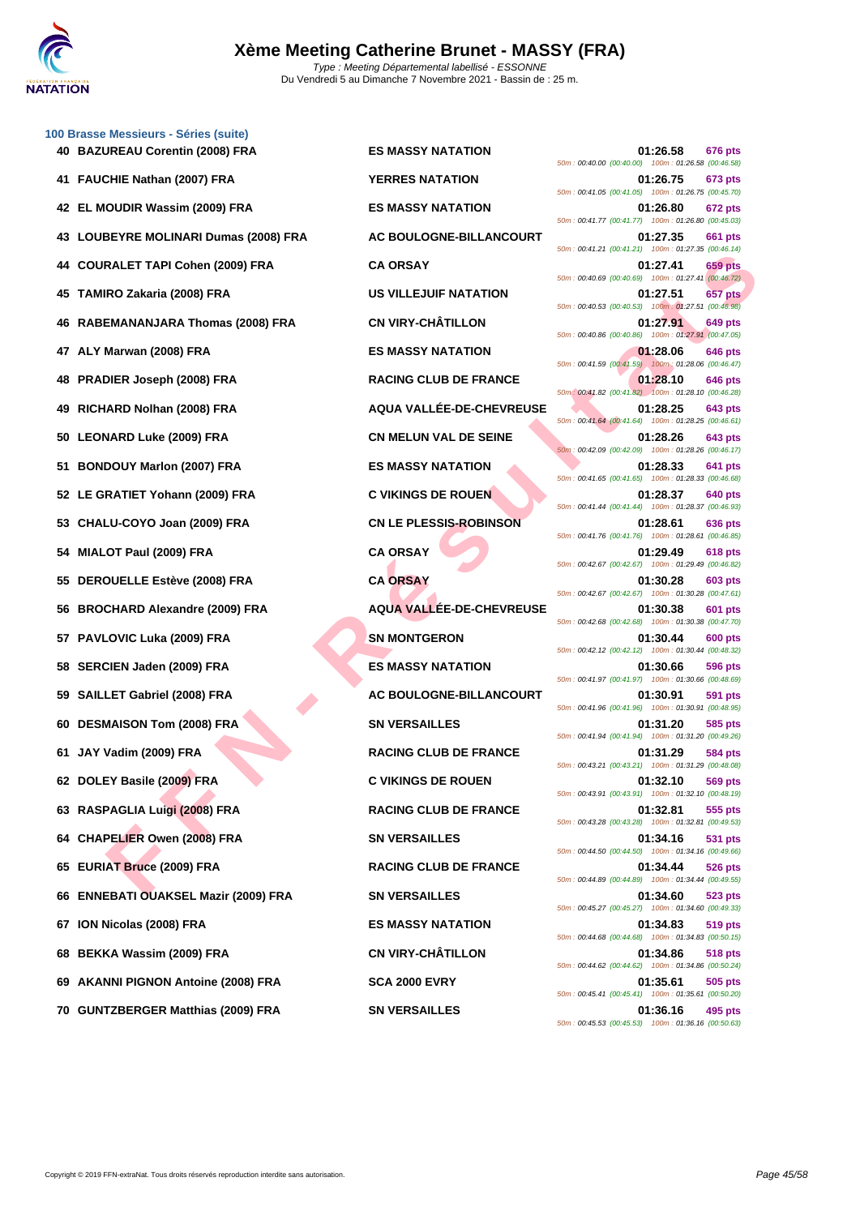# Xème Meeting Catherine Brunet - MASSY (FRA)

*Type : Meeting Départemental labellisé - ESSONNE*
Du Vendredi 5 au Dimanche 7 Novembre 2021 - Bassin de : 25 m.

### 100 Brasse Messieurs - Séries (suite)

| Rang | Nom | Club | Temps | Points | Splits |
|---|---|---|---|---|---|
| 40 | BAZUREAU Corentin (2008) FRA | ES MASSY NATATION | 01:26.58 | 676 pts | 50m : 00:40.00 (00:40.00) 100m : 01:26.58 (00:46.58) |
| 41 | FAUCHIE Nathan (2007) FRA | YERRES NATATION | 01:26.75 | 673 pts | 50m : 00:41.05 (00:41.05) 100m : 01:26.75 (00:45.70) |
| 42 | EL MOUDIR Wassim (2009) FRA | ES MASSY NATATION | 01:26.80 | 672 pts | 50m : 00:41.77 (00:41.77) 100m : 01:26.80 (00:45.03) |
| 43 | LOUBEYRE MOLINARI Dumas (2008) FRA | AC BOULOGNE-BILLANCOURT | 01:27.35 | 661 pts | 50m : 00:41.21 (00:41.21) 100m : 01:27.35 (00:46.14) |
| 44 | COURALET TAPI Cohen (2009) FRA | CA ORSAY | 01:27.41 | 659 pts | 50m : 00:40.69 (00:40.69) 100m : 01:27.41 (00:46.72) |
| 45 | TAMIRO Zakaria (2008) FRA | US VILLEJUIF NATATION | 01:27.51 | 657 pts | 50m : 00:40.53 (00:40.53) 100m : 01:27.51 (00:46.98) |
| 46 | RABEMANANJARA Thomas (2008) FRA | CN VIRY-CHÂTILLON | 01:27.91 | 649 pts | 50m : 00:40.86 (00:40.86) 100m : 01:27.91 (00:47.05) |
| 47 | ALY Marwan (2008) FRA | ES MASSY NATATION | 01:28.06 | 646 pts | 50m : 00:41.59 (00:41.59) 100m : 01:28.06 (00:46.47) |
| 48 | PRADIER Joseph (2008) FRA | RACING CLUB DE FRANCE | 01:28.10 | 646 pts | 50m : 00:41.82 (00:41.82) 100m : 01:28.10 (00:46.28) |
| 49 | RICHARD Nolhan (2008) FRA | AQUA VALLÉE-DE-CHEVREUSE | 01:28.25 | 643 pts | 50m : 00:41.64 (00:41.64) 100m : 01:28.25 (00:46.61) |
| 50 | LEONARD Luke (2009) FRA | CN MELUN VAL DE SEINE | 01:28.26 | 643 pts | 50m : 00:42.09 (00:42.09) 100m : 01:28.26 (00:46.17) |
| 51 | BONDOUY Marlon (2007) FRA | ES MASSY NATATION | 01:28.33 | 641 pts | 50m : 00:41.65 (00:41.65) 100m : 01:28.33 (00:46.68) |
| 52 | LE GRATIET Yohann (2009) FRA | C VIKINGS DE ROUEN | 01:28.37 | 640 pts | 50m : 00:41.44 (00:41.44) 100m : 01:28.37 (00:46.93) |
| 53 | CHALU-COYO Joan (2009) FRA | CN LE PLESSIS-ROBINSON | 01:28.61 | 636 pts | 50m : 00:41.76 (00:41.76) 100m : 01:28.61 (00:46.85) |
| 54 | MIALOT Paul (2009) FRA | CA ORSAY | 01:29.49 | 618 pts | 50m : 00:42.67 (00:42.67) 100m : 01:29.49 (00:46.82) |
| 55 | DEROUELLE Estève (2008) FRA | CA ORSAY | 01:30.28 | 603 pts | 50m : 00:42.67 (00:42.67) 100m : 01:30.28 (00:47.61) |
| 56 | BROCHARD Alexandre (2009) FRA | AQUA VALLÉE-DE-CHEVREUSE | 01:30.38 | 601 pts | 50m : 00:42.68 (00:42.68) 100m : 01:30.38 (00:47.70) |
| 57 | PAVLOVIC Luka (2009) FRA | SN MONTGERON | 01:30.44 | 600 pts | 50m : 00:42.12 (00:42.12) 100m : 01:30.44 (00:48.32) |
| 58 | SERCIEN Jaden (2009) FRA | ES MASSY NATATION | 01:30.66 | 596 pts | 50m : 00:41.97 (00:41.97) 100m : 01:30.66 (00:48.69) |
| 59 | SAILLET Gabriel (2008) FRA | AC BOULOGNE-BILLANCOURT | 01:30.91 | 591 pts | 50m : 00:41.96 (00:41.96) 100m : 01:30.91 (00:48.95) |
| 60 | DESMAISON Tom (2008) FRA | SN VERSAILLES | 01:31.20 | 585 pts | 50m : 00:41.94 (00:41.94) 100m : 01:31.20 (00:49.26) |
| 61 | JAY Vadim (2009) FRA | RACING CLUB DE FRANCE | 01:31.29 | 584 pts | 50m : 00:43.21 (00:43.21) 100m : 01:31.29 (00:48.08) |
| 62 | DOLEY Basile (2009) FRA | C VIKINGS DE ROUEN | 01:32.10 | 569 pts | 50m : 00:43.91 (00:43.91) 100m : 01:32.10 (00:48.19) |
| 63 | RASPAGLIA Luigi (2008) FRA | RACING CLUB DE FRANCE | 01:32.81 | 555 pts | 50m : 00:43.28 (00:43.28) 100m : 01:32.81 (00:49.53) |
| 64 | CHAPELIER Owen (2008) FRA | SN VERSAILLES | 01:34.16 | 531 pts | 50m : 00:44.50 (00:44.50) 100m : 01:34.16 (00:49.66) |
| 65 | EURIAT Bruce (2009) FRA | RACING CLUB DE FRANCE | 01:34.44 | 526 pts | 50m : 00:44.89 (00:44.89) 100m : 01:34.44 (00:49.55) |
| 66 | ENNEBATI OUAKSEL Mazir (2009) FRA | SN VERSAILLES | 01:34.60 | 523 pts | 50m : 00:45.27 (00:45.27) 100m : 01:34.60 (00:49.33) |
| 67 | ION Nicolas (2008) FRA | ES MASSY NATATION | 01:34.83 | 519 pts | 50m : 00:44.68 (00:44.68) 100m : 01:34.83 (00:50.15) |
| 68 | BEKKA Wassim (2009) FRA | CN VIRY-CHÂTILLON | 01:34.86 | 518 pts | 50m : 00:44.62 (00:44.62) 100m : 01:34.86 (00:50.24) |
| 69 | AKANNI PIGNON Antoine (2008) FRA | SCA 2000 EVRY | 01:35.61 | 505 pts | 50m : 00:45.41 (00:45.41) 100m : 01:35.61 (00:50.20) |
| 70 | GUNTZBERGER Matthias (2009) FRA | SN VERSAILLES | 01:36.16 | 495 pts | 50m : 00:45.53 (00:45.53) 100m : 01:36.16 (00:50.63) |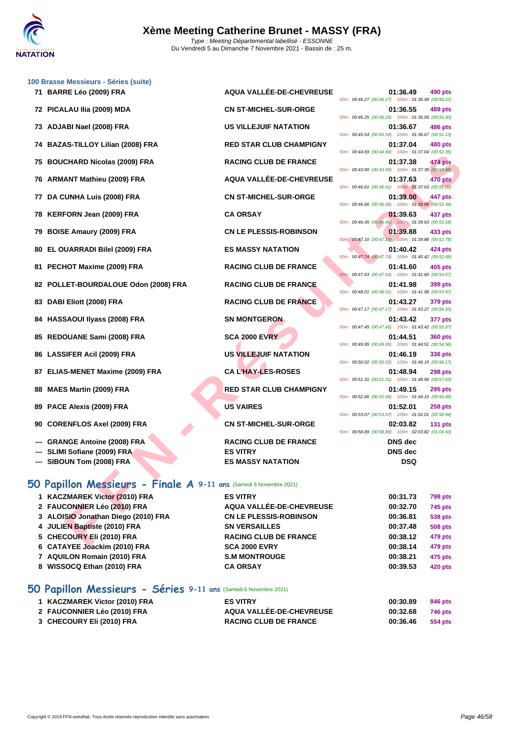# Xème Meeting Catherine Brunet - MASSY (FRA)

*Type : Meeting Départemental labellisé - ESSONNE*

Du Vendredi 5 au Dimanche 7 Novembre 2021 - Bassin de : 25 m.

### 100 Brasse Messieurs - Séries (suite)

| Rang | Nom | Club | Temps | Points | Splits |
|---|---|---|---|---|---|
| 71 | BARRE Léo (2009) FRA | AQUA VALLÉE-DE-CHEVREUSE | 01:36.49 | 490 pts | 50m : 00:46.27 (00:46.27) 100m : 01:36.49 (00:50.22) |
| 72 | PICALAU Ilia (2009) MDA | CN ST-MICHEL-SUR-ORGE | 01:36.55 | 489 pts | 50m : 00:46.25 (00:46.25) 100m : 01:36.55 (00:50.30) |
| 73 | ADJABI Nael (2008) FRA | US VILLEJUIF NATATION | 01:36.67 | 486 pts | 50m : 00:45.54 (00:45.54) 100m : 01:36.67 (00:51.13) |
| 74 | BAZAS-TILLOY Lilian (2008) FRA | RED STAR CLUB CHAMPIGNY | 01:37.04 | 480 pts | 50m : 00:44.69 (00:44.69) 100m : 01:37.04 (00:52.35) |
| 75 | BOUCHARD Nicolas (2009) FRA | RACING CLUB DE FRANCE | 01:37.38 | 474 pts | 50m : 00:43.90 (00:43.90) 100m : 01:37.38 (00:53.48) |
| 76 | ARMANT Mathieu (2009) FRA | AQUA VALLÉE-DE-CHEVREUSE | 01:37.63 | 470 pts | 50m : 00:46.61 (00:46.61) 100m : 01:37.63 (00:51.02) |
| 77 | DA CUNHA Luis (2008) FRA | CN ST-MICHEL-SUR-ORGE | 01:39.00 | 447 pts | 50m : 00:46.66 (00:46.66) 100m : 01:39.00 (00:52.34) |
| 78 | KERFORN Jean (2009) FRA | CA ORSAY | 01:39.63 | 437 pts | 50m : 00:46.45 (00:46.45) 100m : 01:39.63 (00:53.18) |
| 79 | BOISE Amaury (2009) FRA | CN LE PLESSIS-ROBINSON | 01:39.88 | 433 pts | 50m : 00:47.10 (00:47.10) 100m : 01:39.88 (00:52.78) |
| 80 | EL OUARRADI Bilel (2009) FRA | ES MASSY NATATION | 01:40.42 | 424 pts | 50m : 00:47.74 (00:47.74) 100m : 01:40.42 (00:52.68) |
| 81 | PECHOT Maxime (2009) FRA | RACING CLUB DE FRANCE | 01:41.60 | 405 pts | 50m : 00:47.53 (00:47.53) 100m : 01:41.60 (00:54.07) |
| 82 | POLLET-BOURDALOUE Odon (2008) FRA | RACING CLUB DE FRANCE | 01:41.98 | 399 pts | 50m : 00:48.01 (00:48.01) 100m : 01:41.98 (00:53.97) |
| 83 | DABI Eliott (2008) FRA | RACING CLUB DE FRANCE | 01:43.27 | 379 pts | 50m : 00:47.17 (00:47.17) 100m : 01:43.27 (00:56.10) |
| 84 | HASSAOUI Ilyass (2008) FRA | SN MONTGERON | 01:43.42 | 377 pts | 50m : 00:47.45 (00:47.45) 100m : 01:43.42 (00:55.97) |
| 85 | REDOUANE Sami (2008) FRA | SCA 2000 EVRY | 01:44.51 | 360 pts | 50m : 00:49.95 (00:49.95) 100m : 01:44.51 (00:54.56) |
| 86 | LASSIFER Acil (2009) FRA | US VILLEJUIF NATATION | 01:46.19 | 336 pts | 50m : 00:50.02 (00:50.02) 100m : 01:46.19 (00:56.17) |
| 87 | ELIAS-MENET Maxime (2009) FRA | CA L'HAY-LES-ROSES | 01:48.94 | 298 pts | 50m : 00:51.31 (00:51.31) 100m : 01:48.94 (00:57.63) |
| 88 | MAES Martin (2009) FRA | RED STAR CLUB CHAMPIGNY | 01:49.15 | 295 pts | 50m : 00:52.66 (00:52.66) 100m : 01:49.15 (00:56.49) |
| 89 | PACE Alexis (2009) FRA | US VAIRES | 01:52.01 | 258 pts | 50m : 00:53.07 (00:53.07) 100m : 01:52.01 (00:58.94) |
| 90 | CORENFLOS Axel (2009) FRA | CN ST-MICHEL-SUR-ORGE | 02:03.82 | 131 pts | 50m : 00:58.89 (00:58.89) 100m : 02:03.82 (01:04.93) |
| --- | GRANGE Antoine (2008) FRA | RACING CLUB DE FRANCE | DNS dec | | |
| --- | SLIMI Sofiane (2009) FRA | ES VITRY | DNS dec | | |
| --- | SIBOUN Tom (2008) FRA | ES MASSY NATATION | DSQ | | |

## 50 Papillon Messieurs - Finale A 9-11 ans (Samedi 6 Novembre 2021)

| Rang | Nom | Club | Temps | Points |
|---|---|---|---|---|
| 1 | KACZMAREK Victor (2010) FRA | ES VITRY | 00:31.73 | 798 pts |
| 2 | FAUCONNIER Léo (2010) FRA | AQUA VALLÉE-DE-CHEVREUSE | 00:32.70 | 745 pts |
| 3 | ALOISIO Jonathan Diego (2010) FRA | CN LE PLESSIS-ROBINSON | 00:36.81 | 538 pts |
| 4 | JULIEN Baptiste (2010) FRA | SN VERSAILLES | 00:37.48 | 508 pts |
| 5 | CHECOURY Eli (2010) FRA | RACING CLUB DE FRANCE | 00:38.12 | 479 pts |
| 6 | CATAYEE Joackim (2010) FRA | SCA 2000 EVRY | 00:38.14 | 479 pts |
| 7 | AQUILON Romain (2010) FRA | S.M MONTROUGE | 00:38.21 | 475 pts |
| 8 | WISSOCQ Ethan (2010) FRA | CA ORSAY | 00:39.53 | 420 pts |

## 50 Papillon Messieurs - Séries 9-11 ans (Samedi 6 Novembre 2021)

| Rang | Nom | Club | Temps | Points |
|---|---|---|---|---|
| 1 | KACZMAREK Victor (2010) FRA | ES VITRY | 00:30.89 | 846 pts |
| 2 | FAUCONNIER Léo (2010) FRA | AQUA VALLÉE-DE-CHEVREUSE | 00:32.68 | 746 pts |
| 3 | CHECOURY Eli (2010) FRA | RACING CLUB DE FRANCE | 00:36.46 | 554 pts |

Copyright © 2019 FFN-extraNat. Tous droits réservés reproduction interdite sans autorisation.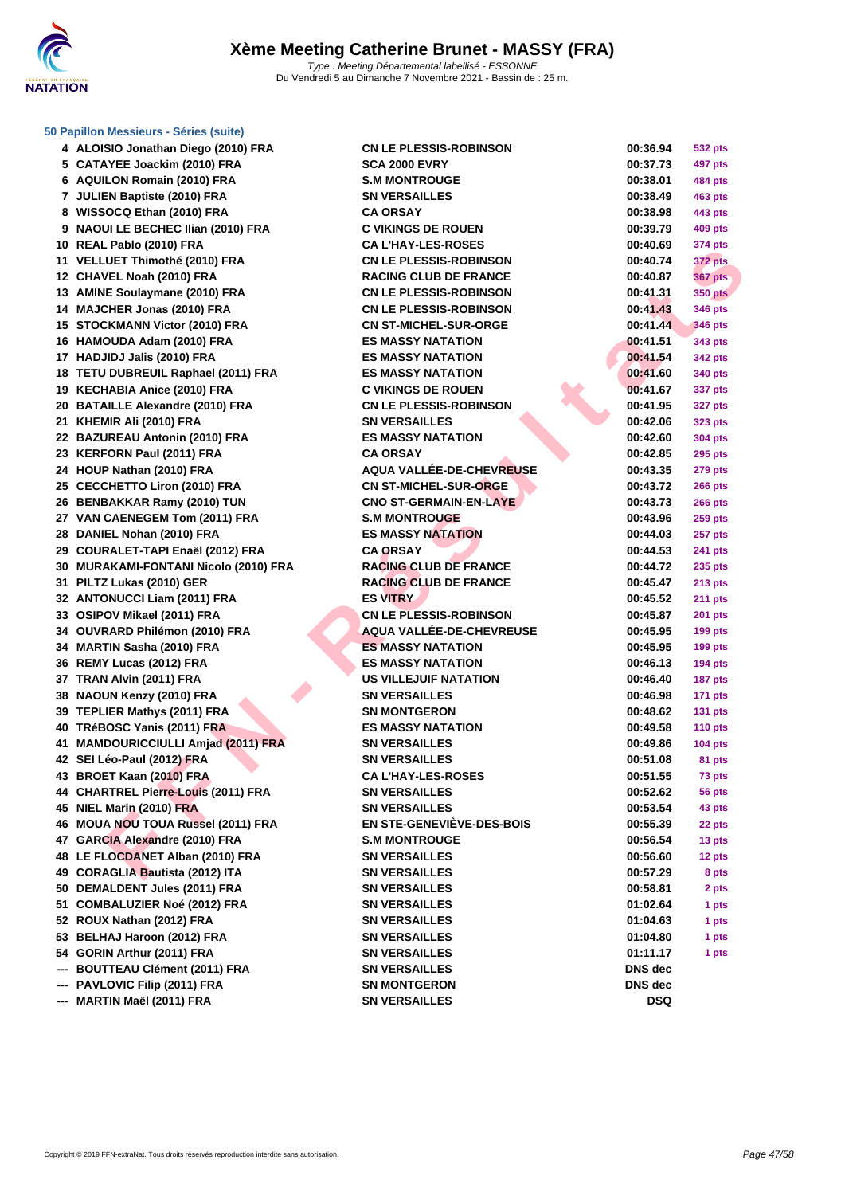# Xème Meeting Catherine Brunet - MASSY (FRA)

*Type : Meeting Départemental labellisé - ESSONNE*
Du Vendredi 5 au Dimanche 7 Novembre 2021 - Bassin de : 25 m.

### 50 Papillon Messieurs - Séries (suite)

| | | | | |
|---|---|---|---|---|
| 4 | ALOISIO Jonathan Diego (2010) FRA | CN LE PLESSIS-ROBINSON | 00:36.94 | 532 pts |
| 5 | CATAYEE Joackim (2010) FRA | SCA 2000 EVRY | 00:37.73 | 497 pts |
| 6 | AQUILON Romain (2010) FRA | S.M MONTROUGE | 00:38.01 | 484 pts |
| 7 | JULIEN Baptiste (2010) FRA | SN VERSAILLES | 00:38.49 | 463 pts |
| 8 | WISSOCQ Ethan (2010) FRA | CA ORSAY | 00:38.98 | 443 pts |
| 9 | NAOUI LE BECHEC Ilian (2010) FRA | C VIKINGS DE ROUEN | 00:39.79 | 409 pts |
| 10 | REAL Pablo (2010) FRA | CA L'HAY-LES-ROSES | 00:40.69 | 374 pts |
| 11 | VELLUET Thimothé (2010) FRA | CN LE PLESSIS-ROBINSON | 00:40.74 | 372 pts |
| 12 | CHAVEL Noah (2010) FRA | RACING CLUB DE FRANCE | 00:40.87 | 367 pts |
| 13 | AMINE Soulaymane (2010) FRA | CN LE PLESSIS-ROBINSON | 00:41.31 | 350 pts |
| 14 | MAJCHER Jonas (2010) FRA | CN LE PLESSIS-ROBINSON | 00:41.43 | 346 pts |
| 15 | STOCKMANN Victor (2010) FRA | CN ST-MICHEL-SUR-ORGE | 00:41.44 | 346 pts |
| 16 | HAMOUDA Adam (2010) FRA | ES MASSY NATATION | 00:41.51 | 343 pts |
| 17 | HADJIDJ Jalis (2010) FRA | ES MASSY NATATION | 00:41.54 | 342 pts |
| 18 | TETU DUBREUIL Raphael (2011) FRA | ES MASSY NATATION | 00:41.60 | 340 pts |
| 19 | KECHABIA Anice (2010) FRA | C VIKINGS DE ROUEN | 00:41.67 | 337 pts |
| 20 | BATAILLE Alexandre (2010) FRA | CN LE PLESSIS-ROBINSON | 00:41.95 | 327 pts |
| 21 | KHEMIR Ali (2010) FRA | SN VERSAILLES | 00:42.06 | 323 pts |
| 22 | BAZUREAU Antonin (2010) FRA | ES MASSY NATATION | 00:42.60 | 304 pts |
| 23 | KERFORN Paul (2011) FRA | CA ORSAY | 00:42.85 | 295 pts |
| 24 | HOUP Nathan (2010) FRA | AQUA VALLÉE-DE-CHEVREUSE | 00:43.35 | 279 pts |
| 25 | CECCHETTO Liron (2010) FRA | CN ST-MICHEL-SUR-ORGE | 00:43.72 | 266 pts |
| 26 | BENBAKKAR Ramy (2010) TUN | CNO ST-GERMAIN-EN-LAYE | 00:43.73 | 266 pts |
| 27 | VAN CAENEGEM Tom (2011) FRA | S.M MONTROUGE | 00:43.96 | 259 pts |
| 28 | DANIEL Nohan (2010) FRA | ES MASSY NATATION | 00:44.03 | 257 pts |
| 29 | COURALET-TAPI Enaël (2012) FRA | CA ORSAY | 00:44.53 | 241 pts |
| 30 | MURAKAMI-FONTANI Nicolo (2010) FRA | RACING CLUB DE FRANCE | 00:44.72 | 235 pts |
| 31 | PILTZ Lukas (2010) GER | RACING CLUB DE FRANCE | 00:45.47 | 213 pts |
| 32 | ANTONUCCI Liam (2011) FRA | ES VITRY | 00:45.52 | 211 pts |
| 33 | OSIPOV Mikael (2011) FRA | CN LE PLESSIS-ROBINSON | 00:45.87 | 201 pts |
| 34 | OUVRARD Philémon (2010) FRA | AQUA VALLÉE-DE-CHEVREUSE | 00:45.95 | 199 pts |
| 34 | MARTIN Sasha (2010) FRA | ES MASSY NATATION | 00:45.95 | 199 pts |
| 36 | REMY Lucas (2012) FRA | ES MASSY NATATION | 00:46.13 | 194 pts |
| 37 | TRAN Alvin (2011) FRA | US VILLEJUIF NATATION | 00:46.40 | 187 pts |
| 38 | NAOUN Kenzy (2010) FRA | SN VERSAILLES | 00:46.98 | 171 pts |
| 39 | TEPLIER Mathys (2011) FRA | SN MONTGERON | 00:48.62 | 131 pts |
| 40 | TRéBOSC Yanis (2011) FRA | ES MASSY NATATION | 00:49.58 | 110 pts |
| 41 | MAMDOURICCIULLI Amjad (2011) FRA | SN VERSAILLES | 00:49.86 | 104 pts |
| 42 | SEI Léo-Paul (2012) FRA | SN VERSAILLES | 00:51.08 | 81 pts |
| 43 | BROET Kaan (2010) FRA | CA L'HAY-LES-ROSES | 00:51.55 | 73 pts |
| 44 | CHARTREL Pierre-Louis (2011) FRA | SN VERSAILLES | 00:52.62 | 56 pts |
| 45 | NIEL Marin (2010) FRA | SN VERSAILLES | 00:53.54 | 43 pts |
| 46 | MOUA NOU TOUA Russel (2011) FRA | EN STE-GENEVIÈVE-DES-BOIS | 00:55.39 | 22 pts |
| 47 | GARCIA Alexandre (2010) FRA | S.M MONTROUGE | 00:56.54 | 13 pts |
| 48 | LE FLOCDANET Alban (2010) FRA | SN VERSAILLES | 00:56.60 | 12 pts |
| 49 | CORAGLIA Bautista (2012) ITA | SN VERSAILLES | 00:57.29 | 8 pts |
| 50 | DEMALDENT Jules (2011) FRA | SN VERSAILLES | 00:58.81 | 2 pts |
| 51 | COMBALUZIER Noé (2012) FRA | SN VERSAILLES | 01:02.64 | 1 pts |
| 52 | ROUX Nathan (2012) FRA | SN VERSAILLES | 01:04.63 | 1 pts |
| 53 | BELHAJ Haroon (2012) FRA | SN VERSAILLES | 01:04.80 | 1 pts |
| 54 | GORIN Arthur (2011) FRA | SN VERSAILLES | 01:11.17 | 1 pts |
| --- | BOUTTEAU Clément (2011) FRA | SN VERSAILLES | DNS dec | |
| --- | PAVLOVIC Filip (2011) FRA | SN MONTGERON | DNS dec | |
| --- | MARTIN Maël (2011) FRA | SN VERSAILLES | DSQ | |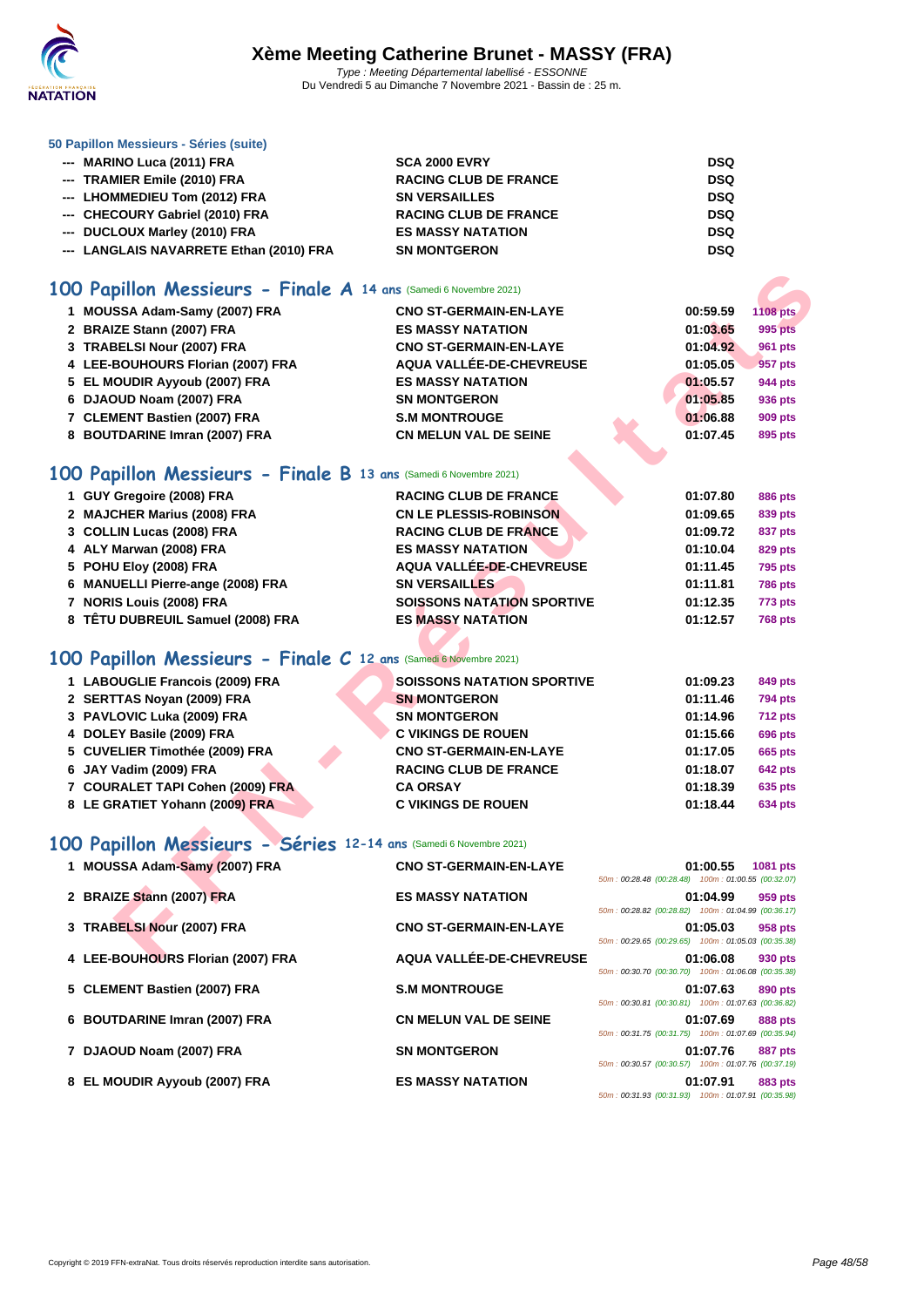#### 50 Papillon Messieurs - Séries (suite)

| | | | |
|---|---|---|---|
| --- | MARINO Luca (2011) FRA | SCA 2000 EVRY | DSQ |
| --- | TRAMIER Emile (2010) FRA | RACING CLUB DE FRANCE | DSQ |
| --- | LHOMMEDIEU Tom (2012) FRA | SN VERSAILLES | DSQ |
| --- | CHECOURY Gabriel (2010) FRA | RACING CLUB DE FRANCE | DSQ |
| --- | DUCLOUX Marley (2010) FRA | ES MASSY NATATION | DSQ |
| --- | LANGLAIS NAVARRETE Ethan (2010) FRA | SN MONTGERON | DSQ |

## 100 Papillon Messieurs - Finale A 14 ans (Samedi 6 Novembre 2021)

| | | | | |
|---|---|---|---|---|
| 1 | MOUSSA Adam-Samy (2007) FRA | CNO ST-GERMAIN-EN-LAYE | 00:59.59 | 1108 pts |
| 2 | BRAIZE Stann (2007) FRA | ES MASSY NATATION | 01:03.65 | 995 pts |
| 3 | TRABELSI Nour (2007) FRA | CNO ST-GERMAIN-EN-LAYE | 01:04.92 | 961 pts |
| 4 | LEE-BOUHOURS Florian (2007) FRA | AQUA VALLÉE-DE-CHEVREUSE | 01:05.05 | 957 pts |
| 5 | EL MOUDIR Ayyoub (2007) FRA | ES MASSY NATATION | 01:05.57 | 944 pts |
| 6 | DJAOUD Noam (2007) FRA | SN MONTGERON | 01:05.85 | 936 pts |
| 7 | CLEMENT Bastien (2007) FRA | S.M MONTROUGE | 01:06.88 | 909 pts |
| 8 | BOUTDARINE Imran (2007) FRA | CN MELUN VAL DE SEINE | 01:07.45 | 895 pts |

## 100 Papillon Messieurs - Finale B 13 ans (Samedi 6 Novembre 2021)

| | | | | |
|---|---|---|---|---|
| 1 | GUY Gregoire (2008) FRA | RACING CLUB DE FRANCE | 01:07.80 | 886 pts |
| 2 | MAJCHER Marius (2008) FRA | CN LE PLESSIS-ROBINSON | 01:09.65 | 839 pts |
| 3 | COLLIN Lucas (2008) FRA | RACING CLUB DE FRANCE | 01:09.72 | 837 pts |
| 4 | ALY Marwan (2008) FRA | ES MASSY NATATION | 01:10.04 | 829 pts |
| 5 | POHU Eloy (2008) FRA | AQUA VALLÉE-DE-CHEVREUSE | 01:11.45 | 795 pts |
| 6 | MANUELLI Pierre-ange (2008) FRA | SN VERSAILLES | 01:11.81 | 786 pts |
| 7 | NORIS Louis (2008) FRA | SOISSONS NATATION SPORTIVE | 01:12.35 | 773 pts |
| 8 | TÊTU DUBREUIL Samuel (2008) FRA | ES MASSY NATATION | 01:12.57 | 768 pts |

## 100 Papillon Messieurs - Finale C 12 ans (Samedi 6 Novembre 2021)

| | | | | |
|---|---|---|---|---|
| 1 | LABOUGLIE Francois (2009) FRA | SOISSONS NATATION SPORTIVE | 01:09.23 | 849 pts |
| 2 | SERTTAS Noyan (2009) FRA | SN MONTGERON | 01:11.46 | 794 pts |
| 3 | PAVLOVIC Luka (2009) FRA | SN MONTGERON | 01:14.96 | 712 pts |
| 4 | DOLEY Basile (2009) FRA | C VIKINGS DE ROUEN | 01:15.66 | 696 pts |
| 5 | CUVELIER Timothée (2009) FRA | CNO ST-GERMAIN-EN-LAYE | 01:17.05 | 665 pts |
| 6 | JAY Vadim (2009) FRA | RACING CLUB DE FRANCE | 01:18.07 | 642 pts |
| 7 | COURALET TAPI Cohen (2009) FRA | CA ORSAY | 01:18.39 | 635 pts |
| 8 | LE GRATIET Yohann (2009) FRA | C VIKINGS DE ROUEN | 01:18.44 | 634 pts |

## 100 Papillon Messieurs - Séries 12-14 ans (Samedi 6 Novembre 2021)

| | | | | | |
|---|---|---|---|---|---|
| 1 | MOUSSA Adam-Samy (2007) FRA | CNO ST-GERMAIN-EN-LAYE | 01:00.55 | 1081 pts | 50m : 00:28.48 (00:28.48) 100m : 01:00.55 (00:32.07) |
| 2 | BRAIZE Stann (2007) FRA | ES MASSY NATATION | 01:04.99 | 959 pts | 50m : 00:28.82 (00:28.82) 100m : 01:04.99 (00:36.17) |
| 3 | TRABELSI Nour (2007) FRA | CNO ST-GERMAIN-EN-LAYE | 01:05.03 | 958 pts | 50m : 00:29.65 (00:29.65) 100m : 01:05.03 (00:35.38) |
| 4 | LEE-BOUHOURS Florian (2007) FRA | AQUA VALLÉE-DE-CHEVREUSE | 01:06.08 | 930 pts | 50m : 00:30.70 (00:30.70) 100m : 01:06.08 (00:35.38) |
| 5 | CLEMENT Bastien (2007) FRA | S.M MONTROUGE | 01:07.63 | 890 pts | 50m : 00:30.81 (00:30.81) 100m : 01:07.63 (00:36.82) |
| 6 | BOUTDARINE Imran (2007) FRA | CN MELUN VAL DE SEINE | 01:07.69 | 888 pts | 50m : 00:31.75 (00:31.75) 100m : 01:07.69 (00:35.94) |
| 7 | DJAOUD Noam (2007) FRA | SN MONTGERON | 01:07.76 | 887 pts | 50m : 00:30.57 (00:30.57) 100m : 01:07.76 (00:37.19) |
| 8 | EL MOUDIR Ayyoub (2007) FRA | ES MASSY NATATION | 01:07.91 | 883 pts | 50m : 00:31.93 (00:31.93) 100m : 01:07.91 (00:35.98) |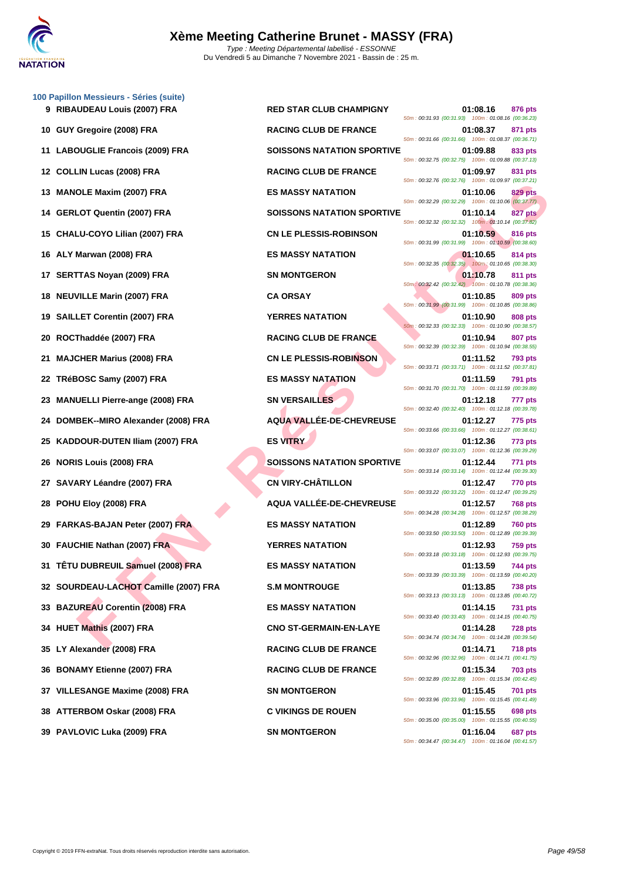## 100 Papillon Messieurs - Séries (suite)

| Rang | Nom | Club | Temps | Points | Splits |
|---|---|---|---|---|---|
| 9 | RIBAUDEAU Louis (2007) FRA | RED STAR CLUB CHAMPIGNY | 01:08.16 | 876 pts | 50m : 00:31.93 (00:31.93) 100m : 01:08.16 (00:36.23) |
| 10 | GUY Gregoire (2008) FRA | RACING CLUB DE FRANCE | 01:08.37 | 871 pts | 50m : 00:31.66 (00:31.66) 100m : 01:08.37 (00:36.71) |
| 11 | LABOUGLIE Francois (2009) FRA | SOISSONS NATATION SPORTIVE | 01:09.88 | 833 pts | 50m : 00:32.75 (00:32.75) 100m : 01:09.88 (00:37.13) |
| 12 | COLLIN Lucas (2008) FRA | RACING CLUB DE FRANCE | 01:09.97 | 831 pts | 50m : 00:32.76 (00:32.76) 100m : 01:09.97 (00:37.21) |
| 13 | MANOLE Maxim (2007) FRA | ES MASSY NATATION | 01:10.06 | 829 pts | 50m : 00:32.29 (00:32.29) 100m : 01:10.06 (00:37.77) |
| 14 | GERLOT Quentin (2007) FRA | SOISSONS NATATION SPORTIVE | 01:10.14 | 827 pts | 50m : 00:32.32 (00:32.32) 100m : 01:10.14 (00:37.82) |
| 15 | CHALU-COYO Lilian (2007) FRA | CN LE PLESSIS-ROBINSON | 01:10.59 | 816 pts | 50m : 00:31.99 (00:31.99) 100m : 01:10.59 (00:38.60) |
| 16 | ALY Marwan (2008) FRA | ES MASSY NATATION | 01:10.65 | 814 pts | 50m : 00:32.35 (00:32.35) 100m : 01:10.65 (00:38.30) |
| 17 | SERTTAS Noyan (2009) FRA | SN MONTGERON | 01:10.78 | 811 pts | 50m : 00:32.42 (00:32.42) 100m : 01:10.78 (00:38.36) |
| 18 | NEUVILLE Marin (2007) FRA | CA ORSAY | 01:10.85 | 809 pts | 50m : 00:31.99 (00:31.99) 100m : 01:10.85 (00:38.86) |
| 19 | SAILLET Corentin (2007) FRA | YERRES NATATION | 01:10.90 | 808 pts | 50m : 00:32.33 (00:32.33) 100m : 01:10.90 (00:38.57) |
| 20 | ROCThaddée (2007) FRA | RACING CLUB DE FRANCE | 01:10.94 | 807 pts | 50m : 00:32.39 (00:32.39) 100m : 01:10.94 (00:38.55) |
| 21 | MAJCHER Marius (2008) FRA | CN LE PLESSIS-ROBINSON | 01:11.52 | 793 pts | 50m : 00:33.71 (00:33.71) 100m : 01:11.52 (00:37.81) |
| 22 | TRéBOSC Samy (2007) FRA | ES MASSY NATATION | 01:11.59 | 791 pts | 50m : 00:31.70 (00:31.70) 100m : 01:11.59 (00:39.89) |
| 23 | MANUELLI Pierre-ange (2008) FRA | SN VERSAILLES | 01:12.18 | 777 pts | 50m : 00:32.40 (00:32.40) 100m : 01:12.18 (00:39.78) |
| 24 | DOMBEK--MIRO Alexander (2008) FRA | AQUA VALLÉE-DE-CHEVREUSE | 01:12.27 | 775 pts | 50m : 00:33.66 (00:33.66) 100m : 01:12.27 (00:38.61) |
| 25 | KADDOUR-DUTEN Iliam (2007) FRA | ES VITRY | 01:12.36 | 773 pts | 50m : 00:33.07 (00:33.07) 100m : 01:12.36 (00:39.29) |
| 26 | NORIS Louis (2008) FRA | SOISSONS NATATION SPORTIVE | 01:12.44 | 771 pts | 50m : 00:33.14 (00:33.14) 100m : 01:12.44 (00:39.30) |
| 27 | SAVARY Léandre (2007) FRA | CN VIRY-CHÂTILLON | 01:12.47 | 770 pts | 50m : 00:33.22 (00:33.22) 100m : 01:12.47 (00:39.25) |
| 28 | POHU Eloy (2008) FRA | AQUA VALLÉE-DE-CHEVREUSE | 01:12.57 | 768 pts | 50m : 00:34.28 (00:34.28) 100m : 01:12.57 (00:38.29) |
| 29 | FARKAS-BAJAN Peter (2007) FRA | ES MASSY NATATION | 01:12.89 | 760 pts | 50m : 00:33.50 (00:33.50) 100m : 01:12.89 (00:39.39) |
| 30 | FAUCHIE Nathan (2007) FRA | YERRES NATATION | 01:12.93 | 759 pts | 50m : 00:33.18 (00:33.18) 100m : 01:12.93 (00:39.75) |
| 31 | TÊTU DUBREUIL Samuel (2008) FRA | ES MASSY NATATION | 01:13.59 | 744 pts | 50m : 00:33.39 (00:33.39) 100m : 01:13.59 (00:40.20) |
| 32 | SOURDEAU-LACHOT Camille (2007) FRA | S.M MONTROUGE | 01:13.85 | 738 pts | 50m : 00:33.13 (00:33.13) 100m : 01:13.85 (00:40.72) |
| 33 | BAZUREAU Corentin (2008) FRA | ES MASSY NATATION | 01:14.15 | 731 pts | 50m : 00:33.40 (00:33.40) 100m : 01:14.15 (00:40.75) |
| 34 | HUET Mathis (2007) FRA | CNO ST-GERMAIN-EN-LAYE | 01:14.28 | 728 pts | 50m : 00:34.74 (00:34.74) 100m : 01:14.28 (00:39.54) |
| 35 | LY Alexander (2008) FRA | RACING CLUB DE FRANCE | 01:14.71 | 718 pts | 50m : 00:32.96 (00:32.96) 100m : 01:14.71 (00:41.75) |
| 36 | BONAMY Etienne (2007) FRA | RACING CLUB DE FRANCE | 01:15.34 | 703 pts | 50m : 00:32.89 (00:32.89) 100m : 01:15.34 (00:42.45) |
| 37 | VILLESANGE Maxime (2008) FRA | SN MONTGERON | 01:15.45 | 701 pts | 50m : 00:33.96 (00:33.96) 100m : 01:15.45 (00:41.49) |
| 38 | ATTERBOM Oskar (2008) FRA | C VIKINGS DE ROUEN | 01:15.55 | 698 pts | 50m : 00:35.00 (00:35.00) 100m : 01:15.55 (00:40.55) |
| 39 | PAVLOVIC Luka (2009) FRA | SN MONTGERON | 01:16.04 | 687 pts | 50m : 00:34.47 (00:34.47) 100m : 01:16.04 (00:41.57) |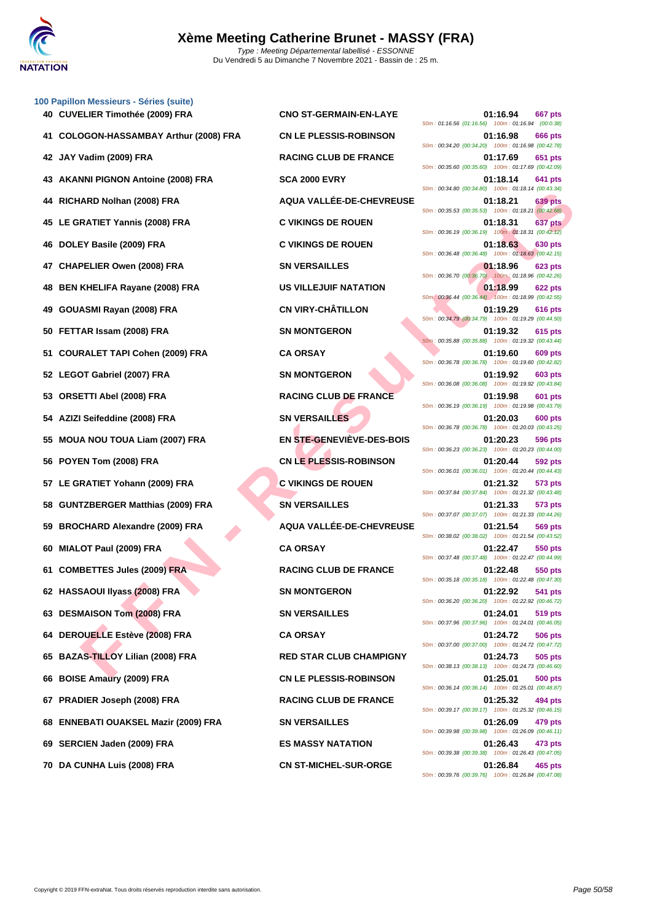# Xème Meeting Catherine Brunet - MASSY (FRA)

*Type : Meeting Départemental labellisé - ESSONNE*
Du Vendredi 5 au Dimanche 7 Novembre 2021 - Bassin de : 25 m.

### 100 Papillon Messieurs - Séries (suite)

| Rang | Nom | Club | Temps | Points | Splits |
|---|---|---|---|---|---|
| 40 | CUVELIER Timothée (2009) FRA | CNO ST-GERMAIN-EN-LAYE | 01:16.94 | 667 pts | 50m : 01:16.56 (01:16.56) 100m : 01:16.94 (00:0.38) |
| 41 | COLOGON-HASSAMBAY Arthur (2008) FRA | CN LE PLESSIS-ROBINSON | 01:16.98 | 666 pts | 50m : 00:34.20 (00:34.20) 100m : 01:16.98 (00:42.78) |
| 42 | JAY Vadim (2009) FRA | RACING CLUB DE FRANCE | 01:17.69 | 651 pts | 50m : 00:35.60 (00:35.60) 100m : 01:17.69 (00:42.09) |
| 43 | AKANNI PIGNON Antoine (2008) FRA | SCA 2000 EVRY | 01:18.14 | 641 pts | 50m : 00:34.80 (00:34.80) 100m : 01:18.14 (00:43.34) |
| 44 | RICHARD Nolhan (2008) FRA | AQUA VALLÉE-DE-CHEVREUSE | 01:18.21 | 639 pts | 50m : 00:35.53 (00:35.53) 100m : 01:18.21 (00:42.68) |
| 45 | LE GRATIET Yannis (2008) FRA | C VIKINGS DE ROUEN | 01:18.31 | 637 pts | 50m : 00:36.19 (00:36.19) 100m : 01:18.31 (00:42.12) |
| 46 | DOLEY Basile (2009) FRA | C VIKINGS DE ROUEN | 01:18.63 | 630 pts | 50m : 00:36.48 (00:36.48) 100m : 01:18.63 (00:42.15) |
| 47 | CHAPELIER Owen (2008) FRA | SN VERSAILLES | 01:18.96 | 623 pts | 50m : 00:36.70 (00:36.70) 100m : 01:18.96 (00:42.26) |
| 48 | BEN KHELIFA Rayane (2008) FRA | US VILLEJUIF NATATION | 01:18.99 | 622 pts | 50m : 00:36.44 (00:36.44) 100m : 01:18.99 (00:42.55) |
| 49 | GOUASMI Rayan (2008) FRA | CN VIRY-CHÂTILLON | 01:19.29 | 616 pts | 50m : 00:34.79 (00:34.79) 100m : 01:19.29 (00:44.50) |
| 50 | FETTAR Issam (2008) FRA | SN MONTGERON | 01:19.32 | 615 pts | 50m : 00:35.88 (00:35.88) 100m : 01:19.32 (00:43.44) |
| 51 | COURALET TAPI Cohen (2009) FRA | CA ORSAY | 01:19.60 | 609 pts | 50m : 00:36.78 (00:36.78) 100m : 01:19.60 (00:42.82) |
| 52 | LEGOT Gabriel (2007) FRA | SN MONTGERON | 01:19.92 | 603 pts | 50m : 00:36.08 (00:36.08) 100m : 01:19.92 (00:43.84) |
| 53 | ORSETTI Abel (2008) FRA | RACING CLUB DE FRANCE | 01:19.98 | 601 pts | 50m : 00:36.19 (00:36.19) 100m : 01:19.98 (00:43.79) |
| 54 | AZIZI Seifeddine (2008) FRA | SN VERSAILLES | 01:20.03 | 600 pts | 50m : 00:36.78 (00:36.78) 100m : 01:20.03 (00:43.25) |
| 55 | MOUA NOU TOUA Liam (2007) FRA | EN STE-GENEVIÈVE-DES-BOIS | 01:20.23 | 596 pts | 50m : 00:36.23 (00:36.23) 100m : 01:20.23 (00:44.00) |
| 56 | POYEN Tom (2008) FRA | CN LE PLESSIS-ROBINSON | 01:20.44 | 592 pts | 50m : 00:36.01 (00:36.01) 100m : 01:20.44 (00:44.43) |
| 57 | LE GRATIET Yohann (2009) FRA | C VIKINGS DE ROUEN | 01:21.32 | 573 pts | 50m : 00:37.84 (00:37.84) 100m : 01:21.32 (00:43.48) |
| 58 | GUNTZBERGER Matthias (2009) FRA | SN VERSAILLES | 01:21.33 | 573 pts | 50m : 00:37.07 (00:37.07) 100m : 01:21.33 (00:44.26) |
| 59 | BROCHARD Alexandre (2009) FRA | AQUA VALLÉE-DE-CHEVREUSE | 01:21.54 | 569 pts | 50m : 00:38.02 (00:38.02) 100m : 01:21.54 (00:43.52) |
| 60 | MIALOT Paul (2009) FRA | CA ORSAY | 01:22.47 | 550 pts | 50m : 00:37.48 (00:37.48) 100m : 01:22.47 (00:44.99) |
| 61 | COMBETTES Jules (2009) FRA | RACING CLUB DE FRANCE | 01:22.48 | 550 pts | 50m : 00:35.18 (00:35.18) 100m : 01:22.48 (00:47.30) |
| 62 | HASSAOUI Ilyass (2008) FRA | SN MONTGERON | 01:22.92 | 541 pts | 50m : 00:36.20 (00:36.20) 100m : 01:22.92 (00:46.72) |
| 63 | DESMAISON Tom (2008) FRA | SN VERSAILLES | 01:24.01 | 519 pts | 50m : 00:37.96 (00:37.96) 100m : 01:24.01 (00:46.05) |
| 64 | DEROUELLE Estève (2008) FRA | CA ORSAY | 01:24.72 | 506 pts | 50m : 00:37.00 (00:37.00) 100m : 01:24.72 (00:47.72) |
| 65 | BAZAS-TILLOY Lilian (2008) FRA | RED STAR CLUB CHAMPIGNY | 01:24.73 | 505 pts | 50m : 00:38.13 (00:38.13) 100m : 01:24.73 (00:46.60) |
| 66 | BOISE Amaury (2009) FRA | CN LE PLESSIS-ROBINSON | 01:25.01 | 500 pts | 50m : 00:36.14 (00:36.14) 100m : 01:25.01 (00:48.87) |
| 67 | PRADIER Joseph (2008) FRA | RACING CLUB DE FRANCE | 01:25.32 | 494 pts | 50m : 00:39.17 (00:39.17) 100m : 01:25.32 (00:46.15) |
| 68 | ENNEBATI OUAKSEL Mazir (2009) FRA | SN VERSAILLES | 01:26.09 | 479 pts | 50m : 00:39.98 (00:39.98) 100m : 01:26.09 (00:46.11) |
| 69 | SERCIEN Jaden (2009) FRA | ES MASSY NATATION | 01:26.43 | 473 pts | 50m : 00:39.38 (00:39.38) 100m : 01:26.43 (00:47.05) |
| 70 | DA CUNHA Luis (2008) FRA | CN ST-MICHEL-SUR-ORGE | 01:26.84 | 465 pts | 50m : 00:39.76 (00:39.76) 100m : 01:26.84 (00:47.08) |

Copyright © 2019 FFN-extraNat. Tous droits réservés reproduction interdite sans autorisation.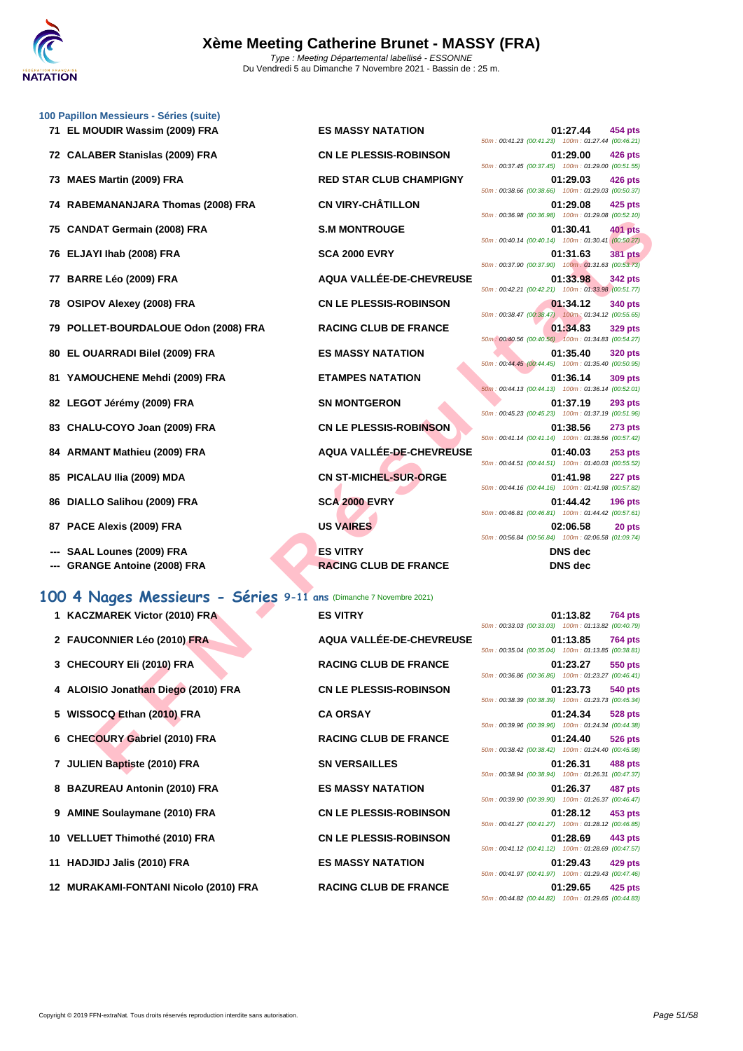# Xème Meeting Catherine Brunet - MASSY (FRA)

*Type : Meeting Départemental labellisé - ESSONNE*

Du Vendredi 5 au Dimanche 7 Novembre 2021 - Bassin de : 25 m.

### 100 Papillon Messieurs - Séries (suite)

| Rg | Nom | Club | Temps | Points | Splits |
|---|---|---|---|---|---|
| 71 | EL MOUDIR Wassim (2009) FRA | ES MASSY NATATION | 01:27.44 | 454 pts | 50m : 00:41.23 (00:41.23) 100m : 01:27.44 (00:46.21) |
| 72 | CALABER Stanislas (2009) FRA | CN LE PLESSIS-ROBINSON | 01:29.00 | 426 pts | 50m : 00:37.45 (00:37.45) 100m : 01:29.00 (00:51.55) |
| 73 | MAES Martin (2009) FRA | RED STAR CLUB CHAMPIGNY | 01:29.03 | 426 pts | 50m : 00:38.66 (00:38.66) 100m : 01:29.03 (00:50.37) |
| 74 | RABEMANANJARA Thomas (2008) FRA | CN VIRY-CHÂTILLON | 01:29.08 | 425 pts | 50m : 00:36.98 (00:36.98) 100m : 01:29.08 (00:52.10) |
| 75 | CANDAT Germain (2008) FRA | S.M MONTROUGE | 01:30.41 | 401 pts | 50m : 00:40.14 (00:40.14) 100m : 01:30.41 (00:50.27) |
| 76 | ELJAYI Ihab (2008) FRA | SCA 2000 EVRY | 01:31.63 | 381 pts | 50m : 00:37.90 (00:37.90) 100m : 01:31.63 (00:53.73) |
| 77 | BARRE Léo (2009) FRA | AQUA VALLÉE-DE-CHEVREUSE | 01:33.98 | 342 pts | 50m : 00:42.21 (00:42.21) 100m : 01:33.98 (00:51.77) |
| 78 | OSIPOV Alexey (2008) FRA | CN LE PLESSIS-ROBINSON | 01:34.12 | 340 pts | 50m : 00:38.47 (00:38.47) 100m : 01:34.12 (00:55.65) |
| 79 | POLLET-BOURDALOUE Odon (2008) FRA | RACING CLUB DE FRANCE | 01:34.83 | 329 pts | 50m : 00:40.56 (00:40.56) 100m : 01:34.83 (00:54.27) |
| 80 | EL OUARRADI Bilel (2009) FRA | ES MASSY NATATION | 01:35.40 | 320 pts | 50m : 00:44.45 (00:44.45) 100m : 01:35.40 (00:50.95) |
| 81 | YAMOUCHENE Mehdi (2009) FRA | ETAMPES NATATION | 01:36.14 | 309 pts | 50m : 00:44.13 (00:44.13) 100m : 01:36.14 (00:52.01) |
| 82 | LEGOT Jérémy (2009) FRA | SN MONTGERON | 01:37.19 | 293 pts | 50m : 00:45.23 (00:45.23) 100m : 01:37.19 (00:51.96) |
| 83 | CHALU-COYO Joan (2009) FRA | CN LE PLESSIS-ROBINSON | 01:38.56 | 273 pts | 50m : 00:41.14 (00:41.14) 100m : 01:38.56 (00:57.42) |
| 84 | ARMANT Mathieu (2009) FRA | AQUA VALLÉE-DE-CHEVREUSE | 01:40.03 | 253 pts | 50m : 00:44.51 (00:44.51) 100m : 01:40.03 (00:55.52) |
| 85 | PICALAU Ilia (2009) MDA | CN ST-MICHEL-SUR-ORGE | 01:41.98 | 227 pts | 50m : 00:44.16 (00:44.16) 100m : 01:41.98 (00:57.82) |
| 86 | DIALLO Salihou (2009) FRA | SCA 2000 EVRY | 01:44.42 | 196 pts | 50m : 00:46.81 (00:46.81) 100m : 01:44.42 (00:57.61) |
| 87 | PACE Alexis (2009) FRA | US VAIRES | 02:06.58 | 20 pts | 50m : 00:56.84 (00:56.84) 100m : 02:06.58 (01:09.74) |
| --- | SAAL Lounes (2009) FRA | ES VITRY | DNS dec | | |
| --- | GRANGE Antoine (2008) FRA | RACING CLUB DE FRANCE | DNS dec | | |

## 100 4 Nages Messieurs - Séries 9-11 ans (Dimanche 7 Novembre 2021)

| Rg | Nom | Club | Temps | Points | Splits |
|---|---|---|---|---|---|
| 1 | KACZMAREK Victor (2010) FRA | ES VITRY | 01:13.82 | 764 pts | 50m : 00:33.03 (00:33.03) 100m : 01:13.82 (00:40.79) |
| 2 | FAUCONNIER Léo (2010) FRA | AQUA VALLÉE-DE-CHEVREUSE | 01:13.85 | 764 pts | 50m : 00:35.04 (00:35.04) 100m : 01:13.85 (00:38.81) |
| 3 | CHECOURY Eli (2010) FRA | RACING CLUB DE FRANCE | 01:23.27 | 550 pts | 50m : 00:36.86 (00:36.86) 100m : 01:23.27 (00:46.41) |
| 4 | ALOISIO Jonathan Diego (2010) FRA | CN LE PLESSIS-ROBINSON | 01:23.73 | 540 pts | 50m : 00:38.39 (00:38.39) 100m : 01:23.73 (00:45.34) |
| 5 | WISSOCQ Ethan (2010) FRA | CA ORSAY | 01:24.34 | 528 pts | 50m : 00:39.96 (00:39.96) 100m : 01:24.34 (00:44.38) |
| 6 | CHECOURY Gabriel (2010) FRA | RACING CLUB DE FRANCE | 01:24.40 | 526 pts | 50m : 00:38.42 (00:38.42) 100m : 01:24.40 (00:45.98) |
| 7 | JULIEN Baptiste (2010) FRA | SN VERSAILLES | 01:26.31 | 488 pts | 50m : 00:38.94 (00:38.94) 100m : 01:26.31 (00:47.37) |
| 8 | BAZUREAU Antonin (2010) FRA | ES MASSY NATATION | 01:26.37 | 487 pts | 50m : 00:39.90 (00:39.90) 100m : 01:26.37 (00:46.47) |
| 9 | AMINE Soulaymane (2010) FRA | CN LE PLESSIS-ROBINSON | 01:28.12 | 453 pts | 50m : 00:41.27 (00:41.27) 100m : 01:28.12 (00:46.85) |
| 10 | VELLUET Thimothé (2010) FRA | CN LE PLESSIS-ROBINSON | 01:28.69 | 443 pts | 50m : 00:41.12 (00:41.12) 100m : 01:28.69 (00:47.57) |
| 11 | HADJIDJ Jalis (2010) FRA | ES MASSY NATATION | 01:29.43 | 429 pts | 50m : 00:41.97 (00:41.97) 100m : 01:29.43 (00:47.46) |
| 12 | MURAKAMI-FONTANI Nicolo (2010) FRA | RACING CLUB DE FRANCE | 01:29.65 | 425 pts | 50m : 00:44.82 (00:44.82) 100m : 01:29.65 (00:44.83) |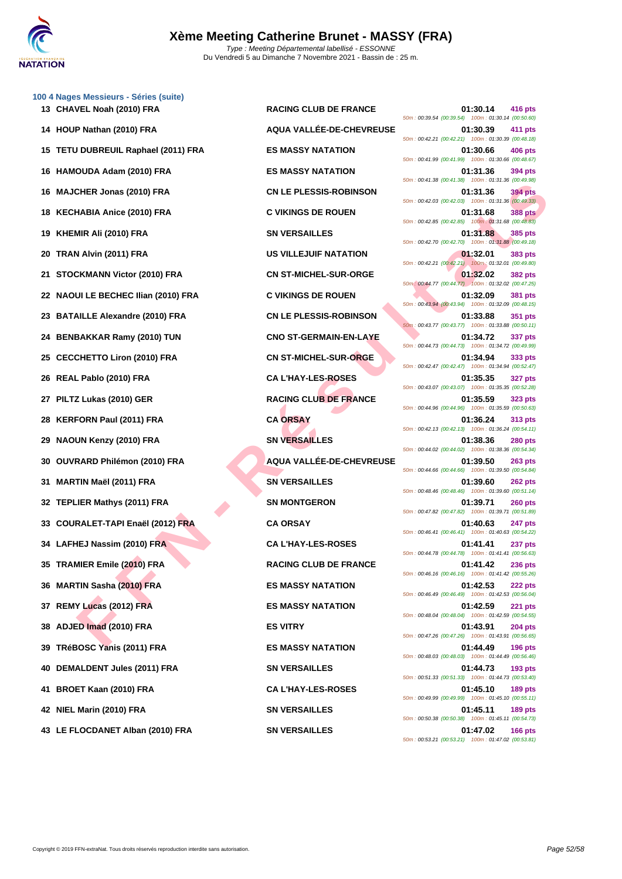### 100 4 Nages Messieurs - Séries (suite)

| Rang | Nom | Club | Temps | Points | Splits |
|---|---|---|---|---|---|
| 13 | CHAVEL Noah (2010) FRA | RACING CLUB DE FRANCE | 01:30.14 | 416 pts | 50m : 00:39.54 (00:39.54) 100m : 01:30.14 (00:50.60) |
| 14 | HOUP Nathan (2010) FRA | AQUA VALLÉE-DE-CHEVREUSE | 01:30.39 | 411 pts | 50m : 00:42.21 (00:42.21) 100m : 01:30.39 (00:48.18) |
| 15 | TETU DUBREUIL Raphael (2011) FRA | ES MASSY NATATION | 01:30.66 | 406 pts | 50m : 00:41.99 (00:41.99) 100m : 01:30.66 (00:48.67) |
| 16 | HAMOUDA Adam (2010) FRA | ES MASSY NATATION | 01:31.36 | 394 pts | 50m : 00:41.38 (00:41.38) 100m : 01:31.36 (00:49.98) |
| 16 | MAJCHER Jonas (2010) FRA | CN LE PLESSIS-ROBINSON | 01:31.36 | 394 pts | 50m : 00:42.03 (00:42.03) 100m : 01:31.36 (00:49.33) |
| 18 | KECHABIA Anice (2010) FRA | C VIKINGS DE ROUEN | 01:31.68 | 388 pts | 50m : 00:42.85 (00:42.85) 100m : 01:31.68 (00:48.83) |
| 19 | KHEMIR Ali (2010) FRA | SN VERSAILLES | 01:31.88 | 385 pts | 50m : 00:42.70 (00:42.70) 100m : 01:31.88 (00:49.18) |
| 20 | TRAN Alvin (2011) FRA | US VILLEJUIF NATATION | 01:32.01 | 383 pts | 50m : 00:42.21 (00:42.21) 100m : 01:32.01 (00:49.80) |
| 21 | STOCKMANN Victor (2010) FRA | CN ST-MICHEL-SUR-ORGE | 01:32.02 | 382 pts | 50m : 00:44.77 (00:44.77) 100m : 01:32.02 (00:47.25) |
| 22 | NAOUI LE BECHEC Ilian (2010) FRA | C VIKINGS DE ROUEN | 01:32.09 | 381 pts | 50m : 00:43.94 (00:43.94) 100m : 01:32.09 (00:48.15) |
| 23 | BATAILLE Alexandre (2010) FRA | CN LE PLESSIS-ROBINSON | 01:33.88 | 351 pts | 50m : 00:43.77 (00:43.77) 100m : 01:33.88 (00:50.11) |
| 24 | BENBAKKAR Ramy (2010) TUN | CNO ST-GERMAIN-EN-LAYE | 01:34.72 | 337 pts | 50m : 00:44.73 (00:44.73) 100m : 01:34.72 (00:49.99) |
| 25 | CECCHETTO Liron (2010) FRA | CN ST-MICHEL-SUR-ORGE | 01:34.94 | 333 pts | 50m : 00:42.47 (00:42.47) 100m : 01:34.94 (00:52.47) |
| 26 | REAL Pablo (2010) FRA | CA L'HAY-LES-ROSES | 01:35.35 | 327 pts | 50m : 00:43.07 (00:43.07) 100m : 01:35.35 (00:52.28) |
| 27 | PILTZ Lukas (2010) GER | RACING CLUB DE FRANCE | 01:35.59 | 323 pts | 50m : 00:44.96 (00:44.96) 100m : 01:35.59 (00:50.63) |
| 28 | KERFORN Paul (2011) FRA | CA ORSAY | 01:36.24 | 313 pts | 50m : 00:42.13 (00:42.13) 100m : 01:36.24 (00:54.11) |
| 29 | NAOUN Kenzy (2010) FRA | SN VERSAILLES | 01:38.36 | 280 pts | 50m : 00:44.02 (00:44.02) 100m : 01:38.36 (00:54.34) |
| 30 | OUVRARD Philémon (2010) FRA | AQUA VALLÉE-DE-CHEVREUSE | 01:39.50 | 263 pts | 50m : 00:44.66 (00:44.66) 100m : 01:39.50 (00:54.84) |
| 31 | MARTIN Maël (2011) FRA | SN VERSAILLES | 01:39.60 | 262 pts | 50m : 00:48.46 (00:48.46) 100m : 01:39.60 (00:51.14) |
| 32 | TEPLIER Mathys (2011) FRA | SN MONTGERON | 01:39.71 | 260 pts | 50m : 00:47.82 (00:47.82) 100m : 01:39.71 (00:51.89) |
| 33 | COURALET-TAPI Enaël (2012) FRA | CA ORSAY | 01:40.63 | 247 pts | 50m : 00:46.41 (00:46.41) 100m : 01:40.63 (00:54.22) |
| 34 | LAFHEJ Nassim (2010) FRA | CA L'HAY-LES-ROSES | 01:41.41 | 237 pts | 50m : 00:44.78 (00:44.78) 100m : 01:41.41 (00:56.63) |
| 35 | TRAMIER Emile (2010) FRA | RACING CLUB DE FRANCE | 01:41.42 | 236 pts | 50m : 00:46.16 (00:46.16) 100m : 01:41.42 (00:55.26) |
| 36 | MARTIN Sasha (2010) FRA | ES MASSY NATATION | 01:42.53 | 222 pts | 50m : 00:46.49 (00:46.49) 100m : 01:42.53 (00:56.04) |
| 37 | REMY Lucas (2012) FRA | ES MASSY NATATION | 01:42.59 | 221 pts | 50m : 00:48.04 (00:48.04) 100m : 01:42.59 (00:54.55) |
| 38 | ADJED Imad (2010) FRA | ES VITRY | 01:43.91 | 204 pts | 50m : 00:47.26 (00:47.26) 100m : 01:43.91 (00:56.65) |
| 39 | TRéBOSC Yanis (2011) FRA | ES MASSY NATATION | 01:44.49 | 196 pts | 50m : 00:48.03 (00:48.03) 100m : 01:44.49 (00:56.46) |
| 40 | DEMALDENT Jules (2011) FRA | SN VERSAILLES | 01:44.73 | 193 pts | 50m : 00:51.33 (00:51.33) 100m : 01:44.73 (00:53.40) |
| 41 | BROET Kaan (2010) FRA | CA L'HAY-LES-ROSES | 01:45.10 | 189 pts | 50m : 00:49.99 (00:49.99) 100m : 01:45.10 (00:55.11) |
| 42 | NIEL Marin (2010) FRA | SN VERSAILLES | 01:45.11 | 189 pts | 50m : 00:50.38 (00:50.38) 100m : 01:45.11 (00:54.73) |
| 43 | LE FLOCDANET Alban (2010) FRA | SN VERSAILLES | 01:47.02 | 166 pts | 50m : 00:53.21 (00:53.21) 100m : 01:47.02 (00:53.81) |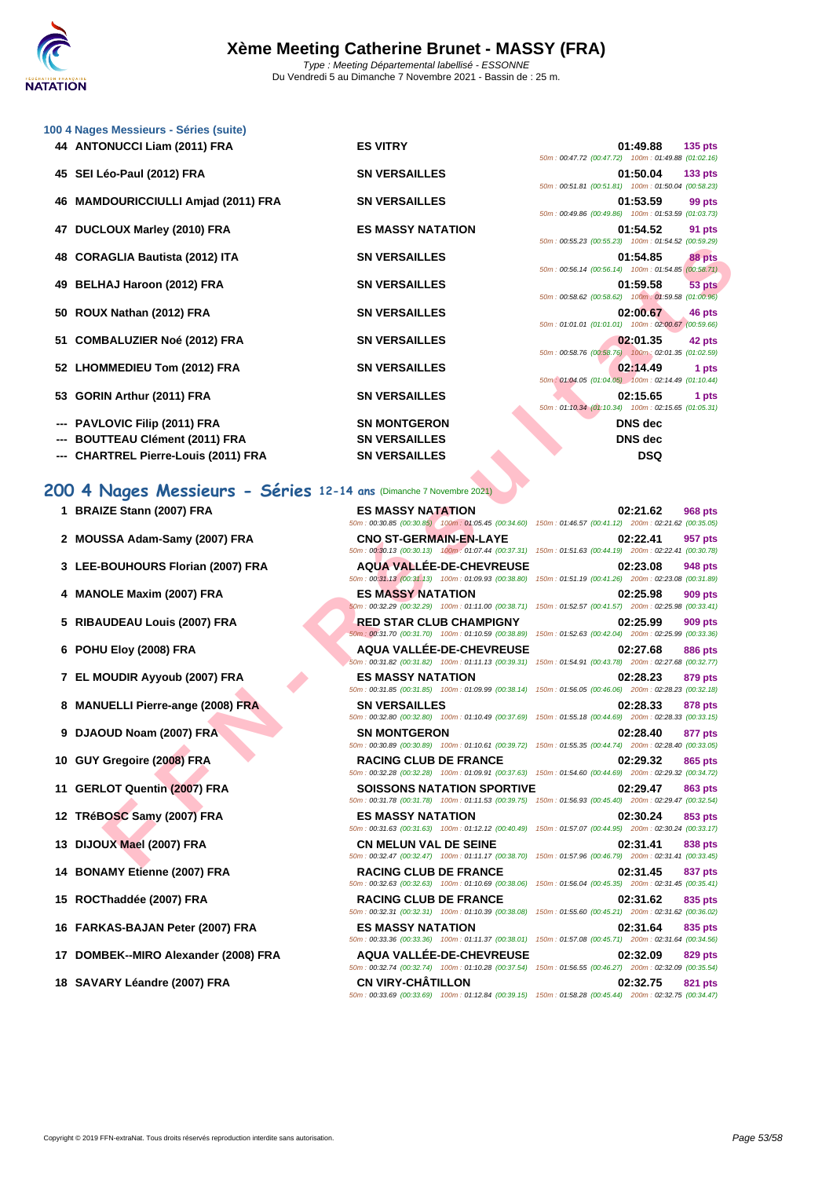# Xème Meeting Catherine Brunet - MASSY (FRA)

Type : Meeting Départemental labellisé - ESSONNE
Du Vendredi 5 au Dimanche 7 Novembre 2021 - Bassin de : 25 m.

### 100 4 Nages Messieurs - Séries (suite)

| Place | Nom | Club | Temps | Points | Intermédiaires |
|---|---|---|---|---|---|
| 44 | ANTONUCCI Liam (2011) FRA | ES VITRY | 01:49.88 | 135 pts | 50m : 00:47.72 (00:47.72) 100m : 01:49.88 (01:02.16) |
| 45 | SEI Léo-Paul (2012) FRA | SN VERSAILLES | 01:50.04 | 133 pts | 50m : 00:51.81 (00:51.81) 100m : 01:50.04 (00:58.23) |
| 46 | MAMDOURICCIULLI Amjad (2011) FRA | SN VERSAILLES | 01:53.59 | 99 pts | 50m : 00:49.86 (00:49.86) 100m : 01:53.59 (01:03.73) |
| 47 | DUCLOUX Marley (2010) FRA | ES MASSY NATATION | 01:54.52 | 91 pts | 50m : 00:55.23 (00:55.23) 100m : 01:54.52 (00:59.29) |
| 48 | CORAGLIA Bautista (2012) ITA | SN VERSAILLES | 01:54.85 | 88 pts | 50m : 00:56.14 (00:56.14) 100m : 01:54.85 (00:58.71) |
| 49 | BELHAJ Haroon (2012) FRA | SN VERSAILLES | 01:59.58 | 53 pts | 50m : 00:58.62 (00:58.62) 100m : 01:59.58 (01:00.96) |
| 50 | ROUX Nathan (2012) FRA | SN VERSAILLES | 02:00.67 | 46 pts | 50m : 01:01.01 (01:01.01) 100m : 02:00.67 (00:59.66) |
| 51 | COMBALUZIER Noé (2012) FRA | SN VERSAILLES | 02:01.35 | 42 pts | 50m : 00:58.76 (00:58.76) 100m : 02:01.35 (01:02.59) |
| 52 | LHOMMEDIEU Tom (2012) FRA | SN VERSAILLES | 02:14.49 | 1 pts | 50m : 01:04.05 (01:04.05) 100m : 02:14.49 (01:10.44) |
| 53 | GORIN Arthur (2011) FRA | SN VERSAILLES | 02:15.65 | 1 pts | 50m : 01:10.34 (01:10.34) 100m : 02:15.65 (01:05.31) |
| --- | PAVLOVIC Filip (2011) FRA | SN MONTGERON | DNS dec | | |
| --- | BOUTTEAU Clément (2011) FRA | SN VERSAILLES | DNS dec | | |
| --- | CHARTREL Pierre-Louis (2011) FRA | SN VERSAILLES | DSQ | | |

## 200 4 Nages Messieurs - Séries 12-14 ans (Dimanche 7 Novembre 2021)

| Place | Nom | Club | Temps | Points | Intermédiaires |
|---|---|---|---|---|---|
| 1 | BRAIZE Stann (2007) FRA | ES MASSY NATATION | 02:21.62 | 968 pts | 50m : 00:30.85 (00:30.85) 100m : 01:05.45 (00:34.60) 150m : 01:46.57 (00:41.12) 200m : 02:21.62 (00:35.05) |
| 2 | MOUSSA Adam-Samy (2007) FRA | CNO ST-GERMAIN-EN-LAYE | 02:22.41 | 957 pts | 50m : 00:30.13 (00:30.13) 100m : 01:07.44 (00:37.31) 150m : 01:51.63 (00:44.19) 200m : 02:22.41 (00:30.78) |
| 3 | LEE-BOUHOURS Florian (2007) FRA | AQUA VALLÉE-DE-CHEVREUSE | 02:23.08 | 948 pts | 50m : 00:31.13 (00:31.13) 100m : 01:09.93 (00:38.80) 150m : 01:51.19 (00:41.26) 200m : 02:23.08 (00:31.89) |
| 4 | MANOLE Maxim (2007) FRA | ES MASSY NATATION | 02:25.98 | 909 pts | 50m : 00:32.29 (00:32.29) 100m : 01:11.00 (00:38.71) 150m : 01:52.57 (00:41.57) 200m : 02:25.98 (00:33.41) |
| 5 | RIBAUDEAU Louis (2007) FRA | RED STAR CLUB CHAMPIGNY | 02:25.99 | 909 pts | 50m : 00:31.70 (00:31.70) 100m : 01:10.59 (00:38.89) 150m : 01:52.63 (00:42.04) 200m : 02:25.99 (00:33.36) |
| 6 | POHU Eloy (2008) FRA | AQUA VALLÉE-DE-CHEVREUSE | 02:27.68 | 886 pts | 50m : 00:31.82 (00:31.82) 100m : 01:11.13 (00:39.31) 150m : 01:54.91 (00:43.78) 200m : 02:27.68 (00:32.77) |
| 7 | EL MOUDIR Ayyoub (2007) FRA | ES MASSY NATATION | 02:28.23 | 879 pts | 50m : 00:31.85 (00:31.85) 100m : 01:09.99 (00:38.14) 150m : 01:56.05 (00:46.06) 200m : 02:28.23 (00:32.18) |
| 8 | MANUELLI Pierre-ange (2008) FRA | SN VERSAILLES | 02:28.33 | 878 pts | 50m : 00:32.80 (00:32.80) 100m : 01:10.49 (00:37.69) 150m : 01:55.18 (00:44.69) 200m : 02:28.33 (00:33.15) |
| 9 | DJAOUD Noam (2007) FRA | SN MONTGERON | 02:28.40 | 877 pts | 50m : 00:30.89 (00:30.89) 100m : 01:10.61 (00:39.72) 150m : 01:55.35 (00:44.74) 200m : 02:28.40 (00:33.05) |
| 10 | GUY Gregoire (2008) FRA | RACING CLUB DE FRANCE | 02:29.32 | 865 pts | 50m : 00:32.28 (00:32.28) 100m : 01:09.91 (00:37.63) 150m : 01:54.60 (00:44.69) 200m : 02:29.32 (00:34.72) |
| 11 | GERLOT Quentin (2007) FRA | SOISSONS NATATION SPORTIVE | 02:29.47 | 863 pts | 50m : 00:31.78 (00:31.78) 100m : 01:11.53 (00:39.75) 150m : 01:56.93 (00:45.40) 200m : 02:29.47 (00:32.54) |
| 12 | TRéBOSC Samy (2007) FRA | ES MASSY NATATION | 02:30.24 | 853 pts | 50m : 00:31.63 (00:31.63) 100m : 01:12.12 (00:40.49) 150m : 01:57.07 (00:44.95) 200m : 02:30.24 (00:33.17) |
| 13 | DIJOUX Mael (2007) FRA | CN MELUN VAL DE SEINE | 02:31.41 | 838 pts | 50m : 00:32.47 (00:32.47) 100m : 01:11.17 (00:38.70) 150m : 01:57.96 (00:46.79) 200m : 02:31.41 (00:33.45) |
| 14 | BONAMY Etienne (2007) FRA | RACING CLUB DE FRANCE | 02:31.45 | 837 pts | 50m : 00:32.63 (00:32.63) 100m : 01:10.69 (00:38.06) 150m : 01:56.04 (00:45.35) 200m : 02:31.45 (00:35.41) |
| 15 | ROCThaddée (2007) FRA | RACING CLUB DE FRANCE | 02:31.62 | 835 pts | 50m : 00:32.31 (00:32.31) 100m : 01:10.39 (00:38.08) 150m : 01:55.60 (00:45.21) 200m : 02:31.62 (00:36.02) |
| 16 | FARKAS-BAJAN Peter (2007) FRA | ES MASSY NATATION | 02:31.64 | 835 pts | 50m : 00:33.36 (00:33.36) 100m : 01:11.37 (00:38.01) 150m : 01:57.08 (00:45.71) 200m : 02:31.64 (00:34.56) |
| 17 | DOMBEK--MIRO Alexander (2008) FRA | AQUA VALLÉE-DE-CHEVREUSE | 02:32.09 | 829 pts | 50m : 00:32.74 (00:32.74) 100m : 01:10.28 (00:37.54) 150m : 01:56.55 (00:46.27) 200m : 02:32.09 (00:35.54) |
| 18 | SAVARY Léandre (2007) FRA | CN VIRY-CHÂTILLON | 02:32.75 | 821 pts | 50m : 00:33.69 (00:33.69) 100m : 01:12.84 (00:39.15) 150m : 01:58.28 (00:45.44) 200m : 02:32.75 (00:34.47) |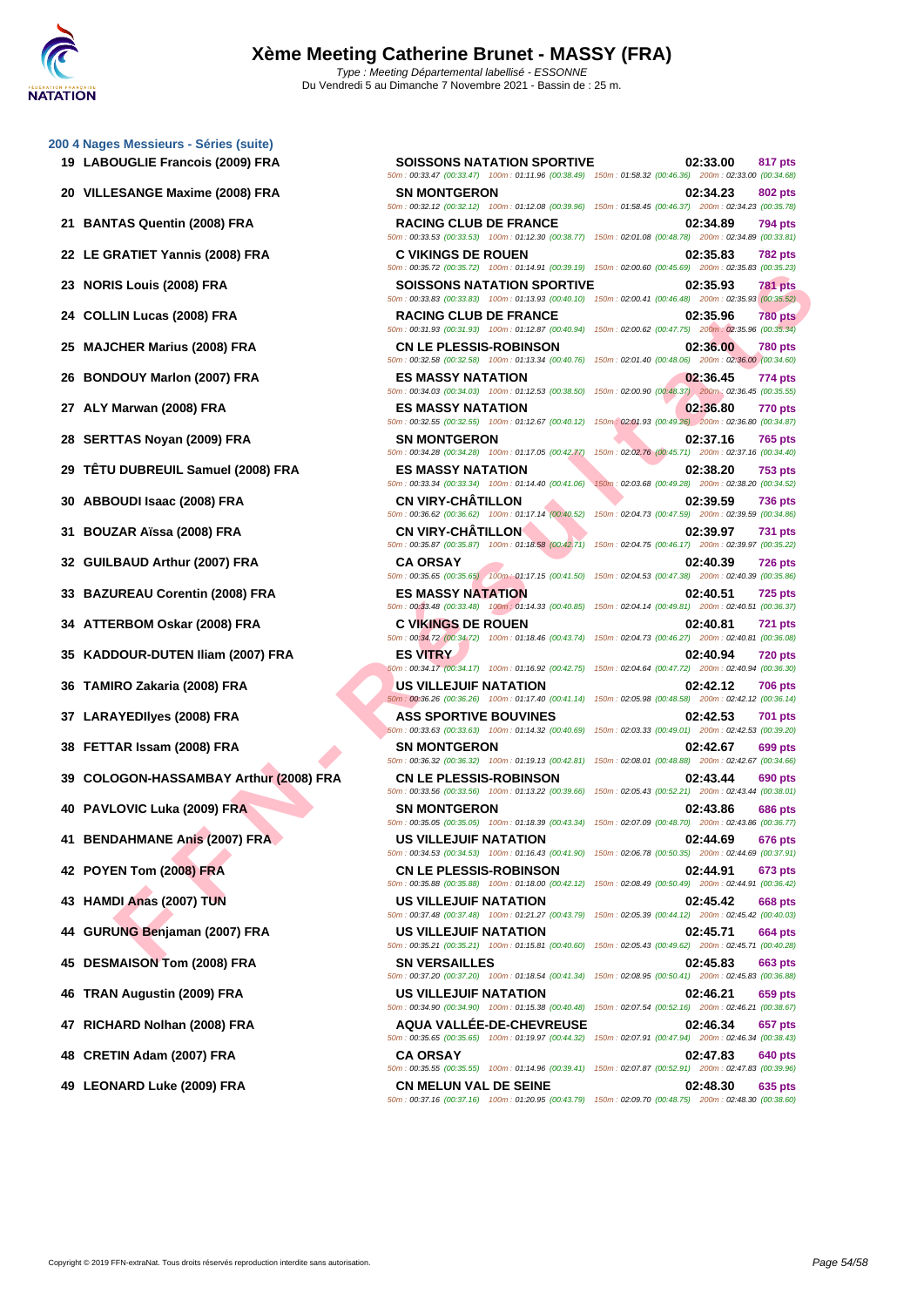# Xème Meeting Catherine Brunet - MASSY (FRA)

Type : Meeting Départemental labellisé - ESSONNE
Du Vendredi 5 au Dimanche 7 Novembre 2021 - Bassin de : 25 m.

## 200 4 Nages Messieurs - Séries (suite)

| Rang | Nom | Club | Temps | Points |
|---|---|---|---|---|
| 19 | LABOUGLIE Francois (2009) FRA | SOISSONS NATATION SPORTIVE | 02:33.00 | 817 pts |
| | | 50m : 00:33.47 (00:33.47) 100m : 01:11.96 (00:38.49) 150m : 01:58.32 (00:46.36) 200m : 02:33.00 (00:34.68) | | |
| 20 | VILLESANGE Maxime (2008) FRA | SN MONTGERON | 02:34.23 | 802 pts |
| | | 50m : 00:32.12 (00:32.12) 100m : 01:12.08 (00:39.96) 150m : 01:58.45 (00:46.37) 200m : 02:34.23 (00:35.78) | | |
| 21 | BANTAS Quentin (2008) FRA | RACING CLUB DE FRANCE | 02:34.89 | 794 pts |
| | | 50m : 00:33.53 (00:33.53) 100m : 01:12.30 (00:38.77) 150m : 02:01.08 (00:48.78) 200m : 02:34.89 (00:33.81) | | |
| 22 | LE GRATIET Yannis (2008) FRA | C VIKINGS DE ROUEN | 02:35.83 | 782 pts |
| | | 50m : 00:35.72 (00:35.72) 100m : 01:14.91 (00:39.19) 150m : 02:00.60 (00:45.69) 200m : 02:35.83 (00:35.23) | | |
| 23 | NORIS Louis (2008) FRA | SOISSONS NATATION SPORTIVE | 02:35.93 | 781 pts |
| | | 50m : 00:33.83 (00:33.83) 100m : 01:13.93 (00:40.10) 150m : 02:00.41 (00:46.48) 200m : 02:35.93 (00:35.52) | | |
| 24 | COLLIN Lucas (2008) FRA | RACING CLUB DE FRANCE | 02:35.96 | 780 pts |
| | | 50m : 00:31.93 (00:31.93) 100m : 01:12.87 (00:40.94) 150m : 02:00.62 (00:47.75) 200m : 02:35.96 (00:35.34) | | |
| 25 | MAJCHER Marius (2008) FRA | CN LE PLESSIS-ROBINSON | 02:36.00 | 780 pts |
| | | 50m : 00:32.58 (00:32.58) 100m : 01:13.34 (00:40.76) 150m : 02:01.40 (00:48.06) 200m : 02:36.00 (00:34.60) | | |
| 26 | BONDOUY Marlon (2007) FRA | ES MASSY NATATION | 02:36.45 | 774 pts |
| | | 50m : 00:34.03 (00:34.03) 100m : 01:12.53 (00:38.50) 150m : 02:00.90 (00:48.37) 200m : 02:36.45 (00:35.55) | | |
| 27 | ALY Marwan (2008) FRA | ES MASSY NATATION | 02:36.80 | 770 pts |
| | | 50m : 00:32.55 (00:32.55) 100m : 01:12.67 (00:40.12) 150m : 02:01.93 (00:49.26) 200m : 02:36.80 (00:34.87) | | |
| 28 | SERTTAS Noyan (2009) FRA | SN MONTGERON | 02:37.16 | 765 pts |
| | | 50m : 00:34.28 (00:34.28) 100m : 01:17.05 (00:42.77) 150m : 02:02.76 (00:45.71) 200m : 02:37.16 (00:34.40) | | |
| 29 | TÊTU DUBREUIL Samuel (2008) FRA | ES MASSY NATATION | 02:38.20 | 753 pts |
| | | 50m : 00:33.34 (00:33.34) 100m : 01:14.40 (00:41.06) 150m : 02:03.68 (00:49.28) 200m : 02:38.20 (00:34.52) | | |
| 30 | ABBOUDI Isaac (2008) FRA | CN VIRY-CHÂTILLON | 02:39.59 | 736 pts |
| | | 50m : 00:36.62 (00:36.62) 100m : 01:17.14 (00:40.52) 150m : 02:04.73 (00:47.59) 200m : 02:39.59 (00:34.86) | | |
| 31 | BOUZAR Aïssa (2008) FRA | CN VIRY-CHÂTILLON | 02:39.97 | 731 pts |
| | | 50m : 00:35.87 (00:35.87) 100m : 01:18.58 (00:42.71) 150m : 02:04.75 (00:46.17) 200m : 02:39.97 (00:35.22) | | |
| 32 | GUILBAUD Arthur (2007) FRA | CA ORSAY | 02:40.39 | 726 pts |
| | | 50m : 00:35.65 (00:35.65) 100m : 01:17.15 (00:41.50) 150m : 02:04.53 (00:47.38) 200m : 02:40.39 (00:35.86) | | |
| 33 | BAZUREAU Corentin (2008) FRA | ES MASSY NATATION | 02:40.51 | 725 pts |
| | | 50m : 00:33.48 (00:33.48) 100m : 01:14.33 (00:40.85) 150m : 02:04.14 (00:49.81) 200m : 02:40.51 (00:36.37) | | |
| 34 | ATTERBOM Oskar (2008) FRA | C VIKINGS DE ROUEN | 02:40.81 | 721 pts |
| | | 50m : 00:34.72 (00:34.72) 100m : 01:18.46 (00:43.74) 150m : 02:04.73 (00:46.27) 200m : 02:40.81 (00:36.08) | | |
| 35 | KADDOUR-DUTEN Iliam (2007) FRA | ES VITRY | 02:40.94 | 720 pts |
| | | 50m : 00:34.17 (00:34.17) 100m : 01:16.92 (00:42.75) 150m : 02:04.64 (00:47.72) 200m : 02:40.94 (00:36.30) | | |
| 36 | TAMIRO Zakaria (2008) FRA | US VILLEJUIF NATATION | 02:42.12 | 706 pts |
| | | 50m : 00:36.26 (00:36.26) 100m : 01:17.40 (00:41.14) 150m : 02:05.98 (00:48.58) 200m : 02:42.12 (00:36.14) | | |
| 37 | LARAYEDIlyes (2008) FRA | ASS SPORTIVE BOUVINES | 02:42.53 | 701 pts |
| | | 50m : 00:33.63 (00:33.63) 100m : 01:14.32 (00:40.69) 150m : 02:03.33 (00:49.01) 200m : 02:42.53 (00:39.20) | | |
| 38 | FETTAR Issam (2008) FRA | SN MONTGERON | 02:42.67 | 699 pts |
| | | 50m : 00:36.32 (00:36.32) 100m : 01:19.13 (00:42.81) 150m : 02:08.01 (00:48.88) 200m : 02:42.67 (00:34.66) | | |
| 39 | COLOGON-HASSAMBAY Arthur (2008) FRA | CN LE PLESSIS-ROBINSON | 02:43.44 | 690 pts |
| | | 50m : 00:33.56 (00:33.56) 100m : 01:13.22 (00:39.66) 150m : 02:05.43 (00:52.21) 200m : 02:43.44 (00:38.01) | | |
| 40 | PAVLOVIC Luka (2009) FRA | SN MONTGERON | 02:43.86 | 686 pts |
| | | 50m : 00:35.05 (00:35.05) 100m : 01:18.39 (00:43.34) 150m : 02:07.09 (00:48.70) 200m : 02:43.86 (00:36.77) | | |
| 41 | BENDAHMANE Anis (2007) FRA | US VILLEJUIF NATATION | 02:44.69 | 676 pts |
| | | 50m : 00:34.53 (00:34.53) 100m : 01:16.43 (00:41.90) 150m : 02:06.78 (00:50.35) 200m : 02:44.69 (00:37.91) | | |
| 42 | POYEN Tom (2008) FRA | CN LE PLESSIS-ROBINSON | 02:44.91 | 673 pts |
| | | 50m : 00:35.88 (00:35.88) 100m : 01:18.00 (00:42.12) 150m : 02:08.49 (00:50.49) 200m : 02:44.91 (00:36.42) | | |
| 43 | HAMDI Anas (2007) TUN | US VILLEJUIF NATATION | 02:45.42 | 668 pts |
| | | 50m : 00:37.48 (00:37.48) 100m : 01:21.27 (00:43.79) 150m : 02:05.39 (00:44.12) 200m : 02:45.42 (00:40.03) | | |
| 44 | GURUNG Benjaman (2007) FRA | US VILLEJUIF NATATION | 02:45.71 | 664 pts |
| | | 50m : 00:35.21 (00:35.21) 100m : 01:15.81 (00:40.60) 150m : 02:05.43 (00:49.62) 200m : 02:45.71 (00:40.28) | | |
| 45 | DESMAISON Tom (2008) FRA | SN VERSAILLES | 02:45.83 | 663 pts |
| | | 50m : 00:37.20 (00:37.20) 100m : 01:18.54 (00:41.34) 150m : 02:08.95 (00:50.41) 200m : 02:45.83 (00:36.88) | | |
| 46 | TRAN Augustin (2009) FRA | US VILLEJUIF NATATION | 02:46.21 | 659 pts |
| | | 50m : 00:34.90 (00:34.90) 100m : 01:15.38 (00:40.48) 150m : 02:07.54 (00:52.16) 200m : 02:46.21 (00:38.67) | | |
| 47 | RICHARD Nolhan (2008) FRA | AQUA VALLÉE-DE-CHEVREUSE | 02:46.34 | 657 pts |
| | | 50m : 00:35.65 (00:35.65) 100m : 01:19.97 (00:44.32) 150m : 02:07.91 (00:47.94) 200m : 02:46.34 (00:38.43) | | |
| 48 | CRETIN Adam (2007) FRA | CA ORSAY | 02:47.83 | 640 pts |
| | | 50m : 00:35.55 (00:35.55) 100m : 01:14.96 (00:39.41) 150m : 02:07.87 (00:52.91) 200m : 02:47.83 (00:39.96) | | |
| 49 | LEONARD Luke (2009) FRA | CN MELUN VAL DE SEINE | 02:48.30 | 635 pts |
| | | 50m : 00:37.16 (00:37.16) 100m : 01:20.95 (00:43.79) 150m : 02:09.70 (00:48.75) 200m : 02:48.30 (00:38.60) | | |

Copyright © 2019 FFN-extraNat. Tous droits réservés reproduction interdite sans autorisation.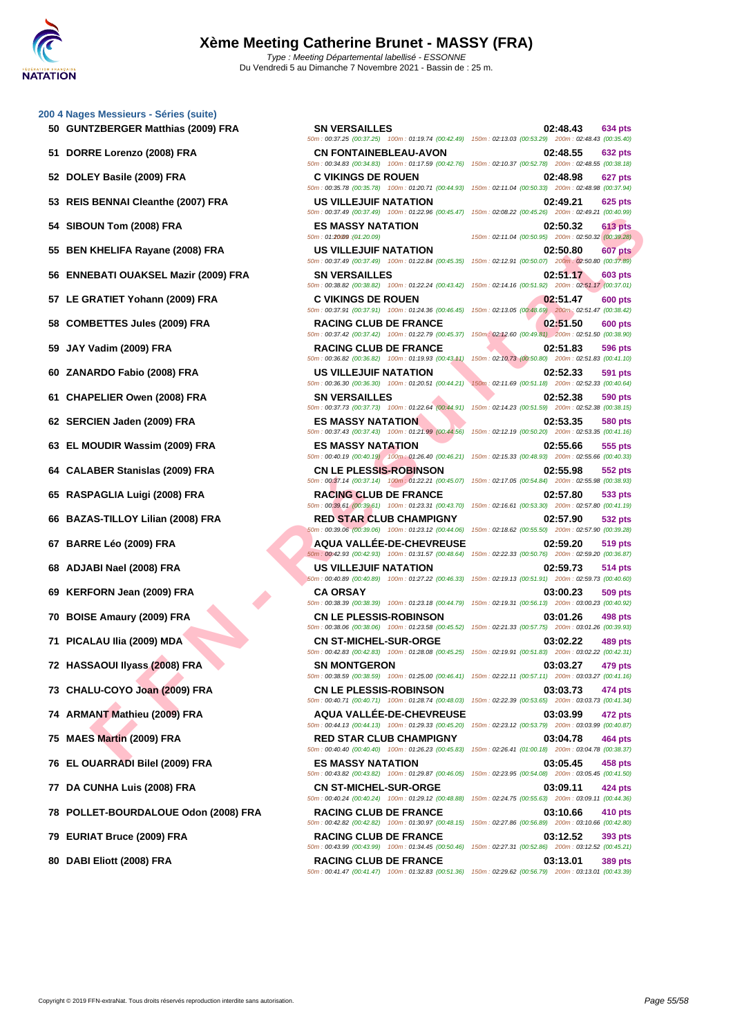# Xème Meeting Catherine Brunet - MASSY (FRA)

*Type : Meeting Départemental labellisé - ESSONNE*
Du Vendredi 5 au Dimanche 7 Novembre 2021 - Bassin de : 25 m.

## 200 4 Nages Messieurs - Séries (suite)

| Place | Nom | Club | Temps | Points |
|---|---|---|---|---|
| 50 | GUNTZBERGER Matthias (2009) FRA | SN VERSAILLES | 02:48.43 | 634 pts |
| | | 50m : 00:37.25 (00:37.25) 100m : 01:19.74 (00:42.49) 150m : 02:13.03 (00:53.29) 200m : 02:48.43 (00:35.40) | | |
| 51 | DORRE Lorenzo (2008) FRA | CN FONTAINEBLEAU-AVON | 02:48.55 | 632 pts |
| | | 50m : 00:34.83 (00:34.83) 100m : 01:17.59 (00:42.76) 150m : 02:10.37 (00:52.78) 200m : 02:48.55 (00:38.18) | | |
| 52 | DOLEY Basile (2009) FRA | C VIKINGS DE ROUEN | 02:48.98 | 627 pts |
| | | 50m : 00:35.78 (00:35.78) 100m : 01:20.71 (00:44.93) 150m : 02:11.04 (00:50.33) 200m : 02:48.98 (00:37.94) | | |
| 53 | REIS BENNAI Cleanthe (2007) FRA | US VILLEJUIF NATATION | 02:49.21 | 625 pts |
| | | 50m : 00:37.49 (00:37.49) 100m : 01:22.96 (00:45.47) 150m : 02:08.22 (00:45.26) 200m : 02:49.21 (00:40.99) | | |
| 54 | SIBOUN Tom (2008) FRA | ES MASSY NATATION | 02:50.32 | 613 pts |
| | | 50m : 01:20.09 (01:20.09) 150m : 02:11.04 (00:50.95) 200m : 02:50.32 (00:39.28) | | |
| 55 | BEN KHELIFA Rayane (2008) FRA | US VILLEJUIF NATATION | 02:50.80 | 607 pts |
| | | 50m : 00:37.49 (00:37.49) 100m : 01:22.84 (00:45.35) 150m : 02:12.91 (00:50.07) 200m : 02:50.80 (00:37.89) | | |
| 56 | ENNEBATI OUAKSEL Mazir (2009) FRA | SN VERSAILLES | 02:51.17 | 603 pts |
| | | 50m : 00:38.82 (00:38.82) 100m : 01:22.24 (00:43.42) 150m : 02:14.16 (00:51.92) 200m : 02:51.17 (00:37.01) | | |
| 57 | LE GRATIET Yohann (2009) FRA | C VIKINGS DE ROUEN | 02:51.47 | 600 pts |
| | | 50m : 00:37.91 (00:37.91) 100m : 01:24.36 (00:46.45) 150m : 02:13.05 (00:48.69) 200m : 02:51.47 (00:38.42) | | |
| 58 | COMBETTES Jules (2009) FRA | RACING CLUB DE FRANCE | 02:51.50 | 600 pts |
| | | 50m : 00:37.42 (00:37.42) 100m : 01:22.79 (00:45.37) 150m : 02:12.60 (00:49.81) 200m : 02:51.50 (00:38.90) | | |
| 59 | JAY Vadim (2009) FRA | RACING CLUB DE FRANCE | 02:51.83 | 596 pts |
| | | 50m : 00:36.82 (00:36.82) 100m : 01:19.93 (00:43.11) 150m : 02:10.73 (00:50.80) 200m : 02:51.83 (00:41.10) | | |
| 60 | ZANARDO Fabio (2008) FRA | US VILLEJUIF NATATION | 02:52.33 | 591 pts |
| | | 50m : 00:36.30 (00:36.30) 100m : 01:20.51 (00:44.21) 150m : 02:11.69 (00:51.18) 200m : 02:52.33 (00:40.64) | | |
| 61 | CHAPELIER Owen (2008) FRA | SN VERSAILLES | 02:52.38 | 590 pts |
| | | 50m : 00:37.73 (00:37.73) 100m : 01:22.64 (00:44.91) 150m : 02:14.23 (00:51.59) 200m : 02:52.38 (00:38.15) | | |
| 62 | SERCIEN Jaden (2009) FRA | ES MASSY NATATION | 02:53.35 | 580 pts |
| | | 50m : 00:37.43 (00:37.43) 100m : 01:21.99 (00:44.56) 150m : 02:12.19 (00:50.20) 200m : 02:53.35 (00:41.16) | | |
| 63 | EL MOUDIR Wassim (2009) FRA | ES MASSY NATATION | 02:55.66 | 555 pts |
| | | 50m : 00:40.19 (00:40.19) 100m : 01:26.40 (00:46.21) 150m : 02:15.33 (00:48.93) 200m : 02:55.66 (00:40.33) | | |
| 64 | CALABER Stanislas (2009) FRA | CN LE PLESSIS-ROBINSON | 02:55.98 | 552 pts |
| | | 50m : 00:37.14 (00:37.14) 100m : 01:22.21 (00:45.07) 150m : 02:17.05 (00:54.84) 200m : 02:55.98 (00:38.93) | | |
| 65 | RASPAGLIA Luigi (2008) FRA | RACING CLUB DE FRANCE | 02:57.80 | 533 pts |
| | | 50m : 00:39.61 (00:39.61) 100m : 01:23.31 (00:43.70) 150m : 02:16.61 (00:53.30) 200m : 02:57.80 (00:41.19) | | |
| 66 | BAZAS-TILLOY Lilian (2008) FRA | RED STAR CLUB CHAMPIGNY | 02:57.90 | 532 pts |
| | | 50m : 00:39.06 (00:39.06) 100m : 01:23.12 (00:44.06) 150m : 02:18.62 (00:55.50) 200m : 02:57.90 (00:39.28) | | |
| 67 | BARRE Léo (2009) FRA | AQUA VALLÉE-DE-CHEVREUSE | 02:59.20 | 519 pts |
| | | 50m : 00:42.93 (00:42.93) 100m : 01:31.57 (00:48.64) 150m : 02:22.33 (00:50.76) 200m : 02:59.20 (00:36.87) | | |
| 68 | ADJABI Nael (2008) FRA | US VILLEJUIF NATATION | 02:59.73 | 514 pts |
| | | 50m : 00:40.89 (00:40.89) 100m : 01:27.22 (00:46.33) 150m : 02:19.13 (00:51.91) 200m : 02:59.73 (00:40.60) | | |
| 69 | KERFORN Jean (2009) FRA | CA ORSAY | 03:00.23 | 509 pts |
| | | 50m : 00:38.39 (00:38.39) 100m : 01:23.18 (00:44.79) 150m : 02:19.31 (00:56.13) 200m : 03:00.23 (00:40.92) | | |
| 70 | BOISE Amaury (2009) FRA | CN LE PLESSIS-ROBINSON | 03:01.26 | 498 pts |
| | | 50m : 00:38.06 (00:38.06) 100m : 01:23.58 (00:45.52) 150m : 02:21.33 (00:57.75) 200m : 03:01.26 (00:39.93) | | |
| 71 | PICALAU Ilia (2009) MDA | CN ST-MICHEL-SUR-ORGE | 03:02.22 | 489 pts |
| | | 50m : 00:42.83 (00:42.83) 100m : 01:28.08 (00:45.25) 150m : 02:19.91 (00:51.83) 200m : 03:02.22 (00:42.31) | | |
| 72 | HASSAOUI Ilyass (2008) FRA | SN MONTGERON | 03:03.27 | 479 pts |
| | | 50m : 00:38.59 (00:38.59) 100m : 01:25.00 (00:46.41) 150m : 02:22.11 (00:57.11) 200m : 03:03.27 (00:41.16) | | |
| 73 | CHALU-COYO Joan (2009) FRA | CN LE PLESSIS-ROBINSON | 03:03.73 | 474 pts |
| | | 50m : 00:40.71 (00:40.71) 100m : 01:28.74 (00:48.03) 150m : 02:22.39 (00:53.65) 200m : 03:03.73 (00:41.34) | | |
| 74 | ARMANT Mathieu (2009) FRA | AQUA VALLÉE-DE-CHEVREUSE | 03:03.99 | 472 pts |
| | | 50m : 00:44.13 (00:44.13) 100m : 01:29.33 (00:45.20) 150m : 02:23.12 (00:53.79) 200m : 03:03.99 (00:40.87) | | |
| 75 | MAES Martin (2009) FRA | RED STAR CLUB CHAMPIGNY | 03:04.78 | 464 pts |
| | | 50m : 00:40.40 (00:40.40) 100m : 01:26.23 (00:45.83) 150m : 02:26.41 (01:00.18) 200m : 03:04.78 (00:38.37) | | |
| 76 | EL OUARRADI Bilel (2009) FRA | ES MASSY NATATION | 03:05.45 | 458 pts |
| | | 50m : 00:43.82 (00:43.82) 100m : 01:29.87 (00:46.05) 150m : 02:23.95 (00:54.08) 200m : 03:05.45 (00:41.50) | | |
| 77 | DA CUNHA Luis (2008) FRA | CN ST-MICHEL-SUR-ORGE | 03:09.11 | 424 pts |
| | | 50m : 00:40.24 (00:40.24) 100m : 01:29.12 (00:48.88) 150m : 02:24.75 (00:55.63) 200m : 03:09.11 (00:44.36) | | |
| 78 | POLLET-BOURDALOUE Odon (2008) FRA | RACING CLUB DE FRANCE | 03:10.66 | 410 pts |
| | | 50m : 00:42.82 (00:42.82) 100m : 01:30.97 (00:48.15) 150m : 02:27.86 (00:56.89) 200m : 03:10.66 (00:42.80) | | |
| 79 | EURIAT Bruce (2009) FRA | RACING CLUB DE FRANCE | 03:12.52 | 393 pts |
| | | 50m : 00:43.99 (00:43.99) 100m : 01:34.45 (00:50.46) 150m : 02:27.31 (00:52.86) 200m : 03:12.52 (00:45.21) | | |
| 80 | DABI Eliott (2008) FRA | RACING CLUB DE FRANCE | 03:13.01 | 389 pts |
| | | 50m : 00:41.47 (00:41.47) 100m : 01:32.83 (00:51.36) 150m : 02:29.62 (00:56.79) 200m : 03:13.01 (00:43.39) | | |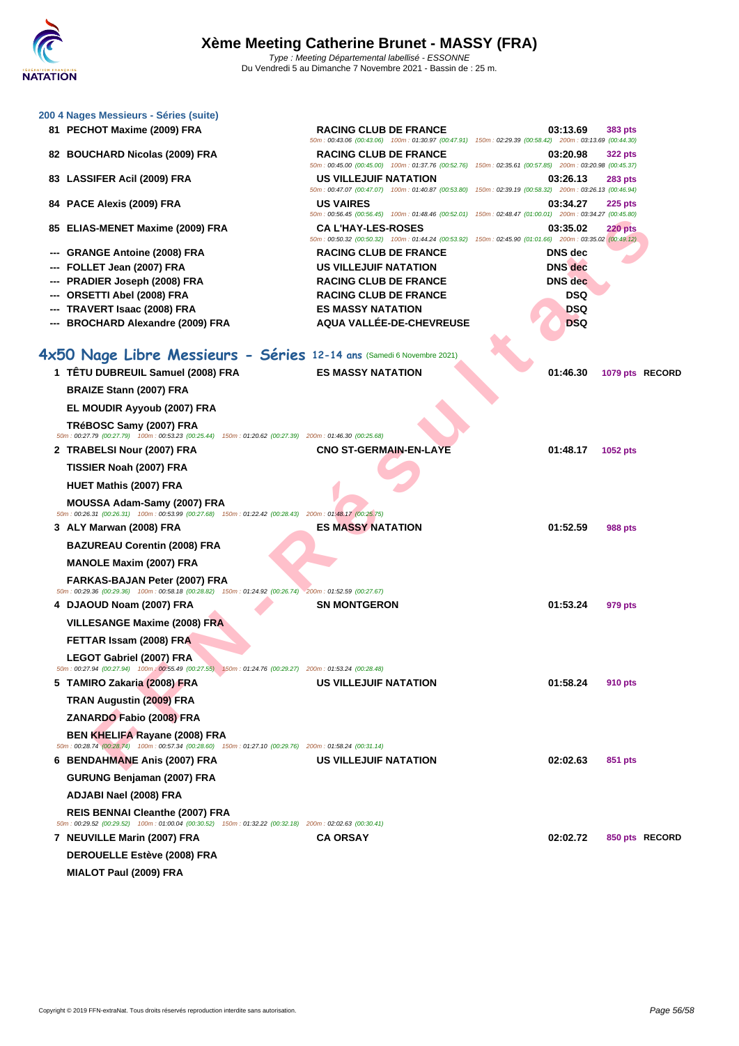## 200 4 Nages Messieurs - Séries (suite)

| Rang | Nom | Club | Temps | Points |
|---|---|---|---|---|
| 81 | PECHOT Maxime (2009) FRA | RACING CLUB DE FRANCE | 03:13.69 | 383 pts |
| | | 50m : 00:43.06 (00:43.06) 100m : 01:30.97 (00:47.91) 150m : 02:29.39 (00:58.42) 200m : 03:13.69 (00:44.30) | | |
| 82 | BOUCHARD Nicolas (2009) FRA | RACING CLUB DE FRANCE | 03:20.98 | 322 pts |
| | | 50m : 00:45.00 (00:45.00) 100m : 01:37.76 (00:52.76) 150m : 02:35.61 (00:57.85) 200m : 03:20.98 (00:45.37) | | |
| 83 | LASSIFER Acil (2009) FRA | US VILLEJUIF NATATION | 03:26.13 | 283 pts |
| | | 50m : 00:47.07 (00:47.07) 100m : 01:40.87 (00:53.80) 150m : 02:39.19 (00:58.32) 200m : 03:26.13 (00:46.94) | | |
| 84 | PACE Alexis (2009) FRA | US VAIRES | 03:34.27 | 225 pts |
| | | 50m : 00:56.45 (00:56.45) 100m : 01:48.46 (00:52.01) 150m : 02:48.47 (01:00.01) 200m : 03:34.27 (00:45.80) | | |
| 85 | ELIAS-MENET Maxime (2009) FRA | CA L'HAY-LES-ROSES | 03:35.02 | 220 pts |
| | | 50m : 00:50.32 (00:50.32) 100m : 01:44.24 (00:53.92) 150m : 02:45.90 (01:01.66) 200m : 03:35.02 (00:49.12) | | |
| --- | GRANGE Antoine (2008) FRA | RACING CLUB DE FRANCE | DNS dec | |
| --- | FOLLET Jean (2007) FRA | US VILLEJUIF NATATION | DNS dec | |
| --- | PRADIER Joseph (2008) FRA | RACING CLUB DE FRANCE | DNS dec | |
| --- | ORSETTI Abel (2008) FRA | RACING CLUB DE FRANCE | DSQ | |
| --- | TRAVERT Isaac (2008) FRA | ES MASSY NATATION | DSQ | |
| --- | BROCHARD Alexandre (2009) FRA | AQUA VALLÉE-DE-CHEVREUSE | DSQ | |

## 4x50 Nage Libre Messieurs - Séries 12-14 ans (Samedi 6 Novembre 2021)

| Rang | Relais | Club | Temps | Points | |
|---|---|---|---|---|---|
| 1 | TÊTU DUBREUIL Samuel (2008) FRA | ES MASSY NATATION | 01:46.30 | 1079 pts | RECORD |
| | BRAIZE Stann (2007) FRA | | | | |
| | EL MOUDIR Ayyoub (2007) FRA | | | | |
| | TRéBOSC Samy (2007) FRA | | | | |
| | 50m : 00:27.79 (00:27.79) 100m : 00:53.23 (00:25.44) 150m : 01:20.62 (00:27.39) 200m : 01:46.30 (00:25.68) | | | | |
| 2 | TRABELSI Nour (2007) FRA | CNO ST-GERMAIN-EN-LAYE | 01:48.17 | 1052 pts | |
| | TISSIER Noah (2007) FRA | | | | |
| | HUET Mathis (2007) FRA | | | | |
| | MOUSSA Adam-Samy (2007) FRA | | | | |
| | 50m : 00:26.31 (00:26.31) 100m : 00:53.99 (00:27.68) 150m : 01:22.42 (00:28.43) 200m : 01:48.17 (00:25.75) | | | | |
| 3 | ALY Marwan (2008) FRA | ES MASSY NATATION | 01:52.59 | 988 pts | |
| | BAZUREAU Corentin (2008) FRA | | | | |
| | MANOLE Maxim (2007) FRA | | | | |
| | FARKAS-BAJAN Peter (2007) FRA | | | | |
| | 50m : 00:29.36 (00:29.36) 100m : 00:58.18 (00:28.82) 150m : 01:24.92 (00:26.74) 200m : 01:52.59 (00:27.67) | | | | |
| 4 | DJAOUD Noam (2007) FRA | SN MONTGERON | 01:53.24 | 979 pts | |
| | VILLESANGE Maxime (2008) FRA | | | | |
| | FETTAR Issam (2008) FRA | | | | |
| | LEGOT Gabriel (2007) FRA | | | | |
| | 50m : 00:27.94 (00:27.94) 100m : 00:55.49 (00:27.55) 150m : 01:24.76 (00:29.27) 200m : 01:53.24 (00:28.48) | | | | |
| 5 | TAMIRO Zakaria (2008) FRA | US VILLEJUIF NATATION | 01:58.24 | 910 pts | |
| | TRAN Augustin (2009) FRA | | | | |
| | ZANARDO Fabio (2008) FRA | | | | |
| | BEN KHELIFA Rayane (2008) FRA | | | | |
| | 50m : 00:28.74 (00:28.74) 100m : 00:57.34 (00:28.60) 150m : 01:27.10 (00:29.76) 200m : 01:58.24 (00:31.14) | | | | |
| 6 | BENDAHMANE Anis (2007) FRA | US VILLEJUIF NATATION | 02:02.63 | 851 pts | |
| | GURUNG Benjaman (2007) FRA | | | | |
| | ADJABI Nael (2008) FRA | | | | |
| | REIS BENNAI Cleanthe (2007) FRA | | | | |
| | 50m : 00:29.52 (00:29.52) 100m : 01:00.04 (00:30.52) 150m : 01:32.22 (00:32.18) 200m : 02:02.63 (00:30.41) | | | | |
| 7 | NEUVILLE Marin (2007) FRA | CA ORSAY | 02:02.72 | 850 pts | RECORD |
| | DEROUELLE Estève (2008) FRA | | | | |
| | MIALOT Paul (2009) FRA | | | | |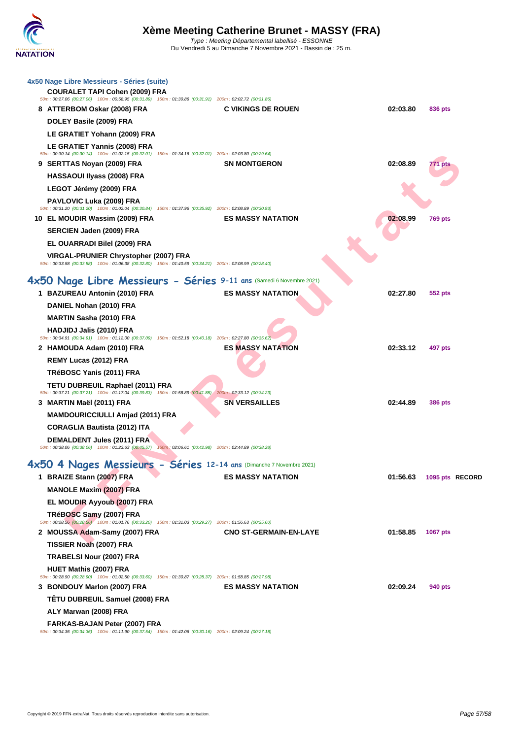### 4x50 Nage Libre Messieurs - Séries (suite)

| Rang | Nageur | Club | Temps | Points |
|---|---|---|---|---|
| | COURALET TAPI Cohen (2009) FRA | | | |
| | *50m : 00:27.06 (00:27.06) 100m : 00:58.95 (00:31.89) 150m : 01:30.86 (00:31.91) 200m : 02:02.72 (00:31.86)* | | | |
| 8 | ATTERBOM Oskar (2008) FRA | C VIKINGS DE ROUEN | 02:03.80 | 836 pts |
| | DOLEY Basile (2009) FRA | | | |
| | LE GRATIET Yohann (2009) FRA | | | |
| | LE GRATIET Yannis (2008) FRA | | | |
| | *50m : 00:30.14 (00:30.14) 100m : 01:02.15 (00:32.01) 150m : 01:34.16 (00:32.01) 200m : 02:03.80 (00:29.64)* | | | |
| 9 | SERTTAS Noyan (2009) FRA | SN MONTGERON | 02:08.89 | 771 pts |
| | HASSAOUI Ilyass (2008) FRA | | | |
| | LEGOT Jérémy (2009) FRA | | | |
| | PAVLOVIC Luka (2009) FRA | | | |
| | *50m : 00:31.20 (00:31.20) 100m : 01:02.04 (00:30.84) 150m : 01:37.96 (00:35.92) 200m : 02:08.89 (00:30.93)* | | | |
| 10 | EL MOUDIR Wassim (2009) FRA | ES MASSY NATATION | 02:08.99 | 769 pts |
| | SERCIEN Jaden (2009) FRA | | | |
| | EL OUARRADI Bilel (2009) FRA | | | |
| | VIRGAL-PRUNIER Chrystopher (2007) FRA | | | |
| | *50m : 00:33.58 (00:33.58) 100m : 01:06.38 (00:32.80) 150m : 01:40.59 (00:34.21) 200m : 02:08.99 (00:28.40)* | | | |

## 4x50 Nage Libre Messieurs - Séries 9-11 ans (Samedi 6 Novembre 2021)

| Rang | Nageur | Club | Temps | Points |
|---|---|---|---|---|
| 1 | BAZUREAU Antonin (2010) FRA | ES MASSY NATATION | 02:27.80 | 552 pts |
| | DANIEL Nohan (2010) FRA | | | |
| | MARTIN Sasha (2010) FRA | | | |
| | HADJIDJ Jalis (2010) FRA | | | |
| | *50m : 00:34.91 (00:34.91) 100m : 01:12.00 (00:37.09) 150m : 01:52.18 (00:40.18) 200m : 02:27.80 (00:35.62)* | | | |
| 2 | HAMOUDA Adam (2010) FRA | ES MASSY NATATION | 02:33.12 | 497 pts |
| | REMY Lucas (2012) FRA | | | |
| | TRéBOSC Yanis (2011) FRA | | | |
| | TETU DUBREUIL Raphael (2011) FRA | | | |
| | *50m : 00:37.21 (00:37.21) 100m : 01:17.04 (00:39.83) 150m : 01:58.89 (00:41.85) 200m : 02:33.12 (00:34.23)* | | | |
| 3 | MARTIN Maël (2011) FRA | SN VERSAILLES | 02:44.89 | 386 pts |
| | MAMDOURICCIULLI Amjad (2011) FRA | | | |
| | CORAGLIA Bautista (2012) ITA | | | |
| | DEMALDENT Jules (2011) FRA | | | |
| | *50m : 00:38.06 (00:38.06) 100m : 01:23.63 (00:45.57) 150m : 02:06.61 (00:42.98) 200m : 02:44.89 (00:38.28)* | | | |

## 4x50 4 Nages Messieurs - Séries 12-14 ans (Dimanche 7 Novembre 2021)

| Rang | Nageur | Club | Temps | Points |
|---|---|---|---|---|
| 1 | BRAIZE Stann (2007) FRA | ES MASSY NATATION | 01:56.63 | 1095 pts RECORD |
| | MANOLE Maxim (2007) FRA | | | |
| | EL MOUDIR Ayyoub (2007) FRA | | | |
| | TRéBOSC Samy (2007) FRA | | | |
| | *50m : 00:28.56 (00:28.56) 100m : 01:01.76 (00:33.20) 150m : 01:31.03 (00:29.27) 200m : 01:56.63 (00:25.60)* | | | |
| 2 | MOUSSA Adam-Samy (2007) FRA | CNO ST-GERMAIN-EN-LAYE | 01:58.85 | 1067 pts |
| | TISSIER Noah (2007) FRA | | | |
| | TRABELSI Nour (2007) FRA | | | |
| | HUET Mathis (2007) FRA | | | |
| | *50m : 00:28.90 (00:28.90) 100m : 01:02.50 (00:33.60) 150m : 01:30.87 (00:28.37) 200m : 01:58.85 (00:27.98)* | | | |
| 3 | BONDOUY Marlon (2007) FRA | ES MASSY NATATION | 02:09.24 | 940 pts |
| | TÊTU DUBREUIL Samuel (2008) FRA | | | |
| | ALY Marwan (2008) FRA | | | |
| | FARKAS-BAJAN Peter (2007) FRA | | | |
| | *50m : 00:34.36 (00:34.36) 100m : 01:11.90 (00:37.54) 150m : 01:42.06 (00:30.16) 200m : 02:09.24 (00:27.18)* | | | |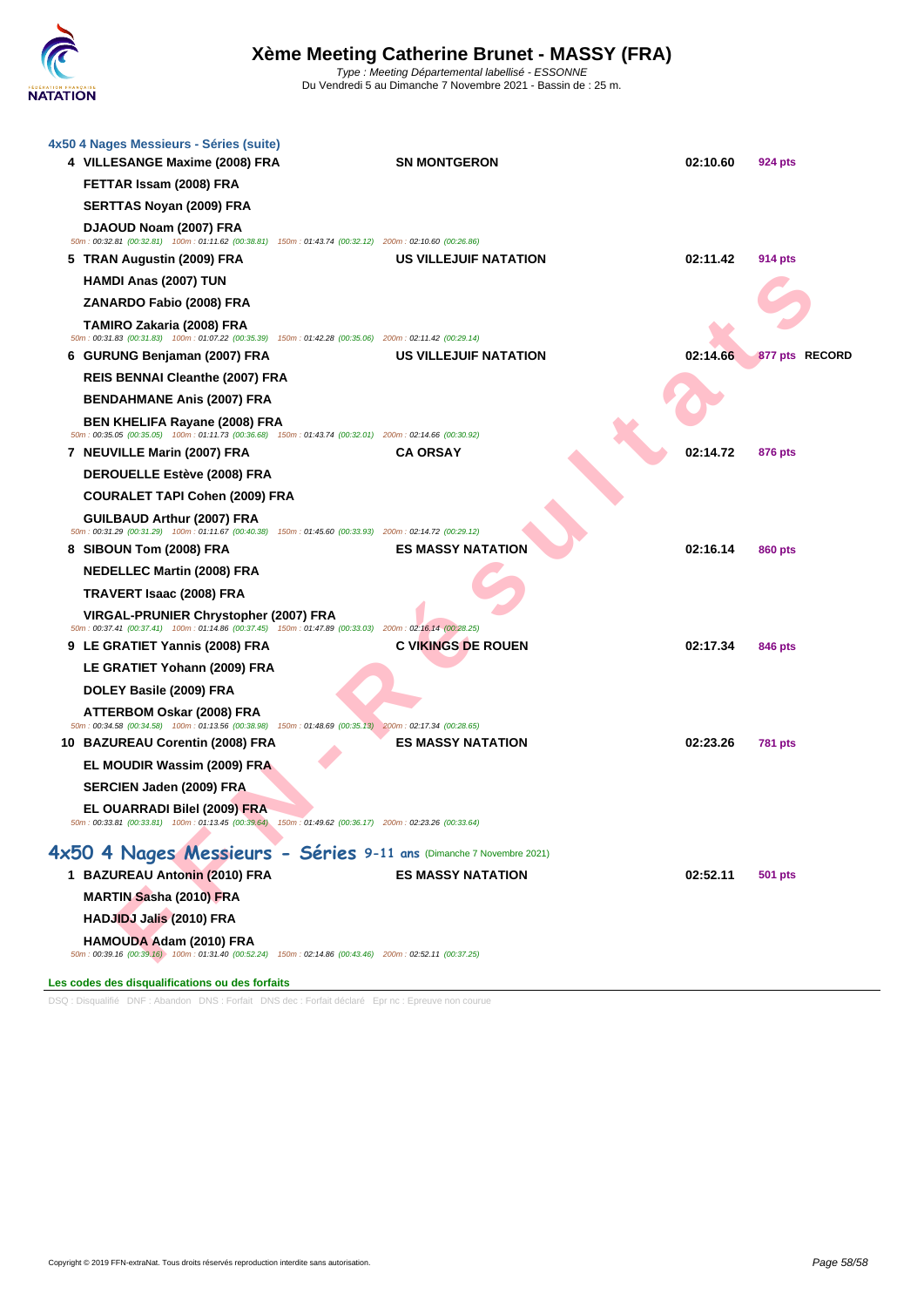# Xème Meeting Catherine Brunet - MASSY (FRA)

*Type : Meeting Départemental labellisé - ESSONNE*
Du Vendredi 5 au Dimanche 7 Novembre 2021 - Bassin de : 25 m.

### 4x50 4 Nages Messieurs - Séries (suite)

| | | | | |
|---|---|---|---|---|
| 4 | **VILLESANGE Maxime (2008) FRA** | **SN MONTGERON** | **02:10.60** | **924 pts** |
| | **FETTAR Issam (2008) FRA** | | | |
| | **SERTTAS Noyan (2009) FRA** | | | |
| | **DJAOUD Noam (2007) FRA** | | | |
| | *50m : 00:32.81 (00:32.81) 100m : 01:11.62 (00:38.81) 150m : 01:43.74 (00:32.12) 200m : 02:10.60 (00:26.86)* | | | |
| 5 | **TRAN Augustin (2009) FRA** | **US VILLEJUIF NATATION** | **02:11.42** | **914 pts** |
| | **HAMDI Anas (2007) TUN** | | | |
| | **ZANARDO Fabio (2008) FRA** | | | |
| | **TAMIRO Zakaria (2008) FRA** | | | |
| | *50m : 00:31.83 (00:31.83) 100m : 01:07.22 (00:35.39) 150m : 01:42.28 (00:35.06) 200m : 02:11.42 (00:29.14)* | | | |
| 6 | **GURUNG Benjaman (2007) FRA** | **US VILLEJUIF NATATION** | **02:14.66** | **877 pts RECORD** |
| | **REIS BENNAI Cleanthe (2007) FRA** | | | |
| | **BENDAHMANE Anis (2007) FRA** | | | |
| | **BEN KHELIFA Rayane (2008) FRA** | | | |
| | *50m : 00:35.05 (00:35.05) 100m : 01:11.73 (00:36.68) 150m : 01:43.74 (00:32.01) 200m : 02:14.66 (00:30.92)* | | | |
| 7 | **NEUVILLE Marin (2007) FRA** | **CA ORSAY** | **02:14.72** | **876 pts** |
| | **DEROUELLE Estève (2008) FRA** | | | |
| | **COURALET TAPI Cohen (2009) FRA** | | | |
| | **GUILBAUD Arthur (2007) FRA** | | | |
| | *50m : 00:31.29 (00:31.29) 100m : 01:11.67 (00:40.38) 150m : 01:45.60 (00:33.93) 200m : 02:14.72 (00:29.12)* | | | |
| 8 | **SIBOUN Tom (2008) FRA** | **ES MASSY NATATION** | **02:16.14** | **860 pts** |
| | **NEDELLEC Martin (2008) FRA** | | | |
| | **TRAVERT Isaac (2008) FRA** | | | |
| | **VIRGAL-PRUNIER Chrystopher (2007) FRA** | | | |
| | *50m : 00:37.41 (00:37.41) 100m : 01:14.86 (00:37.45) 150m : 01:47.89 (00:33.03) 200m : 02:16.14 (00:28.25)* | | | |
| 9 | **LE GRATIET Yannis (2008) FRA** | **C VIKINGS DE ROUEN** | **02:17.34** | **846 pts** |
| | **LE GRATIET Yohann (2009) FRA** | | | |
| | **DOLEY Basile (2009) FRA** | | | |
| | **ATTERBOM Oskar (2008) FRA** | | | |
| | *50m : 00:34.58 (00:34.58) 100m : 01:13.56 (00:38.98) 150m : 01:48.69 (00:35.13) 200m : 02:17.34 (00:28.65)* | | | |
| 10 | **BAZUREAU Corentin (2008) FRA** | **ES MASSY NATATION** | **02:23.26** | **781 pts** |
| | **EL MOUDIR Wassim (2009) FRA** | | | |
| | **SERCIEN Jaden (2009) FRA** | | | |
| | **EL OUARRADI Bilel (2009) FRA** | | | |
| | *50m : 00:33.81 (00:33.81) 100m : 01:13.45 (00:39.64) 150m : 01:49.62 (00:36.17) 200m : 02:23.26 (00:33.64)* | | | |

## 4x50 4 Nages Messieurs - Séries 9-11 ans (Dimanche 7 Novembre 2021)

| | | | | |
|---|---|---|---|---|
| 1 | **BAZUREAU Antonin (2010) FRA** | **ES MASSY NATATION** | **02:52.11** | **501 pts** |
| | **MARTIN Sasha (2010) FRA** | | | |
| | **HADJIDJ Jalis (2010) FRA** | | | |
| | **HAMOUDA Adam (2010) FRA** | | | |
| | *50m : 00:39.16 (00:39.16) 100m : 01:31.40 (00:52.24) 150m : 02:14.86 (00:43.46) 200m : 02:52.11 (00:37.25)* | | | |

**Les codes des disqualifications ou des forfaits**

DSQ : Disqualifié DNF : Abandon DNS : Forfait DNS dec : Forfait déclaré Epr nc : Epreuve non courue

Copyright © 2019 FFN-extraNat. Tous droits réservés reproduction interdite sans autorisation.